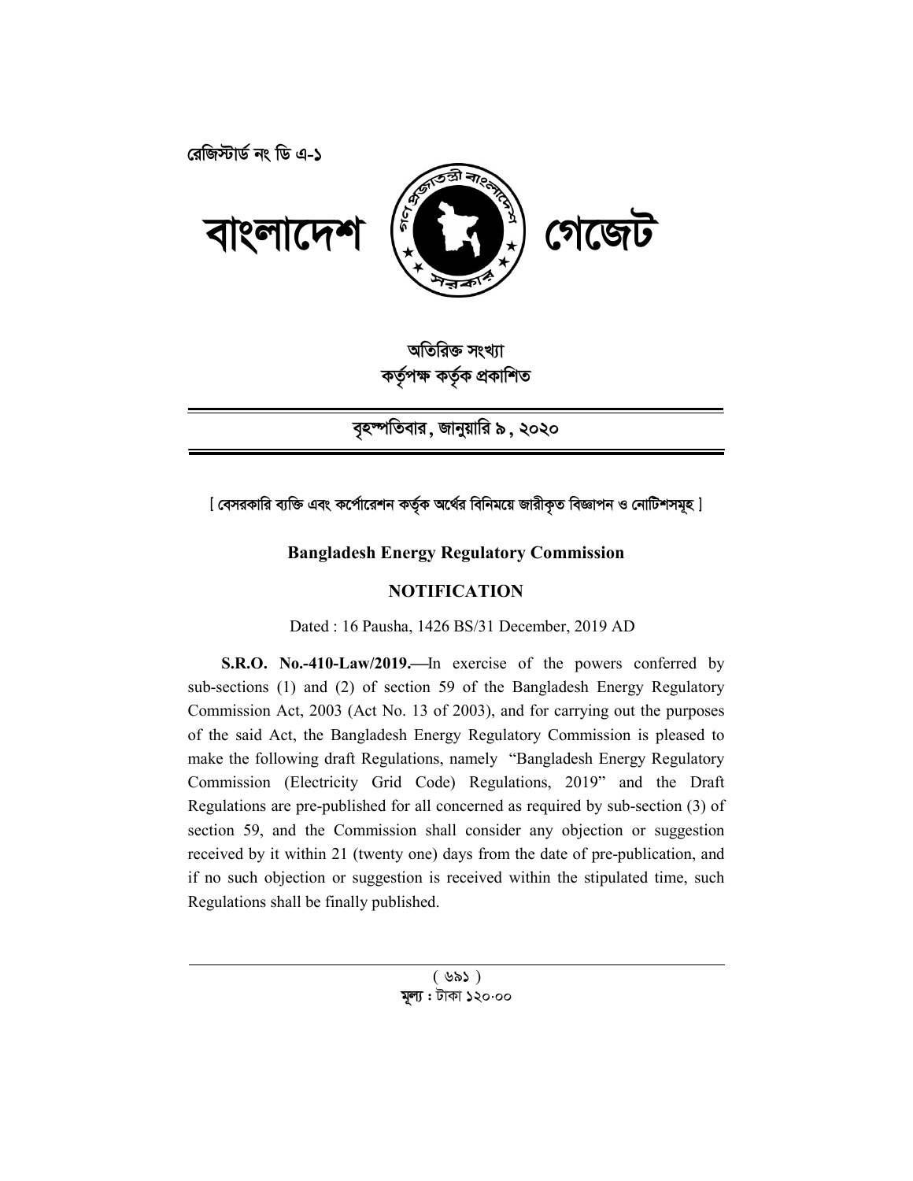রেজিস্টার্ড নং ডি এ-১

# বাংলাদেশ গেজেট

**অতিরিক্ত সংখ্যা**
**কর্তৃপক্ষ কর্তৃক প্রকাশিত**

---

**বৃহস্পতিবার, জানুয়ারি ৯, ২০২০**

---

[ বেসরকারি ব্যক্তি এবং কর্পোরেশন কর্তৃক অর্থের বিনিময়ে জারীকৃত বিজ্ঞাপন ও নোটিশসমূহ ]

## Bangladesh Energy Regulatory Commission

## NOTIFICATION

Dated : 16 Pausha, 1426 BS/31 December, 2019 AD

**S.R.O. No.-410-Law/2019.**—In exercise of the powers conferred by sub-sections (1) and (2) of section 59 of the Bangladesh Energy Regulatory Commission Act, 2003 (Act No. 13 of 2003), and for carrying out the purposes of the said Act, the Bangladesh Energy Regulatory Commission is pleased to make the following draft Regulations, namely "Bangladesh Energy Regulatory Commission (Electricity Grid Code) Regulations, 2019" and the Draft Regulations are pre-published for all concerned as required by sub-section (3) of section 59, and the Commission shall consider any objection or suggestion received by it within 21 (twenty one) days from the date of pre-publication, and if no such objection or suggestion is received within the stipulated time, such Regulations shall be finally published.

---

( ৬৯১ )
**মূল্য :** টাকা ১২০·০০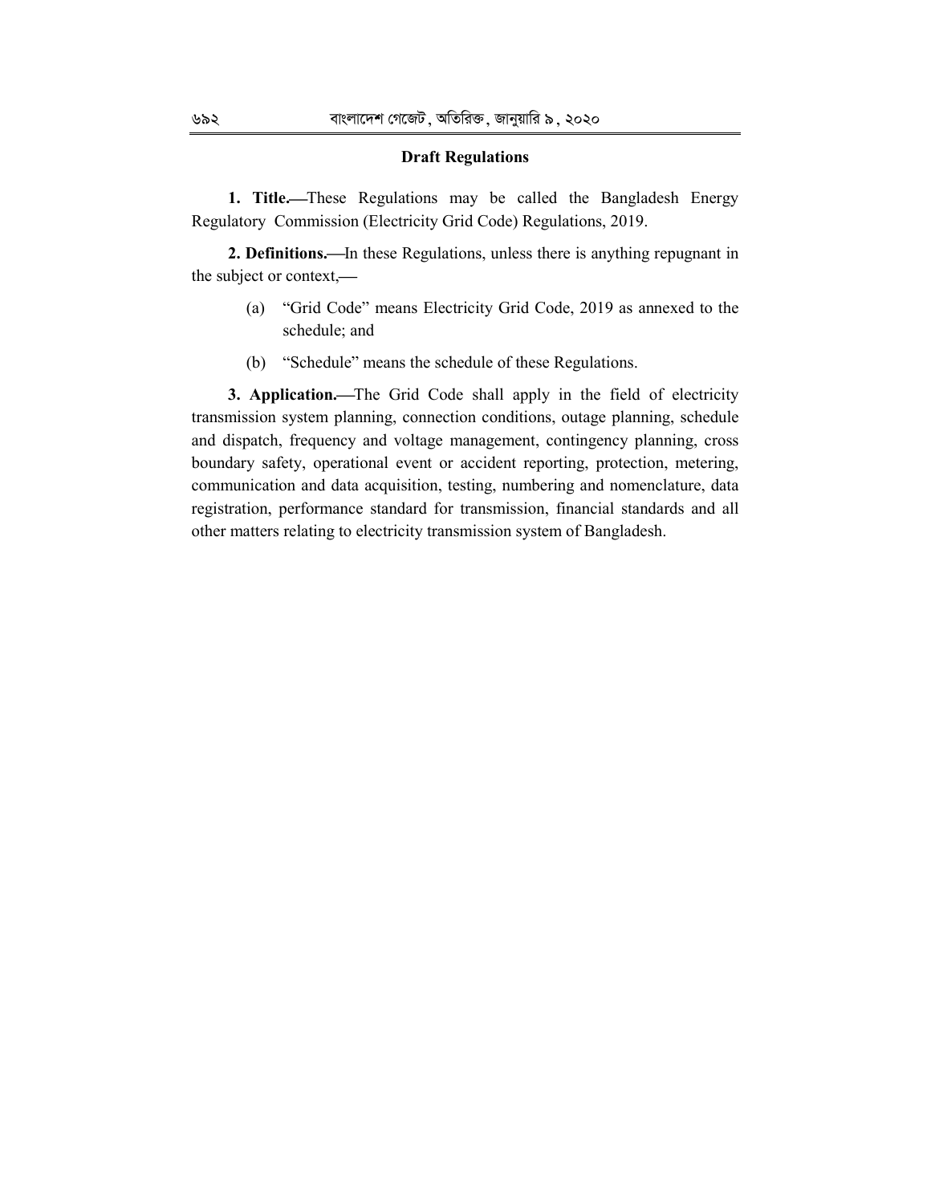## Draft Regulations

**1. Title.—**These Regulations may be called the Bangladesh Energy Regulatory Commission (Electricity Grid Code) Regulations, 2019.

**2. Definitions.—**In these Regulations, unless there is anything repugnant in the subject or context,—

(a) "Grid Code" means Electricity Grid Code, 2019 as annexed to the schedule; and

(b) "Schedule" means the schedule of these Regulations.

**3. Application.—**The Grid Code shall apply in the field of electricity transmission system planning, connection conditions, outage planning, schedule and dispatch, frequency and voltage management, contingency planning, cross boundary safety, operational event or accident reporting, protection, metering, communication and data acquisition, testing, numbering and nomenclature, data registration, performance standard for transmission, financial standards and all other matters relating to electricity transmission system of Bangladesh.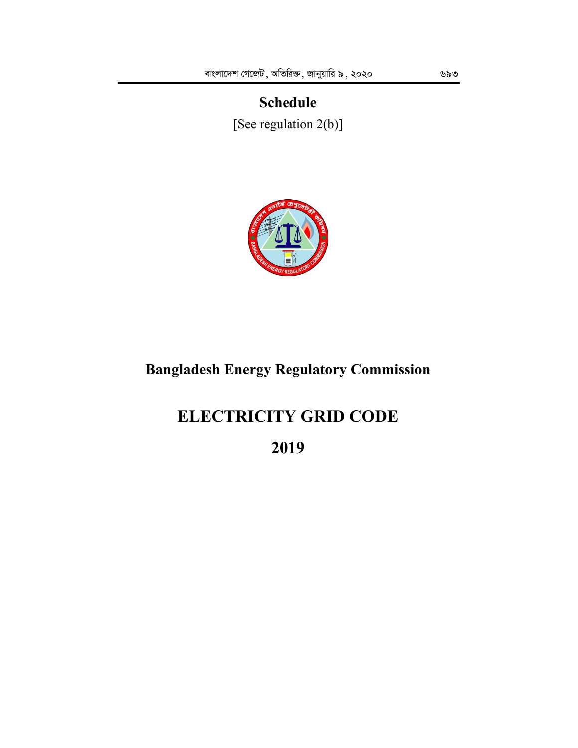# Schedule

[See regulation 2(b)]

# Bangladesh Energy Regulatory Commission

# ELECTRICITY GRID CODE

# 2019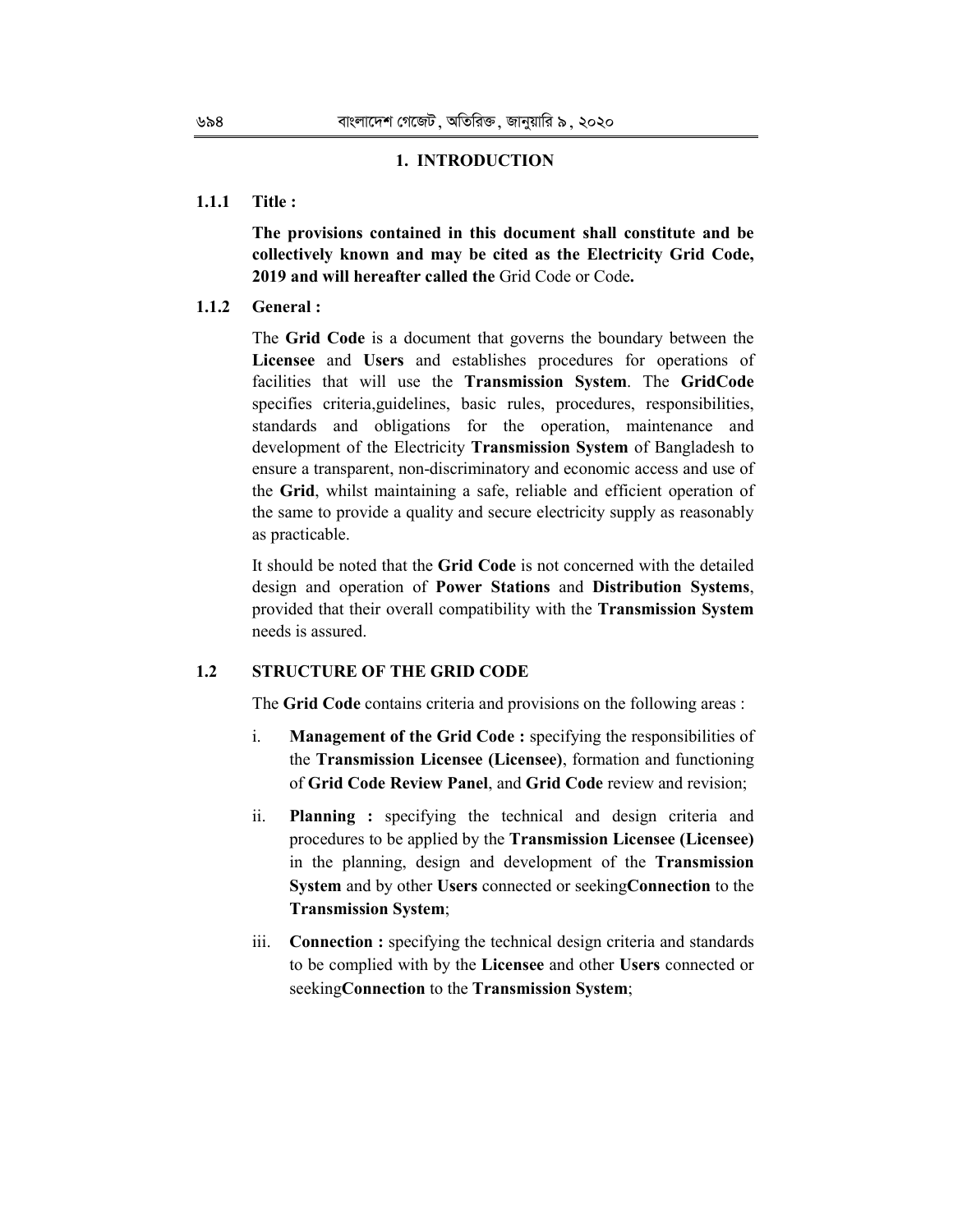# 1. INTRODUCTION

**1.1.1 Title :**

**The provisions contained in this document shall constitute and be collectively known and may be cited as the Electricity Grid Code, 2019 and will hereafter called the** Grid Code or Code**.**

**1.1.2 General :**

The **Grid Code** is a document that governs the boundary between the **Licensee** and **Users** and establishes procedures for operations of facilities that will use the **Transmission System**. The **GridCode** specifies criteria,guidelines, basic rules, procedures, responsibilities, standards and obligations for the operation, maintenance and development of the Electricity **Transmission System** of Bangladesh to ensure a transparent, non-discriminatory and economic access and use of the **Grid**, whilst maintaining a safe, reliable and efficient operation of the same to provide a quality and secure electricity supply as reasonably as practicable.

It should be noted that the **Grid Code** is not concerned with the detailed design and operation of **Power Stations** and **Distribution Systems**, provided that their overall compatibility with the **Transmission System** needs is assured.

## 1.2 STRUCTURE OF THE GRID CODE

The **Grid Code** contains criteria and provisions on the following areas :

i. **Management of the Grid Code :** specifying the responsibilities of the **Transmission Licensee (Licensee)**, formation and functioning of **Grid Code Review Panel**, and **Grid Code** review and revision;

ii. **Planning :** specifying the technical and design criteria and procedures to be applied by the **Transmission Licensee (Licensee)** in the planning, design and development of the **Transmission System** and by other **Users** connected or seeking**Connection** to the **Transmission System**;

iii. **Connection :** specifying the technical design criteria and standards to be complied with by the **Licensee** and other **Users** connected or seeking**Connection** to the **Transmission System**;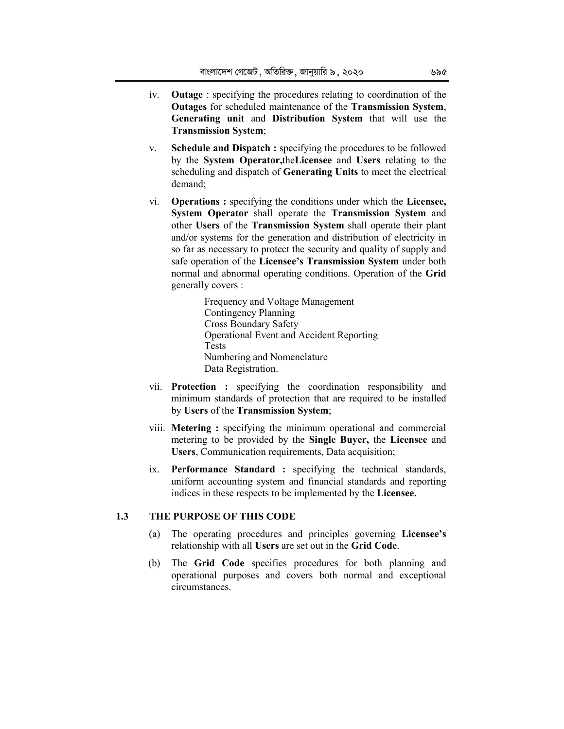iv. **Outage** : specifying the procedures relating to coordination of the **Outages** for scheduled maintenance of the **Transmission System**, **Generating unit** and **Distribution System** that will use the **Transmission System**;

v. **Schedule and Dispatch :** specifying the procedures to be followed by the **System Operator,**the**Licensee** and **Users** relating to the scheduling and dispatch of **Generating Units** to meet the electrical demand;

vi. **Operations :** specifying the conditions under which the **Licensee, System Operator** shall operate the **Transmission System** and other **Users** of the **Transmission System** shall operate their plant and/or systems for the generation and distribution of electricity in so far as necessary to protect the security and quality of supply and safe operation of the **Licensee's Transmission System** under both normal and abnormal operating conditions. Operation of the **Grid** generally covers :

    Frequency and Voltage Management
    Contingency Planning
    Cross Boundary Safety
    Operational Event and Accident Reporting
    Tests
    Numbering and Nomenclature
    Data Registration.

vii. **Protection :** specifying the coordination responsibility and minimum standards of protection that are required to be installed by **Users** of the **Transmission System**;

viii. **Metering :** specifying the minimum operational and commercial metering to be provided by the **Single Buyer,** the **Licensee** and **Users**, Communication requirements, Data acquisition;

ix. **Performance Standard :** specifying the technical standards, uniform accounting system and financial standards and reporting indices in these respects to be implemented by the **Licensee.**

## 1.3 THE PURPOSE OF THIS CODE

(a) The operating procedures and principles governing **Licensee's** relationship with all **Users** are set out in the **Grid Code**.

(b) The **Grid Code** specifies procedures for both planning and operational purposes and covers both normal and exceptional circumstances.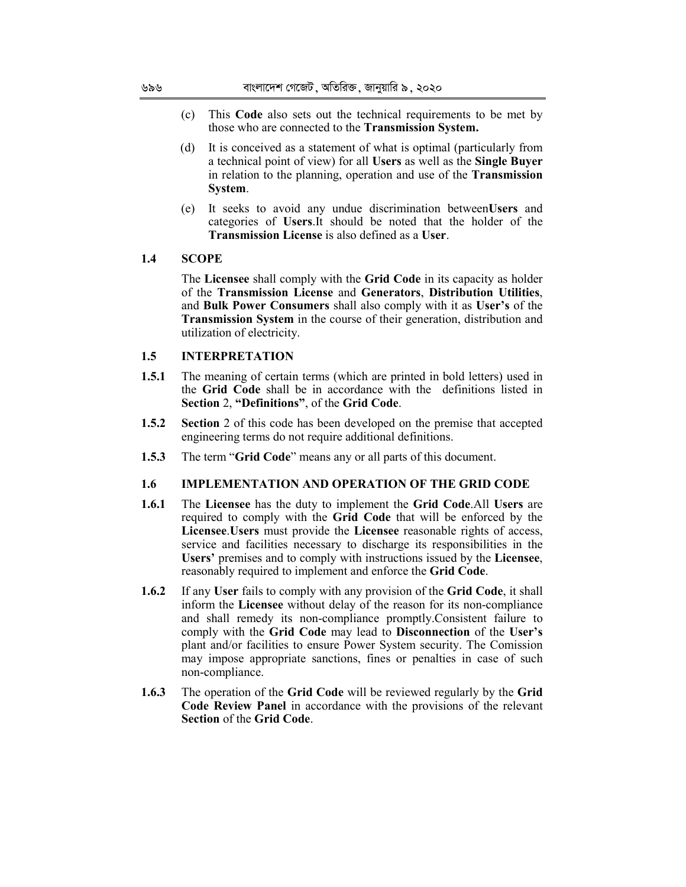(c) This **Code** also sets out the technical requirements to be met by those who are connected to the **Transmission System.**

(d) It is conceived as a statement of what is optimal (particularly from a technical point of view) for all **Users** as well as the **Single Buyer** in relation to the planning, operation and use of the **Transmission System**.

(e) It seeks to avoid any undue discrimination between**Users** and categories of **Users**.It should be noted that the holder of the **Transmission License** is also defined as a **User**.

### 1.4 SCOPE

The **Licensee** shall comply with the **Grid Code** in its capacity as holder of the **Transmission License** and **Generators**, **Distribution Utilities**, and **Bulk Power Consumers** shall also comply with it as **User's** of the **Transmission System** in the course of their generation, distribution and utilization of electricity.

### 1.5 INTERPRETATION

**1.5.1** The meaning of certain terms (which are printed in bold letters) used in the **Grid Code** shall be in accordance with the definitions listed in **Section** 2, **"Definitions"**, of the **Grid Code**.

**1.5.2** **Section** 2 of this code has been developed on the premise that accepted engineering terms do not require additional definitions.

**1.5.3** The term "**Grid Code**" means any or all parts of this document.

### 1.6 IMPLEMENTATION AND OPERATION OF THE GRID CODE

**1.6.1** The **Licensee** has the duty to implement the **Grid Code**.All **Users** are required to comply with the **Grid Code** that will be enforced by the **Licensee**.**Users** must provide the **Licensee** reasonable rights of access, service and facilities necessary to discharge its responsibilities in the **Users'** premises and to comply with instructions issued by the **Licensee**, reasonably required to implement and enforce the **Grid Code**.

**1.6.2** If any **User** fails to comply with any provision of the **Grid Code**, it shall inform the **Licensee** without delay of the reason for its non-compliance and shall remedy its non-compliance promptly.Consistent failure to comply with the **Grid Code** may lead to **Disconnection** of the **User's** plant and/or facilities to ensure Power System security. The Comission may impose appropriate sanctions, fines or penalties in case of such non-compliance.

**1.6.3** The operation of the **Grid Code** will be reviewed regularly by the **Grid Code Review Panel** in accordance with the provisions of the relevant **Section** of the **Grid Code**.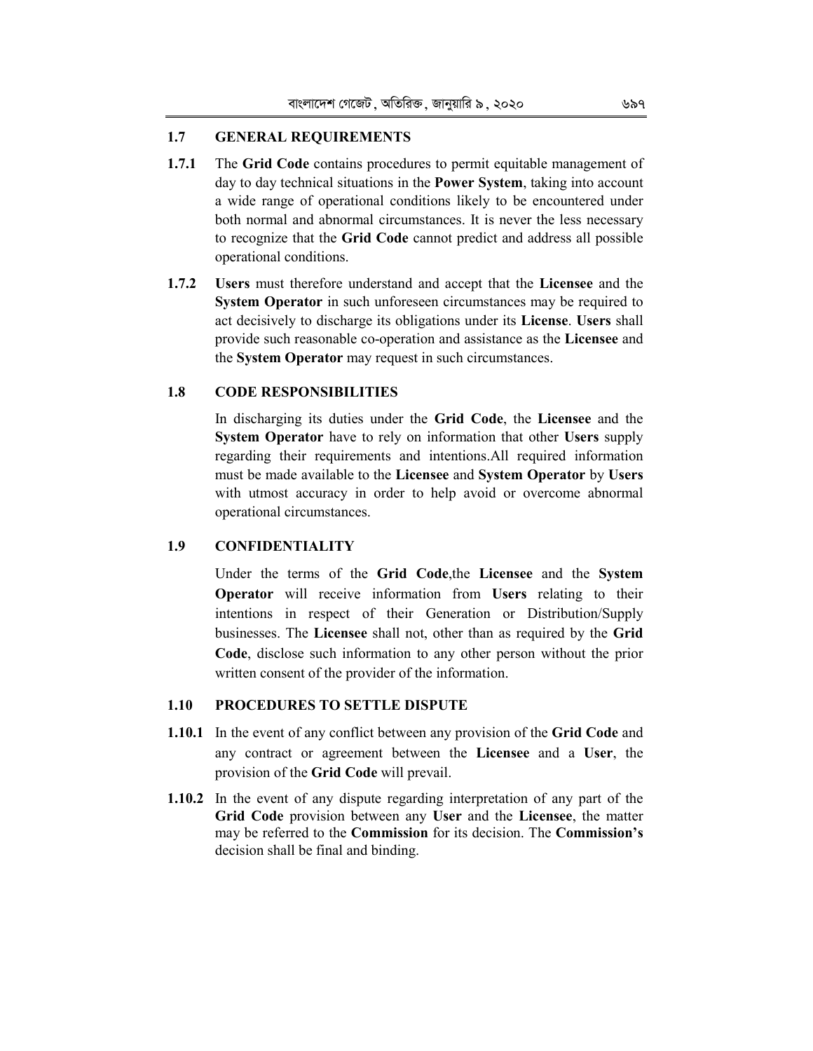## 1.7 GENERAL REQUIREMENTS

**1.7.1** The **Grid Code** contains procedures to permit equitable management of day to day technical situations in the **Power System**, taking into account a wide range of operational conditions likely to be encountered under both normal and abnormal circumstances. It is never the less necessary to recognize that the **Grid Code** cannot predict and address all possible operational conditions.

**1.7.2** **Users** must therefore understand and accept that the **Licensee** and the **System Operator** in such unforeseen circumstances may be required to act decisively to discharge its obligations under its **License**. **Users** shall provide such reasonable co-operation and assistance as the **Licensee** and the **System Operator** may request in such circumstances.

## 1.8 CODE RESPONSIBILITIES

In discharging its duties under the **Grid Code**, the **Licensee** and the **System Operator** have to rely on information that other **Users** supply regarding their requirements and intentions.All required information must be made available to the **Licensee** and **System Operator** by **Users** with utmost accuracy in order to help avoid or overcome abnormal operational circumstances.

## 1.9 CONFIDENTIALITY

Under the terms of the **Grid Code**,the **Licensee** and the **System Operator** will receive information from **Users** relating to their intentions in respect of their Generation or Distribution/Supply businesses. The **Licensee** shall not, other than as required by the **Grid Code**, disclose such information to any other person without the prior written consent of the provider of the information.

## 1.10 PROCEDURES TO SETTLE DISPUTE

**1.10.1** In the event of any conflict between any provision of the **Grid Code** and any contract or agreement between the **Licensee** and a **User**, the provision of the **Grid Code** will prevail.

**1.10.2** In the event of any dispute regarding interpretation of any part of the **Grid Code** provision between any **User** and the **Licensee**, the matter may be referred to the **Commission** for its decision. The **Commission's** decision shall be final and binding.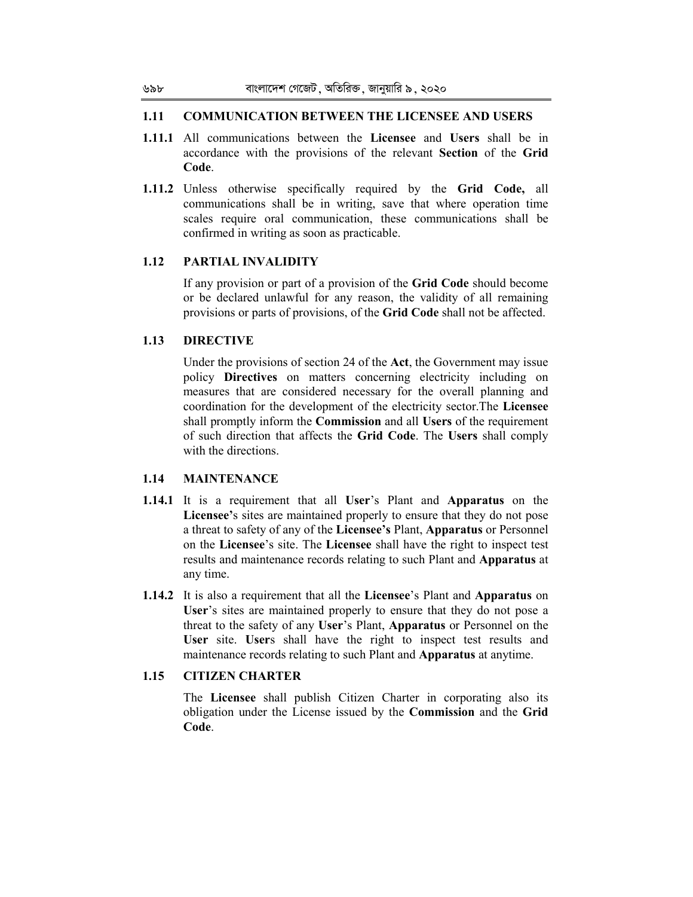## 1.11 COMMUNICATION BETWEEN THE LICENSEE AND USERS

**1.11.1** All communications between the **Licensee** and **Users** shall be in accordance with the provisions of the relevant **Section** of the **Grid Code**.

**1.11.2** Unless otherwise specifically required by the **Grid Code,** all communications shall be in writing, save that where operation time scales require oral communication, these communications shall be confirmed in writing as soon as practicable.

## 1.12 PARTIAL INVALIDITY

If any provision or part of a provision of the **Grid Code** should become or be declared unlawful for any reason, the validity of all remaining provisions or parts of provisions, of the **Grid Code** shall not be affected.

## 1.13 DIRECTIVE

Under the provisions of section 24 of the **Act**, the Government may issue policy **Directives** on matters concerning electricity including on measures that are considered necessary for the overall planning and coordination for the development of the electricity sector.The **Licensee** shall promptly inform the **Commission** and all **Users** of the requirement of such direction that affects the **Grid Code**. The **Users** shall comply with the directions.

## 1.14 MAINTENANCE

**1.14.1** It is a requirement that all **User**'s Plant and **Apparatus** on the **Licensee'**s sites are maintained properly to ensure that they do not pose a threat to safety of any of the **Licensee's** Plant, **Apparatus** or Personnel on the **Licensee**'s site. The **Licensee** shall have the right to inspect test results and maintenance records relating to such Plant and **Apparatus** at any time.

**1.14.2** It is also a requirement that all the **Licensee**'s Plant and **Apparatus** on **User**'s sites are maintained properly to ensure that they do not pose a threat to the safety of any **User**'s Plant, **Apparatus** or Personnel on the **User** site. **User**s shall have the right to inspect test results and maintenance records relating to such Plant and **Apparatus** at anytime.

## 1.15 CITIZEN CHARTER

The **Licensee** shall publish Citizen Charter in corporating also its obligation under the License issued by the **Commission** and the **Grid Code**.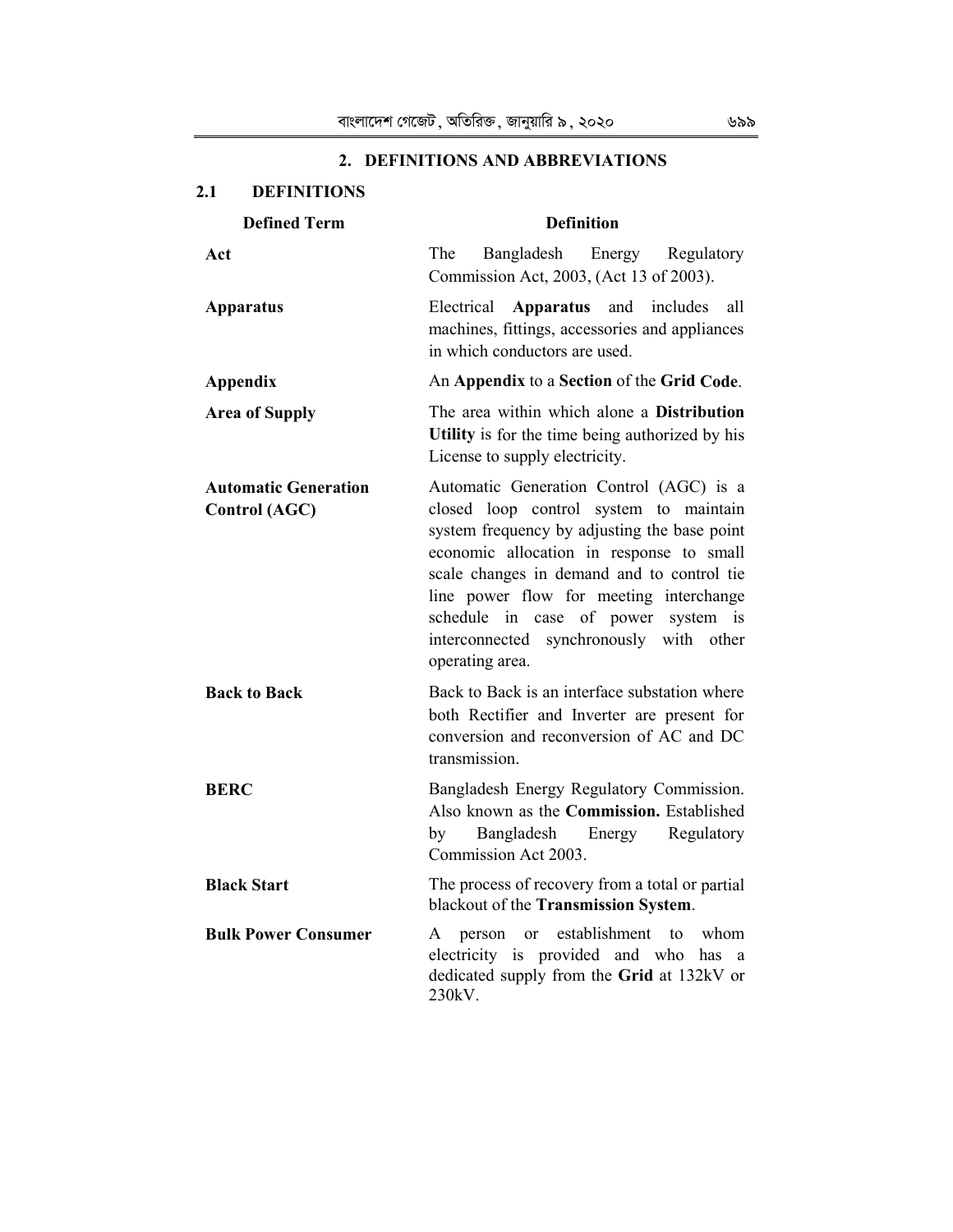## 2. DEFINITIONS AND ABBREVIATIONS

### 2.1 DEFINITIONS

| Defined Term | Definition |
|---|---|
| **Act** | The Bangladesh Energy Regulatory Commission Act, 2003, (Act 13 of 2003). |
| **Apparatus** | Electrical **Apparatus** and includes all machines, fittings, accessories and appliances in which conductors are used. |
| **Appendix** | An **Appendix** to a **Section** of the **Grid Code**. |
| **Area of Supply** | The area within which alone a **Distribution Utility** is for the time being authorized by his License to supply electricity. |
| **Automatic Generation Control (AGC)** | Automatic Generation Control (AGC) is a closed loop control system to maintain system frequency by adjusting the base point economic allocation in response to small scale changes in demand and to control tie line power flow for meeting interchange schedule in case of power system is interconnected synchronously with other operating area. |
| **Back to Back** | Back to Back is an interface substation where both Rectifier and Inverter are present for conversion and reconversion of AC and DC transmission. |
| **BERC** | Bangladesh Energy Regulatory Commission. Also known as the **Commission.** Established by Bangladesh Energy Regulatory Commission Act 2003. |
| **Black Start** | The process of recovery from a total or partial blackout of the **Transmission System**. |
| **Bulk Power Consumer** | A person or establishment to whom electricity is provided and who has a dedicated supply from the **Grid** at 132kV or 230kV. |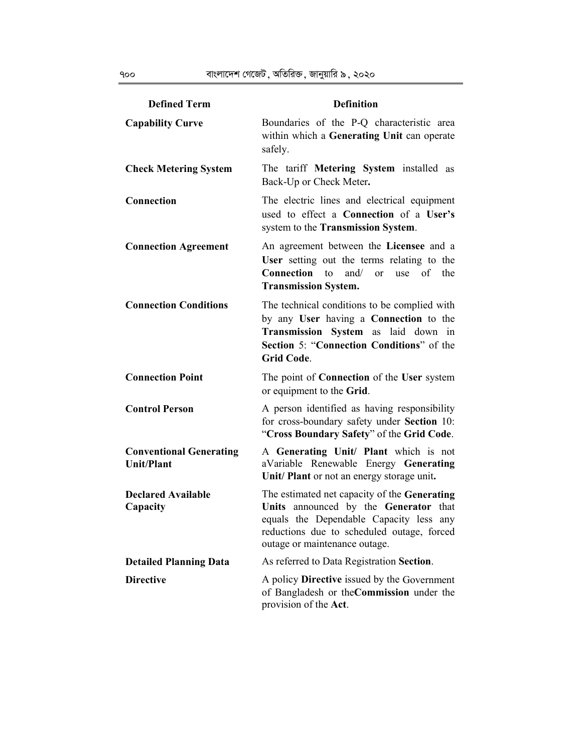| Defined Term | Definition |
|---|---|
| **Capability Curve** | Boundaries of the P-Q characteristic area within which a **Generating Unit** can operate safely. |
| **Check Metering System** | The tariff **Metering System** installed as Back-Up or Check Meter**.** |
| **Connection** | The electric lines and electrical equipment used to effect a **Connection** of a **User's** system to the **Transmission System**. |
| **Connection Agreement** | An agreement between the **Licensee** and a **User** setting out the terms relating to the **Connection** to and/ or use of the **Transmission System.** |
| **Connection Conditions** | The technical conditions to be complied with by any **User** having a **Connection** to the **Transmission System** as laid down in **Section** 5: "**Connection Conditions**" of the **Grid Code**. |
| **Connection Point** | The point of **Connection** of the **User** system or equipment to the **Grid**. |
| **Control Person** | A person identified as having responsibility for cross-boundary safety under **Section** 10: "**Cross Boundary Safety**" of the **Grid Code**. |
| **Conventional Generating Unit/Plant** | A **Generating Unit/ Plant** which is not aVariable Renewable Energy **Generating Unit/ Plant** or not an energy storage unit**.** |
| **Declared Available Capacity** | The estimated net capacity of the **Generating Units** announced by the **Generator** that equals the Dependable Capacity less any reductions due to scheduled outage, forced outage or maintenance outage. |
| **Detailed Planning Data** | As referred to Data Registration **Section**. |
| **Directive** | A policy **Directive** issued by the Government of Bangladesh or the**Commission** under the provision of the **Act**. |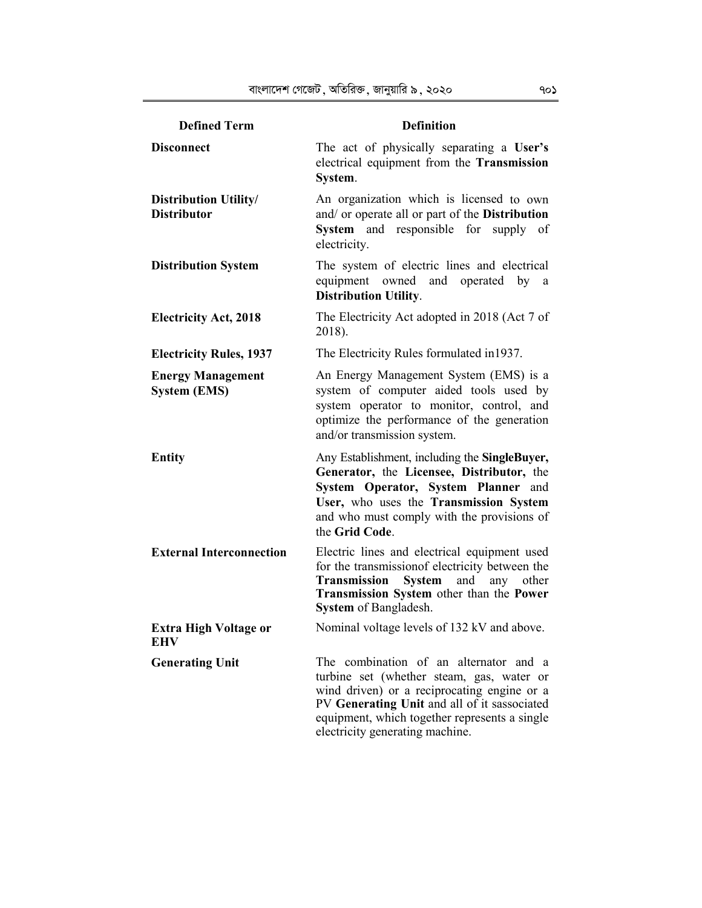| Defined Term | Definition |
|---|---|
| **Disconnect** | The act of physically separating a **User's** electrical equipment from the **Transmission System**. |
| **Distribution Utility/ Distributor** | An organization which is licensed to own and/ or operate all or part of the **Distribution System** and responsible for supply of electricity. |
| **Distribution System** | The system of electric lines and electrical equipment owned and operated by a **Distribution Utility**. |
| **Electricity Act, 2018** | The Electricity Act adopted in 2018 (Act 7 of 2018). |
| **Electricity Rules, 1937** | The Electricity Rules formulated in1937. |
| **Energy Management System (EMS)** | An Energy Management System (EMS) is a system of computer aided tools used by system operator to monitor, control, and optimize the performance of the generation and/or transmission system. |
| **Entity** | Any Establishment, including the **SingleBuyer, Generator,** the **Licensee, Distributor,** the **System Operator, System Planner** and **User,** who uses the **Transmission System** and who must comply with the provisions of the **Grid Code**. |
| **External Interconnection** | Electric lines and electrical equipment used for the transmissionof electricity between the **Transmission System** and any other **Transmission System** other than the **Power System** of Bangladesh. |
| **Extra High Voltage or EHV** | Nominal voltage levels of 132 kV and above. |
| **Generating Unit** | The combination of an alternator and a turbine set (whether steam, gas, water or wind driven) or a reciprocating engine or a PV **Generating Unit** and all of it sassociated equipment, which together represents a single electricity generating machine. |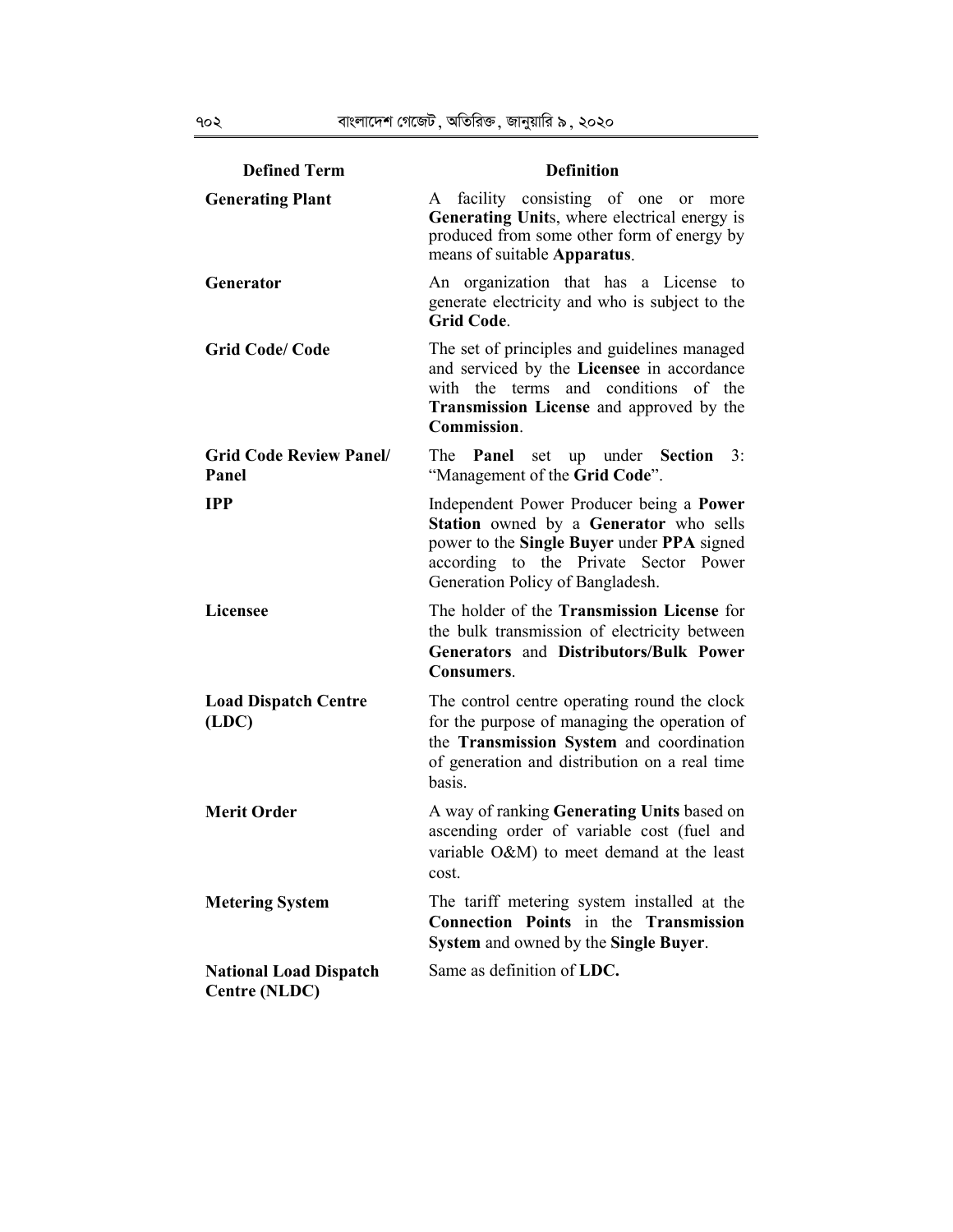| Defined Term | Definition |
|---|---|
| **Generating Plant** | A facility consisting of one or more **Generating Unit**s, where electrical energy is produced from some other form of energy by means of suitable **Apparatus**. |
| **Generator** | An organization that has a License to generate electricity and who is subject to the **Grid Code**. |
| **Grid Code/ Code** | The set of principles and guidelines managed and serviced by the **Licensee** in accordance with the terms and conditions of the **Transmission License** and approved by the **Commission**. |
| **Grid Code Review Panel/ Panel** | The **Panel** set up under **Section** 3: "Management of the **Grid Code**". |
| **IPP** | Independent Power Producer being a **Power Station** owned by a **Generator** who sells power to the **Single Buyer** under **PPA** signed according to the Private Sector Power Generation Policy of Bangladesh. |
| **Licensee** | The holder of the **Transmission License** for the bulk transmission of electricity between **Generators** and **Distributors/Bulk Power Consumers**. |
| **Load Dispatch Centre (LDC)** | The control centre operating round the clock for the purpose of managing the operation of the **Transmission System** and coordination of generation and distribution on a real time basis. |
| **Merit Order** | A way of ranking **Generating Units** based on ascending order of variable cost (fuel and variable O&M) to meet demand at the least cost. |
| **Metering System** | The tariff metering system installed at the **Connection Points** in the **Transmission System** and owned by the **Single Buyer**. |
| **National Load Dispatch Centre (NLDC)** | Same as definition of **LDC.** |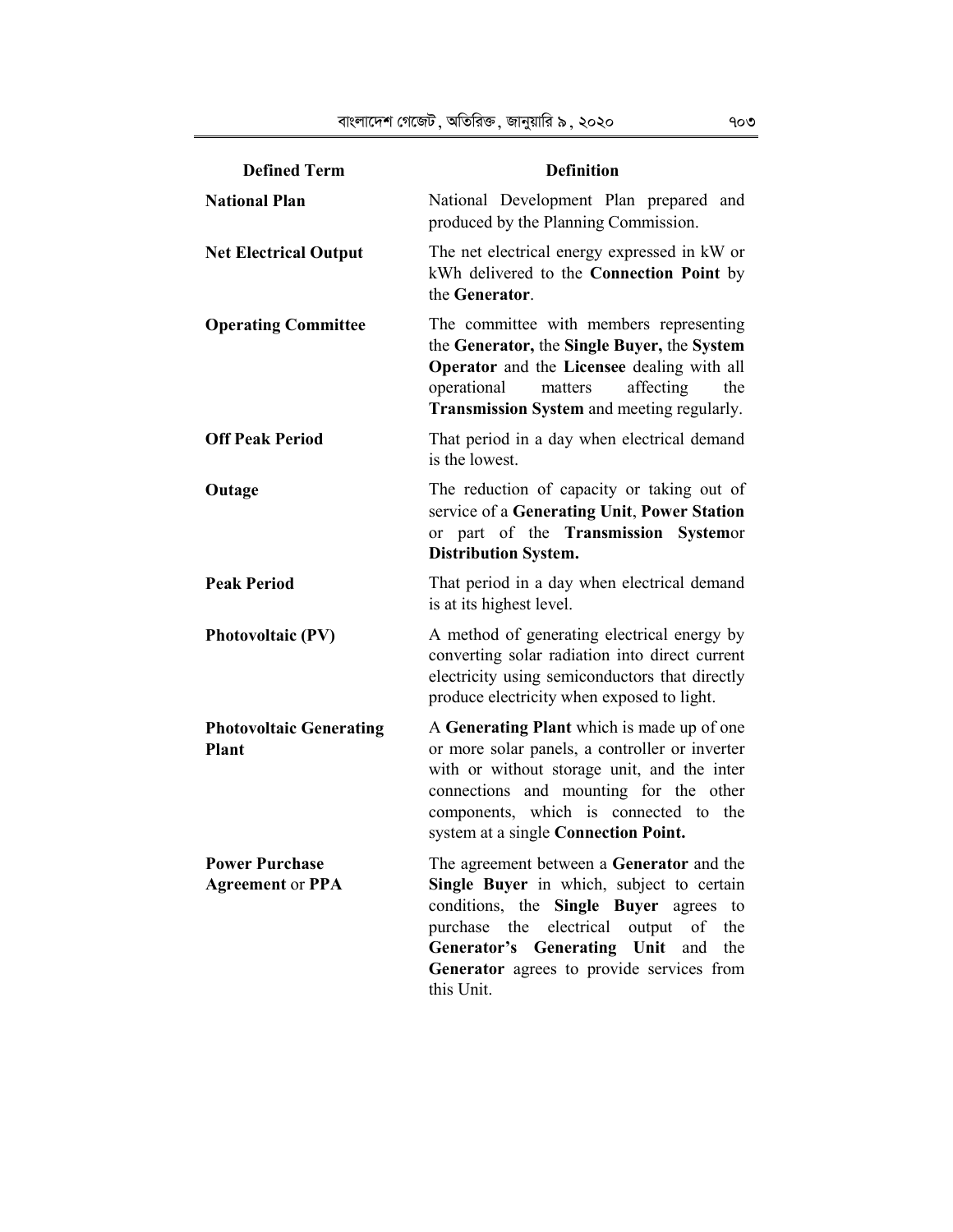| Defined Term | Definition |
|---|---|
| **National Plan** | National Development Plan prepared and produced by the Planning Commission. |
| **Net Electrical Output** | The net electrical energy expressed in kW or kWh delivered to the **Connection Point** by the **Generator**. |
| **Operating Committee** | The committee with members representing the **Generator,** the **Single Buyer,** the **System Operator** and the **Licensee** dealing with all operational matters affecting the **Transmission System** and meeting regularly. |
| **Off Peak Period** | That period in a day when electrical demand is the lowest. |
| **Outage** | The reduction of capacity or taking out of service of a **Generating Unit**, **Power Station** or part of the **Transmission System**or **Distribution System.** |
| **Peak Period** | That period in a day when electrical demand is at its highest level. |
| **Photovoltaic (PV)** | A method of generating electrical energy by converting solar radiation into direct current electricity using semiconductors that directly produce electricity when exposed to light. |
| **Photovoltaic Generating Plant** | A **Generating Plant** which is made up of one or more solar panels, a controller or inverter with or without storage unit, and the inter connections and mounting for the other components, which is connected to the system at a single **Connection Point.** |
| **Power Purchase Agreement** or **PPA** | The agreement between a **Generator** and the **Single Buyer** in which, subject to certain conditions, the **Single Buyer** agrees to purchase the electrical output of the **Generator's Generating Unit** and the **Generator** agrees to provide services from this Unit. |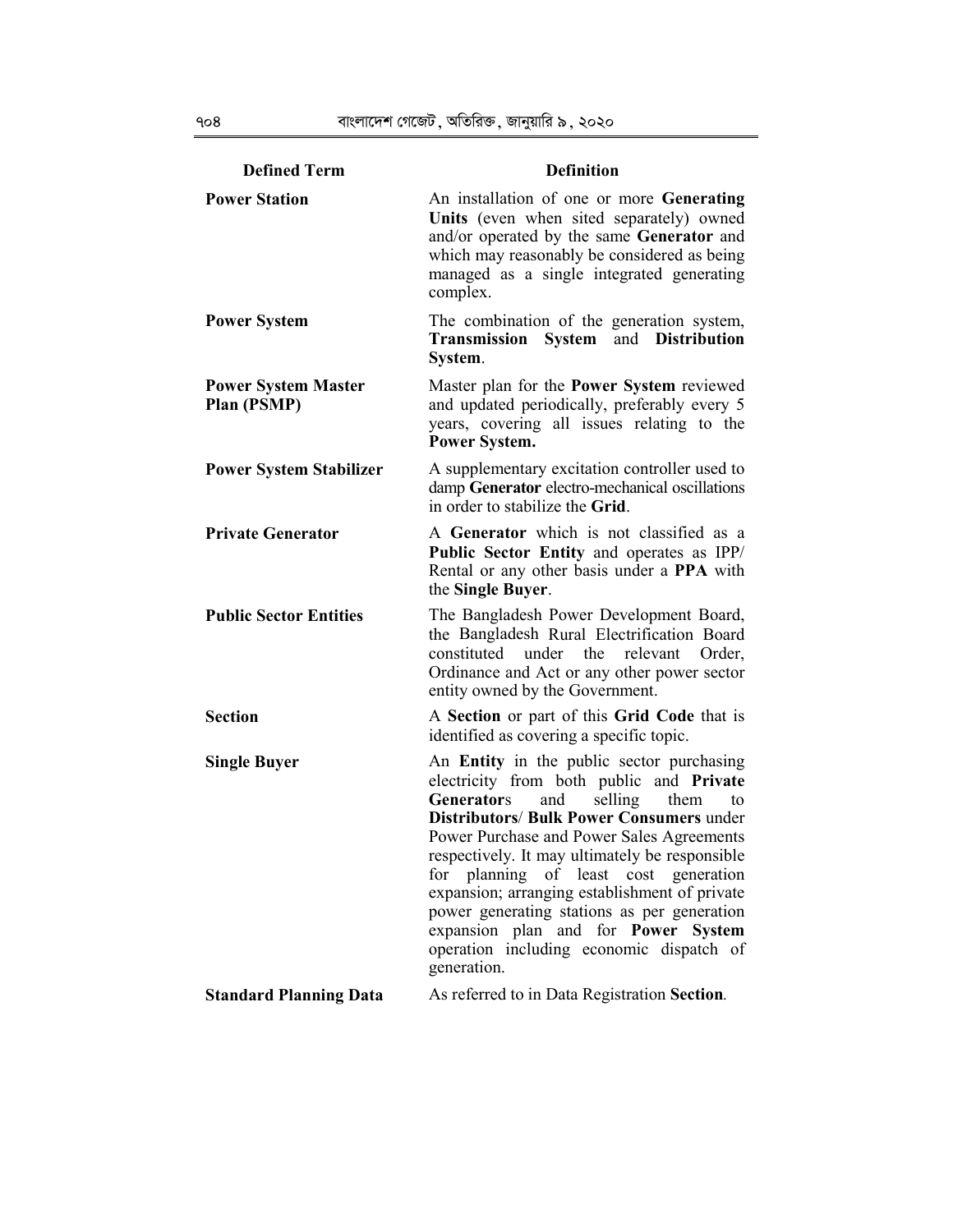| Defined Term | Definition |
|---|---|
| **Power Station** | An installation of one or more **Generating Units** (even when sited separately) owned and/or operated by the same **Generator** and which may reasonably be considered as being managed as a single integrated generating complex. |
| **Power System** | The combination of the generation system, **Transmission System** and **Distribution System**. |
| **Power System Master Plan (PSMP)** | Master plan for the **Power System** reviewed and updated periodically, preferably every 5 years, covering all issues relating to the **Power System.** |
| **Power System Stabilizer** | A supplementary excitation controller used to damp **Generator** electro-mechanical oscillations in order to stabilize the **Grid**. |
| **Private Generator** | A **Generator** which is not classified as a **Public Sector Entity** and operates as IPP/ Rental or any other basis under a **PPA** with the **Single Buyer**. |
| **Public Sector Entities** | The Bangladesh Power Development Board, the Bangladesh Rural Electrification Board constituted under the relevant Order, Ordinance and Act or any other power sector entity owned by the Government. |
| **Section** | A **Section** or part of this **Grid Code** that is identified as covering a specific topic. |
| **Single Buyer** | An **Entity** in the public sector purchasing electricity from both public and **Private Generator**s and selling them to **Distributors**/ **Bulk Power Consumers** under Power Purchase and Power Sales Agreements respectively. It may ultimately be responsible for planning of least cost generation expansion; arranging establishment of private power generating stations as per generation expansion plan and for **Power System** operation including economic dispatch of generation. |
| **Standard Planning Data** | As referred to in Data Registration **Section**. |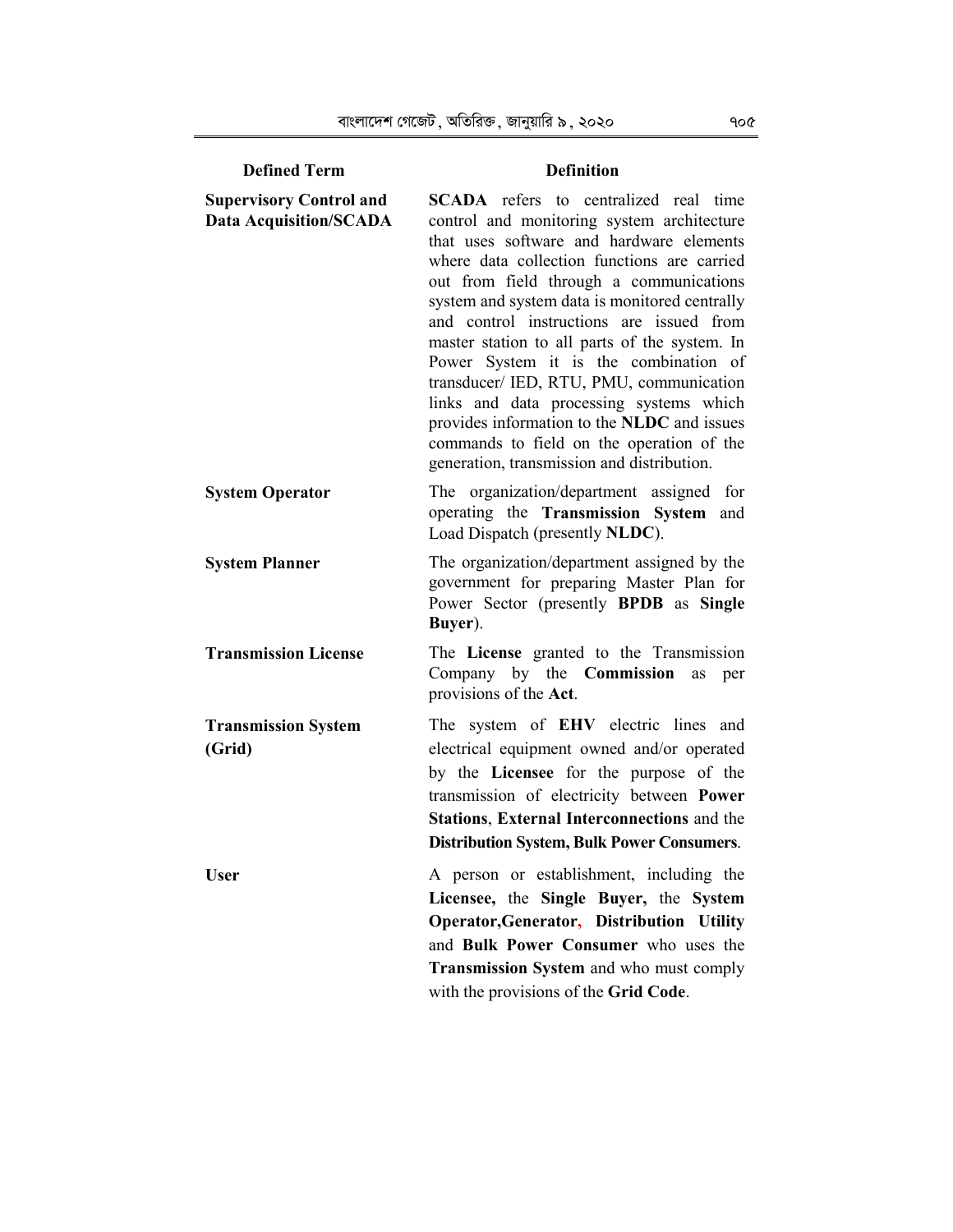| Defined Term | Definition |
|---|---|
| **Supervisory Control and Data Acquisition/SCADA** | **SCADA** refers to centralized real time control and monitoring system architecture that uses software and hardware elements where data collection functions are carried out from field through a communications system and system data is monitored centrally and control instructions are issued from master station to all parts of the system. In Power System it is the combination of transducer/ IED, RTU, PMU, communication links and data processing systems which provides information to the **NLDC** and issues commands to field on the operation of the generation, transmission and distribution. |
| **System Operator** | The organization/department assigned for operating the **Transmission System** and Load Dispatch (presently **NLDC**). |
| **System Planner** | The organization/department assigned by the government for preparing Master Plan for Power Sector (presently **BPDB** as **Single Buyer**). |
| **Transmission License** | The **License** granted to the Transmission Company by the **Commission** as per provisions of the **Act**. |
| **Transmission System (Grid)** | The system of **EHV** electric lines and electrical equipment owned and/or operated by the **Licensee** for the purpose of the transmission of electricity between **Power Stations**, **External Interconnections** and the **Distribution System, Bulk Power Consumers**. |
| **User** | A person or establishment, including the **Licensee,** the **Single Buyer,** the **System Operator,Generator**, **Distribution Utility** and **Bulk Power Consumer** who uses the **Transmission System** and who must comply with the provisions of the **Grid Code**. |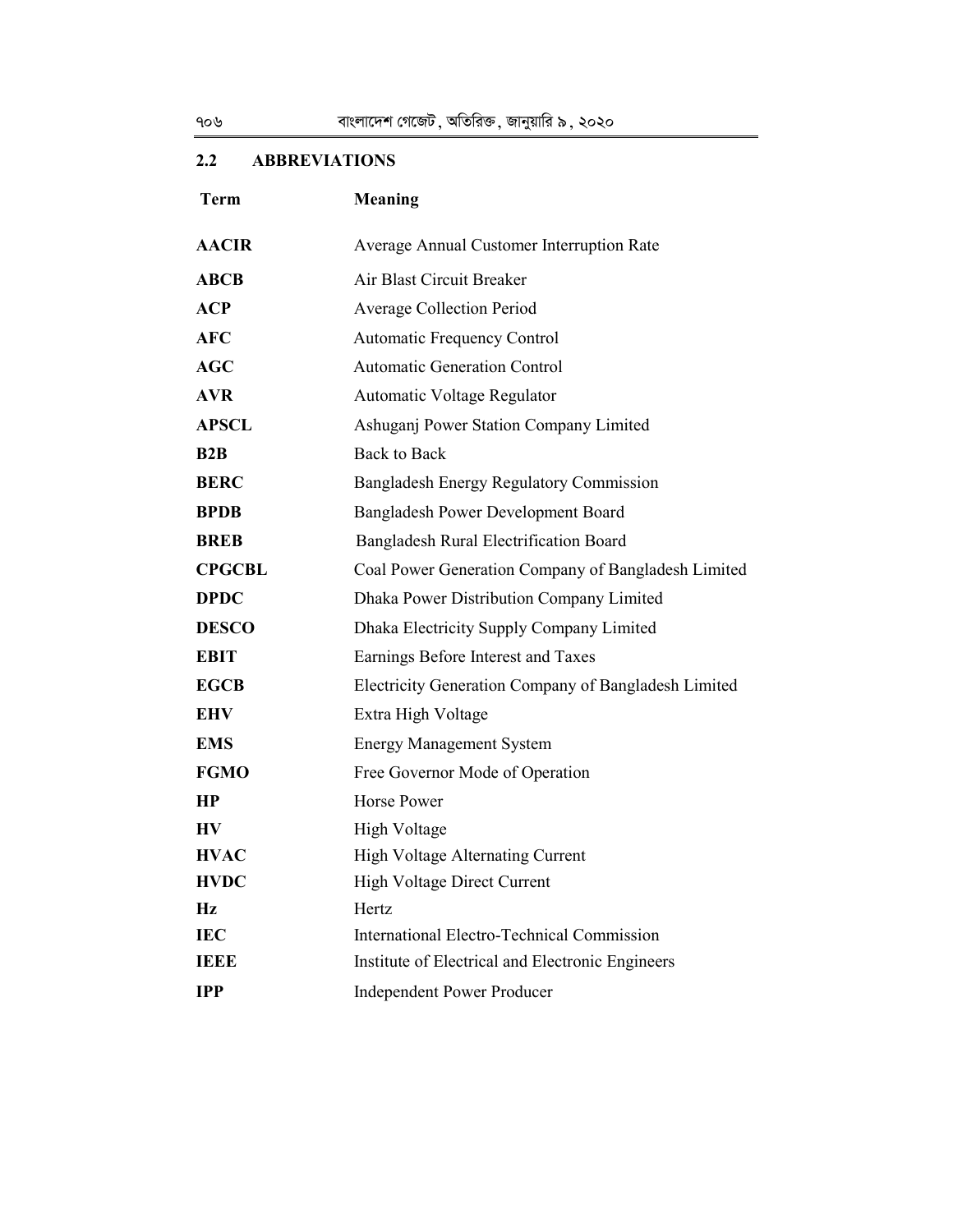## 2.2 ABBREVIATIONS

| Term | Meaning |
|---|---|
| **AACIR** | Average Annual Customer Interruption Rate |
| **ABCB** | Air Blast Circuit Breaker |
| **ACP** | Average Collection Period |
| **AFC** | Automatic Frequency Control |
| **AGC** | Automatic Generation Control |
| **AVR** | Automatic Voltage Regulator |
| **APSCL** | Ashuganj Power Station Company Limited |
| **B2B** | Back to Back |
| **BERC** | Bangladesh Energy Regulatory Commission |
| **BPDB** | Bangladesh Power Development Board |
| **BREB** | Bangladesh Rural Electrification Board |
| **CPGCBL** | Coal Power Generation Company of Bangladesh Limited |
| **DPDC** | Dhaka Power Distribution Company Limited |
| **DESCO** | Dhaka Electricity Supply Company Limited |
| **EBIT** | Earnings Before Interest and Taxes |
| **EGCB** | Electricity Generation Company of Bangladesh Limited |
| **EHV** | Extra High Voltage |
| **EMS** | Energy Management System |
| **FGMO** | Free Governor Mode of Operation |
| **HP** | Horse Power |
| **HV** | High Voltage |
| **HVAC** | High Voltage Alternating Current |
| **HVDC** | High Voltage Direct Current |
| **Hz** | Hertz |
| **IEC** | International Electro-Technical Commission |
| **IEEE** | Institute of Electrical and Electronic Engineers |
| **IPP** | Independent Power Producer |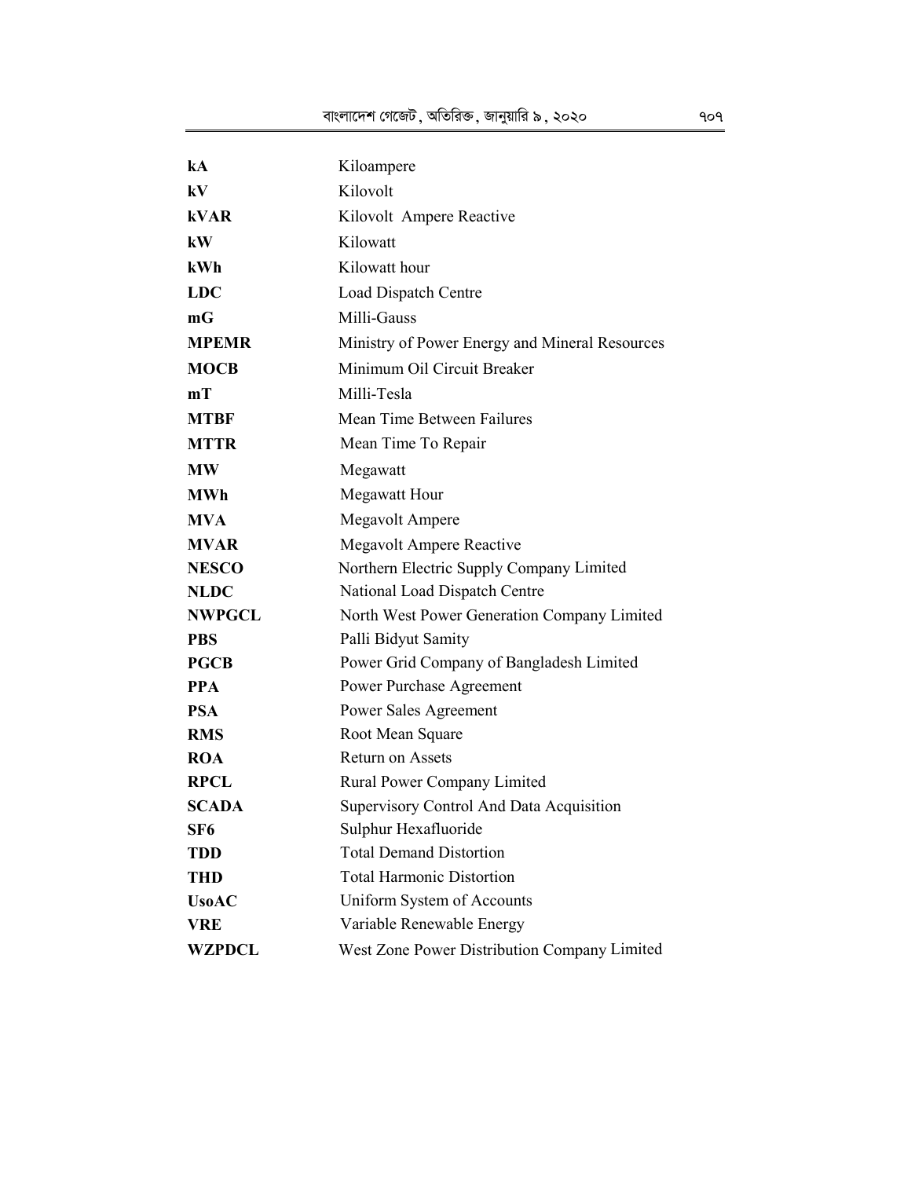| | |
|---|---|
| **kA** | Kiloampere |
| **kV** | Kilovolt |
| **kVAR** | Kilovolt Ampere Reactive |
| **kW** | Kilowatt |
| **kWh** | Kilowatt hour |
| **LDC** | Load Dispatch Centre |
| **mG** | Milli-Gauss |
| **MPEMR** | Ministry of Power Energy and Mineral Resources |
| **MOCB** | Minimum Oil Circuit Breaker |
| **mT** | Milli-Tesla |
| **MTBF** | Mean Time Between Failures |
| **MTTR** | Mean Time To Repair |
| **MW** | Megawatt |
| **MWh** | Megawatt Hour |
| **MVA** | Megavolt Ampere |
| **MVAR** | Megavolt Ampere Reactive |
| **NESCO** | Northern Electric Supply Company Limited |
| **NLDC** | National Load Dispatch Centre |
| **NWPGCL** | North West Power Generation Company Limited |
| **PBS** | Palli Bidyut Samity |
| **PGCB** | Power Grid Company of Bangladesh Limited |
| **PPA** | Power Purchase Agreement |
| **PSA** | Power Sales Agreement |
| **RMS** | Root Mean Square |
| **ROA** | Return on Assets |
| **RPCL** | Rural Power Company Limited |
| **SCADA** | Supervisory Control And Data Acquisition |
| **SF6** | Sulphur Hexafluoride |
| **TDD** | Total Demand Distortion |
| **THD** | Total Harmonic Distortion |
| **UsoAC** | Uniform System of Accounts |
| **VRE** | Variable Renewable Energy |
| **WZPDCL** | West Zone Power Distribution Company Limited |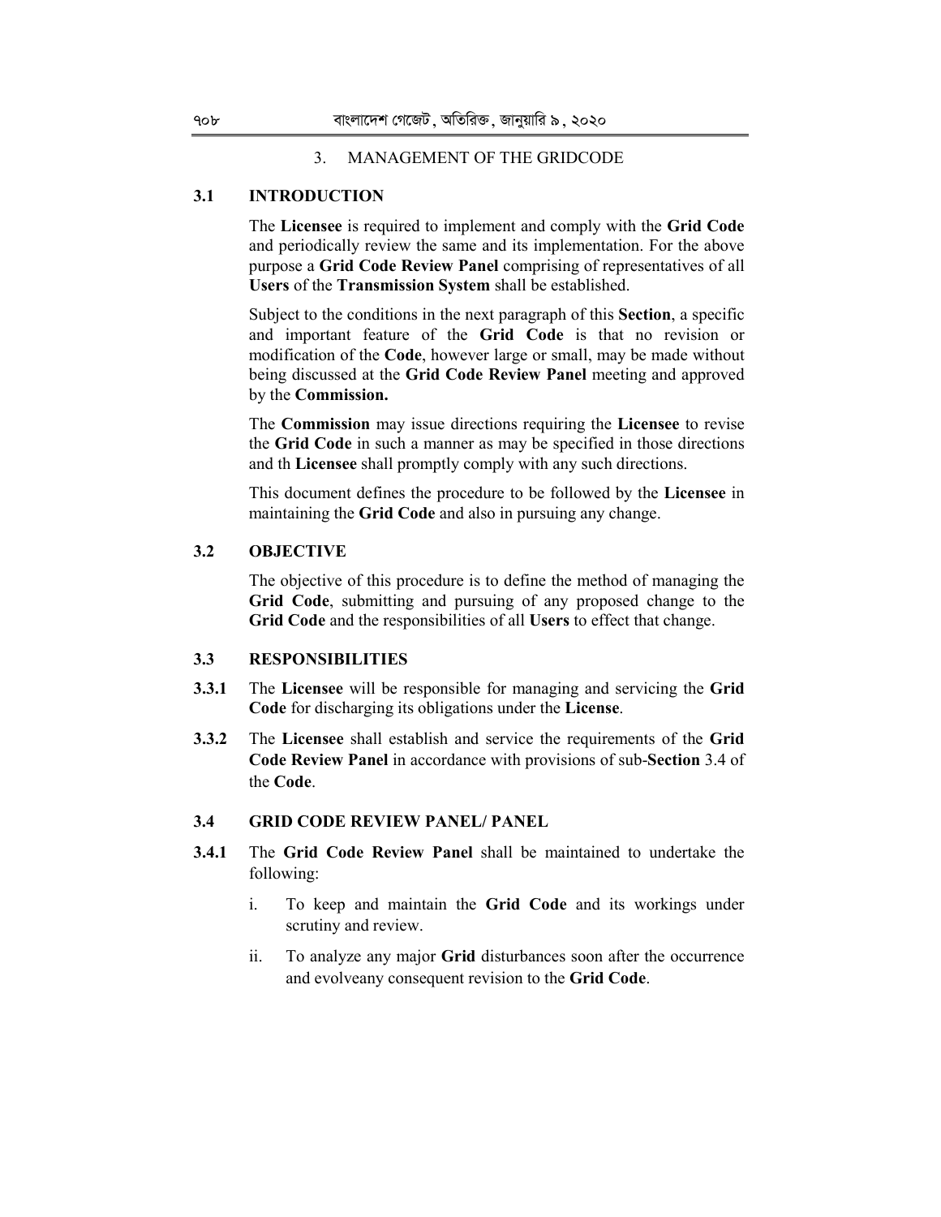# 3. MANAGEMENT OF THE GRIDCODE

## 3.1 INTRODUCTION

The **Licensee** is required to implement and comply with the **Grid Code** and periodically review the same and its implementation. For the above purpose a **Grid Code Review Panel** comprising of representatives of all **Users** of the **Transmission System** shall be established.

Subject to the conditions in the next paragraph of this **Section**, a specific and important feature of the **Grid Code** is that no revision or modification of the **Code**, however large or small, may be made without being discussed at the **Grid Code Review Panel** meeting and approved by the **Commission.**

The **Commission** may issue directions requiring the **Licensee** to revise the **Grid Code** in such a manner as may be specified in those directions and th **Licensee** shall promptly comply with any such directions.

This document defines the procedure to be followed by the **Licensee** in maintaining the **Grid Code** and also in pursuing any change.

## 3.2 OBJECTIVE

The objective of this procedure is to define the method of managing the **Grid Code**, submitting and pursuing of any proposed change to the **Grid Code** and the responsibilities of all **Users** to effect that change.

## 3.3 RESPONSIBILITIES

**3.3.1** The **Licensee** will be responsible for managing and servicing the **Grid Code** for discharging its obligations under the **License**.

**3.3.2** The **Licensee** shall establish and service the requirements of the **Grid Code Review Panel** in accordance with provisions of sub-**Section** 3.4 of the **Code**.

## 3.4 GRID CODE REVIEW PANEL/ PANEL

**3.4.1** The **Grid Code Review Panel** shall be maintained to undertake the following:

i. To keep and maintain the **Grid Code** and its workings under scrutiny and review.

ii. To analyze any major **Grid** disturbances soon after the occurrence and evolveany consequent revision to the **Grid Code**.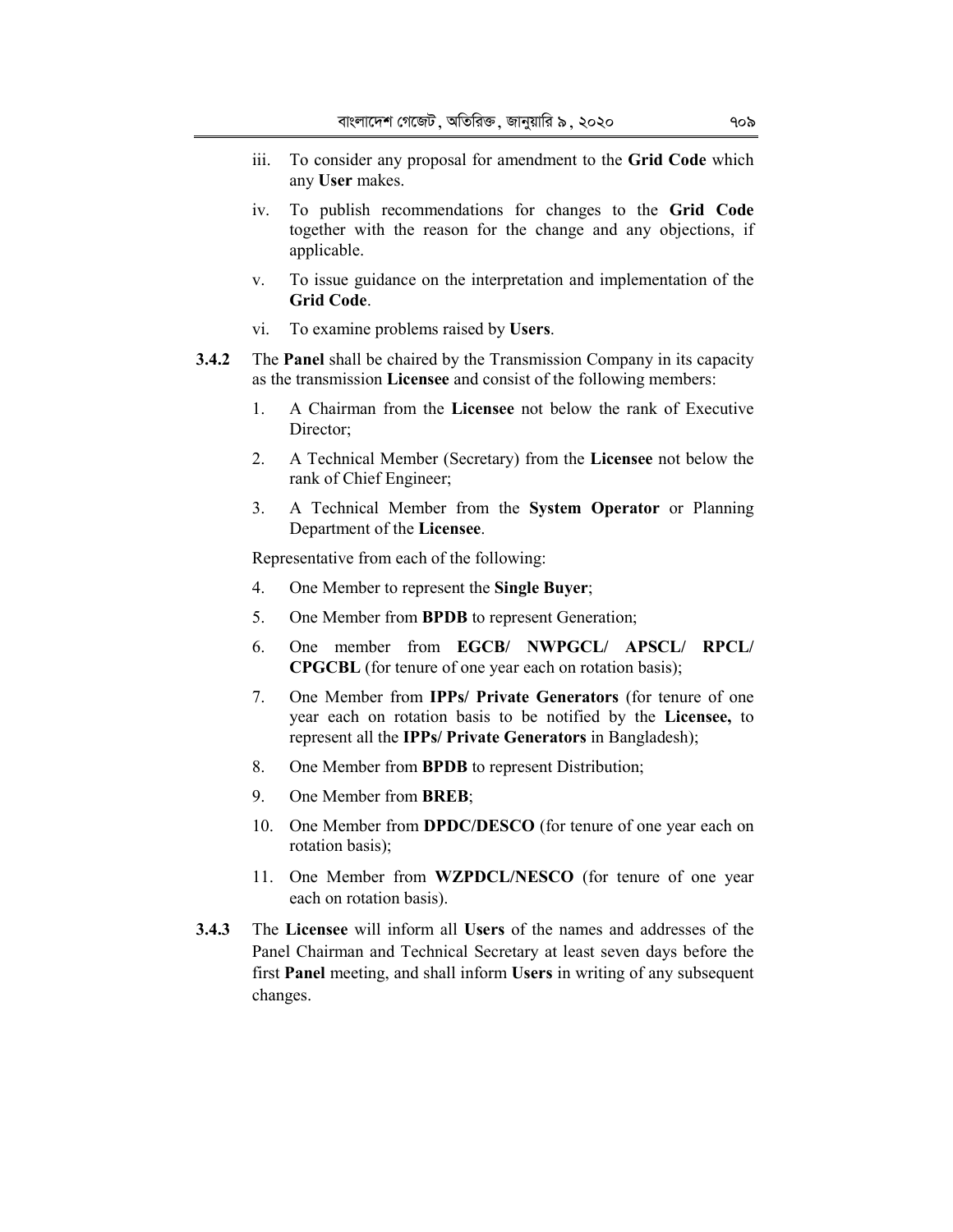iii. To consider any proposal for amendment to the **Grid Code** which any **User** makes.

iv. To publish recommendations for changes to the **Grid Code** together with the reason for the change and any objections, if applicable.

v. To issue guidance on the interpretation and implementation of the **Grid Code**.

vi. To examine problems raised by **Users**.

**3.4.2** The **Panel** shall be chaired by the Transmission Company in its capacity as the transmission **Licensee** and consist of the following members:

1. A Chairman from the **Licensee** not below the rank of Executive Director;
2. A Technical Member (Secretary) from the **Licensee** not below the rank of Chief Engineer;
3. A Technical Member from the **System Operator** or Planning Department of the **Licensee**.

Representative from each of the following:

4. One Member to represent the **Single Buyer**;
5. One Member from **BPDB** to represent Generation;
6. One member from **EGCB/ NWPGCL/ APSCL/ RPCL/ CPGCBL** (for tenure of one year each on rotation basis);
7. One Member from **IPPs/ Private Generators** (for tenure of one year each on rotation basis to be notified by the **Licensee,** to represent all the **IPPs/ Private Generators** in Bangladesh);
8. One Member from **BPDB** to represent Distribution;
9. One Member from **BREB**;
10. One Member from **DPDC/DESCO** (for tenure of one year each on rotation basis);
11. One Member from **WZPDCL/NESCO** (for tenure of one year each on rotation basis).

**3.4.3** The **Licensee** will inform all **Users** of the names and addresses of the Panel Chairman and Technical Secretary at least seven days before the first **Panel** meeting, and shall inform **Users** in writing of any subsequent changes.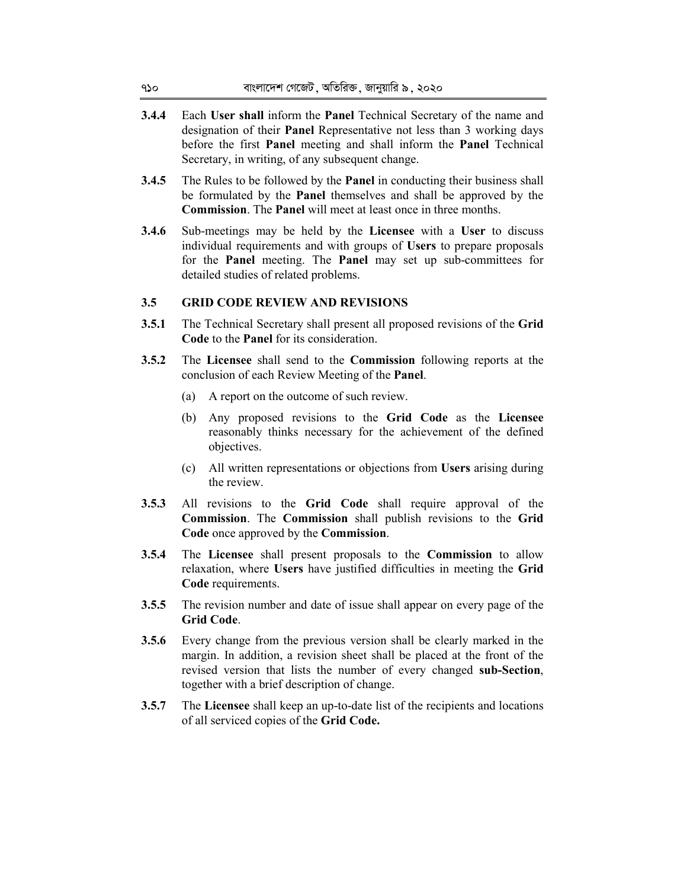**3.4.4** Each **User shall** inform the **Panel** Technical Secretary of the name and designation of their **Panel** Representative not less than 3 working days before the first **Panel** meeting and shall inform the **Panel** Technical Secretary, in writing, of any subsequent change.

**3.4.5** The Rules to be followed by the **Panel** in conducting their business shall be formulated by the **Panel** themselves and shall be approved by the **Commission**. The **Panel** will meet at least once in three months.

**3.4.6** Sub-meetings may be held by the **Licensee** with a **User** to discuss individual requirements and with groups of **Users** to prepare proposals for the **Panel** meeting. The **Panel** may set up sub-committees for detailed studies of related problems.

### 3.5 GRID CODE REVIEW AND REVISIONS

**3.5.1** The Technical Secretary shall present all proposed revisions of the **Grid Code** to the **Panel** for its consideration.

**3.5.2** The **Licensee** shall send to the **Commission** following reports at the conclusion of each Review Meeting of the **Panel**.

(a) A report on the outcome of such review.

(b) Any proposed revisions to the **Grid Code** as the **Licensee** reasonably thinks necessary for the achievement of the defined objectives.

(c) All written representations or objections from **Users** arising during the review.

**3.5.3** All revisions to the **Grid Code** shall require approval of the **Commission**. The **Commission** shall publish revisions to the **Grid Code** once approved by the **Commission**.

**3.5.4** The **Licensee** shall present proposals to the **Commission** to allow relaxation, where **Users** have justified difficulties in meeting the **Grid Code** requirements.

**3.5.5** The revision number and date of issue shall appear on every page of the **Grid Code**.

**3.5.6** Every change from the previous version shall be clearly marked in the margin. In addition, a revision sheet shall be placed at the front of the revised version that lists the number of every changed **sub-Section**, together with a brief description of change.

**3.5.7** The **Licensee** shall keep an up-to-date list of the recipients and locations of all serviced copies of the **Grid Code.**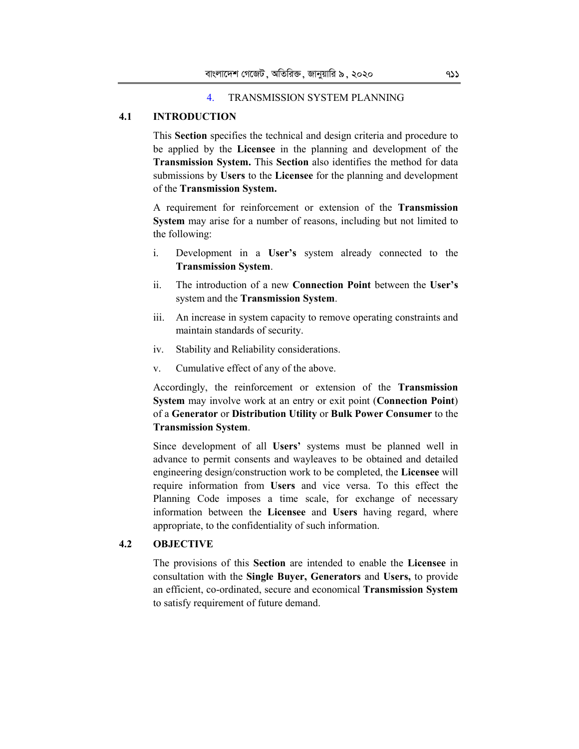# 4. TRANSMISSION SYSTEM PLANNING

## 4.1 INTRODUCTION

This **Section** specifies the technical and design criteria and procedure to be applied by the **Licensee** in the planning and development of the **Transmission System.** This **Section** also identifies the method for data submissions by **Users** to the **Licensee** for the planning and development of the **Transmission System.**

A requirement for reinforcement or extension of the **Transmission System** may arise for a number of reasons, including but not limited to the following:

i. Development in a **User's** system already connected to the **Transmission System**.

ii. The introduction of a new **Connection Point** between the **User's** system and the **Transmission System**.

iii. An increase in system capacity to remove operating constraints and maintain standards of security.

iv. Stability and Reliability considerations.

v. Cumulative effect of any of the above.

Accordingly, the reinforcement or extension of the **Transmission System** may involve work at an entry or exit point (**Connection Point**) of a **Generator** or **Distribution Utility** or **Bulk Power Consumer** to the **Transmission System**.

Since development of all **Users'** systems must be planned well in advance to permit consents and wayleaves to be obtained and detailed engineering design/construction work to be completed, the **Licensee** will require information from **Users** and vice versa. To this effect the Planning Code imposes a time scale, for exchange of necessary information between the **Licensee** and **Users** having regard, where appropriate, to the confidentiality of such information.

## 4.2 OBJECTIVE

The provisions of this **Section** are intended to enable the **Licensee** in consultation with the **Single Buyer, Generators** and **Users,** to provide an efficient, co-ordinated, secure and economical **Transmission System** to satisfy requirement of future demand.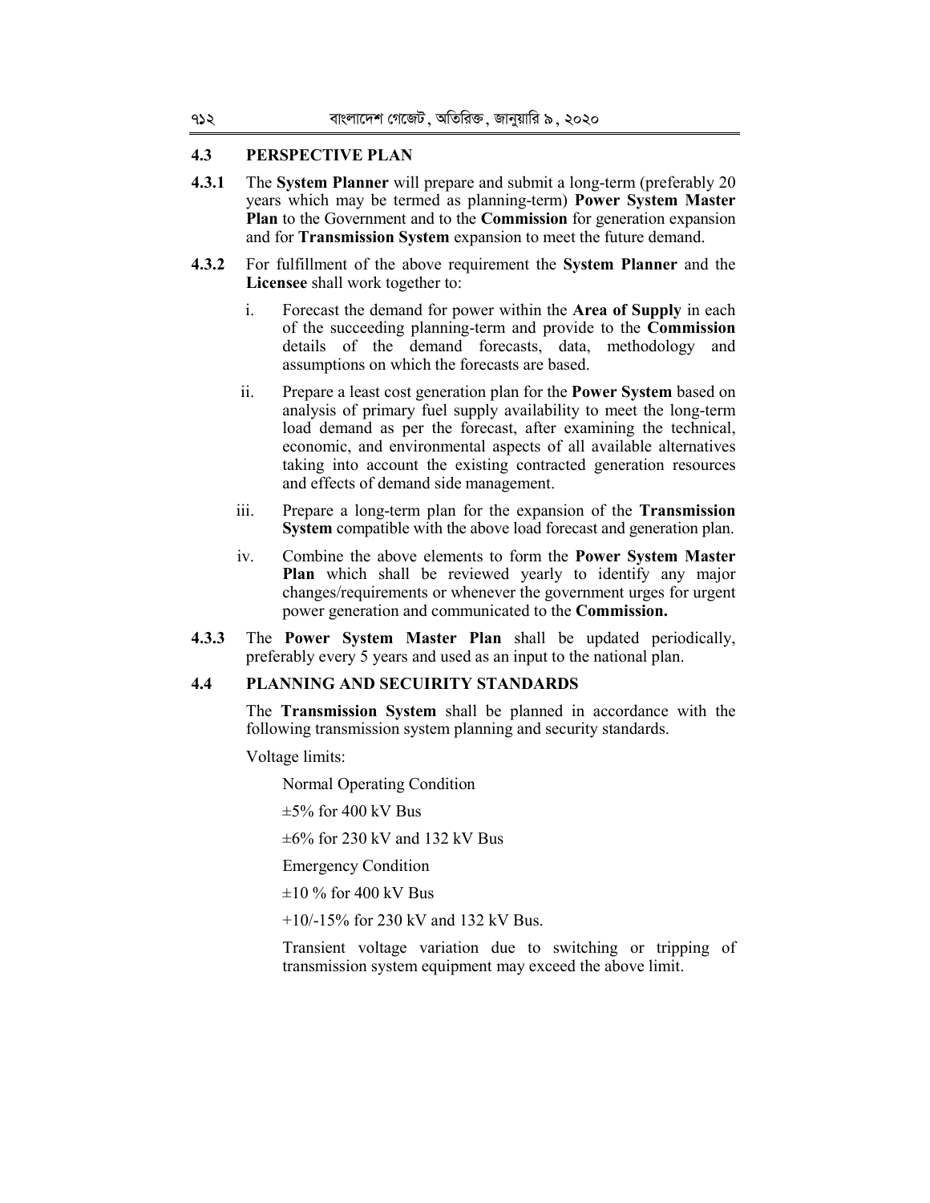## 4.3 PERSPECTIVE PLAN

**4.3.1** The **System Planner** will prepare and submit a long-term (preferably 20 years which may be termed as planning-term) **Power System Master Plan** to the Government and to the **Commission** for generation expansion and for **Transmission System** expansion to meet the future demand.

**4.3.2** For fulfillment of the above requirement the **System Planner** and the **Licensee** shall work together to:

i. Forecast the demand for power within the **Area of Supply** in each of the succeeding planning-term and provide to the **Commission** details of the demand forecasts, data, methodology and assumptions on which the forecasts are based.

ii. Prepare a least cost generation plan for the **Power System** based on analysis of primary fuel supply availability to meet the long-term load demand as per the forecast, after examining the technical, economic, and environmental aspects of all available alternatives taking into account the existing contracted generation resources and effects of demand side management.

iii. Prepare a long-term plan for the expansion of the **Transmission System** compatible with the above load forecast and generation plan.

iv. Combine the above elements to form the **Power System Master Plan** which shall be reviewed yearly to identify any major changes/requirements or whenever the government urges for urgent power generation and communicated to the **Commission.**

**4.3.3** The **Power System Master Plan** shall be updated periodically, preferably every 5 years and used as an input to the national plan.

## 4.4 PLANNING AND SECUIRITY STANDARDS

The **Transmission System** shall be planned in accordance with the following transmission system planning and security standards.

Voltage limits:

Normal Operating Condition

±5% for 400 kV Bus

±6% for 230 kV and 132 kV Bus

Emergency Condition

±10 % for 400 kV Bus

+10/-15% for 230 kV and 132 kV Bus.

Transient voltage variation due to switching or tripping of transmission system equipment may exceed the above limit.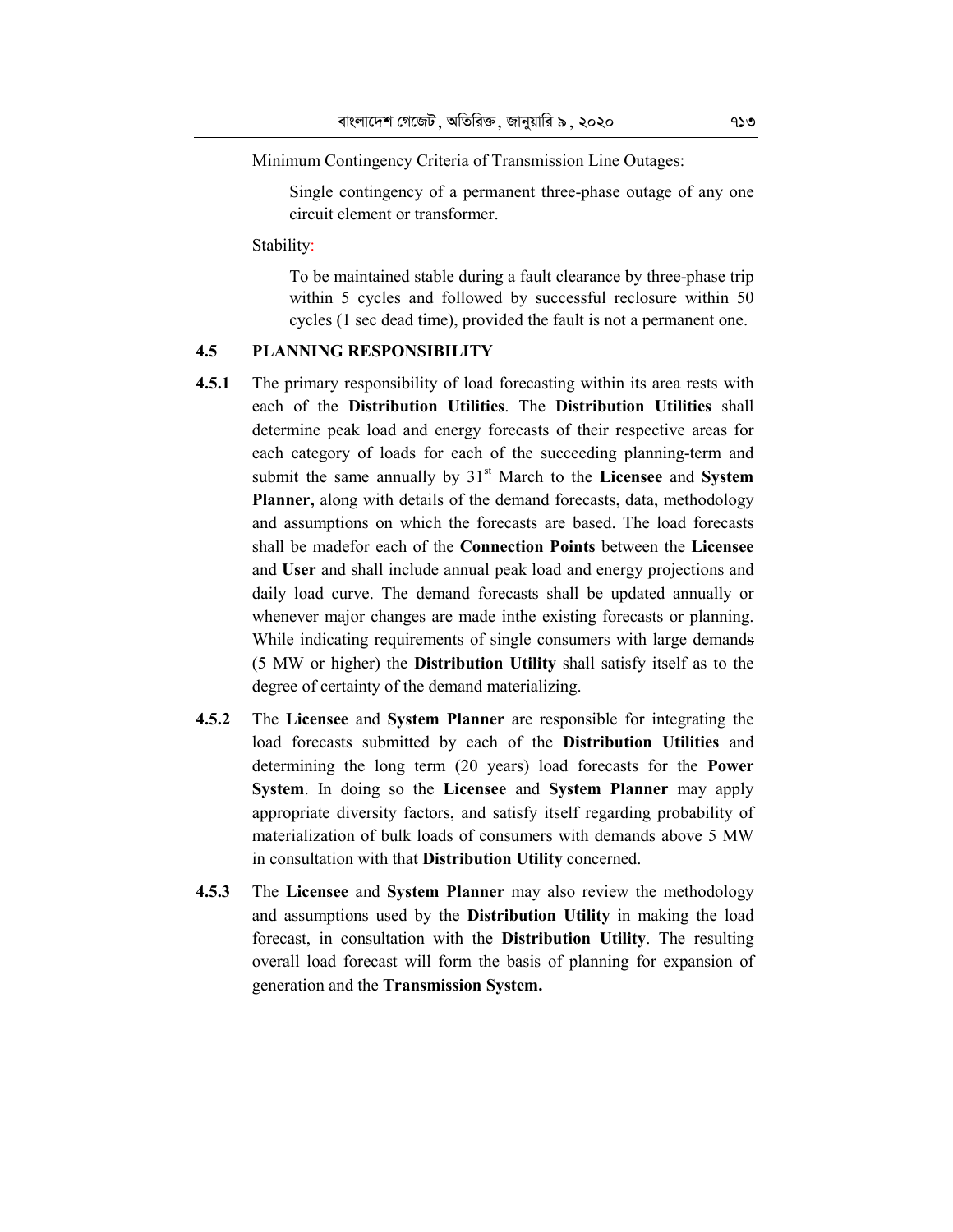Minimum Contingency Criteria of Transmission Line Outages:

Single contingency of a permanent three-phase outage of any one circuit element or transformer.

Stability:

To be maintained stable during a fault clearance by three-phase trip within 5 cycles and followed by successful reclosure within 50 cycles (1 sec dead time), provided the fault is not a permanent one.

### 4.5 PLANNING RESPONSIBILITY

**4.5.1** The primary responsibility of load forecasting within its area rests with each of the **Distribution Utilities**. The **Distribution Utilities** shall determine peak load and energy forecasts of their respective areas for each category of loads for each of the succeeding planning-term and submit the same annually by 31st March to the **Licensee** and **System Planner,** along with details of the demand forecasts, data, methodology and assumptions on which the forecasts are based. The load forecasts shall be madefor each of the **Connection Points** between the **Licensee** and **User** and shall include annual peak load and energy projections and daily load curve. The demand forecasts shall be updated annually or whenever major changes are made inthe existing forecasts or planning. While indicating requirements of single consumers with large demands (5 MW or higher) the **Distribution Utility** shall satisfy itself as to the degree of certainty of the demand materializing.

**4.5.2** The **Licensee** and **System Planner** are responsible for integrating the load forecasts submitted by each of the **Distribution Utilities** and determining the long term (20 years) load forecasts for the **Power System**. In doing so the **Licensee** and **System Planner** may apply appropriate diversity factors, and satisfy itself regarding probability of materialization of bulk loads of consumers with demands above 5 MW in consultation with that **Distribution Utility** concerned.

**4.5.3** The **Licensee** and **System Planner** may also review the methodology and assumptions used by the **Distribution Utility** in making the load forecast, in consultation with the **Distribution Utility**. The resulting overall load forecast will form the basis of planning for expansion of generation and the **Transmission System.**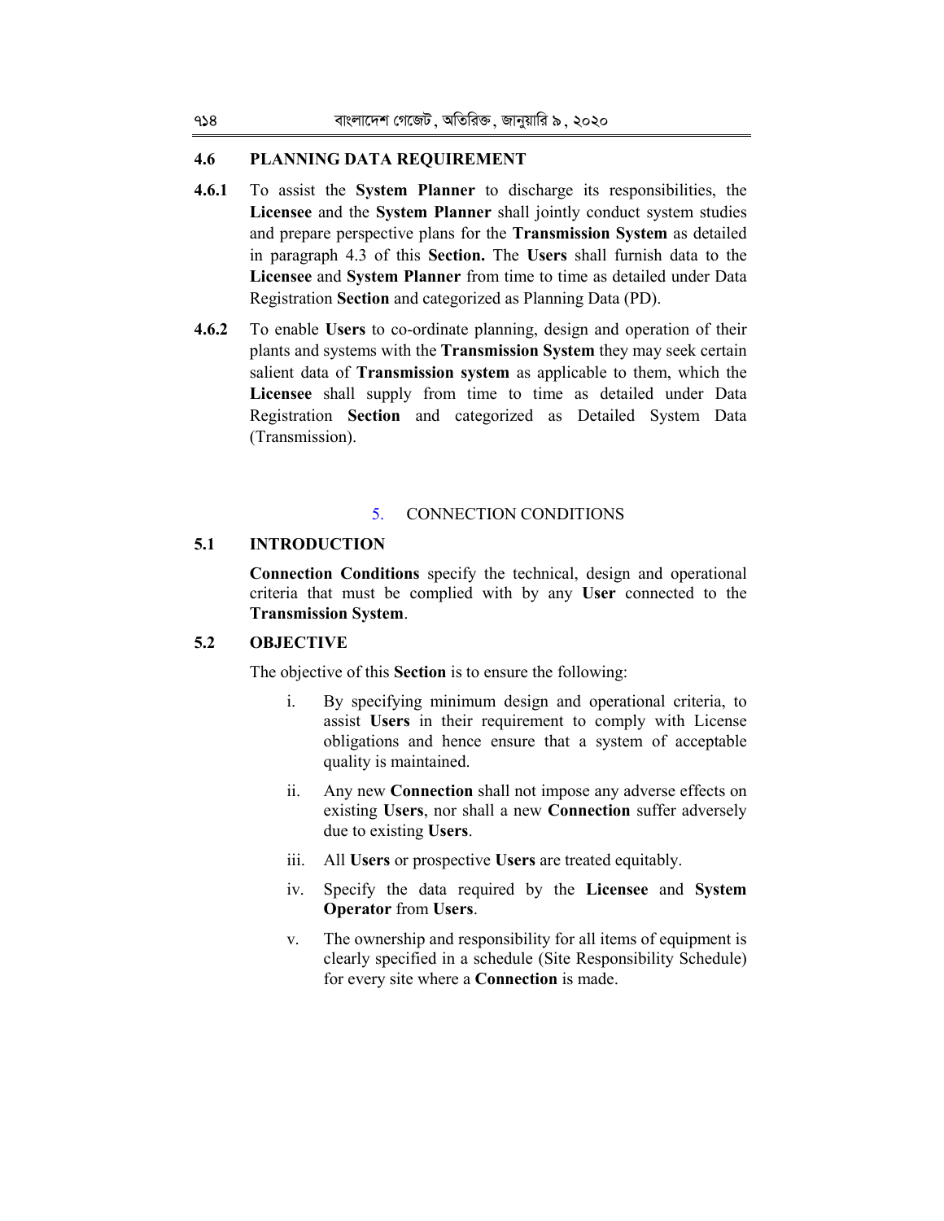### 4.6 PLANNING DATA REQUIREMENT

**4.6.1** To assist the **System Planner** to discharge its responsibilities, the **Licensee** and the **System Planner** shall jointly conduct system studies and prepare perspective plans for the **Transmission System** as detailed in paragraph 4.3 of this **Section.** The **Users** shall furnish data to the **Licensee** and **System Planner** from time to time as detailed under Data Registration **Section** and categorized as Planning Data (PD).

**4.6.2** To enable **Users** to co-ordinate planning, design and operation of their plants and systems with the **Transmission System** they may seek certain salient data of **Transmission system** as applicable to them, which the **Licensee** shall supply from time to time as detailed under Data Registration **Section** and categorized as Detailed System Data (Transmission).

## 5. CONNECTION CONDITIONS

### 5.1 INTRODUCTION

**Connection Conditions** specify the technical, design and operational criteria that must be complied with by any **User** connected to the **Transmission System**.

### 5.2 OBJECTIVE

The objective of this **Section** is to ensure the following:

i. By specifying minimum design and operational criteria, to assist **Users** in their requirement to comply with License obligations and hence ensure that a system of acceptable quality is maintained.

ii. Any new **Connection** shall not impose any adverse effects on existing **Users**, nor shall a new **Connection** suffer adversely due to existing **Users**.

iii. All **Users** or prospective **Users** are treated equitably.

iv. Specify the data required by the **Licensee** and **System Operator** from **Users**.

v. The ownership and responsibility for all items of equipment is clearly specified in a schedule (Site Responsibility Schedule) for every site where a **Connection** is made.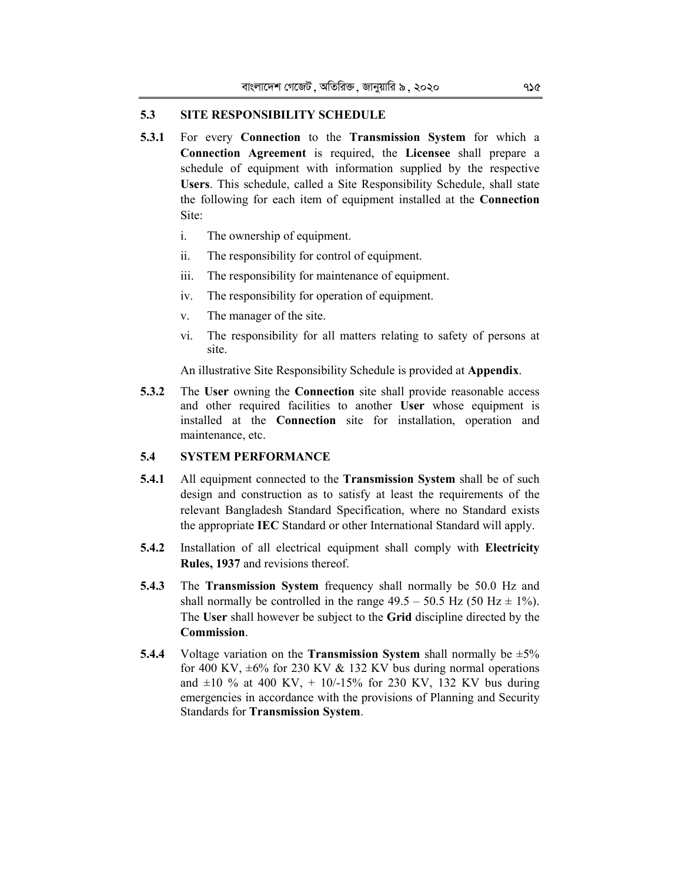## 5.3 SITE RESPONSIBILITY SCHEDULE

**5.3.1** For every **Connection** to the **Transmission System** for which a **Connection Agreement** is required, the **Licensee** shall prepare a schedule of equipment with information supplied by the respective **Users**. This schedule, called a Site Responsibility Schedule, shall state the following for each item of equipment installed at the **Connection** Site:

i. The ownership of equipment.

ii. The responsibility for control of equipment.

iii. The responsibility for maintenance of equipment.

iv. The responsibility for operation of equipment.

v. The manager of the site.

vi. The responsibility for all matters relating to safety of persons at site.

An illustrative Site Responsibility Schedule is provided at **Appendix**.

**5.3.2** The **User** owning the **Connection** site shall provide reasonable access and other required facilities to another **User** whose equipment is installed at the **Connection** site for installation, operation and maintenance, etc.

## 5.4 SYSTEM PERFORMANCE

**5.4.1** All equipment connected to the **Transmission System** shall be of such design and construction as to satisfy at least the requirements of the relevant Bangladesh Standard Specification, where no Standard exists the appropriate **IEC** Standard or other International Standard will apply.

**5.4.2** Installation of all electrical equipment shall comply with **Electricity Rules, 1937** and revisions thereof.

**5.4.3** The **Transmission System** frequency shall normally be 50.0 Hz and shall normally be controlled in the range 49.5 – 50.5 Hz (50 Hz ± 1%). The **User** shall however be subject to the **Grid** discipline directed by the **Commission**.

**5.4.4** Voltage variation on the **Transmission System** shall normally be ±5% for 400 KV, ±6% for 230 KV & 132 KV bus during normal operations and ±10 % at 400 KV, + 10/-15% for 230 KV, 132 KV bus during emergencies in accordance with the provisions of Planning and Security Standards for **Transmission System**.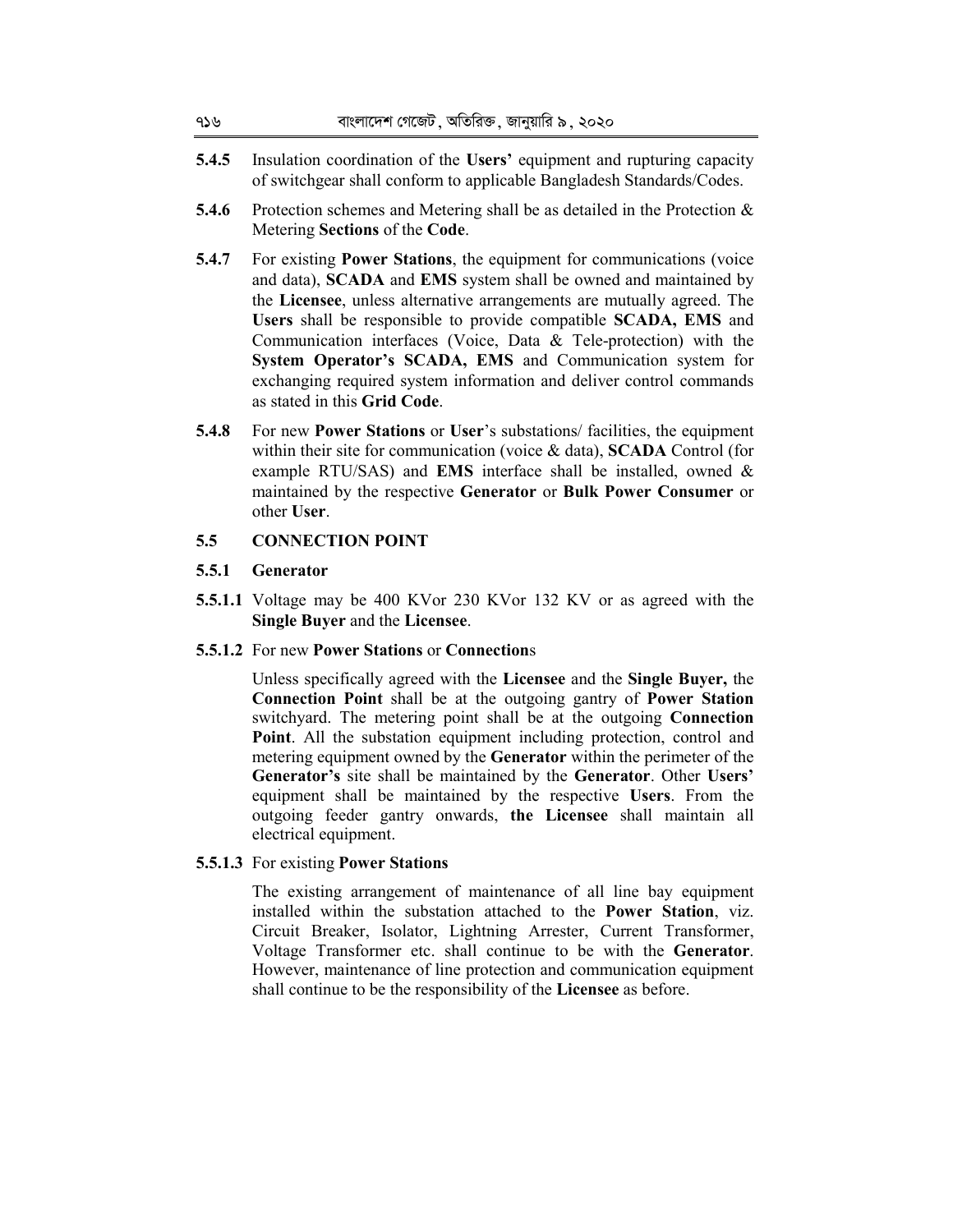**5.4.5** Insulation coordination of the **Users'** equipment and rupturing capacity of switchgear shall conform to applicable Bangladesh Standards/Codes.

**5.4.6** Protection schemes and Metering shall be as detailed in the Protection & Metering **Sections** of the **Code**.

**5.4.7** For existing **Power Stations**, the equipment for communications (voice and data), **SCADA** and **EMS** system shall be owned and maintained by the **Licensee**, unless alternative arrangements are mutually agreed. The **Users** shall be responsible to provide compatible **SCADA, EMS** and Communication interfaces (Voice, Data & Tele-protection) with the **System Operator's SCADA, EMS** and Communication system for exchanging required system information and deliver control commands as stated in this **Grid Code**.

**5.4.8** For new **Power Stations** or **User**'s substations/ facilities, the equipment within their site for communication (voice & data), **SCADA** Control (for example RTU/SAS) and **EMS** interface shall be installed, owned & maintained by the respective **Generator** or **Bulk Power Consumer** or other **User**.

## 5.5 CONNECTION POINT

### 5.5.1 Generator

**5.5.1.1** Voltage may be 400 KVor 230 KVor 132 KV or as agreed with the **Single Buyer** and the **Licensee**.

**5.5.1.2** For new **Power Stations** or **Connection**s

Unless specifically agreed with the **Licensee** and the **Single Buyer,** the **Connection Point** shall be at the outgoing gantry of **Power Station** switchyard. The metering point shall be at the outgoing **Connection Point**. All the substation equipment including protection, control and metering equipment owned by the **Generator** within the perimeter of the **Generator's** site shall be maintained by the **Generator**. Other **Users'** equipment shall be maintained by the respective **Users**. From the outgoing feeder gantry onwards, **the Licensee** shall maintain all electrical equipment.

**5.5.1.3** For existing **Power Stations**

The existing arrangement of maintenance of all line bay equipment installed within the substation attached to the **Power Station**, viz. Circuit Breaker, Isolator, Lightning Arrester, Current Transformer, Voltage Transformer etc. shall continue to be with the **Generator**. However, maintenance of line protection and communication equipment shall continue to be the responsibility of the **Licensee** as before.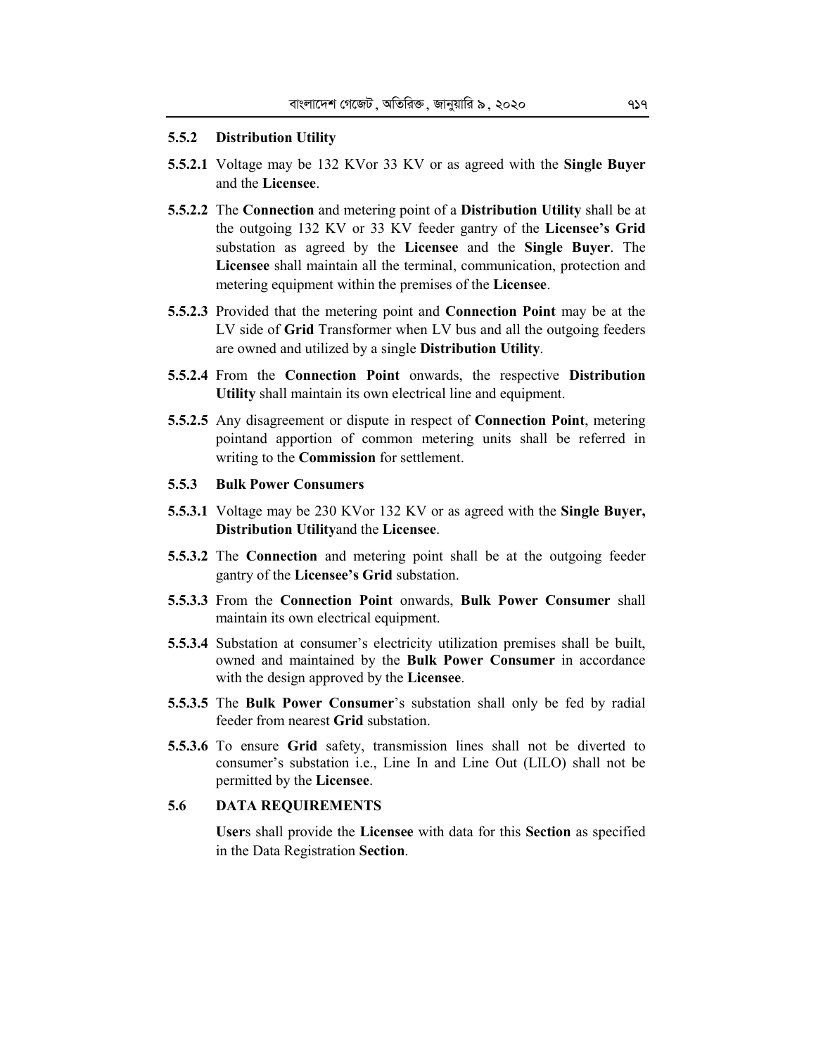### 5.5.2 Distribution Utility

**5.5.2.1** Voltage may be 132 KVor 33 KV or as agreed with the **Single Buyer** and the **Licensee**.

**5.5.2.2** The **Connection** and metering point of a **Distribution Utility** shall be at the outgoing 132 KV or 33 KV feeder gantry of the **Licensee's Grid** substation as agreed by the **Licensee** and the **Single Buyer**. The **Licensee** shall maintain all the terminal, communication, protection and metering equipment within the premises of the **Licensee**.

**5.5.2.3** Provided that the metering point and **Connection Point** may be at the LV side of **Grid** Transformer when LV bus and all the outgoing feeders are owned and utilized by a single **Distribution Utility**.

**5.5.2.4** From the **Connection Point** onwards, the respective **Distribution Utility** shall maintain its own electrical line and equipment.

**5.5.2.5** Any disagreement or dispute in respect of **Connection Point**, metering pointand apportion of common metering units shall be referred in writing to the **Commission** for settlement.

### 5.5.3 Bulk Power Consumers

**5.5.3.1** Voltage may be 230 KVor 132 KV or as agreed with the **Single Buyer, Distribution Utility**and the **Licensee**.

**5.5.3.2** The **Connection** and metering point shall be at the outgoing feeder gantry of the **Licensee's Grid** substation.

**5.5.3.3** From the **Connection Point** onwards, **Bulk Power Consumer** shall maintain its own electrical equipment.

**5.5.3.4** Substation at consumer's electricity utilization premises shall be built, owned and maintained by the **Bulk Power Consumer** in accordance with the design approved by the **Licensee**.

**5.5.3.5** The **Bulk Power Consumer**'s substation shall only be fed by radial feeder from nearest **Grid** substation.

**5.5.3.6** To ensure **Grid** safety, transmission lines shall not be diverted to consumer's substation i.e., Line In and Line Out (LILO) shall not be permitted by the **Licensee**.

## 5.6 DATA REQUIREMENTS

**User**s shall provide the **Licensee** with data for this **Section** as specified in the Data Registration **Section**.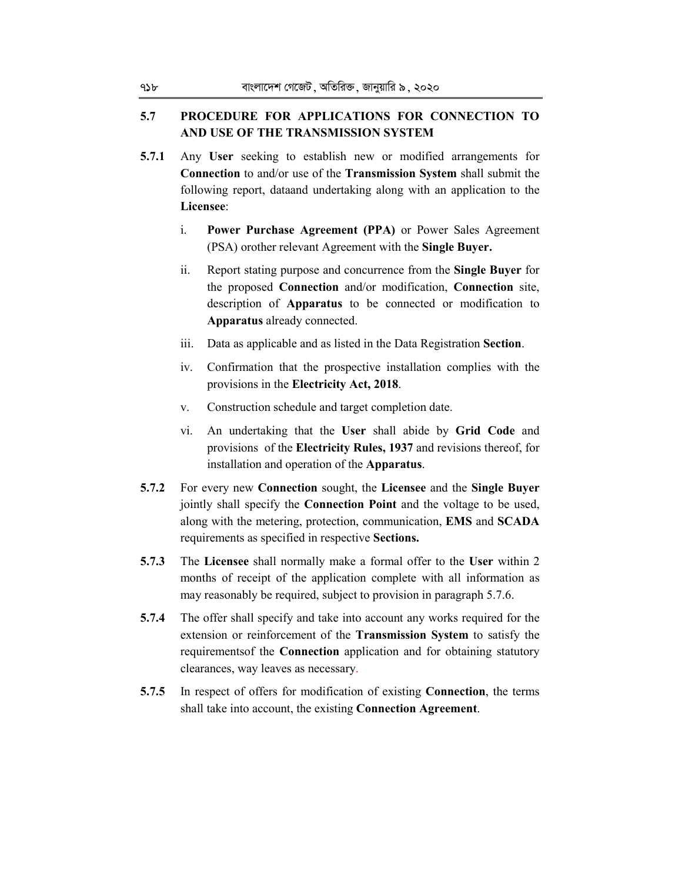## 5.7 PROCEDURE FOR APPLICATIONS FOR CONNECTION TO AND USE OF THE TRANSMISSION SYSTEM

**5.7.1** Any **User** seeking to establish new or modified arrangements for **Connection** to and/or use of the **Transmission System** shall submit the following report, dataand undertaking along with an application to the **Licensee**:

i. **Power Purchase Agreement (PPA)** or Power Sales Agreement (PSA) orother relevant Agreement with the **Single Buyer.**

ii. Report stating purpose and concurrence from the **Single Buyer** for the proposed **Connection** and/or modification, **Connection** site, description of **Apparatus** to be connected or modification to **Apparatus** already connected.

iii. Data as applicable and as listed in the Data Registration **Section**.

iv. Confirmation that the prospective installation complies with the provisions in the **Electricity Act, 2018**.

v. Construction schedule and target completion date.

vi. An undertaking that the **User** shall abide by **Grid Code** and provisions of the **Electricity Rules, 1937** and revisions thereof, for installation and operation of the **Apparatus**.

**5.7.2** For every new **Connection** sought, the **Licensee** and the **Single Buyer** jointly shall specify the **Connection Point** and the voltage to be used, along with the metering, protection, communication, **EMS** and **SCADA** requirements as specified in respective **Sections.**

**5.7.3** The **Licensee** shall normally make a formal offer to the **User** within 2 months of receipt of the application complete with all information as may reasonably be required, subject to provision in paragraph 5.7.6.

**5.7.4** The offer shall specify and take into account any works required for the extension or reinforcement of the **Transmission System** to satisfy the requirementsof the **Connection** application and for obtaining statutory clearances, way leaves as necessary.

**5.7.5** In respect of offers for modification of existing **Connection**, the terms shall take into account, the existing **Connection Agreement**.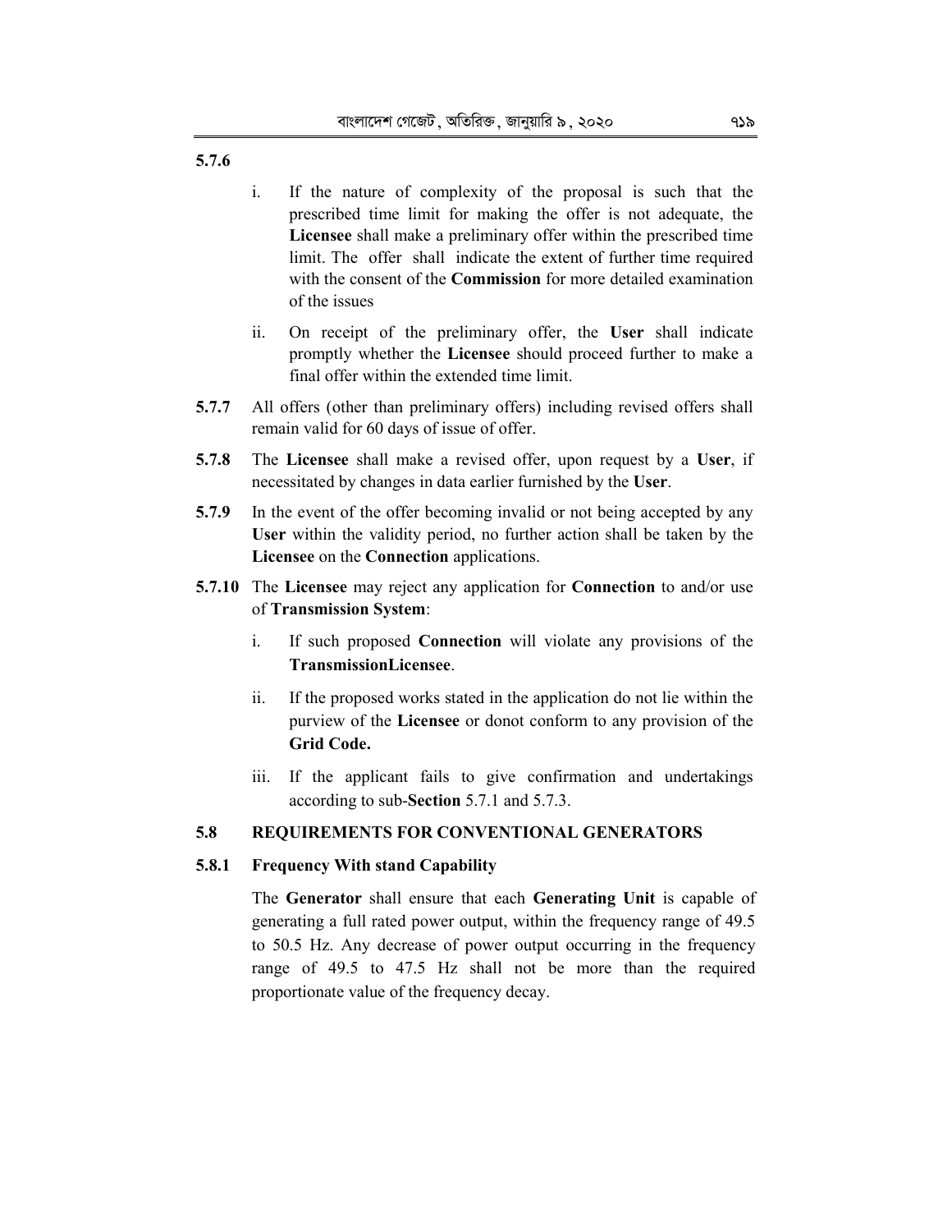**5.7.6**

i. If the nature of complexity of the proposal is such that the prescribed time limit for making the offer is not adequate, the **Licensee** shall make a preliminary offer within the prescribed time limit. The offer shall indicate the extent of further time required with the consent of the **Commission** for more detailed examination of the issues

ii. On receipt of the preliminary offer, the **User** shall indicate promptly whether the **Licensee** should proceed further to make a final offer within the extended time limit.

**5.7.7** All offers (other than preliminary offers) including revised offers shall remain valid for 60 days of issue of offer.

**5.7.8** The **Licensee** shall make a revised offer, upon request by a **User**, if necessitated by changes in data earlier furnished by the **User**.

**5.7.9** In the event of the offer becoming invalid or not being accepted by any **User** within the validity period, no further action shall be taken by the **Licensee** on the **Connection** applications.

**5.7.10** The **Licensee** may reject any application for **Connection** to and/or use of **Transmission System**:

i. If such proposed **Connection** will violate any provisions of the **TransmissionLicensee**.

ii. If the proposed works stated in the application do not lie within the purview of the **Licensee** or donot conform to any provision of the **Grid Code.**

iii. If the applicant fails to give confirmation and undertakings according to sub-**Section** 5.7.1 and 5.7.3.

## 5.8 REQUIREMENTS FOR CONVENTIONAL GENERATORS

### 5.8.1 Frequency With stand Capability

The **Generator** shall ensure that each **Generating Unit** is capable of generating a full rated power output, within the frequency range of 49.5 to 50.5 Hz. Any decrease of power output occurring in the frequency range of 49.5 to 47.5 Hz shall not be more than the required proportionate value of the frequency decay.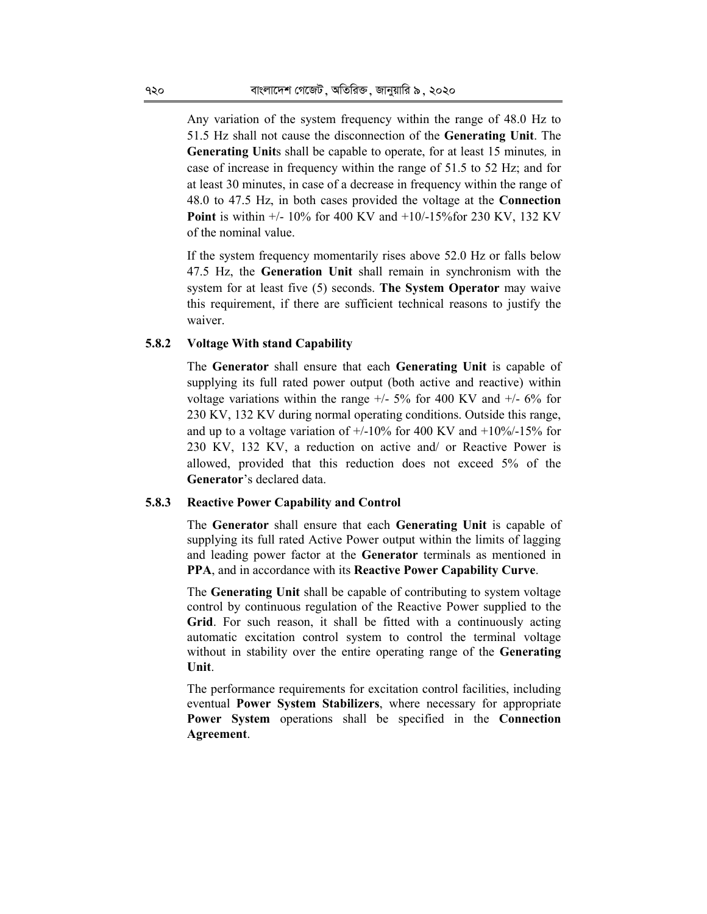Any variation of the system frequency within the range of 48.0 Hz to 51.5 Hz shall not cause the disconnection of the **Generating Unit**. The **Generating Unit**s shall be capable to operate, for at least 15 minutes*,* in case of increase in frequency within the range of 51.5 to 52 Hz; and for at least 30 minutes, in case of a decrease in frequency within the range of 48.0 to 47.5 Hz, in both cases provided the voltage at the **Connection Point** is within +/- 10% for 400 KV and +10/-15%for 230 KV, 132 KV of the nominal value.

If the system frequency momentarily rises above 52.0 Hz or falls below 47.5 Hz, the **Generation Unit** shall remain in synchronism with the system for at least five (5) seconds. **The System Operator** may waive this requirement, if there are sufficient technical reasons to justify the waiver.

### 5.8.2 Voltage With stand Capability

The **Generator** shall ensure that each **Generating Unit** is capable of supplying its full rated power output (both active and reactive) within voltage variations within the range +/- 5% for 400 KV and +/- 6% for 230 KV, 132 KV during normal operating conditions. Outside this range, and up to a voltage variation of +/-10% for 400 KV and +10%/-15% for 230 KV, 132 KV, a reduction on active and/ or Reactive Power is allowed, provided that this reduction does not exceed 5% of the **Generator**'s declared data.

### 5.8.3 Reactive Power Capability and Control

The **Generator** shall ensure that each **Generating Unit** is capable of supplying its full rated Active Power output within the limits of lagging and leading power factor at the **Generator** terminals as mentioned in **PPA**, and in accordance with its **Reactive Power Capability Curve**.

The **Generating Unit** shall be capable of contributing to system voltage control by continuous regulation of the Reactive Power supplied to the **Grid**. For such reason, it shall be fitted with a continuously acting automatic excitation control system to control the terminal voltage without in stability over the entire operating range of the **Generating Unit**.

The performance requirements for excitation control facilities, including eventual **Power System Stabilizers**, where necessary for appropriate **Power System** operations shall be specified in the **Connection Agreement**.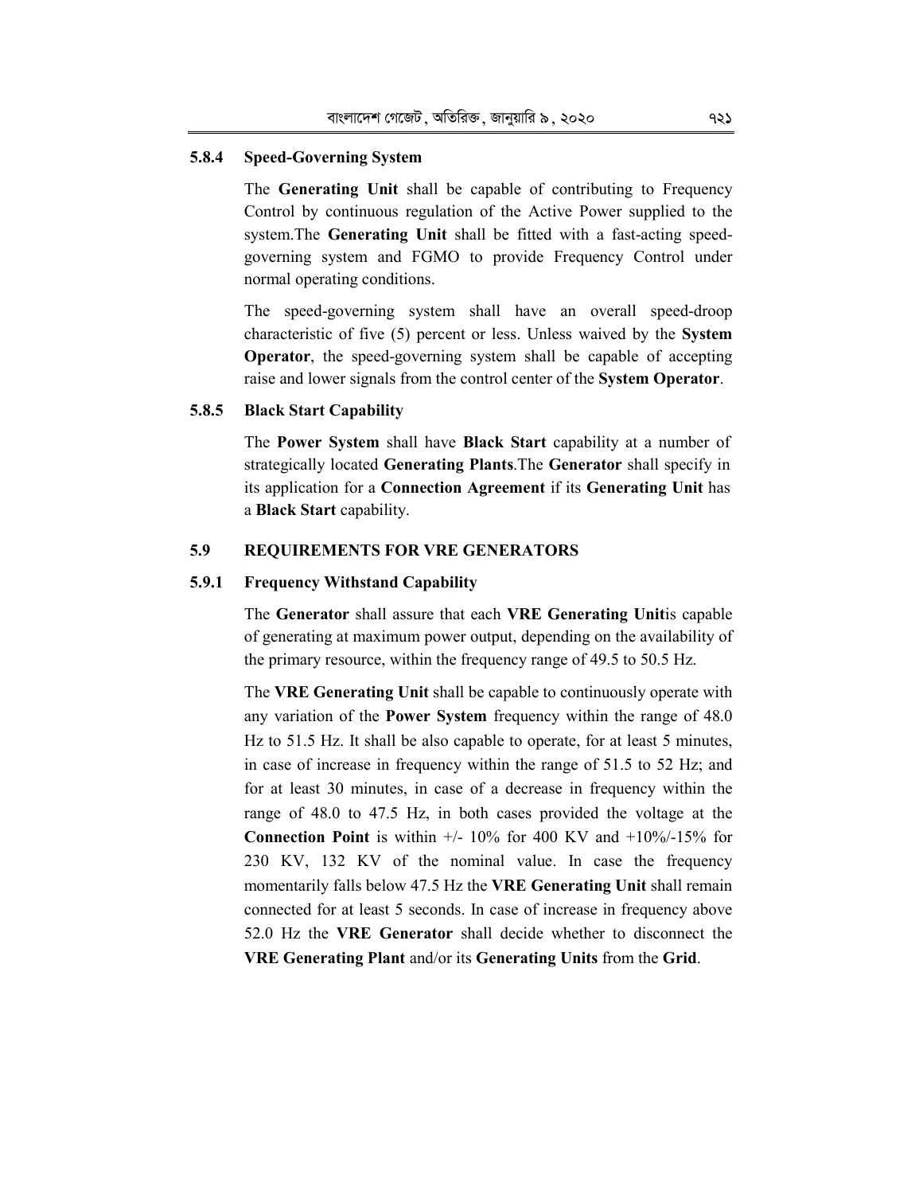### 5.8.4 Speed-Governing System

The **Generating Unit** shall be capable of contributing to Frequency Control by continuous regulation of the Active Power supplied to the system.The **Generating Unit** shall be fitted with a fast-acting speed-governing system and FGMO to provide Frequency Control under normal operating conditions.

The speed-governing system shall have an overall speed-droop characteristic of five (5) percent or less. Unless waived by the **System Operator**, the speed-governing system shall be capable of accepting raise and lower signals from the control center of the **System Operator**.

### 5.8.5 Black Start Capability

The **Power System** shall have **Black Start** capability at a number of strategically located **Generating Plants**.The **Generator** shall specify in its application for a **Connection Agreement** if its **Generating Unit** has a **Black Start** capability.

## 5.9 REQUIREMENTS FOR VRE GENERATORS

### 5.9.1 Frequency Withstand Capability

The **Generator** shall assure that each **VRE Generating Unit**is capable of generating at maximum power output, depending on the availability of the primary resource, within the frequency range of 49.5 to 50.5 Hz.

The **VRE Generating Unit** shall be capable to continuously operate with any variation of the **Power System** frequency within the range of 48.0 Hz to 51.5 Hz. It shall be also capable to operate, for at least 5 minutes, in case of increase in frequency within the range of 51.5 to 52 Hz; and for at least 30 minutes, in case of a decrease in frequency within the range of 48.0 to 47.5 Hz, in both cases provided the voltage at the **Connection Point** is within +/- 10% for 400 KV and +10%/-15% for 230 KV, 132 KV of the nominal value. In case the frequency momentarily falls below 47.5 Hz the **VRE Generating Unit** shall remain connected for at least 5 seconds. In case of increase in frequency above 52.0 Hz the **VRE Generator** shall decide whether to disconnect the **VRE Generating Plant** and/or its **Generating Units** from the **Grid**.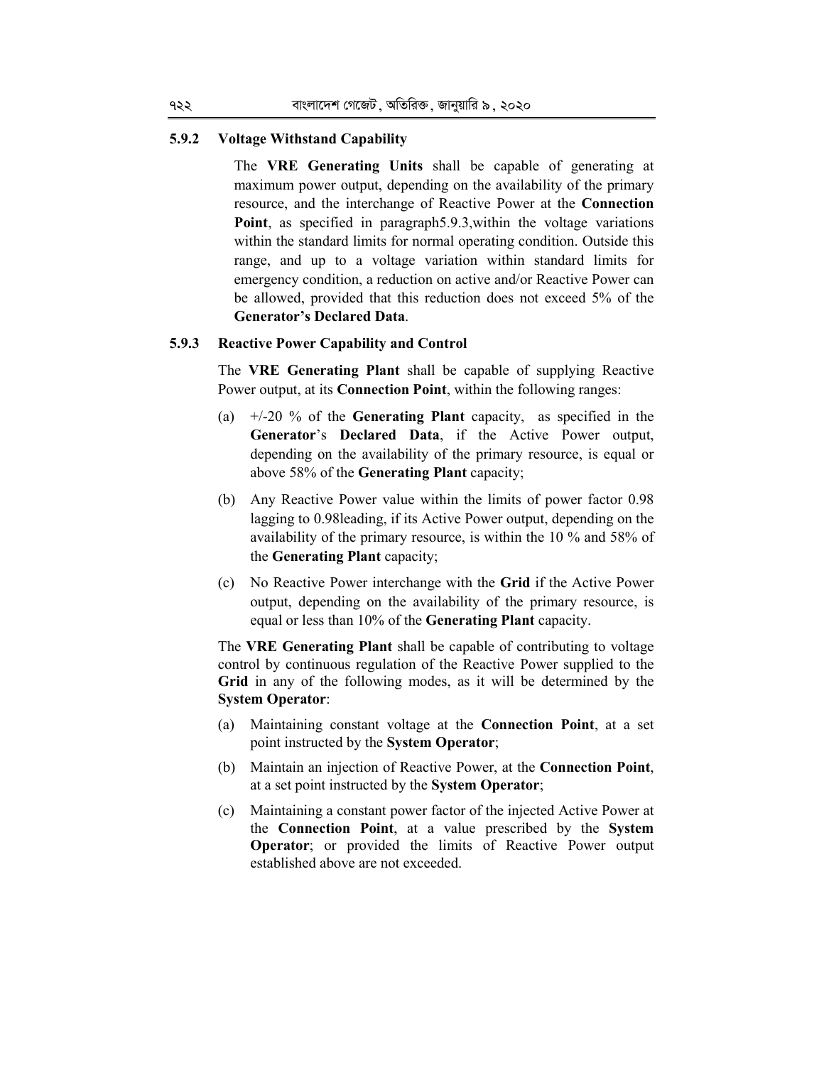### 5.9.2 Voltage Withstand Capability

The **VRE Generating Units** shall be capable of generating at maximum power output, depending on the availability of the primary resource, and the interchange of Reactive Power at the **Connection Point**, as specified in paragraph5.9.3,within the voltage variations within the standard limits for normal operating condition. Outside this range, and up to a voltage variation within standard limits for emergency condition, a reduction on active and/or Reactive Power can be allowed, provided that this reduction does not exceed 5% of the **Generator's Declared Data**.

### 5.9.3 Reactive Power Capability and Control

The **VRE Generating Plant** shall be capable of supplying Reactive Power output, at its **Connection Point**, within the following ranges:

(a) +/-20 % of the **Generating Plant** capacity, as specified in the **Generator**'s **Declared Data**, if the Active Power output, depending on the availability of the primary resource, is equal or above 58% of the **Generating Plant** capacity;

(b) Any Reactive Power value within the limits of power factor 0.98 lagging to 0.98leading, if its Active Power output, depending on the availability of the primary resource, is within the 10 % and 58% of the **Generating Plant** capacity;

(c) No Reactive Power interchange with the **Grid** if the Active Power output, depending on the availability of the primary resource, is equal or less than 10% of the **Generating Plant** capacity.

The **VRE Generating Plant** shall be capable of contributing to voltage control by continuous regulation of the Reactive Power supplied to the **Grid** in any of the following modes, as it will be determined by the **System Operator**:

(a) Maintaining constant voltage at the **Connection Point**, at a set point instructed by the **System Operator**;

(b) Maintain an injection of Reactive Power, at the **Connection Point**, at a set point instructed by the **System Operator**;

(c) Maintaining a constant power factor of the injected Active Power at the **Connection Point**, at a value prescribed by the **System Operator**; or provided the limits of Reactive Power output established above are not exceeded.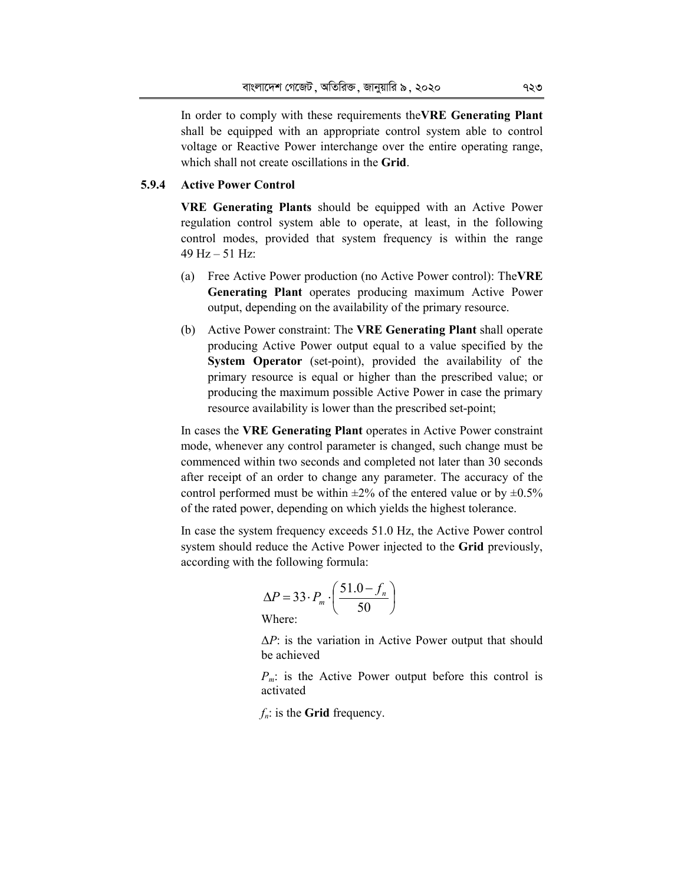In order to comply with these requirements the**VRE Generating Plant** shall be equipped with an appropriate control system able to control voltage or Reactive Power interchange over the entire operating range, which shall not create oscillations in the **Grid**.

### 5.9.4 Active Power Control

**VRE Generating Plants** should be equipped with an Active Power regulation control system able to operate, at least, in the following control modes, provided that system frequency is within the range 49 Hz – 51 Hz:

(a) Free Active Power production (no Active Power control): The**VRE Generating Plant** operates producing maximum Active Power output, depending on the availability of the primary resource.

(b) Active Power constraint: The **VRE Generating Plant** shall operate producing Active Power output equal to a value specified by the **System Operator** (set-point), provided the availability of the primary resource is equal or higher than the prescribed value; or producing the maximum possible Active Power in case the primary resource availability is lower than the prescribed set-point;

In cases the **VRE Generating Plant** operates in Active Power constraint mode, whenever any control parameter is changed, such change must be commenced within two seconds and completed not later than 30 seconds after receipt of an order to change any parameter. The accuracy of the control performed must be within ±2% of the entered value or by ±0.5% of the rated power, depending on which yields the highest tolerance.

In case the system frequency exceeds 51.0 Hz, the Active Power control system should reduce the Active Power injected to the **Grid** previously, according with the following formula:

$$\Delta P = 33 \cdot P_m \cdot \left( \frac{51.0 - f_n}{50} \right)$$

Where:

$\Delta P$: is the variation in Active Power output that should be achieved

$P_m$: is the Active Power output before this control is activated

$f_n$: is the **Grid** frequency.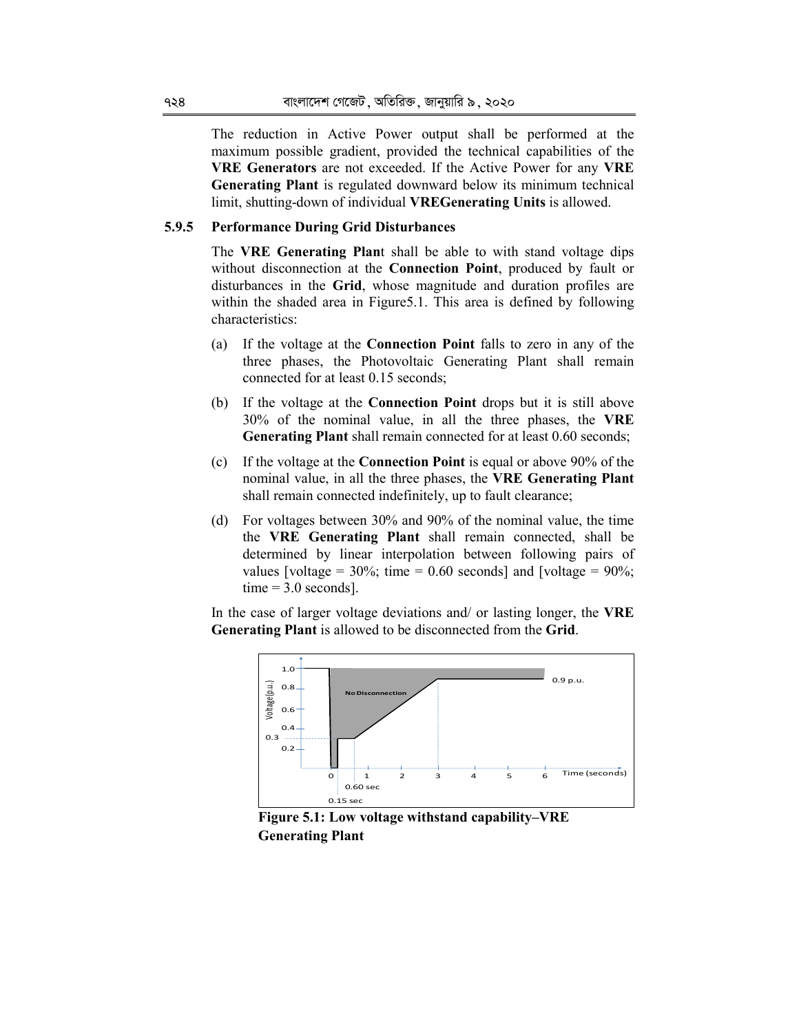The reduction in Active Power output shall be performed at the maximum possible gradient, provided the technical capabilities of the **VRE Generators** are not exceeded. If the Active Power for any **VRE Generating Plant** is regulated downward below its minimum technical limit, shutting-down of individual **VREGenerating Units** is allowed.

### 5.9.5 Performance During Grid Disturbances

The **VRE Generating Plan**t shall be able to with stand voltage dips without disconnection at the **Connection Point**, produced by fault or disturbances in the **Grid**, whose magnitude and duration profiles are within the shaded area in Figure5.1. This area is defined by following characteristics:

(a) If the voltage at the **Connection Point** falls to zero in any of the three phases, the Photovoltaic Generating Plant shall remain connected for at least 0.15 seconds;

(b) If the voltage at the **Connection Point** drops but it is still above 30% of the nominal value, in all the three phases, the **VRE Generating Plant** shall remain connected for at least 0.60 seconds;

(c) If the voltage at the **Connection Point** is equal or above 90% of the nominal value, in all the three phases, the **VRE Generating Plant** shall remain connected indefinitely, up to fault clearance;

(d) For voltages between 30% and 90% of the nominal value, the time the **VRE Generating Plant** shall remain connected, shall be determined by linear interpolation between following pairs of values [voltage = 30%; time = 0.60 seconds] and [voltage = 90%; time = 3.0 seconds].

In the case of larger voltage deviations and/ or lasting longer, the **VRE Generating Plant** is allowed to be disconnected from the **Grid**.

**Figure 5.1: Low voltage withstand capability–VRE Generating Plant**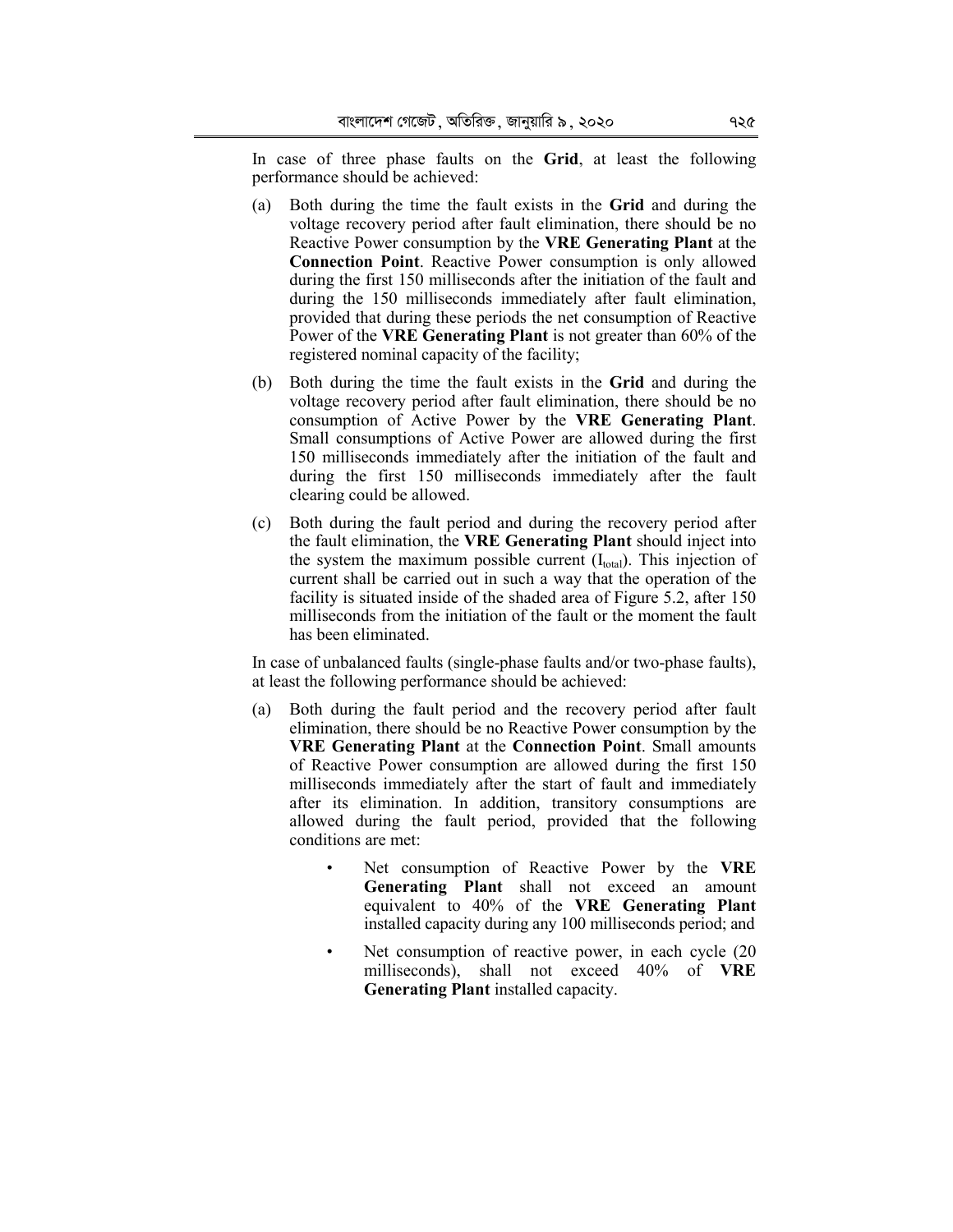In case of three phase faults on the **Grid**, at least the following performance should be achieved:

(a) Both during the time the fault exists in the **Grid** and during the voltage recovery period after fault elimination, there should be no Reactive Power consumption by the **VRE Generating Plant** at the **Connection Point**. Reactive Power consumption is only allowed during the first 150 milliseconds after the initiation of the fault and during the 150 milliseconds immediately after fault elimination, provided that during these periods the net consumption of Reactive Power of the **VRE Generating Plant** is not greater than 60% of the registered nominal capacity of the facility;

(b) Both during the time the fault exists in the **Grid** and during the voltage recovery period after fault elimination, there should be no consumption of Active Power by the **VRE Generating Plant**. Small consumptions of Active Power are allowed during the first 150 milliseconds immediately after the initiation of the fault and during the first 150 milliseconds immediately after the fault clearing could be allowed.

(c) Both during the fault period and during the recovery period after the fault elimination, the **VRE Generating Plant** should inject into the system the maximum possible current ($I_{total}$). This injection of current shall be carried out in such a way that the operation of the facility is situated inside of the shaded area of Figure 5.2, after 150 milliseconds from the initiation of the fault or the moment the fault has been eliminated.

In case of unbalanced faults (single-phase faults and/or two-phase faults), at least the following performance should be achieved:

(a) Both during the fault period and the recovery period after fault elimination, there should be no Reactive Power consumption by the **VRE Generating Plant** at the **Connection Point**. Small amounts of Reactive Power consumption are allowed during the first 150 milliseconds immediately after the start of fault and immediately after its elimination. In addition, transitory consumptions are allowed during the fault period, provided that the following conditions are met:

- Net consumption of Reactive Power by the **VRE Generating Plant** shall not exceed an amount equivalent to 40% of the **VRE Generating Plant** installed capacity during any 100 milliseconds period; and
- Net consumption of reactive power, in each cycle (20 milliseconds), shall not exceed 40% of **VRE Generating Plant** installed capacity.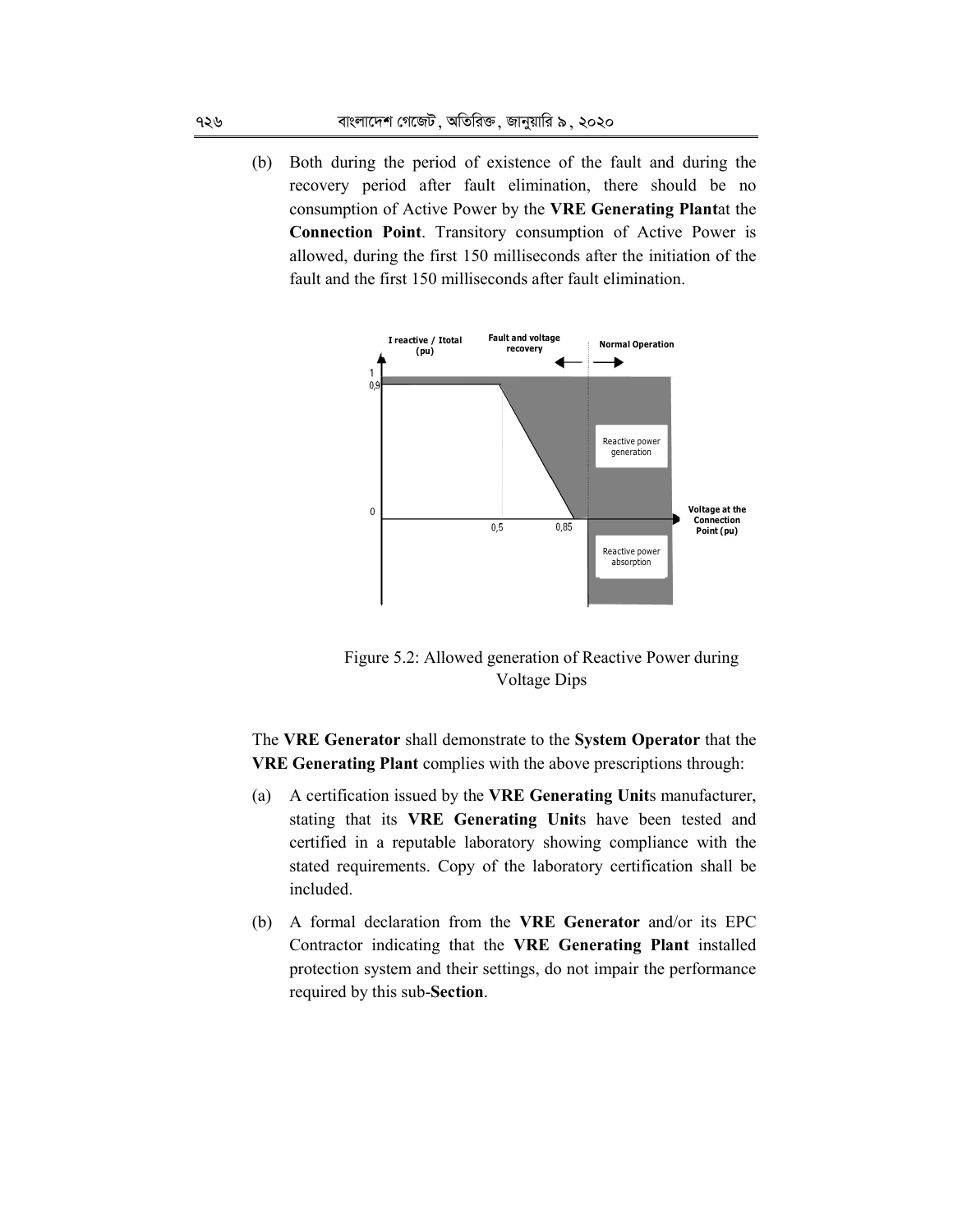(b) Both during the period of existence of the fault and during the recovery period after fault elimination, there should be no consumption of Active Power by the **VRE Generating Plant**at the **Connection Point**. Transitory consumption of Active Power is allowed, during the first 150 milliseconds after the initiation of the fault and the first 150 milliseconds after fault elimination.

Figure 5.2: Allowed generation of Reactive Power during Voltage Dips

The **VRE Generator** shall demonstrate to the **System Operator** that the **VRE Generating Plant** complies with the above prescriptions through:

(a) A certification issued by the **VRE Generating Unit**s manufacturer, stating that its **VRE Generating Unit**s have been tested and certified in a reputable laboratory showing compliance with the stated requirements. Copy of the laboratory certification shall be included.

(b) A formal declaration from the **VRE Generator** and/or its EPC Contractor indicating that the **VRE Generating Plant** installed protection system and their settings, do not impair the performance required by this sub-**Section**.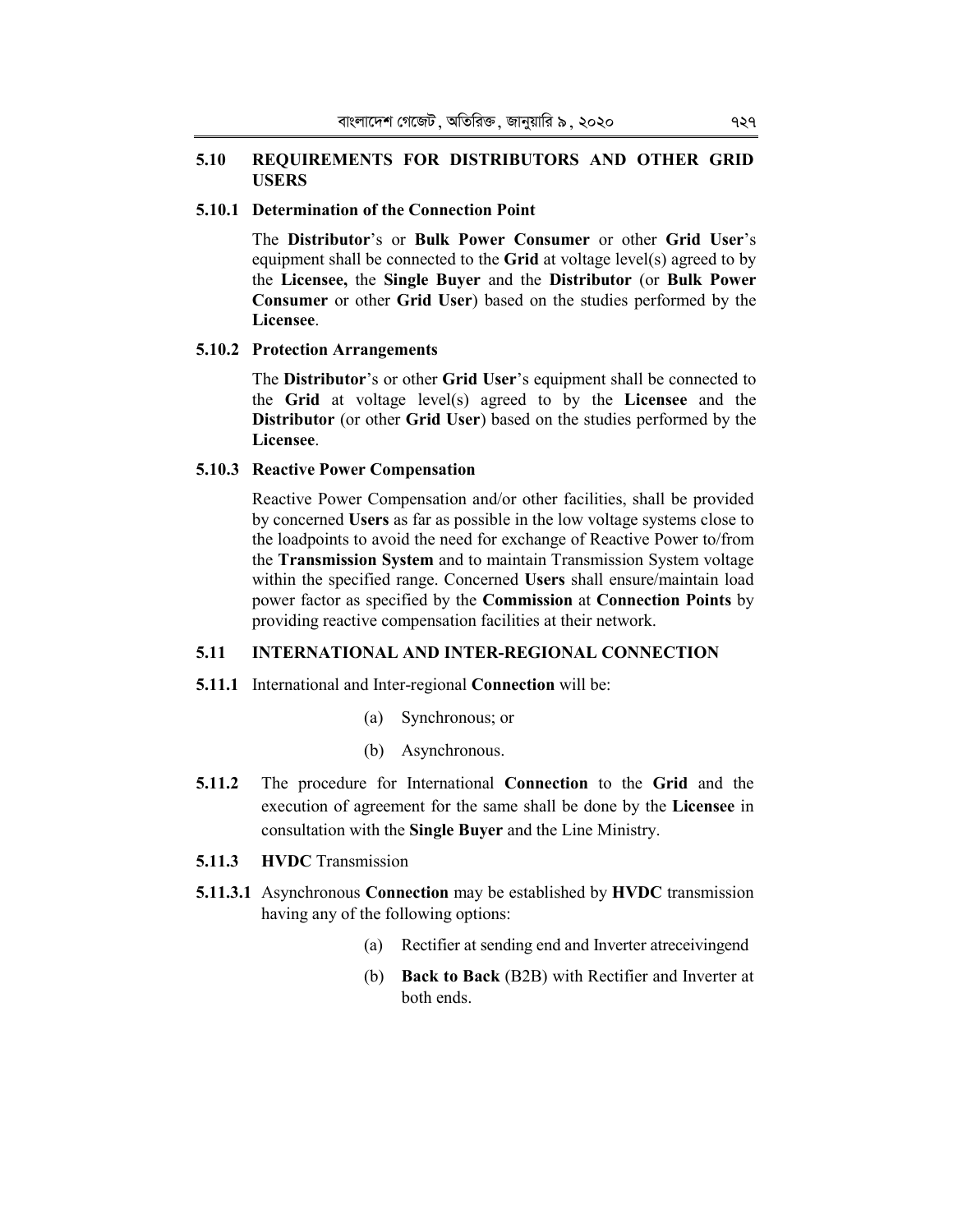## 5.10 REQUIREMENTS FOR DISTRIBUTORS AND OTHER GRID USERS

### 5.10.1 Determination of the Connection Point

The **Distributor**'s or **Bulk Power Consumer** or other **Grid User**'s equipment shall be connected to the **Grid** at voltage level(s) agreed to by the **Licensee,** the **Single Buyer** and the **Distributor** (or **Bulk Power Consumer** or other **Grid User**) based on the studies performed by the **Licensee**.

### 5.10.2 Protection Arrangements

The **Distributor**'s or other **Grid User**'s equipment shall be connected to the **Grid** at voltage level(s) agreed to by the **Licensee** and the **Distributor** (or other **Grid User**) based on the studies performed by the **Licensee**.

### 5.10.3 Reactive Power Compensation

Reactive Power Compensation and/or other facilities, shall be provided by concerned **Users** as far as possible in the low voltage systems close to the loadpoints to avoid the need for exchange of Reactive Power to/from the **Transmission System** and to maintain Transmission System voltage within the specified range. Concerned **Users** shall ensure/maintain load power factor as specified by the **Commission** at **Connection Points** by providing reactive compensation facilities at their network.

## 5.11 INTERNATIONAL AND INTER-REGIONAL CONNECTION

**5.11.1** International and Inter-regional **Connection** will be:

(a) Synchronous; or

(b) Asynchronous.

**5.11.2** The procedure for International **Connection** to the **Grid** and the execution of agreement for the same shall be done by the **Licensee** in consultation with the **Single Buyer** and the Line Ministry.

**5.11.3** **HVDC** Transmission

**5.11.3.1** Asynchronous **Connection** may be established by **HVDC** transmission having any of the following options:

(a) Rectifier at sending end and Inverter atreceivingend

(b) **Back to Back** (B2B) with Rectifier and Inverter at both ends.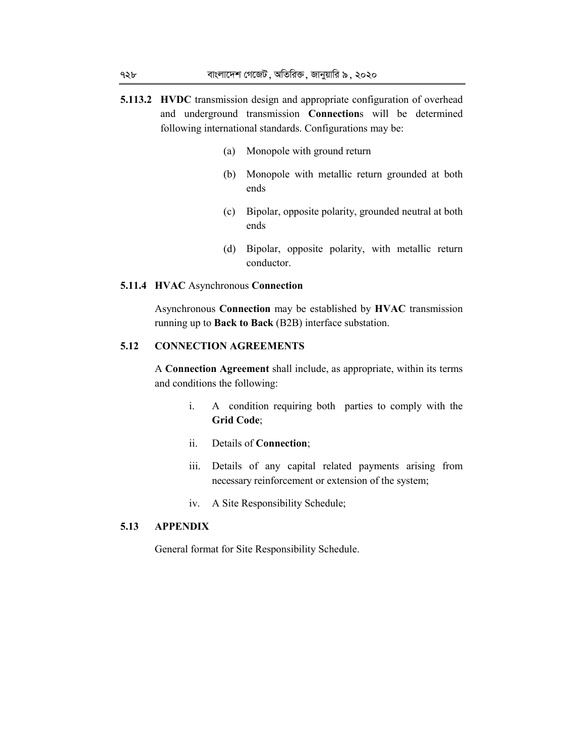**5.113.2 HVDC** transmission design and appropriate configuration of overhead and underground transmission **Connection**s will be determined following international standards. Configurations may be:

(a) Monopole with ground return

(b) Monopole with metallic return grounded at both ends

(c) Bipolar, opposite polarity, grounded neutral at both ends

(d) Bipolar, opposite polarity, with metallic return conductor.

**5.11.4 HVAC** Asynchronous **Connection**

Asynchronous **Connection** may be established by **HVAC** transmission running up to **Back to Back** (B2B) interface substation.

### 5.12 CONNECTION AGREEMENTS

A **Connection Agreement** shall include, as appropriate, within its terms and conditions the following:

i. A condition requiring both parties to comply with the **Grid Code**;

ii. Details of **Connection**;

iii. Details of any capital related payments arising from necessary reinforcement or extension of the system;

iv. A Site Responsibility Schedule;

### 5.13 APPENDIX

General format for Site Responsibility Schedule.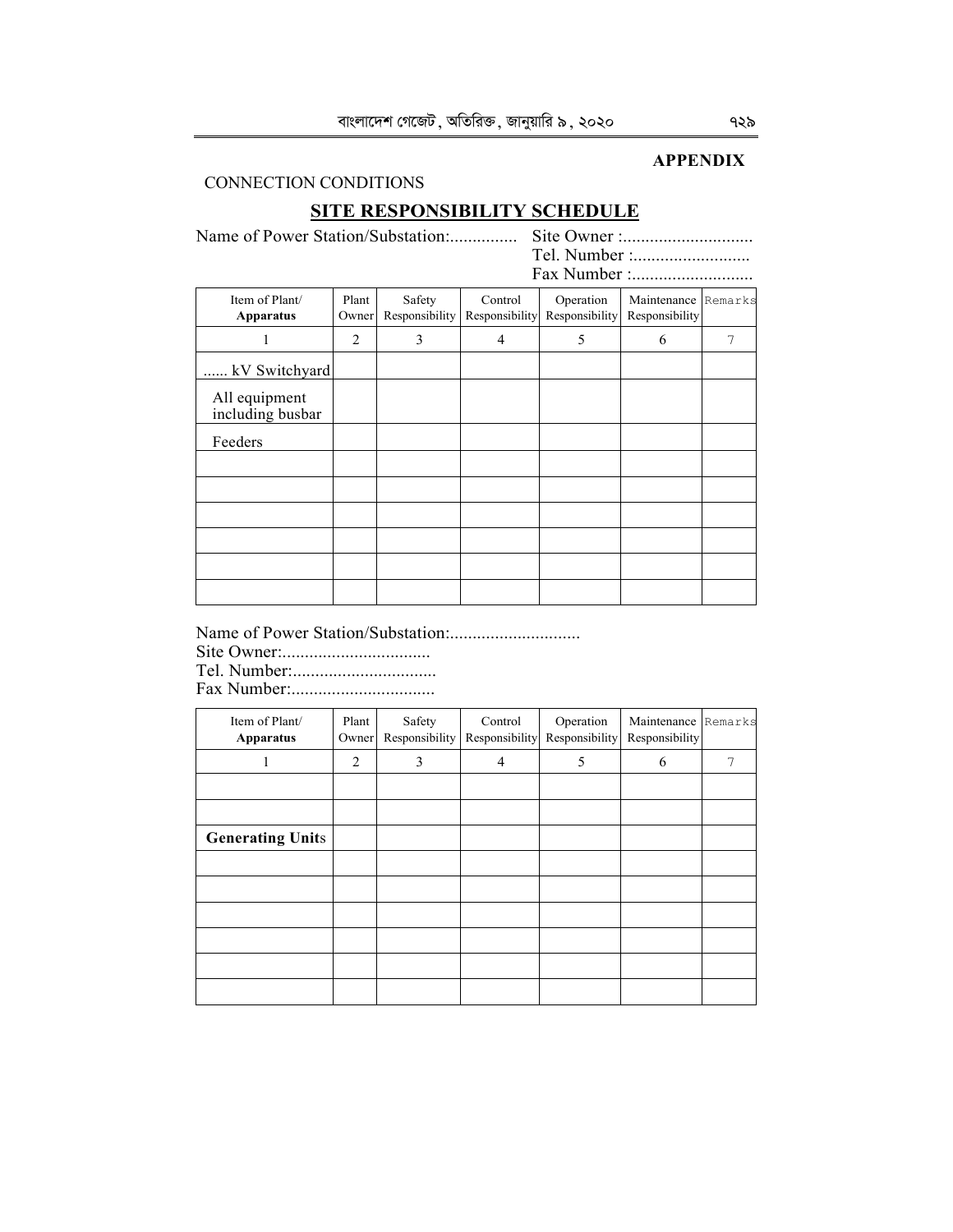**APPENDIX**

CONNECTION CONDITIONS

## SITE RESPONSIBILITY SCHEDULE

Name of Power Station/Substation:............... Site Owner :............................
Tel. Number :..........................
Fax Number :...........................

| Item of Plant/ **Apparatus** | Plant Owner | Safety Responsibility | Control Responsibility | Operation Responsibility | Maintenance Responsibility | Remarks |
|---|---|---|---|---|---|---|
| 1 | 2 | 3 | 4 | 5 | 6 | 7 |
| ...... kV Switchyard | | | | | | |
| All equipment including busbar | | | | | | |
| Feeders | | | | | | |
| | | | | | | |
| | | | | | | |
| | | | | | | |
| | | | | | | |
| | | | | | | |
| | | | | | | |

Name of Power Station/Substation:............................
Site Owner:.................................
Tel. Number:................................
Fax Number:................................

| Item of Plant/ **Apparatus** | Plant Owner | Safety Responsibility | Control Responsibility | Operation Responsibility | Maintenance Responsibility | Remarks |
|---|---|---|---|---|---|---|
| 1 | 2 | 3 | 4 | 5 | 6 | 7 |
| | | | | | | |
| | | | | | | |
| **Generating Units** | | | | | | |
| | | | | | | |
| | | | | | | |
| | | | | | | |
| | | | | | | |
| | | | | | | |
| | | | | | | |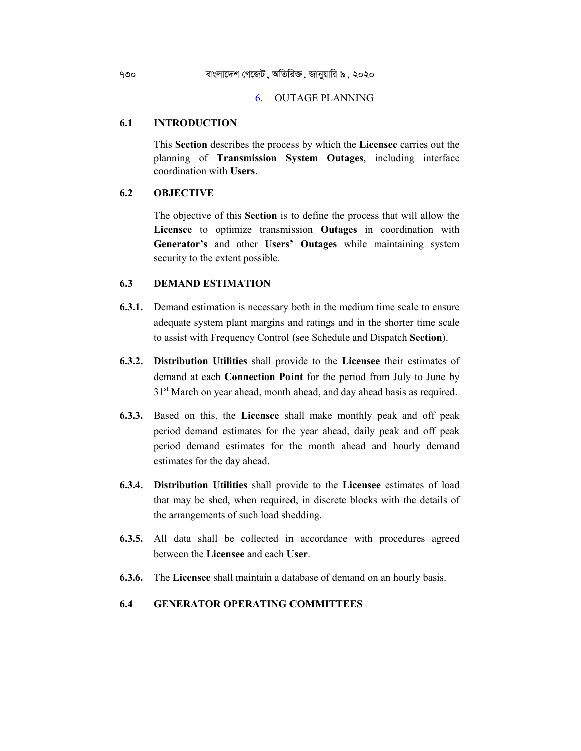## 6. OUTAGE PLANNING

### 6.1 INTRODUCTION

This **Section** describes the process by which the **Licensee** carries out the planning of **Transmission System Outages**, including interface coordination with **Users**.

### 6.2 OBJECTIVE

The objective of this **Section** is to define the process that will allow the **Licensee** to optimize transmission **Outages** in coordination with **Generator's** and other **Users' Outages** while maintaining system security to the extent possible.

### 6.3 DEMAND ESTIMATION

**6.3.1.** Demand estimation is necessary both in the medium time scale to ensure adequate system plant margins and ratings and in the shorter time scale to assist with Frequency Control (see Schedule and Dispatch **Section**).

**6.3.2.** **Distribution Utilities** shall provide to the **Licensee** their estimates of demand at each **Connection Point** for the period from July to June by 31st March on year ahead, month ahead, and day ahead basis as required.

**6.3.3.** Based on this, the **Licensee** shall make monthly peak and off peak period demand estimates for the year ahead, daily peak and off peak period demand estimates for the month ahead and hourly demand estimates for the day ahead.

**6.3.4.** **Distribution Utilities** shall provide to the **Licensee** estimates of load that may be shed, when required, in discrete blocks with the details of the arrangements of such load shedding.

**6.3.5.** All data shall be collected in accordance with procedures agreed between the **Licensee** and each **User**.

**6.3.6.** The **Licensee** shall maintain a database of demand on an hourly basis.

### 6.4 GENERATOR OPERATING COMMITTEES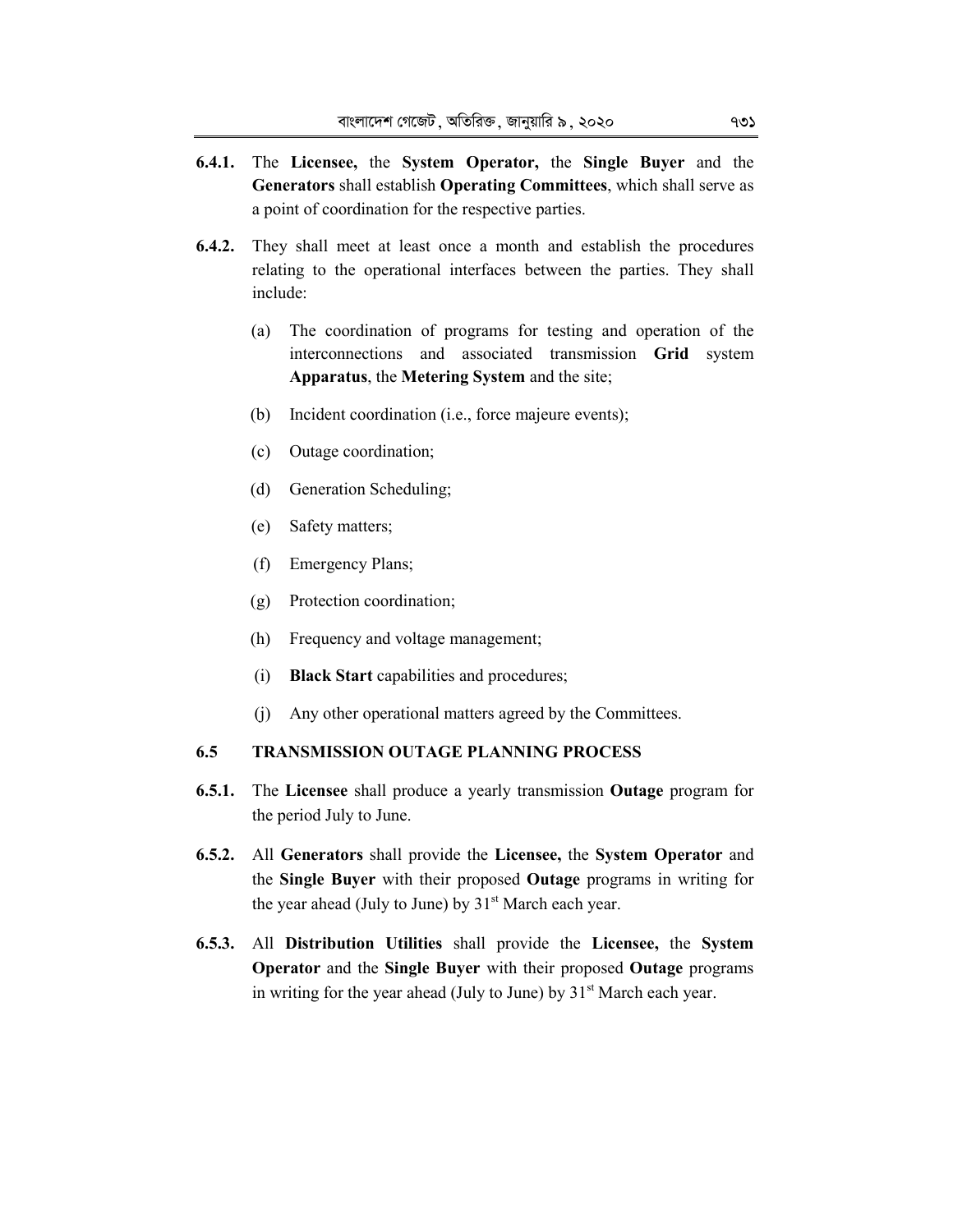**6.4.1.** The **Licensee,** the **System Operator,** the **Single Buyer** and the **Generators** shall establish **Operating Committees**, which shall serve as a point of coordination for the respective parties.

**6.4.2.** They shall meet at least once a month and establish the procedures relating to the operational interfaces between the parties. They shall include:

(a) The coordination of programs for testing and operation of the interconnections and associated transmission **Grid** system **Apparatus**, the **Metering System** and the site;

(b) Incident coordination (i.e., force majeure events);

(c) Outage coordination;

(d) Generation Scheduling;

(e) Safety matters;

(f) Emergency Plans;

(g) Protection coordination;

(h) Frequency and voltage management;

(i) **Black Start** capabilities and procedures;

(j) Any other operational matters agreed by the Committees.

## 6.5 TRANSMISSION OUTAGE PLANNING PROCESS

**6.5.1.** The **Licensee** shall produce a yearly transmission **Outage** program for the period July to June.

**6.5.2.** All **Generators** shall provide the **Licensee,** the **System Operator** and the **Single Buyer** with their proposed **Outage** programs in writing for the year ahead (July to June) by 31st March each year.

**6.5.3.** All **Distribution Utilities** shall provide the **Licensee,** the **System Operator** and the **Single Buyer** with their proposed **Outage** programs in writing for the year ahead (July to June) by 31st March each year.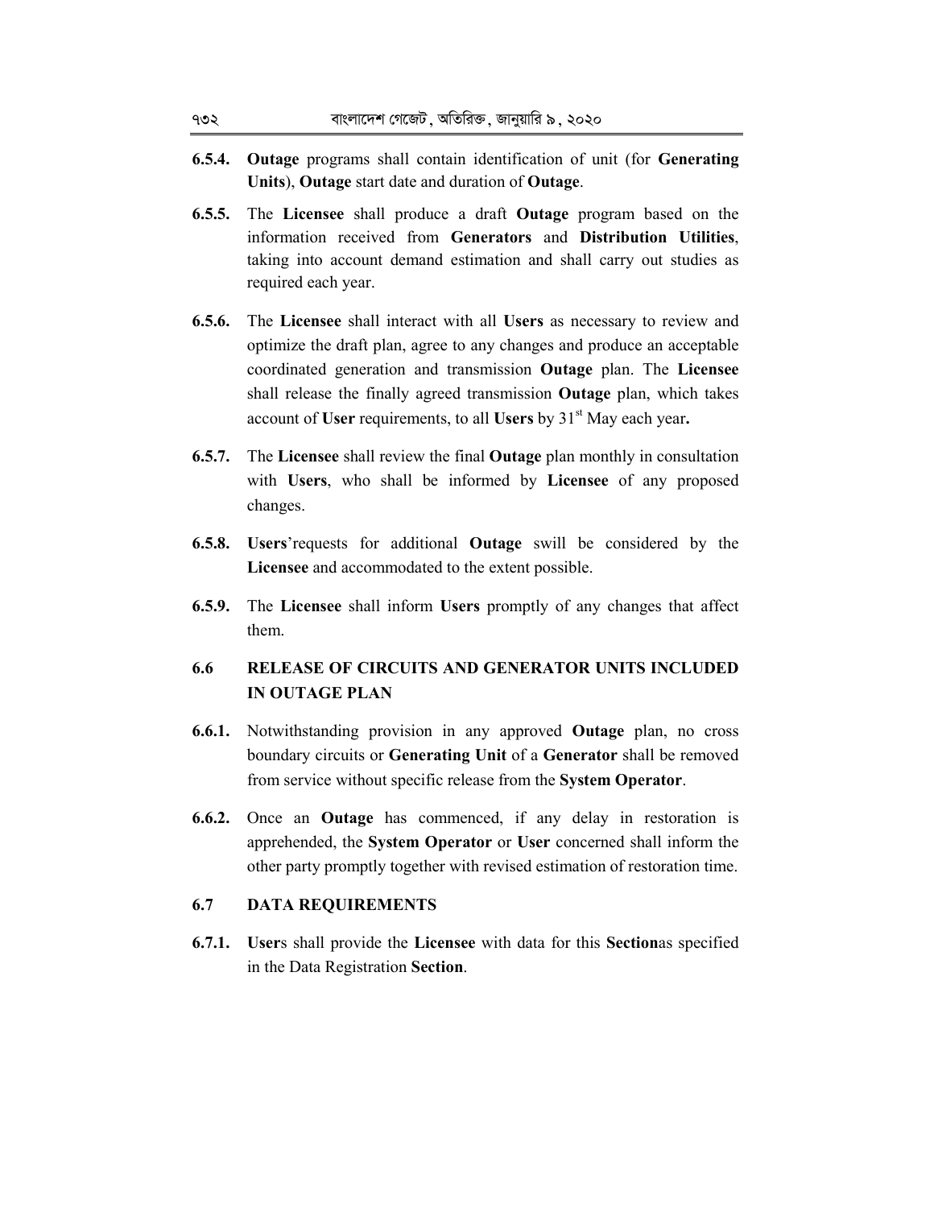**6.5.4.** **Outage** programs shall contain identification of unit (for **Generating Units**), **Outage** start date and duration of **Outage**.

**6.5.5.** The **Licensee** shall produce a draft **Outage** program based on the information received from **Generators** and **Distribution Utilities**, taking into account demand estimation and shall carry out studies as required each year.

**6.5.6.** The **Licensee** shall interact with all **Users** as necessary to review and optimize the draft plan, agree to any changes and produce an acceptable coordinated generation and transmission **Outage** plan. The **Licensee** shall release the finally agreed transmission **Outage** plan, which takes account of **User** requirements, to all **Users** by 31st May each year**.**

**6.5.7.** The **Licensee** shall review the final **Outage** plan monthly in consultation with **Users**, who shall be informed by **Licensee** of any proposed changes.

**6.5.8.** **Users**'requests for additional **Outage** swill be considered by the **Licensee** and accommodated to the extent possible.

**6.5.9.** The **Licensee** shall inform **Users** promptly of any changes that affect them.

## 6.6 RELEASE OF CIRCUITS AND GENERATOR UNITS INCLUDED IN OUTAGE PLAN

**6.6.1.** Notwithstanding provision in any approved **Outage** plan, no cross boundary circuits or **Generating Unit** of a **Generator** shall be removed from service without specific release from the **System Operator**.

**6.6.2.** Once an **Outage** has commenced, if any delay in restoration is apprehended, the **System Operator** or **User** concerned shall inform the other party promptly together with revised estimation of restoration time.

## 6.7 DATA REQUIREMENTS

**6.7.1.** **User**s shall provide the **Licensee** with data for this **Section**as specified in the Data Registration **Section**.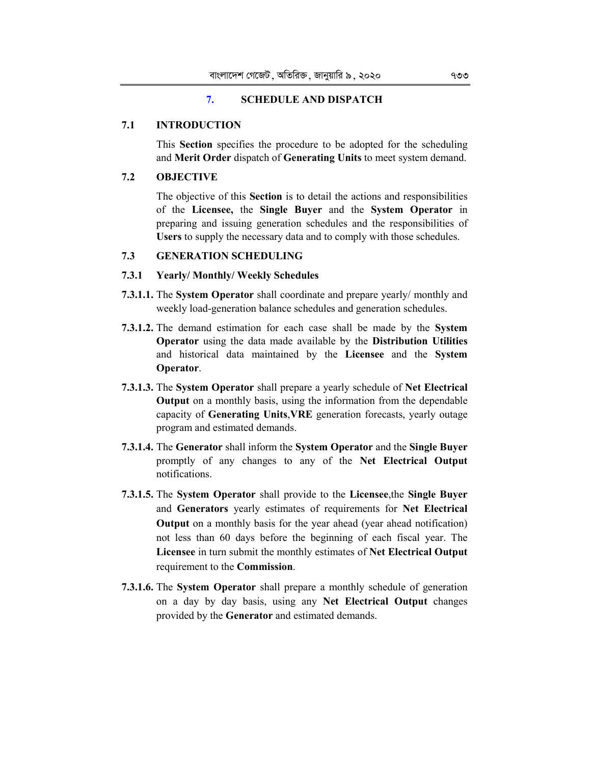## 7. SCHEDULE AND DISPATCH

### 7.1 INTRODUCTION

This **Section** specifies the procedure to be adopted for the scheduling and **Merit Order** dispatch of **Generating Units** to meet system demand.

### 7.2 OBJECTIVE

The objective of this **Section** is to detail the actions and responsibilities of the **Licensee,** the **Single Buyer** and the **System Operator** in preparing and issuing generation schedules and the responsibilities of **Users** to supply the necessary data and to comply with those schedules.

### 7.3 GENERATION SCHEDULING

#### 7.3.1 Yearly/ Monthly/ Weekly Schedules

**7.3.1.1.** The **System Operator** shall coordinate and prepare yearly/ monthly and weekly load-generation balance schedules and generation schedules.

**7.3.1.2.** The demand estimation for each case shall be made by the **System Operator** using the data made available by the **Distribution Utilities** and historical data maintained by the **Licensee** and the **System Operator**.

**7.3.1.3.** The **System Operator** shall prepare a yearly schedule of **Net Electrical Output** on a monthly basis, using the information from the dependable capacity of **Generating Units**,**VRE** generation forecasts, yearly outage program and estimated demands.

**7.3.1.4.** The **Generator** shall inform the **System Operator** and the **Single Buyer** promptly of any changes to any of the **Net Electrical Output** notifications.

**7.3.1.5.** The **System Operator** shall provide to the **Licensee**,the **Single Buyer** and **Generators** yearly estimates of requirements for **Net Electrical Output** on a monthly basis for the year ahead (year ahead notification) not less than 60 days before the beginning of each fiscal year. The **Licensee** in turn submit the monthly estimates of **Net Electrical Output** requirement to the **Commission**.

**7.3.1.6.** The **System Operator** shall prepare a monthly schedule of generation on a day by day basis, using any **Net Electrical Output** changes provided by the **Generator** and estimated demands.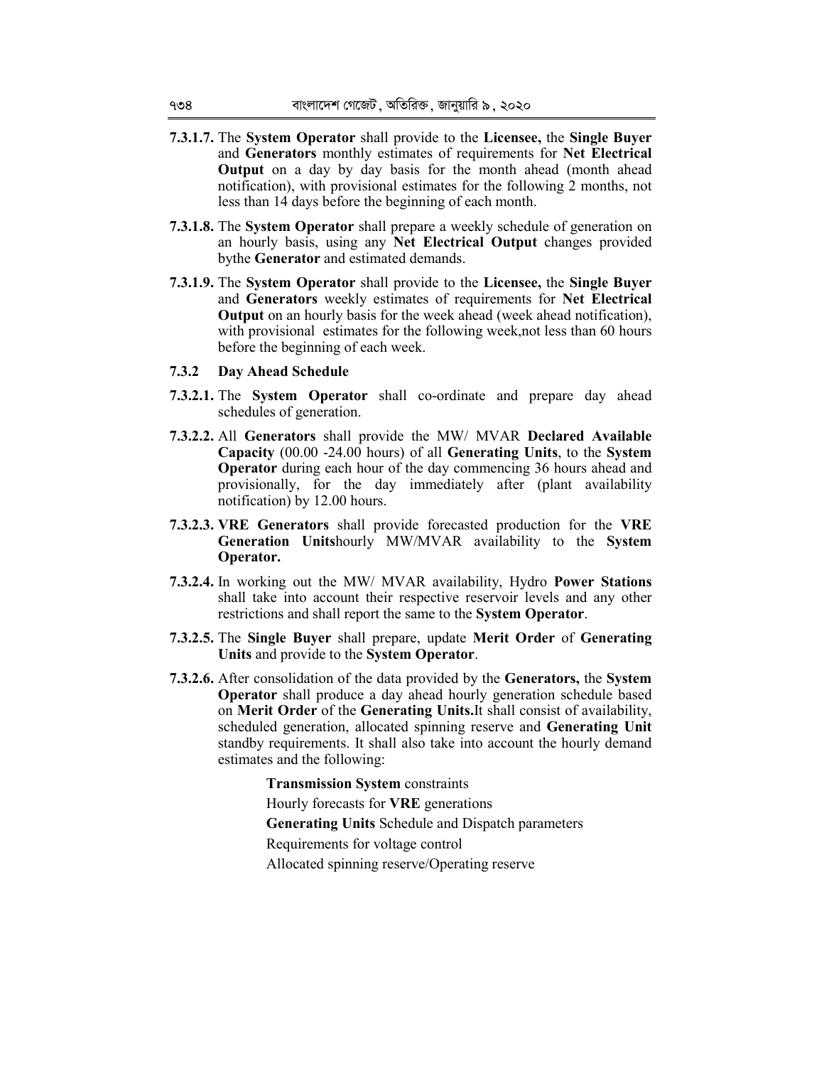**7.3.1.7.** The **System Operator** shall provide to the **Licensee,** the **Single Buyer** and **Generators** monthly estimates of requirements for **Net Electrical Output** on a day by day basis for the month ahead (month ahead notification), with provisional estimates for the following 2 months, not less than 14 days before the beginning of each month.

**7.3.1.8.** The **System Operator** shall prepare a weekly schedule of generation on an hourly basis, using any **Net Electrical Output** changes provided bythe **Generator** and estimated demands.

**7.3.1.9.** The **System Operator** shall provide to the **Licensee,** the **Single Buyer** and **Generators** weekly estimates of requirements for **Net Electrical Output** on an hourly basis for the week ahead (week ahead notification), with provisional estimates for the following week,not less than 60 hours before the beginning of each week.

### 7.3.2 Day Ahead Schedule

**7.3.2.1.** The **System Operator** shall co-ordinate and prepare day ahead schedules of generation.

**7.3.2.2.** All **Generators** shall provide the MW/ MVAR **Declared Available Capacity** (00.00 -24.00 hours) of all **Generating Units**, to the **System Operator** during each hour of the day commencing 36 hours ahead and provisionally, for the day immediately after (plant availability notification) by 12.00 hours.

**7.3.2.3.** **VRE Generators** shall provide forecasted production for the **VRE Generation Units**hourly MW/MVAR availability to the **System Operator.**

**7.3.2.4.** In working out the MW/ MVAR availability, Hydro **Power Stations** shall take into account their respective reservoir levels and any other restrictions and shall report the same to the **System Operator**.

**7.3.2.5.** The **Single Buyer** shall prepare, update **Merit Order** of **Generating Units** and provide to the **System Operator**.

**7.3.2.6.** After consolidation of the data provided by the **Generators,** the **System Operator** shall produce a day ahead hourly generation schedule based on **Merit Order** of the **Generating Units.**It shall consist of availability, scheduled generation, allocated spinning reserve and **Generating Unit** standby requirements. It shall also take into account the hourly demand estimates and the following:

**Transmission System** constraints

Hourly forecasts for **VRE** generations

**Generating Units** Schedule and Dispatch parameters

Requirements for voltage control

Allocated spinning reserve/Operating reserve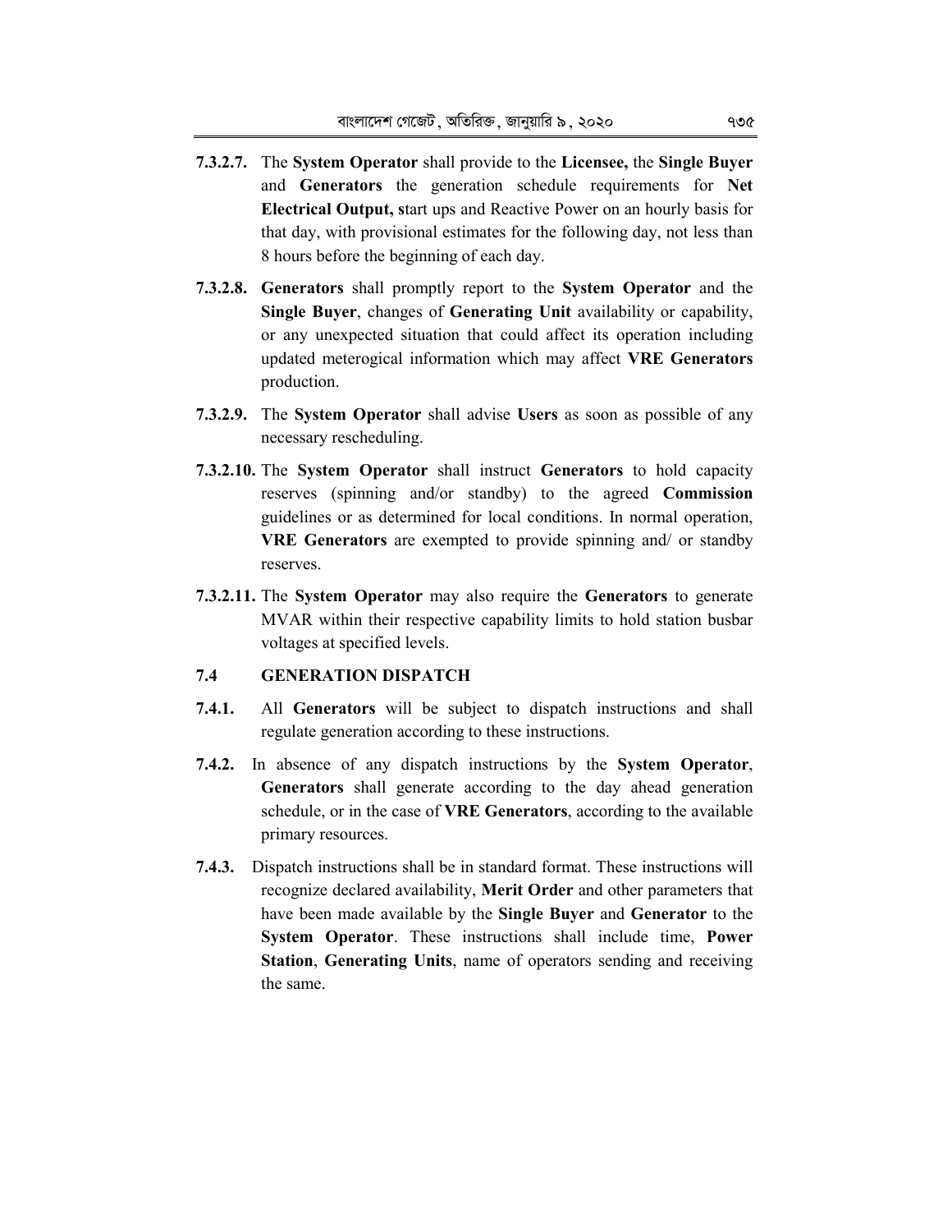**7.3.2.7.** The **System Operator** shall provide to the **Licensee,** the **Single Buyer** and **Generators** the generation schedule requirements for **Net Electrical Output, s**tart ups and Reactive Power on an hourly basis for that day, with provisional estimates for the following day, not less than 8 hours before the beginning of each day.

**7.3.2.8.** **Generators** shall promptly report to the **System Operator** and the **Single Buyer**, changes of **Generating Unit** availability or capability, or any unexpected situation that could affect its operation including updated meterogical information which may affect **VRE Generators** production.

**7.3.2.9.** The **System Operator** shall advise **Users** as soon as possible of any necessary rescheduling.

**7.3.2.10.** The **System Operator** shall instruct **Generators** to hold capacity reserves (spinning and/or standby) to the agreed **Commission** guidelines or as determined for local conditions. In normal operation, **VRE Generators** are exempted to provide spinning and/ or standby reserves.

**7.3.2.11.** The **System Operator** may also require the **Generators** to generate MVAR within their respective capability limits to hold station busbar voltages at specified levels.

## 7.4 GENERATION DISPATCH

**7.4.1.** All **Generators** will be subject to dispatch instructions and shall regulate generation according to these instructions.

**7.4.2.** In absence of any dispatch instructions by the **System Operator**, **Generators** shall generate according to the day ahead generation schedule, or in the case of **VRE Generators**, according to the available primary resources.

**7.4.3.** Dispatch instructions shall be in standard format. These instructions will recognize declared availability, **Merit Order** and other parameters that have been made available by the **Single Buyer** and **Generator** to the **System Operator**. These instructions shall include time, **Power Station**, **Generating Units**, name of operators sending and receiving the same.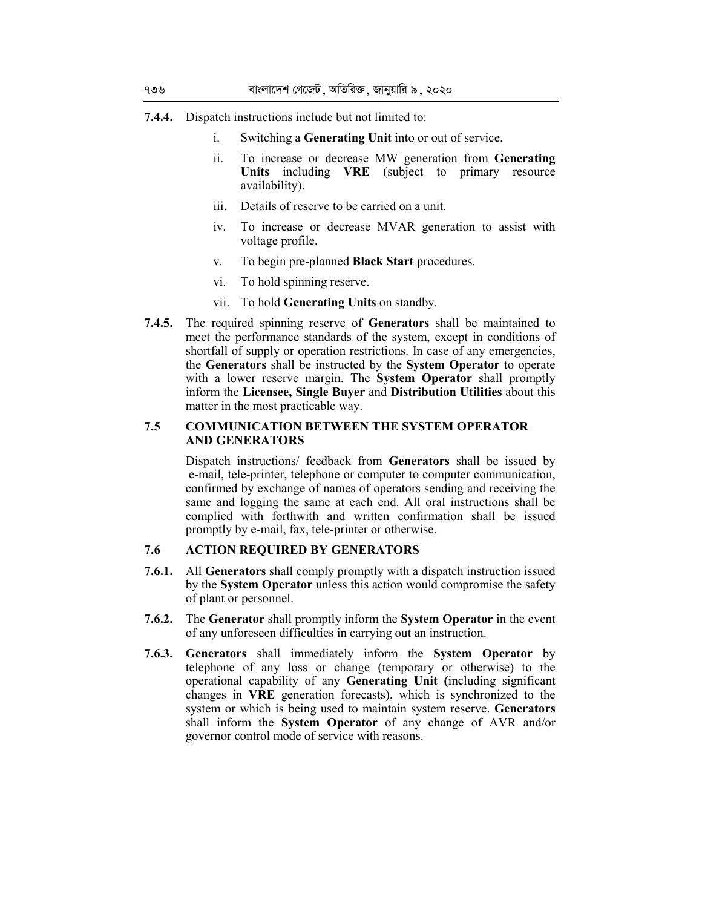**7.4.4.** Dispatch instructions include but not limited to:

i. Switching a **Generating Unit** into or out of service.

ii. To increase or decrease MW generation from **Generating Units** including **VRE** (subject to primary resource availability).

iii. Details of reserve to be carried on a unit.

iv. To increase or decrease MVAR generation to assist with voltage profile.

v. To begin pre-planned **Black Start** procedures.

vi. To hold spinning reserve.

vii. To hold **Generating Units** on standby.

**7.4.5.** The required spinning reserve of **Generators** shall be maintained to meet the performance standards of the system, except in conditions of shortfall of supply or operation restrictions. In case of any emergencies, the **Generators** shall be instructed by the **System Operator** to operate with a lower reserve margin. The **System Operator** shall promptly inform the **Licensee, Single Buyer** and **Distribution Utilities** about this matter in the most practicable way.

## 7.5 COMMUNICATION BETWEEN THE SYSTEM OPERATOR AND GENERATORS

Dispatch instructions/ feedback from **Generators** shall be issued by e-mail, tele-printer, telephone or computer to computer communication, confirmed by exchange of names of operators sending and receiving the same and logging the same at each end. All oral instructions shall be complied with forthwith and written confirmation shall be issued promptly by e-mail, fax, tele-printer or otherwise.

## 7.6 ACTION REQUIRED BY GENERATORS

**7.6.1.** All **Generators** shall comply promptly with a dispatch instruction issued by the **System Operator** unless this action would compromise the safety of plant or personnel.

**7.6.2.** The **Generator** shall promptly inform the **System Operator** in the event of any unforeseen difficulties in carrying out an instruction.

**7.6.3.** **Generators** shall immediately inform the **System Operator** by telephone of any loss or change (temporary or otherwise) to the operational capability of any **Generating Unit** (including significant changes in **VRE** generation forecasts), which is synchronized to the system or which is being used to maintain system reserve. **Generators** shall inform the **System Operator** of any change of AVR and/or governor control mode of service with reasons.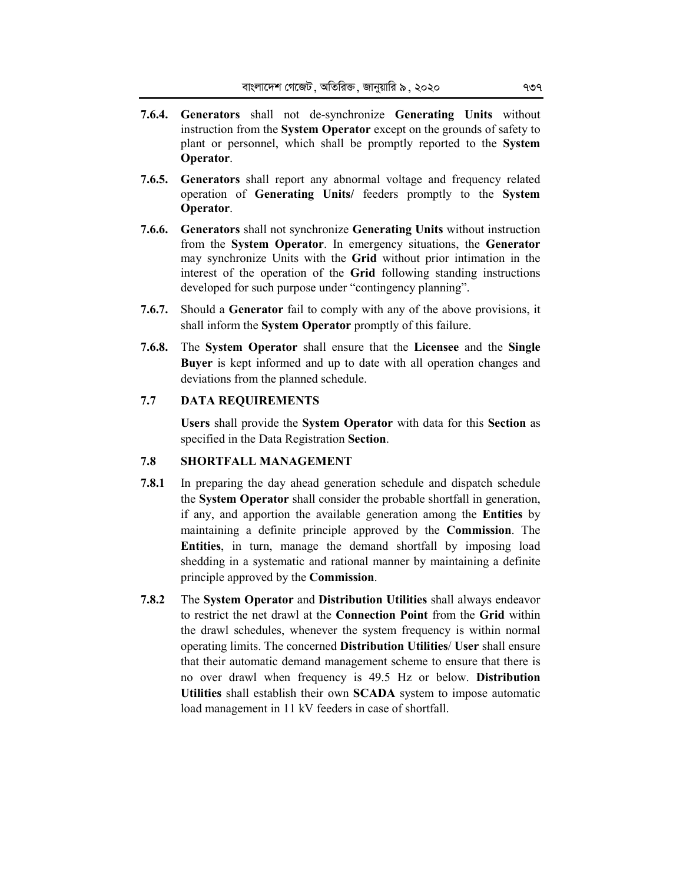**7.6.4.** **Generators** shall not de-synchronize **Generating Units** without instruction from the **System Operator** except on the grounds of safety to plant or personnel, which shall be promptly reported to the **System Operator**.

**7.6.5.** **Generators** shall report any abnormal voltage and frequency related operation of **Generating Units/** feeders promptly to the **System Operator**.

**7.6.6.** **Generators** shall not synchronize **Generating Units** without instruction from the **System Operator**. In emergency situations, the **Generator** may synchronize Units with the **Grid** without prior intimation in the interest of the operation of the **Grid** following standing instructions developed for such purpose under "contingency planning".

**7.6.7.** Should a **Generator** fail to comply with any of the above provisions, it shall inform the **System Operator** promptly of this failure.

**7.6.8.** The **System Operator** shall ensure that the **Licensee** and the **Single Buyer** is kept informed and up to date with all operation changes and deviations from the planned schedule.

## 7.7 DATA REQUIREMENTS

**Users** shall provide the **System Operator** with data for this **Section** as specified in the Data Registration **Section**.

## 7.8 SHORTFALL MANAGEMENT

**7.8.1** In preparing the day ahead generation schedule and dispatch schedule the **System Operator** shall consider the probable shortfall in generation, if any, and apportion the available generation among the **Entities** by maintaining a definite principle approved by the **Commission**. The **Entities**, in turn, manage the demand shortfall by imposing load shedding in a systematic and rational manner by maintaining a definite principle approved by the **Commission**.

**7.8.2** The **System Operator** and **Distribution Utilities** shall always endeavor to restrict the net drawl at the **Connection Point** from the **Grid** within the drawl schedules, whenever the system frequency is within normal operating limits. The concerned **Distribution Utilities**/ **User** shall ensure that their automatic demand management scheme to ensure that there is no over drawl when frequency is 49.5 Hz or below. **Distribution Utilities** shall establish their own **SCADA** system to impose automatic load management in 11 kV feeders in case of shortfall.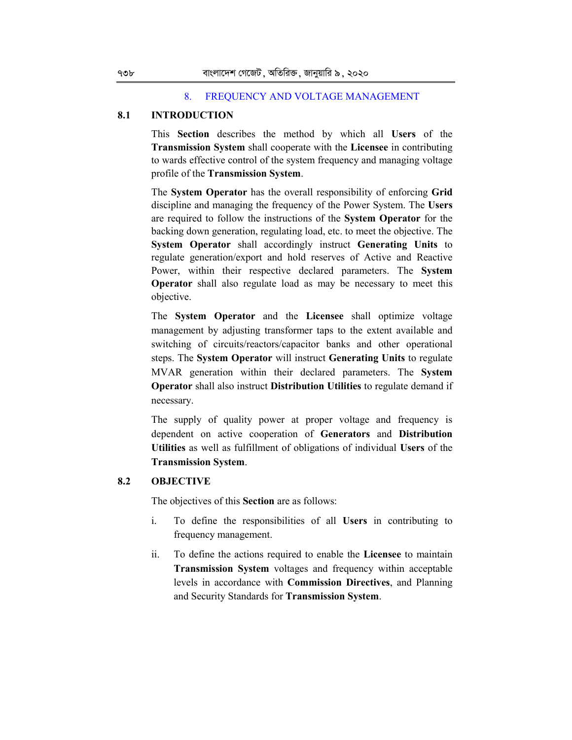# 8. FREQUENCY AND VOLTAGE MANAGEMENT

## 8.1 INTRODUCTION

This **Section** describes the method by which all **Users** of the **Transmission System** shall cooperate with the **Licensee** in contributing to wards effective control of the system frequency and managing voltage profile of the **Transmission System**.

The **System Operator** has the overall responsibility of enforcing **Grid** discipline and managing the frequency of the Power System. The **Users** are required to follow the instructions of the **System Operator** for the backing down generation, regulating load, etc. to meet the objective. The **System Operator** shall accordingly instruct **Generating Units** to regulate generation/export and hold reserves of Active and Reactive Power, within their respective declared parameters. The **System Operator** shall also regulate load as may be necessary to meet this objective.

The **System Operator** and the **Licensee** shall optimize voltage management by adjusting transformer taps to the extent available and switching of circuits/reactors/capacitor banks and other operational steps. The **System Operator** will instruct **Generating Units** to regulate MVAR generation within their declared parameters. The **System Operator** shall also instruct **Distribution Utilities** to regulate demand if necessary.

The supply of quality power at proper voltage and frequency is dependent on active cooperation of **Generators** and **Distribution Utilities** as well as fulfillment of obligations of individual **Users** of the **Transmission System**.

## 8.2 OBJECTIVE

The objectives of this **Section** are as follows:

i. To define the responsibilities of all **Users** in contributing to frequency management.

ii. To define the actions required to enable the **Licensee** to maintain **Transmission System** voltages and frequency within acceptable levels in accordance with **Commission Directives**, and Planning and Security Standards for **Transmission System**.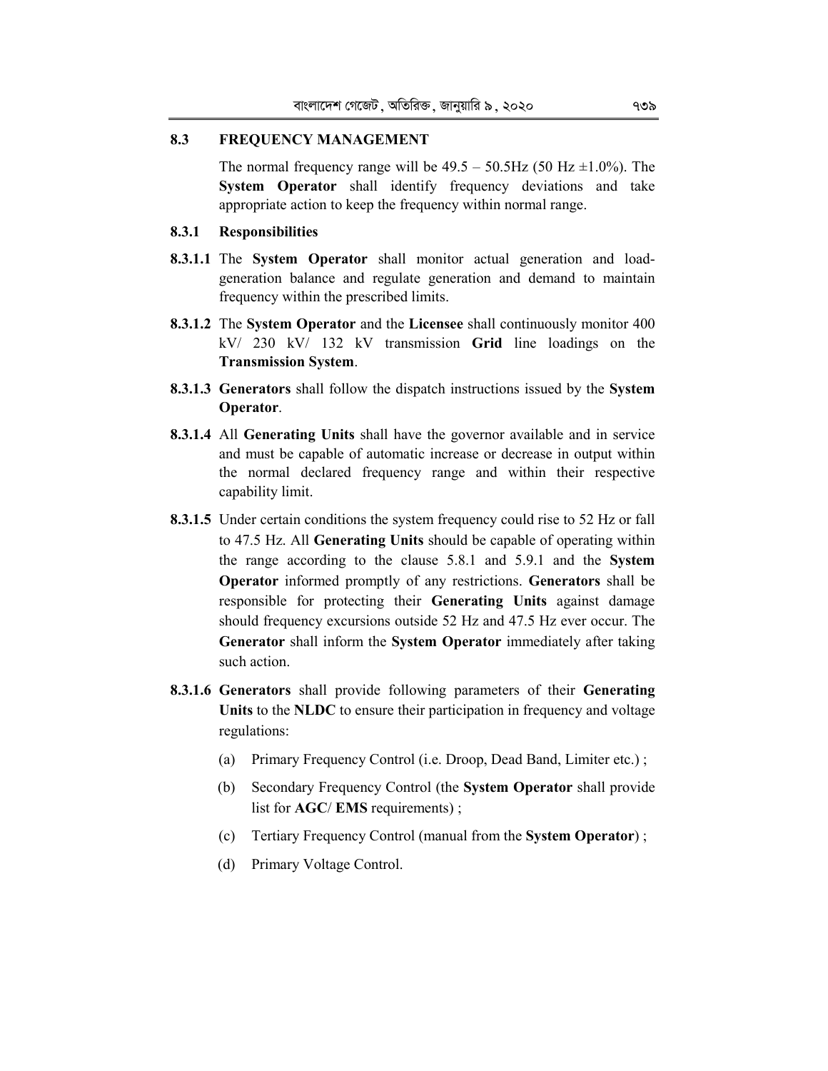## 8.3 FREQUENCY MANAGEMENT

The normal frequency range will be 49.5 – 50.5Hz (50 Hz ±1.0%). The **System Operator** shall identify frequency deviations and take appropriate action to keep the frequency within normal range.

### 8.3.1 Responsibilities

**8.3.1.1** The **System Operator** shall monitor actual generation and load-generation balance and regulate generation and demand to maintain frequency within the prescribed limits.

**8.3.1.2** The **System Operator** and the **Licensee** shall continuously monitor 400 kV/ 230 kV/ 132 kV transmission **Grid** line loadings on the **Transmission System**.

**8.3.1.3** **Generators** shall follow the dispatch instructions issued by the **System Operator**.

**8.3.1.4** All **Generating Units** shall have the governor available and in service and must be capable of automatic increase or decrease in output within the normal declared frequency range and within their respective capability limit.

**8.3.1.5** Under certain conditions the system frequency could rise to 52 Hz or fall to 47.5 Hz. All **Generating Units** should be capable of operating within the range according to the clause 5.8.1 and 5.9.1 and the **System Operator** informed promptly of any restrictions. **Generators** shall be responsible for protecting their **Generating Units** against damage should frequency excursions outside 52 Hz and 47.5 Hz ever occur. The **Generator** shall inform the **System Operator** immediately after taking such action.

**8.3.1.6** **Generators** shall provide following parameters of their **Generating Units** to the **NLDC** to ensure their participation in frequency and voltage regulations:

(a) Primary Frequency Control (i.e. Droop, Dead Band, Limiter etc.) ;

(b) Secondary Frequency Control (the **System Operator** shall provide list for **AGC**/ **EMS** requirements) ;

(c) Tertiary Frequency Control (manual from the **System Operator**) ;

(d) Primary Voltage Control.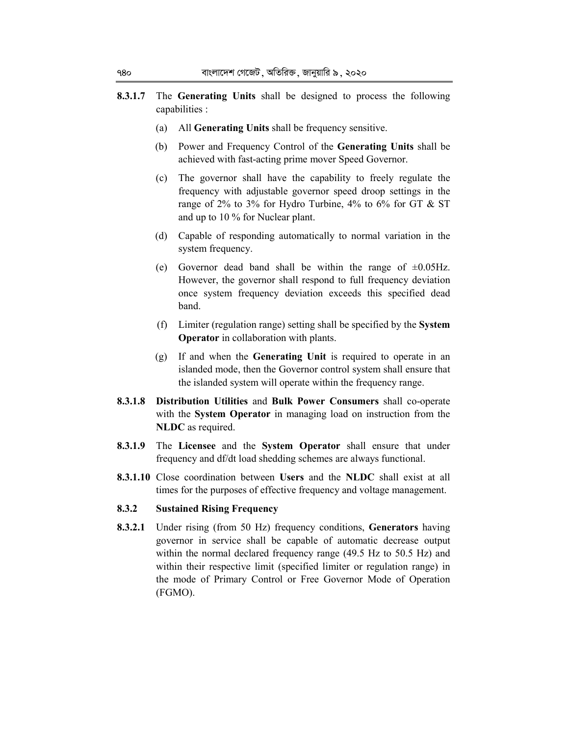**8.3.1.7** The **Generating Units** shall be designed to process the following capabilities :

(a) All **Generating Units** shall be frequency sensitive.

(b) Power and Frequency Control of the **Generating Units** shall be achieved with fast-acting prime mover Speed Governor.

(c) The governor shall have the capability to freely regulate the frequency with adjustable governor speed droop settings in the range of 2% to 3% for Hydro Turbine, 4% to 6% for GT & ST and up to 10 % for Nuclear plant.

(d) Capable of responding automatically to normal variation in the system frequency.

(e) Governor dead band shall be within the range of ±0.05Hz. However, the governor shall respond to full frequency deviation once system frequency deviation exceeds this specified dead band.

(f) Limiter (regulation range) setting shall be specified by the **System Operator** in collaboration with plants.

(g) If and when the **Generating Unit** is required to operate in an islanded mode, then the Governor control system shall ensure that the islanded system will operate within the frequency range.

**8.3.1.8** **Distribution Utilities** and **Bulk Power Consumers** shall co-operate with the **System Operator** in managing load on instruction from the **NLDC** as required.

**8.3.1.9** The **Licensee** and the **System Operator** shall ensure that under frequency and df/dt load shedding schemes are always functional.

**8.3.1.10** Close coordination between **Users** and the **NLDC** shall exist at all times for the purposes of effective frequency and voltage management.

### 8.3.2 Sustained Rising Frequency

**8.3.2.1** Under rising (from 50 Hz) frequency conditions, **Generators** having governor in service shall be capable of automatic decrease output within the normal declared frequency range (49.5 Hz to 50.5 Hz) and within their respective limit (specified limiter or regulation range) in the mode of Primary Control or Free Governor Mode of Operation (FGMO).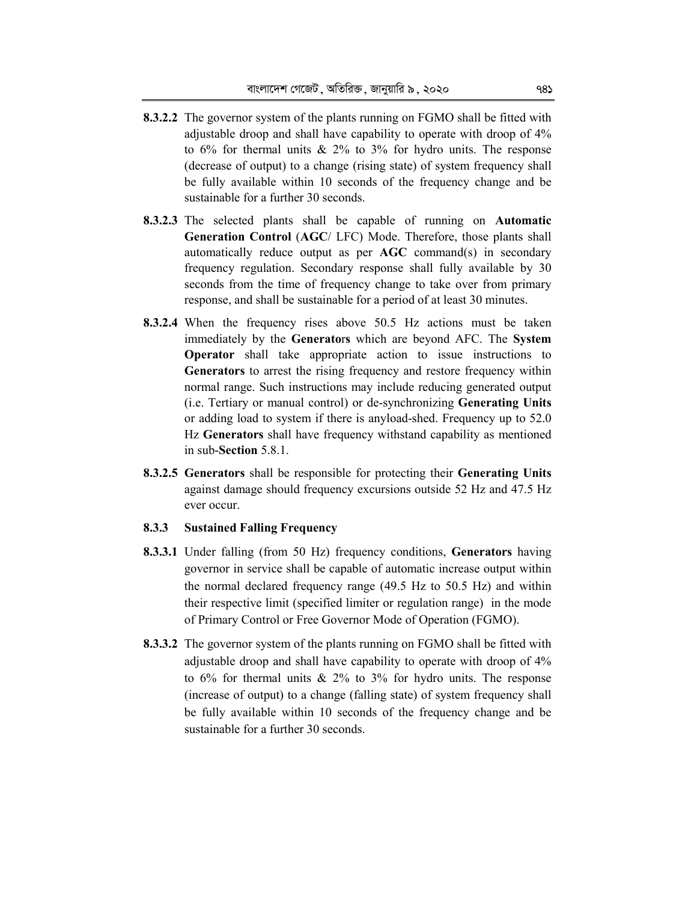**8.3.2.2** The governor system of the plants running on FGMO shall be fitted with adjustable droop and shall have capability to operate with droop of 4% to 6% for thermal units & 2% to 3% for hydro units. The response (decrease of output) to a change (rising state) of system frequency shall be fully available within 10 seconds of the frequency change and be sustainable for a further 30 seconds.

**8.3.2.3** The selected plants shall be capable of running on **Automatic Generation Control** (**AGC**/ LFC) Mode. Therefore, those plants shall automatically reduce output as per **AGC** command(s) in secondary frequency regulation. Secondary response shall fully available by 30 seconds from the time of frequency change to take over from primary response, and shall be sustainable for a period of at least 30 minutes.

**8.3.2.4** When the frequency rises above 50.5 Hz actions must be taken immediately by the **Generators** which are beyond AFC. The **System Operator** shall take appropriate action to issue instructions to **Generators** to arrest the rising frequency and restore frequency within normal range. Such instructions may include reducing generated output (i.e. Tertiary or manual control) or de-synchronizing **Generating Units** or adding load to system if there is anyload-shed. Frequency up to 52.0 Hz **Generators** shall have frequency withstand capability as mentioned in sub-**Section** 5.8.1.

**8.3.2.5** **Generators** shall be responsible for protecting their **Generating Units** against damage should frequency excursions outside 52 Hz and 47.5 Hz ever occur.

### 8.3.3 Sustained Falling Frequency

**8.3.3.1** Under falling (from 50 Hz) frequency conditions, **Generators** having governor in service shall be capable of automatic increase output within the normal declared frequency range (49.5 Hz to 50.5 Hz) and within their respective limit (specified limiter or regulation range) in the mode of Primary Control or Free Governor Mode of Operation (FGMO).

**8.3.3.2** The governor system of the plants running on FGMO shall be fitted with adjustable droop and shall have capability to operate with droop of 4% to 6% for thermal units & 2% to 3% for hydro units. The response (increase of output) to a change (falling state) of system frequency shall be fully available within 10 seconds of the frequency change and be sustainable for a further 30 seconds.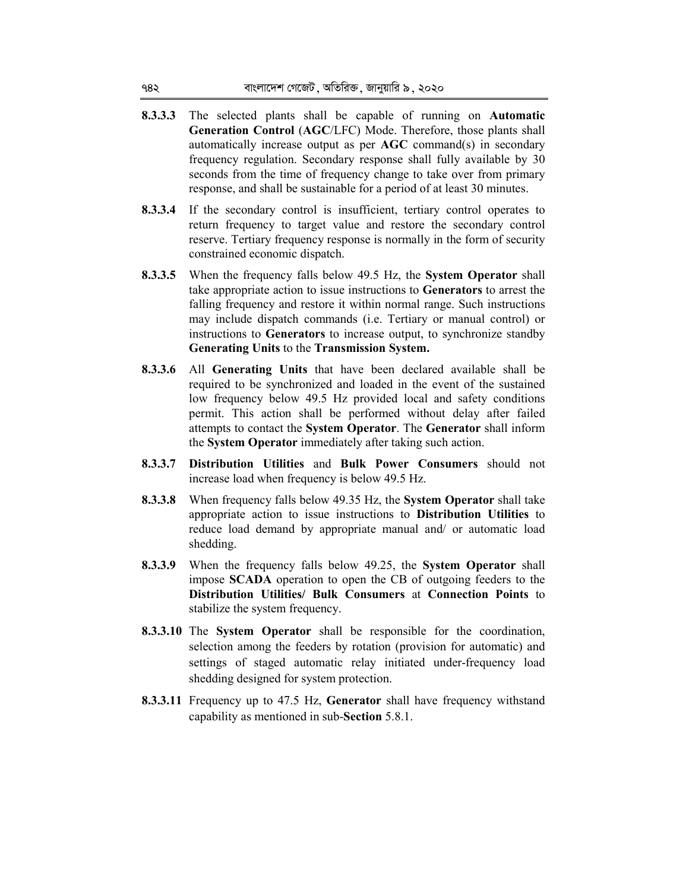**8.3.3.3** The selected plants shall be capable of running on **Automatic Generation Control** (**AGC**/LFC) Mode. Therefore, those plants shall automatically increase output as per **AGC** command(s) in secondary frequency regulation. Secondary response shall fully available by 30 seconds from the time of frequency change to take over from primary response, and shall be sustainable for a period of at least 30 minutes.

**8.3.3.4** If the secondary control is insufficient, tertiary control operates to return frequency to target value and restore the secondary control reserve. Tertiary frequency response is normally in the form of security constrained economic dispatch.

**8.3.3.5** When the frequency falls below 49.5 Hz, the **System Operator** shall take appropriate action to issue instructions to **Generators** to arrest the falling frequency and restore it within normal range. Such instructions may include dispatch commands (i.e. Tertiary or manual control) or instructions to **Generators** to increase output, to synchronize standby **Generating Units** to the **Transmission System.**

**8.3.3.6** All **Generating Units** that have been declared available shall be required to be synchronized and loaded in the event of the sustained low frequency below 49.5 Hz provided local and safety conditions permit. This action shall be performed without delay after failed attempts to contact the **System Operator**. The **Generator** shall inform the **System Operator** immediately after taking such action.

**8.3.3.7** **Distribution Utilities** and **Bulk Power Consumers** should not increase load when frequency is below 49.5 Hz.

**8.3.3.8** When frequency falls below 49.35 Hz, the **System Operator** shall take appropriate action to issue instructions to **Distribution Utilities** to reduce load demand by appropriate manual and/ or automatic load shedding.

**8.3.3.9** When the frequency falls below 49.25, the **System Operator** shall impose **SCADA** operation to open the CB of outgoing feeders to the **Distribution Utilities/ Bulk Consumers** at **Connection Points** to stabilize the system frequency.

**8.3.3.10** The **System Operator** shall be responsible for the coordination, selection among the feeders by rotation (provision for automatic) and settings of staged automatic relay initiated under-frequency load shedding designed for system protection.

**8.3.3.11** Frequency up to 47.5 Hz, **Generator** shall have frequency withstand capability as mentioned in sub-**Section** 5.8.1.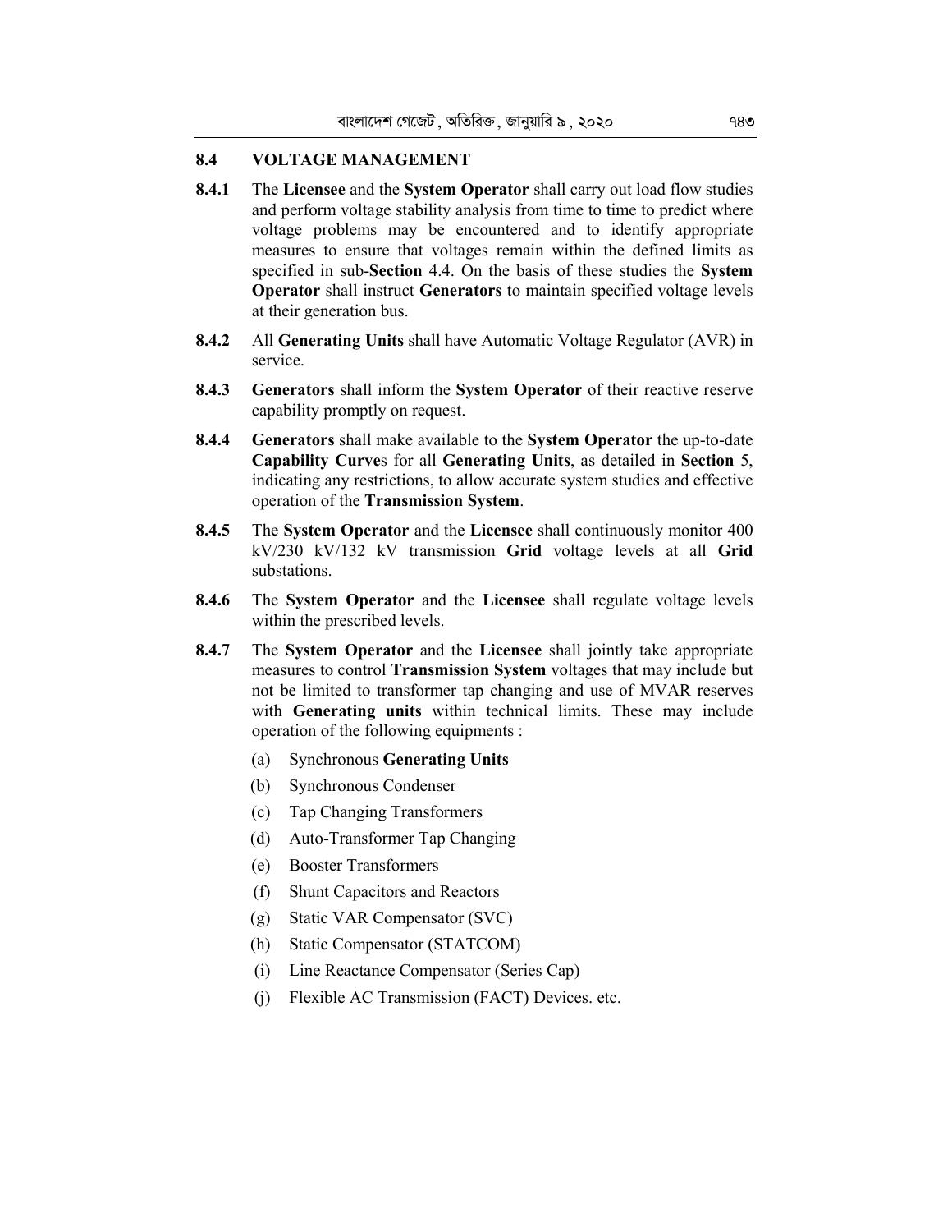## 8.4 VOLTAGE MANAGEMENT

**8.4.1** The **Licensee** and the **System Operator** shall carry out load flow studies and perform voltage stability analysis from time to time to predict where voltage problems may be encountered and to identify appropriate measures to ensure that voltages remain within the defined limits as specified in sub-**Section** 4.4. On the basis of these studies the **System Operator** shall instruct **Generators** to maintain specified voltage levels at their generation bus.

**8.4.2** All **Generating Units** shall have Automatic Voltage Regulator (AVR) in service.

**8.4.3** **Generators** shall inform the **System Operator** of their reactive reserve capability promptly on request.

**8.4.4** **Generators** shall make available to the **System Operator** the up-to-date **Capability Curve**s for all **Generating Units**, as detailed in **Section** 5, indicating any restrictions, to allow accurate system studies and effective operation of the **Transmission System**.

**8.4.5** The **System Operator** and the **Licensee** shall continuously monitor 400 kV/230 kV/132 kV transmission **Grid** voltage levels at all **Grid** substations.

**8.4.6** The **System Operator** and the **Licensee** shall regulate voltage levels within the prescribed levels.

**8.4.7** The **System Operator** and the **Licensee** shall jointly take appropriate measures to control **Transmission System** voltages that may include but not be limited to transformer tap changing and use of MVAR reserves with **Generating units** within technical limits. These may include operation of the following equipments :

(a) Synchronous **Generating Units**

(b) Synchronous Condenser

(c) Tap Changing Transformers

(d) Auto-Transformer Tap Changing

(e) Booster Transformers

(f) Shunt Capacitors and Reactors

(g) Static VAR Compensator (SVC)

(h) Static Compensator (STATCOM)

(i) Line Reactance Compensator (Series Cap)

(j) Flexible AC Transmission (FACT) Devices. etc.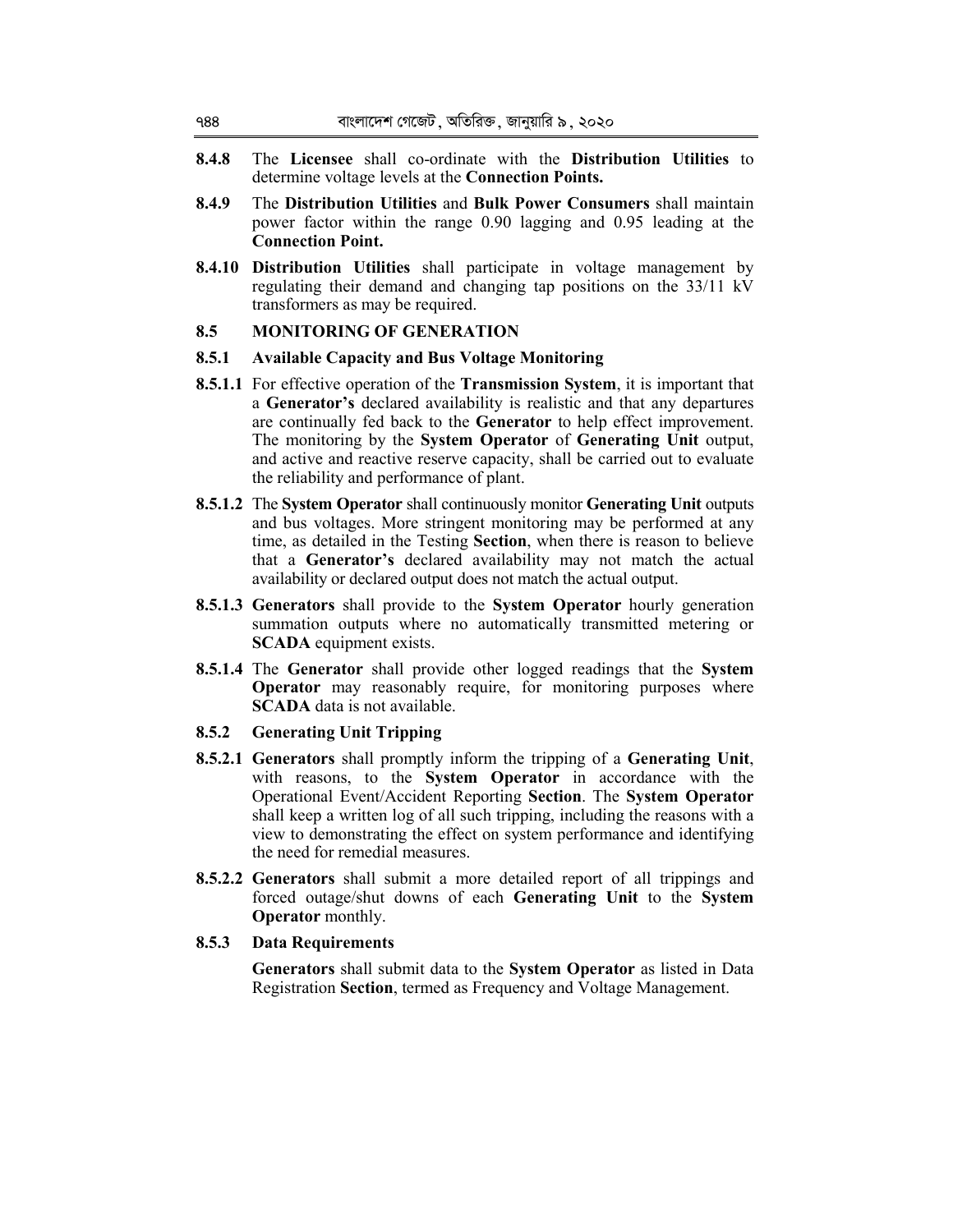**8.4.8** The **Licensee** shall co-ordinate with the **Distribution Utilities** to determine voltage levels at the **Connection Points.**

**8.4.9** The **Distribution Utilities** and **Bulk Power Consumers** shall maintain power factor within the range 0.90 lagging and 0.95 leading at the **Connection Point.**

**8.4.10** **Distribution Utilities** shall participate in voltage management by regulating their demand and changing tap positions on the 33/11 kV transformers as may be required.

### 8.5 MONITORING OF GENERATION

#### 8.5.1 Available Capacity and Bus Voltage Monitoring

**8.5.1.1** For effective operation of the **Transmission System**, it is important that a **Generator's** declared availability is realistic and that any departures are continually fed back to the **Generator** to help effect improvement. The monitoring by the **System Operator** of **Generating Unit** output, and active and reactive reserve capacity, shall be carried out to evaluate the reliability and performance of plant.

**8.5.1.2** The **System Operator** shall continuously monitor **Generating Unit** outputs and bus voltages. More stringent monitoring may be performed at any time, as detailed in the Testing **Section**, when there is reason to believe that a **Generator's** declared availability may not match the actual availability or declared output does not match the actual output.

**8.5.1.3** **Generators** shall provide to the **System Operator** hourly generation summation outputs where no automatically transmitted metering or **SCADA** equipment exists.

**8.5.1.4** The **Generator** shall provide other logged readings that the **System Operator** may reasonably require, for monitoring purposes where **SCADA** data is not available.

#### 8.5.2 Generating Unit Tripping

**8.5.2.1** **Generators** shall promptly inform the tripping of a **Generating Unit**, with reasons, to the **System Operator** in accordance with the Operational Event/Accident Reporting **Section**. The **System Operator** shall keep a written log of all such tripping, including the reasons with a view to demonstrating the effect on system performance and identifying the need for remedial measures.

**8.5.2.2** **Generators** shall submit a more detailed report of all trippings and forced outage/shut downs of each **Generating Unit** to the **System Operator** monthly.

#### 8.5.3 Data Requirements

**Generators** shall submit data to the **System Operator** as listed in Data Registration **Section**, termed as Frequency and Voltage Management.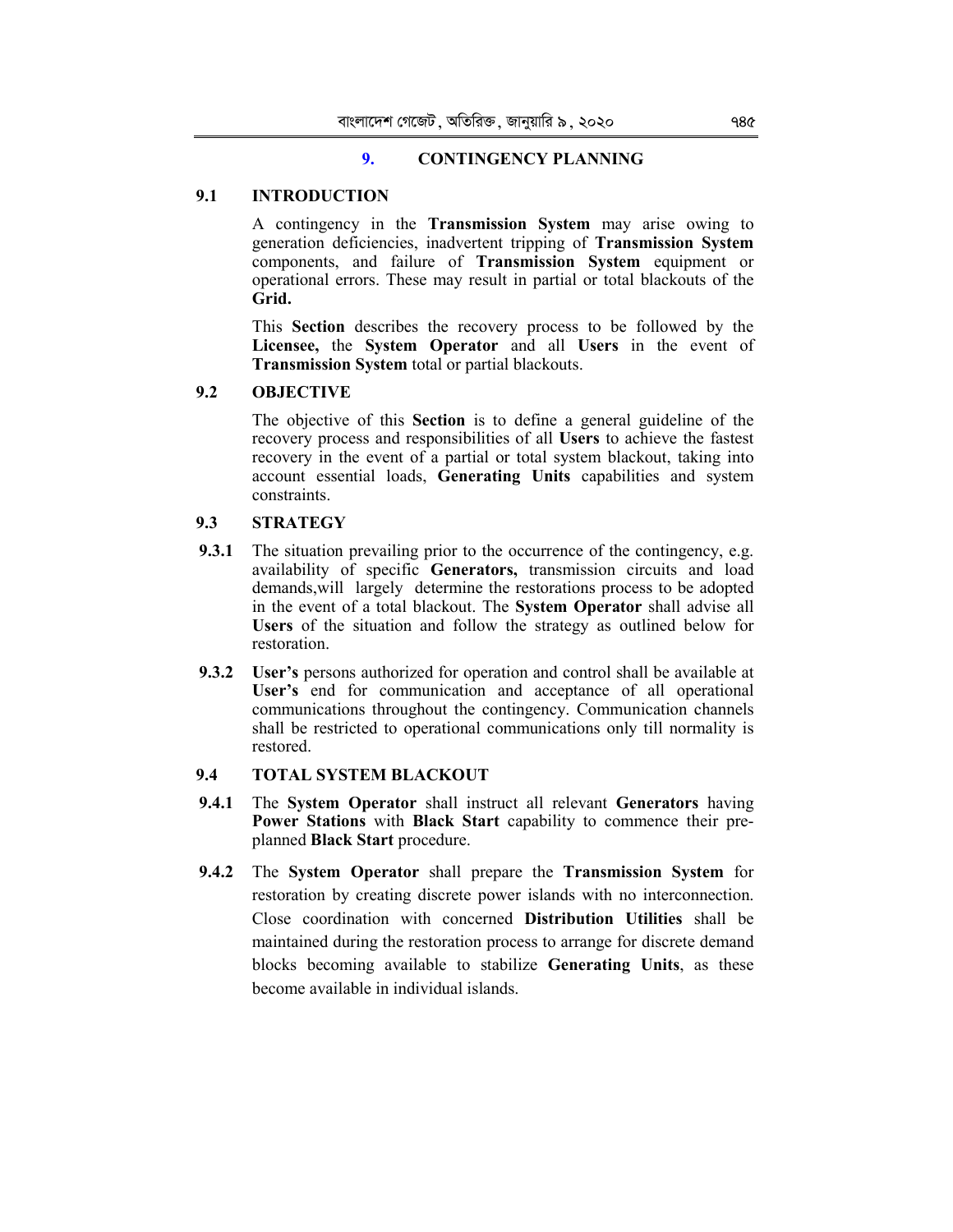# 9. CONTINGENCY PLANNING

## 9.1 INTRODUCTION

A contingency in the **Transmission System** may arise owing to generation deficiencies, inadvertent tripping of **Transmission System** components, and failure of **Transmission System** equipment or operational errors. These may result in partial or total blackouts of the **Grid.**

This **Section** describes the recovery process to be followed by the **Licensee,** the **System Operator** and all **Users** in the event of **Transmission System** total or partial blackouts.

## 9.2 OBJECTIVE

The objective of this **Section** is to define a general guideline of the recovery process and responsibilities of all **Users** to achieve the fastest recovery in the event of a partial or total system blackout, taking into account essential loads, **Generating Units** capabilities and system constraints.

## 9.3 STRATEGY

**9.3.1** The situation prevailing prior to the occurrence of the contingency, e.g. availability of specific **Generators,** transmission circuits and load demands,will largely determine the restorations process to be adopted in the event of a total blackout. The **System Operator** shall advise all **Users** of the situation and follow the strategy as outlined below for restoration.

**9.3.2** **User's** persons authorized for operation and control shall be available at **User's** end for communication and acceptance of all operational communications throughout the contingency. Communication channels shall be restricted to operational communications only till normality is restored.

## 9.4 TOTAL SYSTEM BLACKOUT

**9.4.1** The **System Operator** shall instruct all relevant **Generators** having **Power Stations** with **Black Start** capability to commence their pre-planned **Black Start** procedure.

**9.4.2** The **System Operator** shall prepare the **Transmission System** for restoration by creating discrete power islands with no interconnection. Close coordination with concerned **Distribution Utilities** shall be maintained during the restoration process to arrange for discrete demand blocks becoming available to stabilize **Generating Units**, as these become available in individual islands.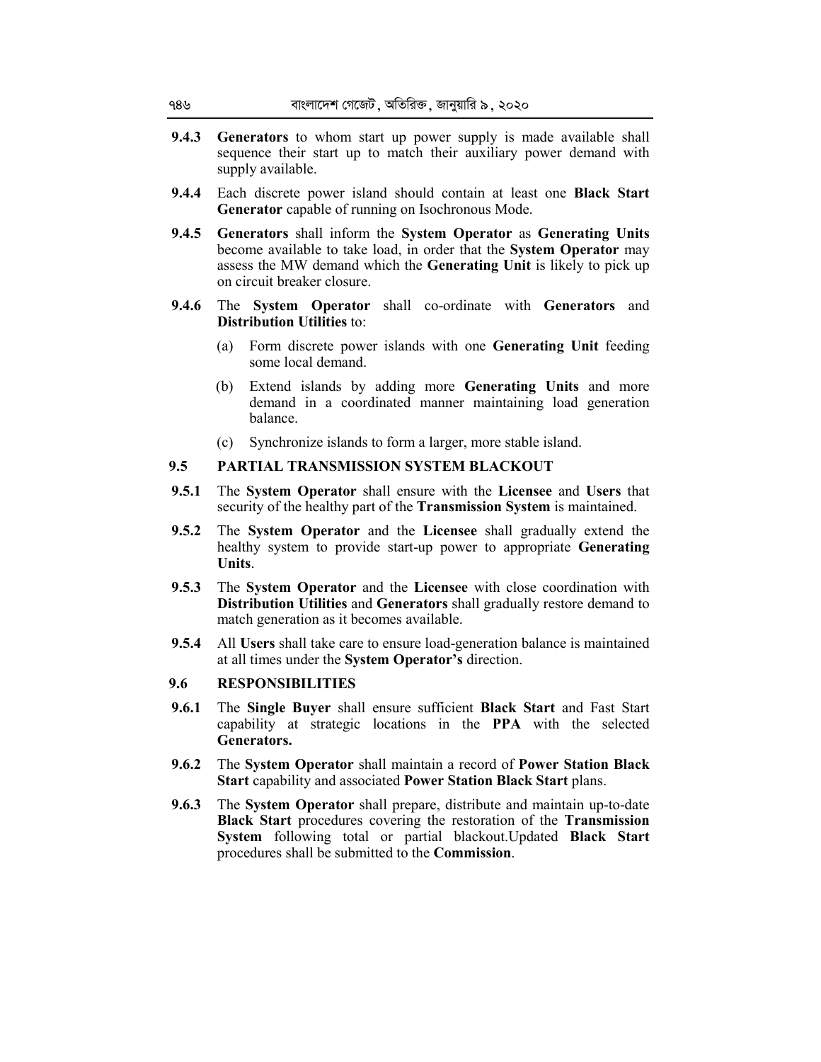**9.4.3** **Generators** to whom start up power supply is made available shall sequence their start up to match their auxiliary power demand with supply available.

**9.4.4** Each discrete power island should contain at least one **Black Start Generator** capable of running on Isochronous Mode.

**9.4.5** **Generators** shall inform the **System Operator** as **Generating Units** become available to take load, in order that the **System Operator** may assess the MW demand which the **Generating Unit** is likely to pick up on circuit breaker closure.

**9.4.6** The **System Operator** shall co-ordinate with **Generators** and **Distribution Utilities** to:

(a) Form discrete power islands with one **Generating Unit** feeding some local demand.

(b) Extend islands by adding more **Generating Units** and more demand in a coordinated manner maintaining load generation balance.

(c) Synchronize islands to form a larger, more stable island.

## 9.5 PARTIAL TRANSMISSION SYSTEM BLACKOUT

**9.5.1** The **System Operator** shall ensure with the **Licensee** and **Users** that security of the healthy part of the **Transmission System** is maintained.

**9.5.2** The **System Operator** and the **Licensee** shall gradually extend the healthy system to provide start-up power to appropriate **Generating Units**.

**9.5.3** The **System Operator** and the **Licensee** with close coordination with **Distribution Utilities** and **Generators** shall gradually restore demand to match generation as it becomes available.

**9.5.4** All **Users** shall take care to ensure load-generation balance is maintained at all times under the **System Operator's** direction.

## 9.6 RESPONSIBILITIES

**9.6.1** The **Single Buyer** shall ensure sufficient **Black Start** and Fast Start capability at strategic locations in the **PPA** with the selected **Generators.**

**9.6.2** The **System Operator** shall maintain a record of **Power Station Black Start** capability and associated **Power Station Black Start** plans.

**9.6.3** The **System Operator** shall prepare, distribute and maintain up-to-date **Black Start** procedures covering the restoration of the **Transmission System** following total or partial blackout.Updated **Black Start** procedures shall be submitted to the **Commission**.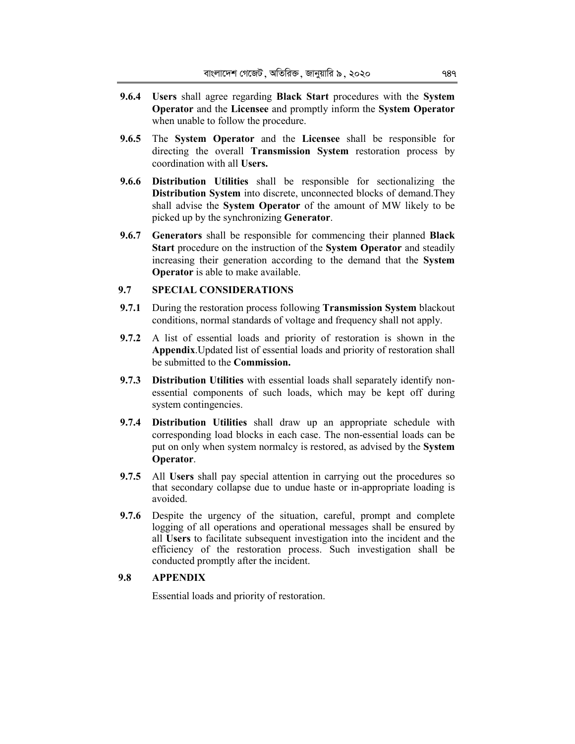**9.6.4** **Users** shall agree regarding **Black Start** procedures with the **System Operator** and the **Licensee** and promptly inform the **System Operator** when unable to follow the procedure.

**9.6.5** The **System Operator** and the **Licensee** shall be responsible for directing the overall **Transmission System** restoration process by coordination with all **Users.**

**9.6.6** **Distribution Utilities** shall be responsible for sectionalizing the **Distribution System** into discrete, unconnected blocks of demand.They shall advise the **System Operator** of the amount of MW likely to be picked up by the synchronizing **Generator**.

**9.6.7** **Generators** shall be responsible for commencing their planned **Black Start** procedure on the instruction of the **System Operator** and steadily increasing their generation according to the demand that the **System Operator** is able to make available.

## 9.7 SPECIAL CONSIDERATIONS

**9.7.1** During the restoration process following **Transmission System** blackout conditions, normal standards of voltage and frequency shall not apply.

**9.7.2** A list of essential loads and priority of restoration is shown in the **Appendix**.Updated list of essential loads and priority of restoration shall be submitted to the **Commission.**

**9.7.3** **Distribution Utilities** with essential loads shall separately identify non-essential components of such loads, which may be kept off during system contingencies.

**9.7.4** **Distribution Utilities** shall draw up an appropriate schedule with corresponding load blocks in each case. The non-essential loads can be put on only when system normalcy is restored, as advised by the **System Operator**.

**9.7.5** All **Users** shall pay special attention in carrying out the procedures so that secondary collapse due to undue haste or in-appropriate loading is avoided.

**9.7.6** Despite the urgency of the situation, careful, prompt and complete logging of all operations and operational messages shall be ensured by all **Users** to facilitate subsequent investigation into the incident and the efficiency of the restoration process. Such investigation shall be conducted promptly after the incident.

## 9.8 APPENDIX

Essential loads and priority of restoration.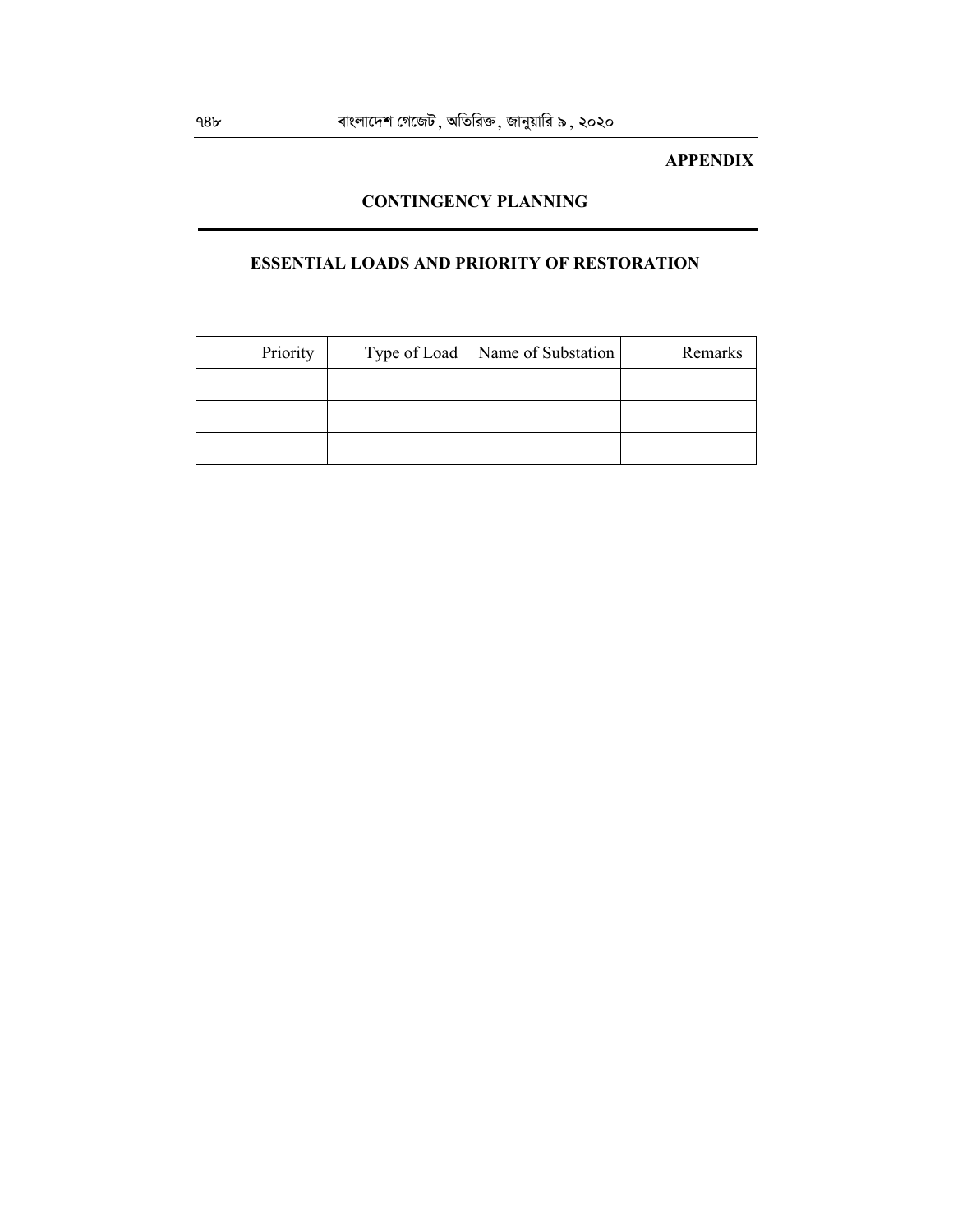**APPENDIX**

## CONTINGENCY PLANNING

---

### ESSENTIAL LOADS AND PRIORITY OF RESTORATION

| Priority | Type of Load | Name of Substation | Remarks |
|---|---|---|---|
| | | | |
| | | | |
| | | | |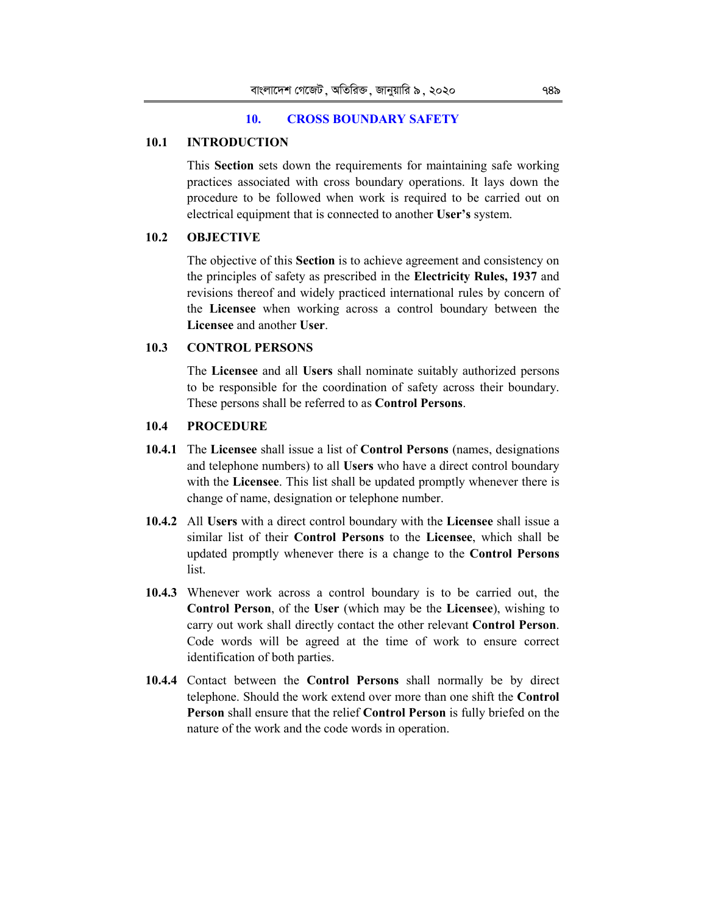## 10. CROSS BOUNDARY SAFETY

### 10.1 INTRODUCTION

This **Section** sets down the requirements for maintaining safe working practices associated with cross boundary operations. It lays down the procedure to be followed when work is required to be carried out on electrical equipment that is connected to another **User's** system.

### 10.2 OBJECTIVE

The objective of this **Section** is to achieve agreement and consistency on the principles of safety as prescribed in the **Electricity Rules, 1937** and revisions thereof and widely practiced international rules by concern of the **Licensee** when working across a control boundary between the **Licensee** and another **User**.

### 10.3 CONTROL PERSONS

The **Licensee** and all **Users** shall nominate suitably authorized persons to be responsible for the coordination of safety across their boundary. These persons shall be referred to as **Control Persons**.

### 10.4 PROCEDURE

**10.4.1** The **Licensee** shall issue a list of **Control Persons** (names, designations and telephone numbers) to all **Users** who have a direct control boundary with the **Licensee**. This list shall be updated promptly whenever there is change of name, designation or telephone number.

**10.4.2** All **Users** with a direct control boundary with the **Licensee** shall issue a similar list of their **Control Persons** to the **Licensee**, which shall be updated promptly whenever there is a change to the **Control Persons** list.

**10.4.3** Whenever work across a control boundary is to be carried out, the **Control Person**, of the **User** (which may be the **Licensee**), wishing to carry out work shall directly contact the other relevant **Control Person**. Code words will be agreed at the time of work to ensure correct identification of both parties.

**10.4.4** Contact between the **Control Persons** shall normally be by direct telephone. Should the work extend over more than one shift the **Control Person** shall ensure that the relief **Control Person** is fully briefed on the nature of the work and the code words in operation.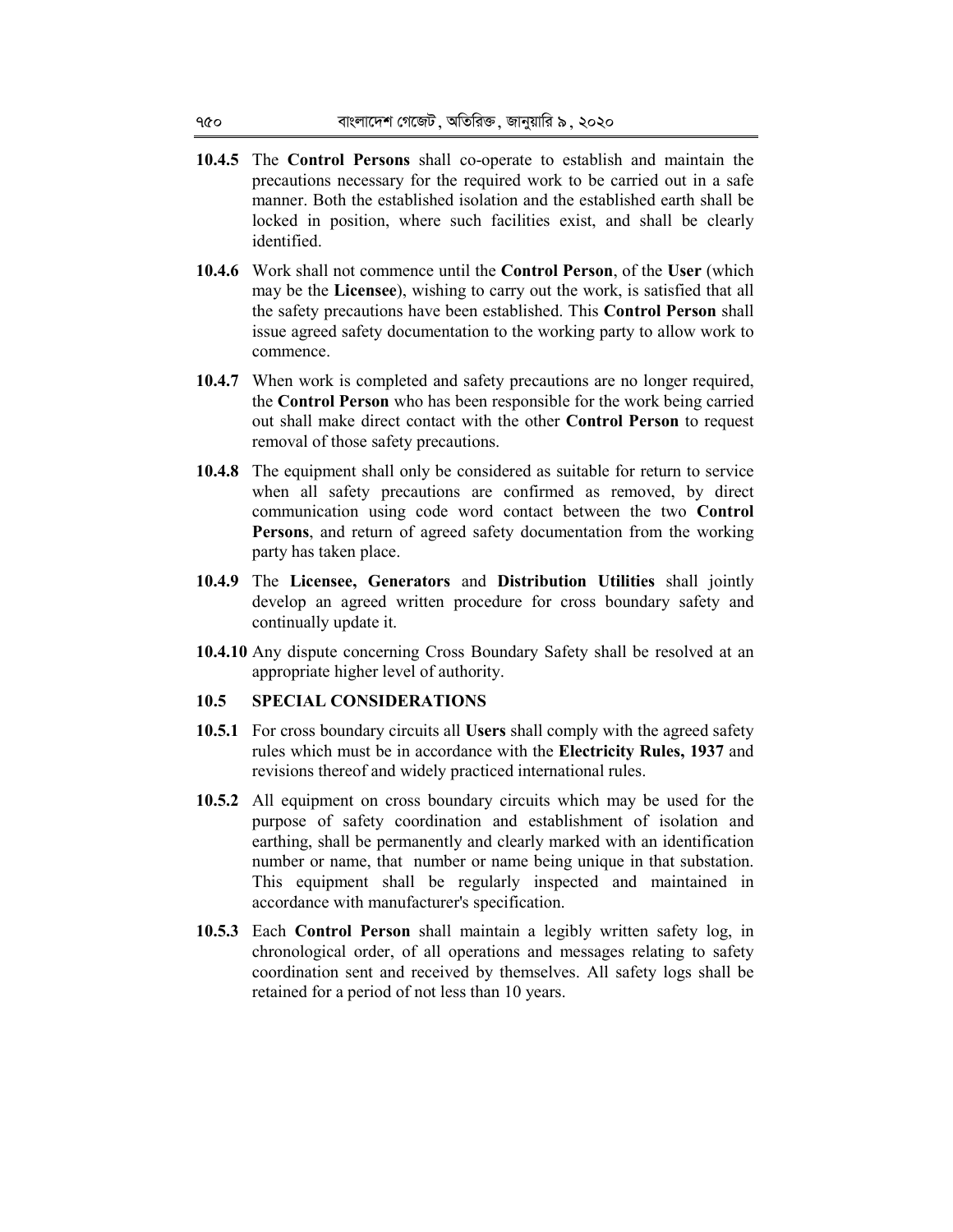**10.4.5** The **Control Persons** shall co-operate to establish and maintain the precautions necessary for the required work to be carried out in a safe manner. Both the established isolation and the established earth shall be locked in position, where such facilities exist, and shall be clearly identified.

**10.4.6** Work shall not commence until the **Control Person**, of the **User** (which may be the **Licensee**), wishing to carry out the work, is satisfied that all the safety precautions have been established. This **Control Person** shall issue agreed safety documentation to the working party to allow work to commence.

**10.4.7** When work is completed and safety precautions are no longer required, the **Control Person** who has been responsible for the work being carried out shall make direct contact with the other **Control Person** to request removal of those safety precautions.

**10.4.8** The equipment shall only be considered as suitable for return to service when all safety precautions are confirmed as removed, by direct communication using code word contact between the two **Control Persons**, and return of agreed safety documentation from the working party has taken place.

**10.4.9** The **Licensee, Generators** and **Distribution Utilities** shall jointly develop an agreed written procedure for cross boundary safety and continually update it.

**10.4.10** Any dispute concerning Cross Boundary Safety shall be resolved at an appropriate higher level of authority.

### 10.5 SPECIAL CONSIDERATIONS

**10.5.1** For cross boundary circuits all **Users** shall comply with the agreed safety rules which must be in accordance with the **Electricity Rules, 1937** and revisions thereof and widely practiced international rules.

**10.5.2** All equipment on cross boundary circuits which may be used for the purpose of safety coordination and establishment of isolation and earthing, shall be permanently and clearly marked with an identification number or name, that number or name being unique in that substation. This equipment shall be regularly inspected and maintained in accordance with manufacturer's specification.

**10.5.3** Each **Control Person** shall maintain a legibly written safety log, in chronological order, of all operations and messages relating to safety coordination sent and received by themselves. All safety logs shall be retained for a period of not less than 10 years.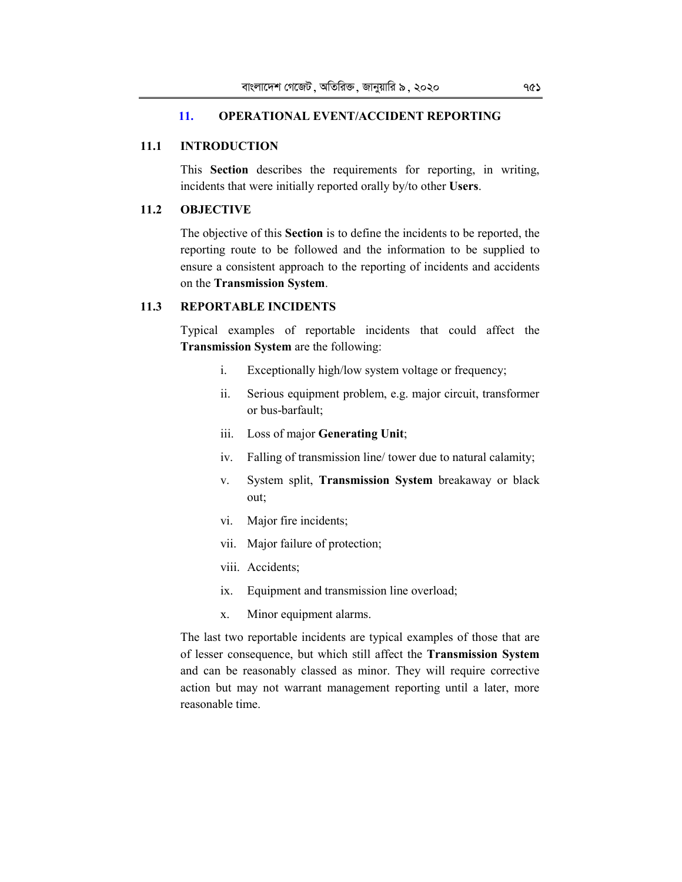## 11. OPERATIONAL EVENT/ACCIDENT REPORTING

### 11.1 INTRODUCTION

This **Section** describes the requirements for reporting, in writing, incidents that were initially reported orally by/to other **Users**.

### 11.2 OBJECTIVE

The objective of this **Section** is to define the incidents to be reported, the reporting route to be followed and the information to be supplied to ensure a consistent approach to the reporting of incidents and accidents on the **Transmission System**.

### 11.3 REPORTABLE INCIDENTS

Typical examples of reportable incidents that could affect the **Transmission System** are the following:

i. Exceptionally high/low system voltage or frequency;

ii. Serious equipment problem, e.g. major circuit, transformer or bus-barfault;

iii. Loss of major **Generating Unit**;

iv. Falling of transmission line/ tower due to natural calamity;

v. System split, **Transmission System** breakaway or black out;

vi. Major fire incidents;

vii. Major failure of protection;

viii. Accidents;

ix. Equipment and transmission line overload;

x. Minor equipment alarms.

The last two reportable incidents are typical examples of those that are of lesser consequence, but which still affect the **Transmission System** and can be reasonably classed as minor. They will require corrective action but may not warrant management reporting until a later, more reasonable time.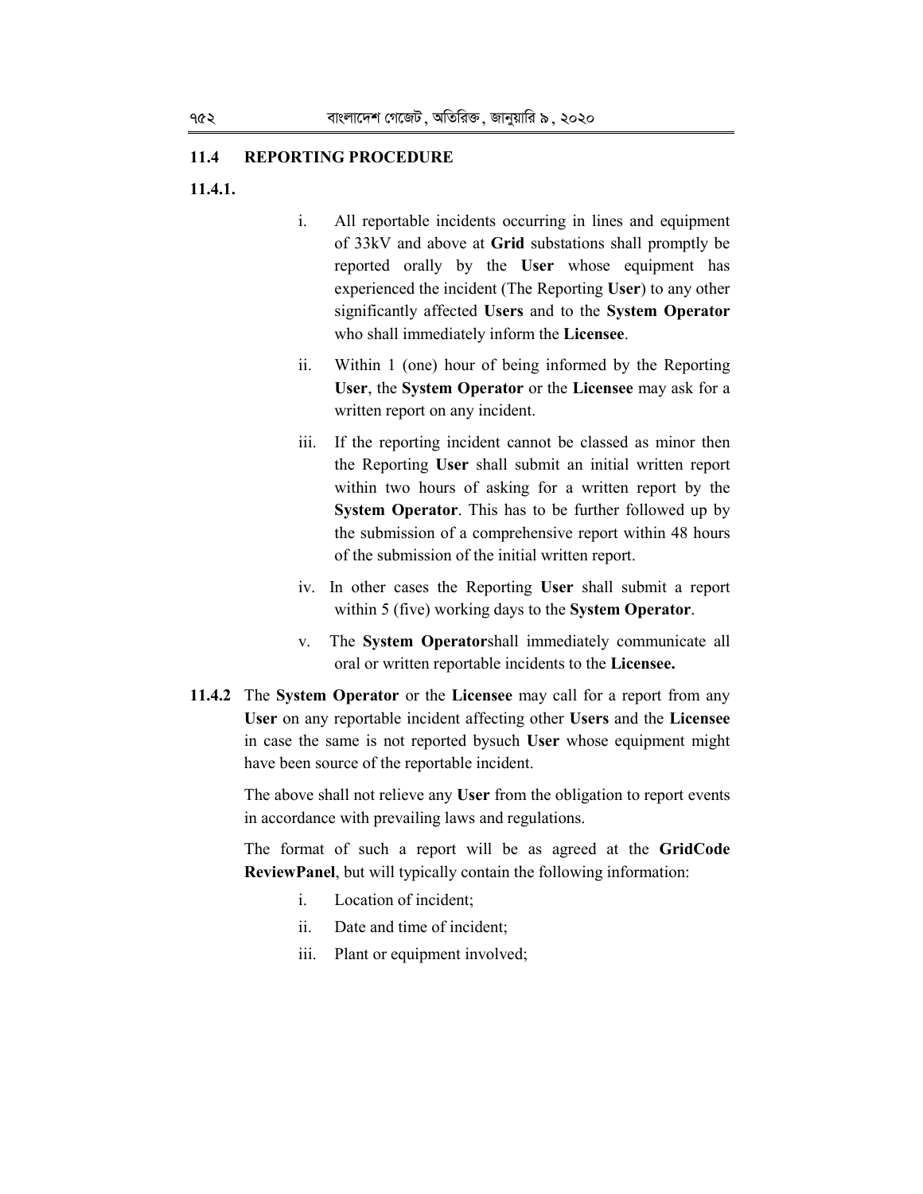## 11.4 REPORTING PROCEDURE

**11.4.1.**

i. All reportable incidents occurring in lines and equipment of 33kV and above at **Grid** substations shall promptly be reported orally by the **User** whose equipment has experienced the incident (The Reporting **User**) to any other significantly affected **Users** and to the **System Operator** who shall immediately inform the **Licensee**.

ii. Within 1 (one) hour of being informed by the Reporting **User**, the **System Operator** or the **Licensee** may ask for a written report on any incident.

iii. If the reporting incident cannot be classed as minor then the Reporting **User** shall submit an initial written report within two hours of asking for a written report by the **System Operator**. This has to be further followed up by the submission of a comprehensive report within 48 hours of the submission of the initial written report.

iv. In other cases the Reporting **User** shall submit a report within 5 (five) working days to the **System Operator**.

v. The **System Operator**shall immediately communicate all oral or written reportable incidents to the **Licensee.**

**11.4.2** The **System Operator** or the **Licensee** may call for a report from any **User** on any reportable incident affecting other **Users** and the **Licensee** in case the same is not reported bysuch **User** whose equipment might have been source of the reportable incident.

The above shall not relieve any **User** from the obligation to report events in accordance with prevailing laws and regulations.

The format of such a report will be as agreed at the **GridCode ReviewPanel**, but will typically contain the following information:

i. Location of incident;

ii. Date and time of incident;

iii. Plant or equipment involved;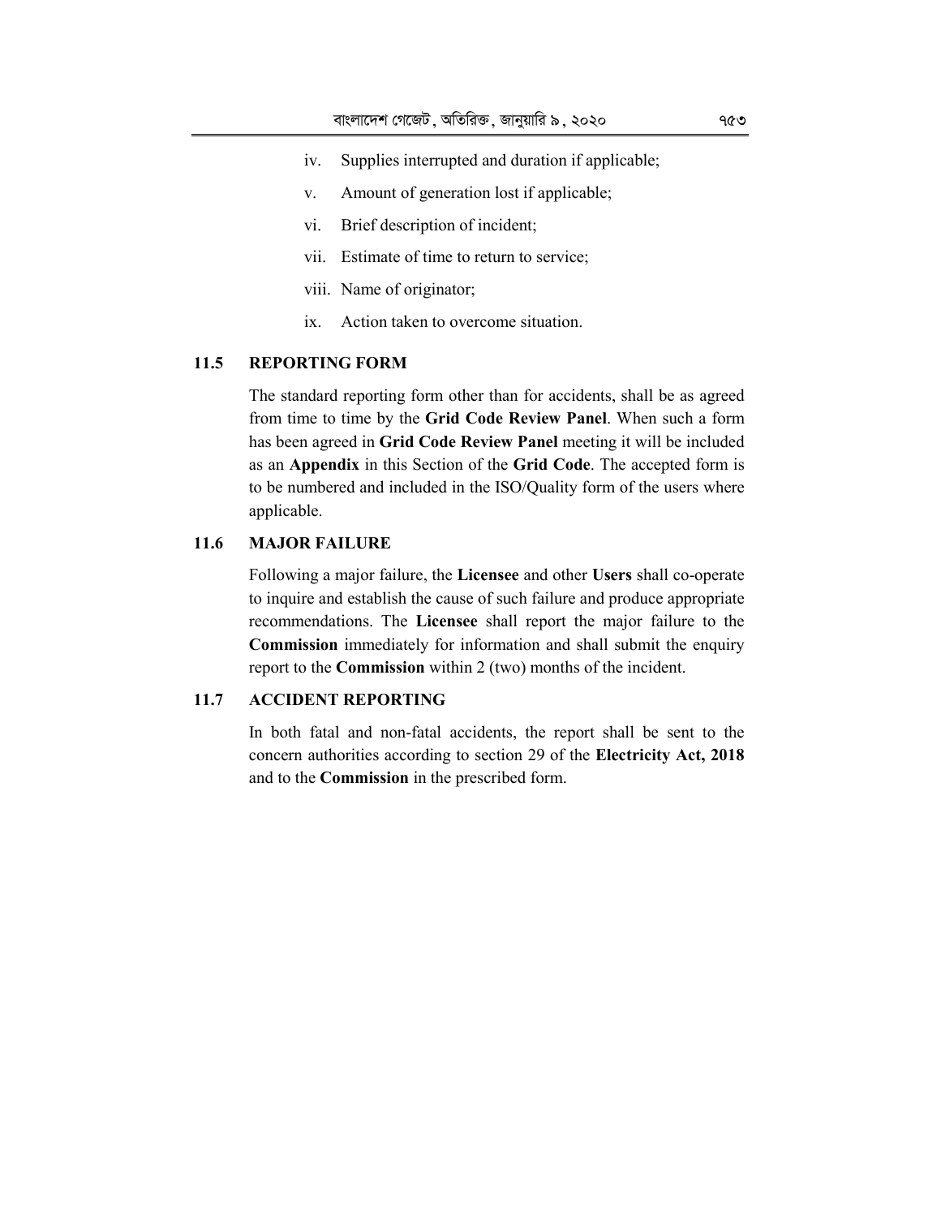iv. Supplies interrupted and duration if applicable;

v. Amount of generation lost if applicable;

vi. Brief description of incident;

vii. Estimate of time to return to service;

viii. Name of originator;

ix. Action taken to overcome situation.

### 11.5 REPORTING FORM

The standard reporting form other than for accidents, shall be as agreed from time to time by the **Grid Code Review Panel**. When such a form has been agreed in **Grid Code Review Panel** meeting it will be included as an **Appendix** in this Section of the **Grid Code**. The accepted form is to be numbered and included in the ISO/Quality form of the users where applicable.

### 11.6 MAJOR FAILURE

Following a major failure, the **Licensee** and other **Users** shall co-operate to inquire and establish the cause of such failure and produce appropriate recommendations. The **Licensee** shall report the major failure to the **Commission** immediately for information and shall submit the enquiry report to the **Commission** within 2 (two) months of the incident.

### 11.7 ACCIDENT REPORTING

In both fatal and non-fatal accidents, the report shall be sent to the concern authorities according to section 29 of the **Electricity Act, 2018** and to the **Commission** in the prescribed form.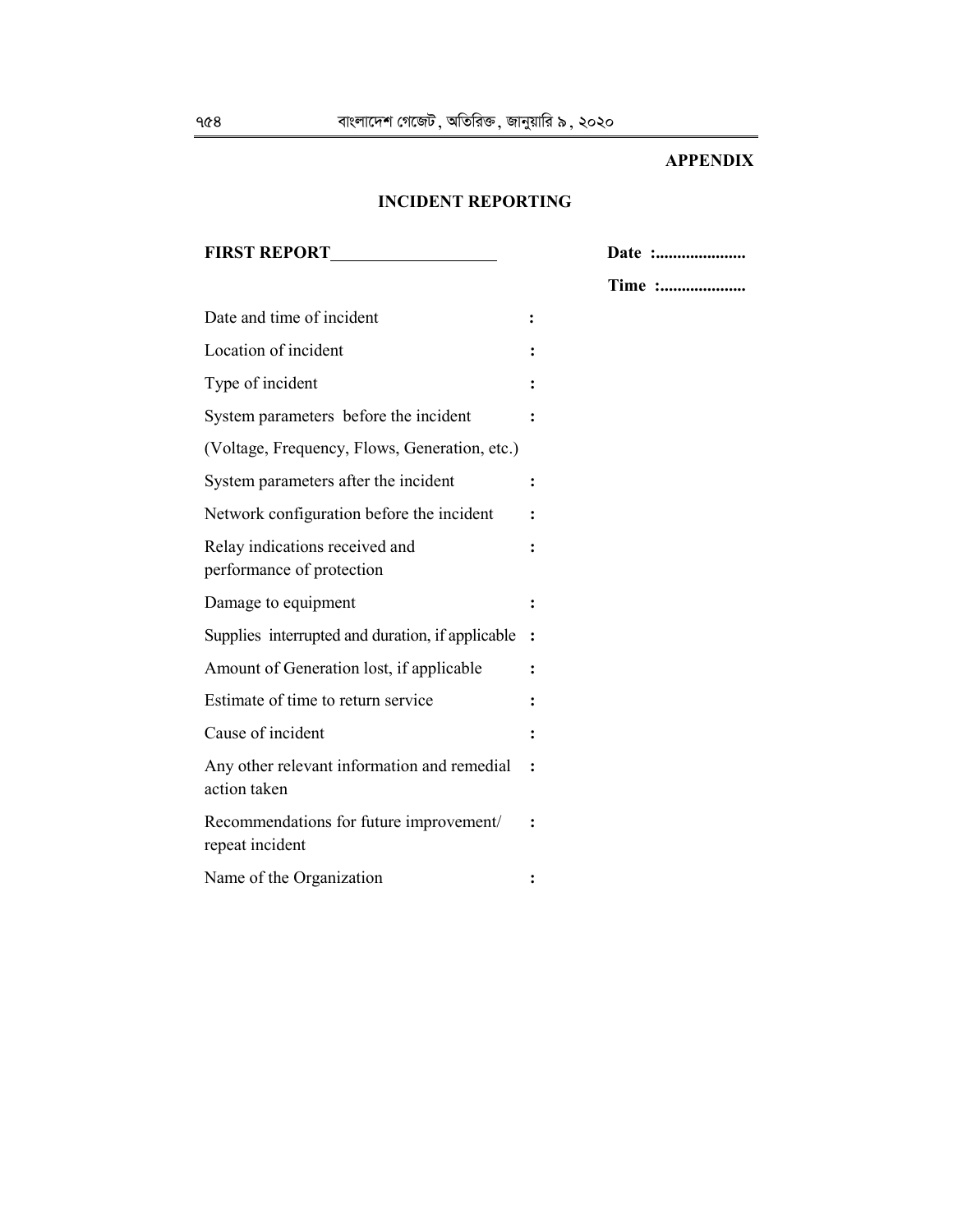**APPENDIX**

## INCIDENT REPORTING

**FIRST REPORT**\_\_\_\_\_\_\_\_\_\_\_\_\_\_\_\_\_\_\_\_

**Date :.....................**

**Time :....................**

Date and time of incident :

Location of incident :

Type of incident :

System parameters before the incident :

(Voltage, Frequency, Flows, Generation, etc.)

System parameters after the incident :

Network configuration before the incident :

Relay indications received and performance of protection :

Damage to equipment :

Supplies interrupted and duration, if applicable :

Amount of Generation lost, if applicable :

Estimate of time to return service :

Cause of incident :

Any other relevant information and remedial action taken :

Recommendations for future improvement/ repeat incident :

Name of the Organization :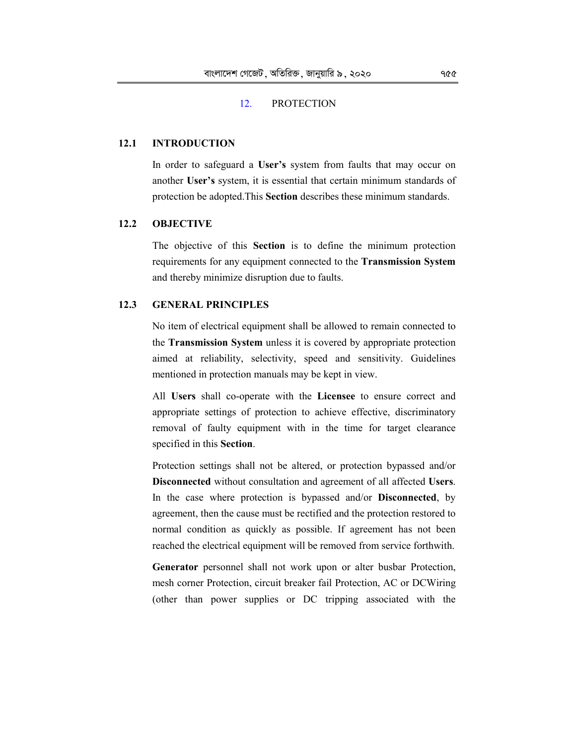# 12. PROTECTION

## 12.1 INTRODUCTION

In order to safeguard a **User's** system from faults that may occur on another **User's** system, it is essential that certain minimum standards of protection be adopted.This **Section** describes these minimum standards.

## 12.2 OBJECTIVE

The objective of this **Section** is to define the minimum protection requirements for any equipment connected to the **Transmission System** and thereby minimize disruption due to faults.

## 12.3 GENERAL PRINCIPLES

No item of electrical equipment shall be allowed to remain connected to the **Transmission System** unless it is covered by appropriate protection aimed at reliability, selectivity, speed and sensitivity. Guidelines mentioned in protection manuals may be kept in view.

All **Users** shall co-operate with the **Licensee** to ensure correct and appropriate settings of protection to achieve effective, discriminatory removal of faulty equipment with in the time for target clearance specified in this **Section**.

Protection settings shall not be altered, or protection bypassed and/or **Disconnected** without consultation and agreement of all affected **Users**. In the case where protection is bypassed and/or **Disconnected**, by agreement, then the cause must be rectified and the protection restored to normal condition as quickly as possible. If agreement has not been reached the electrical equipment will be removed from service forthwith.

**Generator** personnel shall not work upon or alter busbar Protection, mesh corner Protection, circuit breaker fail Protection, AC or DCWiring (other than power supplies or DC tripping associated with the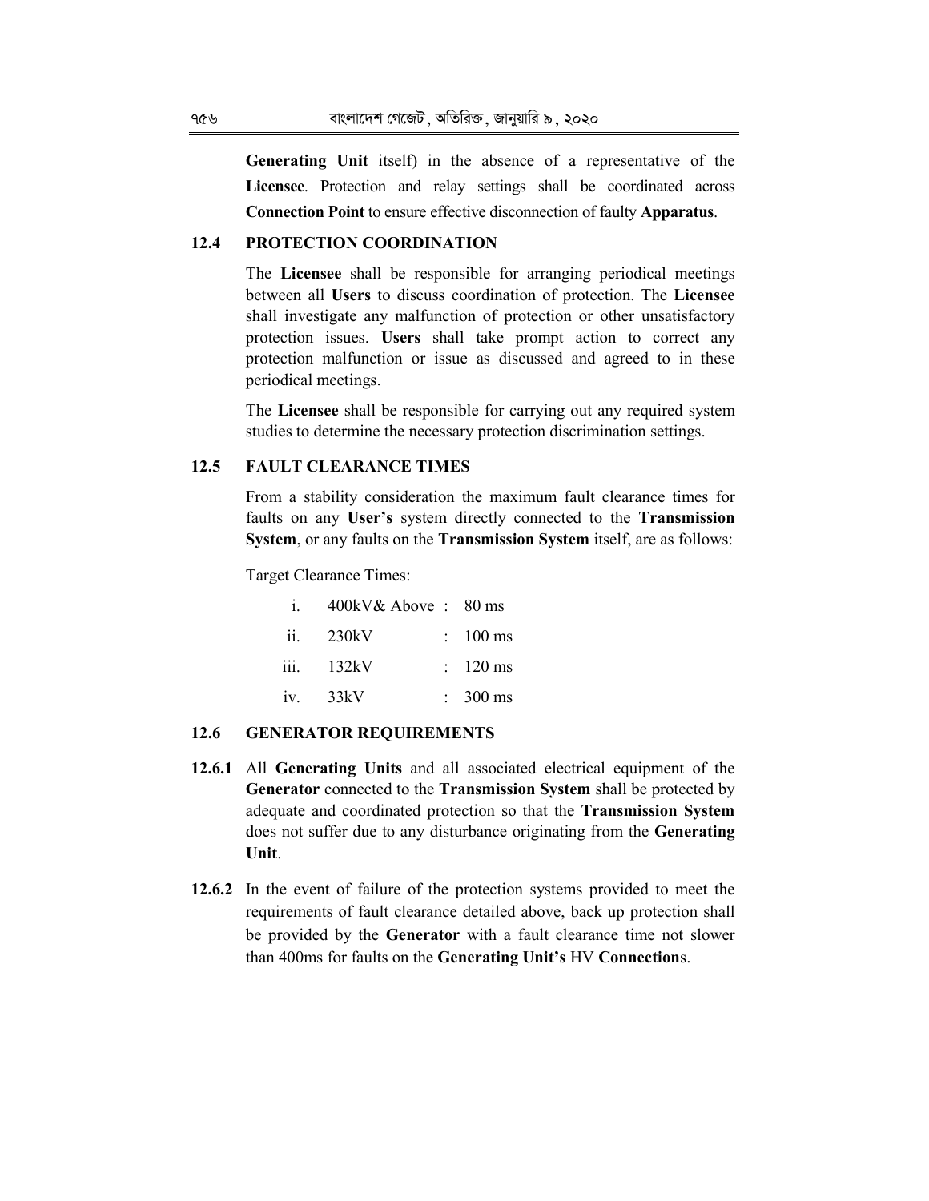**Generating Unit** itself) in the absence of a representative of the **Licensee**. Protection and relay settings shall be coordinated across **Connection Point** to ensure effective disconnection of faulty **Apparatus**.

### 12.4 PROTECTION COORDINATION

The **Licensee** shall be responsible for arranging periodical meetings between all **Users** to discuss coordination of protection. The **Licensee** shall investigate any malfunction of protection or other unsatisfactory protection issues. **Users** shall take prompt action to correct any protection malfunction or issue as discussed and agreed to in these periodical meetings.

The **Licensee** shall be responsible for carrying out any required system studies to determine the necessary protection discrimination settings.

### 12.5 FAULT CLEARANCE TIMES

From a stability consideration the maximum fault clearance times for faults on any **User's** system directly connected to the **Transmission System**, or any faults on the **Transmission System** itself, are as follows:

Target Clearance Times:

i. 400kV& Above : 80 ms

ii. 230kV : 100 ms

iii. 132kV : 120 ms

iv. 33kV : 300 ms

### 12.6 GENERATOR REQUIREMENTS

**12.6.1** All **Generating Units** and all associated electrical equipment of the **Generator** connected to the **Transmission System** shall be protected by adequate and coordinated protection so that the **Transmission System** does not suffer due to any disturbance originating from the **Generating Unit**.

**12.6.2** In the event of failure of the protection systems provided to meet the requirements of fault clearance detailed above, back up protection shall be provided by the **Generator** with a fault clearance time not slower than 400ms for faults on the **Generating Unit's** HV **Connection**s.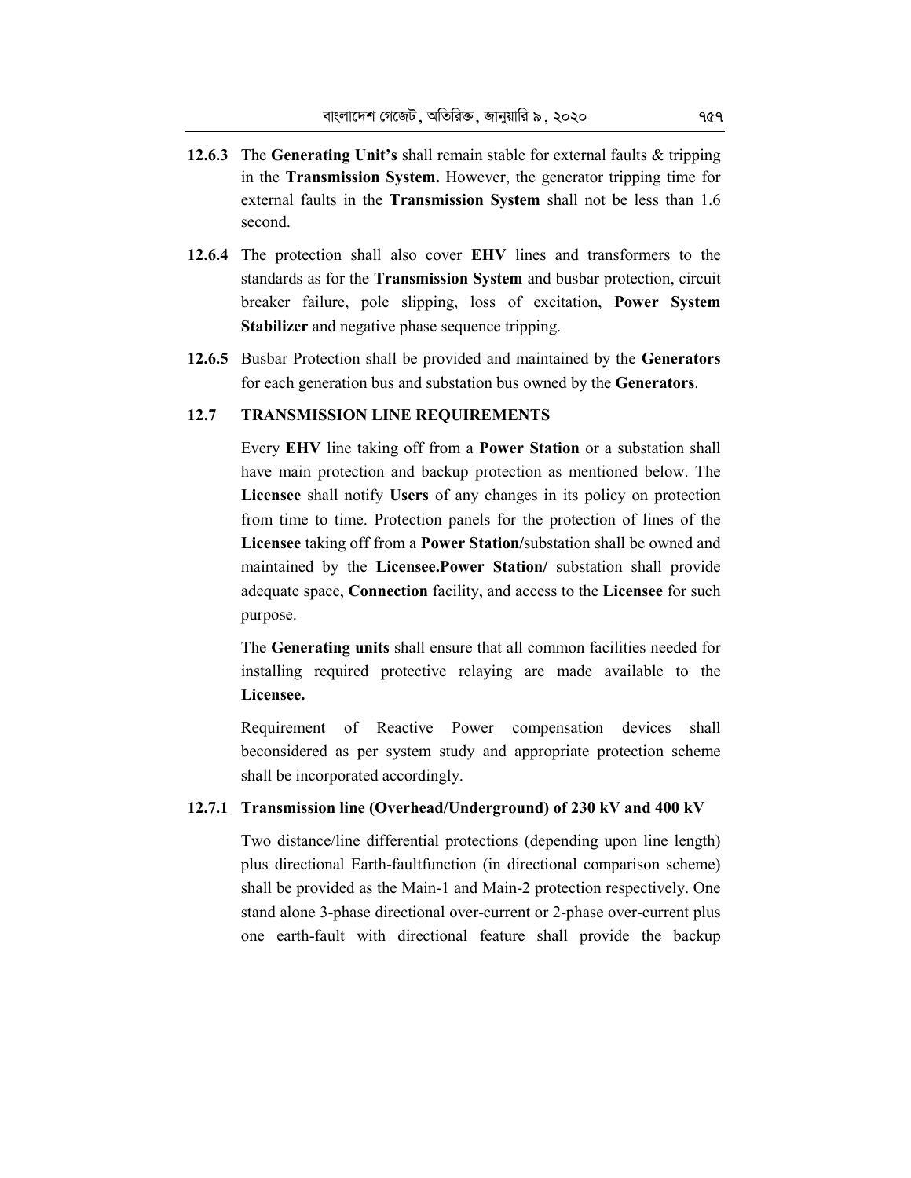**12.6.3** The **Generating Unit's** shall remain stable for external faults & tripping in the **Transmission System.** However, the generator tripping time for external faults in the **Transmission System** shall not be less than 1.6 second.

**12.6.4** The protection shall also cover **EHV** lines and transformers to the standards as for the **Transmission System** and busbar protection, circuit breaker failure, pole slipping, loss of excitation, **Power System Stabilizer** and negative phase sequence tripping.

**12.6.5** Busbar Protection shall be provided and maintained by the **Generators** for each generation bus and substation bus owned by the **Generators**.

### 12.7 TRANSMISSION LINE REQUIREMENTS

Every **EHV** line taking off from a **Power Station** or a substation shall have main protection and backup protection as mentioned below. The **Licensee** shall notify **Users** of any changes in its policy on protection from time to time. Protection panels for the protection of lines of the **Licensee** taking off from a **Power Station/**substation shall be owned and maintained by the **Licensee.Power Station/** substation shall provide adequate space, **Connection** facility, and access to the **Licensee** for such purpose.

The **Generating units** shall ensure that all common facilities needed for installing required protective relaying are made available to the **Licensee.**

Requirement of Reactive Power compensation devices shall beconsidered as per system study and appropriate protection scheme shall be incorporated accordingly.

#### 12.7.1 Transmission line (Overhead/Underground) of 230 kV and 400 kV

Two distance/line differential protections (depending upon line length) plus directional Earth-faultfunction (in directional comparison scheme) shall be provided as the Main-1 and Main-2 protection respectively. One stand alone 3-phase directional over-current or 2-phase over-current plus one earth-fault with directional feature shall provide the backup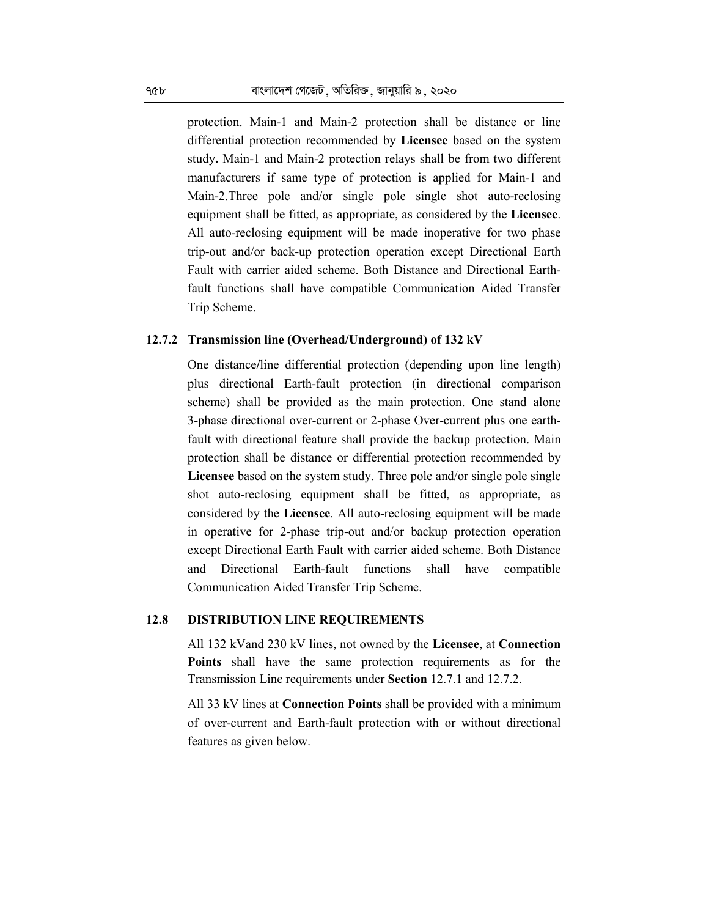protection. Main-1 and Main-2 protection shall be distance or line differential protection recommended by **Licensee** based on the system study**.** Main-1 and Main-2 protection relays shall be from two different manufacturers if same type of protection is applied for Main-1 and Main-2.Three pole and/or single pole single shot auto-reclosing equipment shall be fitted, as appropriate, as considered by the **Licensee**. All auto-reclosing equipment will be made inoperative for two phase trip-out and/or back-up protection operation except Directional Earth Fault with carrier aided scheme. Both Distance and Directional Earth-fault functions shall have compatible Communication Aided Transfer Trip Scheme.

### 12.7.2 Transmission line (Overhead/Underground) of 132 kV

One distance/line differential protection (depending upon line length) plus directional Earth-fault protection (in directional comparison scheme) shall be provided as the main protection. One stand alone 3-phase directional over-current or 2-phase Over-current plus one earth-fault with directional feature shall provide the backup protection. Main protection shall be distance or differential protection recommended by **Licensee** based on the system study. Three pole and/or single pole single shot auto-reclosing equipment shall be fitted, as appropriate, as considered by the **Licensee**. All auto-reclosing equipment will be made in operative for 2-phase trip-out and/or backup protection operation except Directional Earth Fault with carrier aided scheme. Both Distance and Directional Earth-fault functions shall have compatible Communication Aided Transfer Trip Scheme.

## 12.8 DISTRIBUTION LINE REQUIREMENTS

All 132 kVand 230 kV lines, not owned by the **Licensee**, at **Connection Points** shall have the same protection requirements as for the Transmission Line requirements under **Section** 12.7.1 and 12.7.2.

All 33 kV lines at **Connection Points** shall be provided with a minimum of over-current and Earth-fault protection with or without directional features as given below.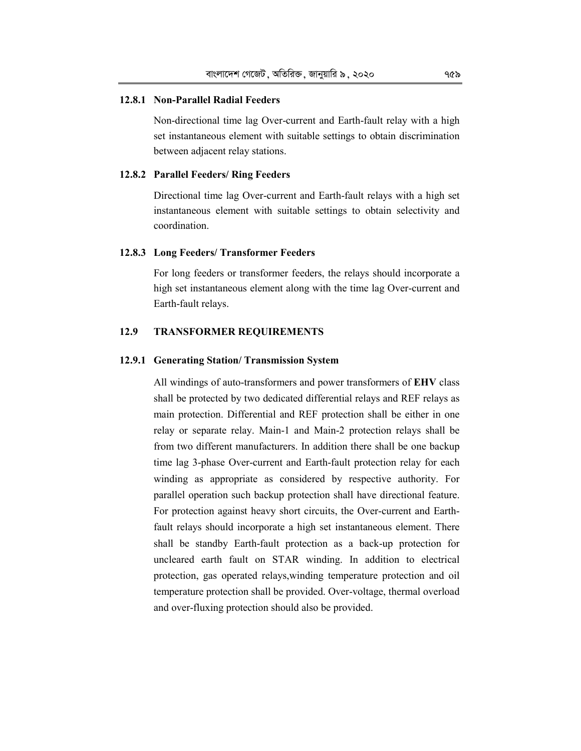### 12.8.1 Non-Parallel Radial Feeders

Non-directional time lag Over-current and Earth-fault relay with a high set instantaneous element with suitable settings to obtain discrimination between adjacent relay stations.

### 12.8.2 Parallel Feeders/ Ring Feeders

Directional time lag Over-current and Earth-fault relays with a high set instantaneous element with suitable settings to obtain selectivity and coordination.

### 12.8.3 Long Feeders/ Transformer Feeders

For long feeders or transformer feeders, the relays should incorporate a high set instantaneous element along with the time lag Over-current and Earth-fault relays.

## 12.9 TRANSFORMER REQUIREMENTS

### 12.9.1 Generating Station/ Transmission System

All windings of auto-transformers and power transformers of **EHV** class shall be protected by two dedicated differential relays and REF relays as main protection. Differential and REF protection shall be either in one relay or separate relay. Main-1 and Main-2 protection relays shall be from two different manufacturers. In addition there shall be one backup time lag 3-phase Over-current and Earth-fault protection relay for each winding as appropriate as considered by respective authority. For parallel operation such backup protection shall have directional feature. For protection against heavy short circuits, the Over-current and Earth-fault relays should incorporate a high set instantaneous element. There shall be standby Earth-fault protection as a back-up protection for uncleared earth fault on STAR winding. In addition to electrical protection, gas operated relays,winding temperature protection and oil temperature protection shall be provided. Over-voltage, thermal overload and over-fluxing protection should also be provided.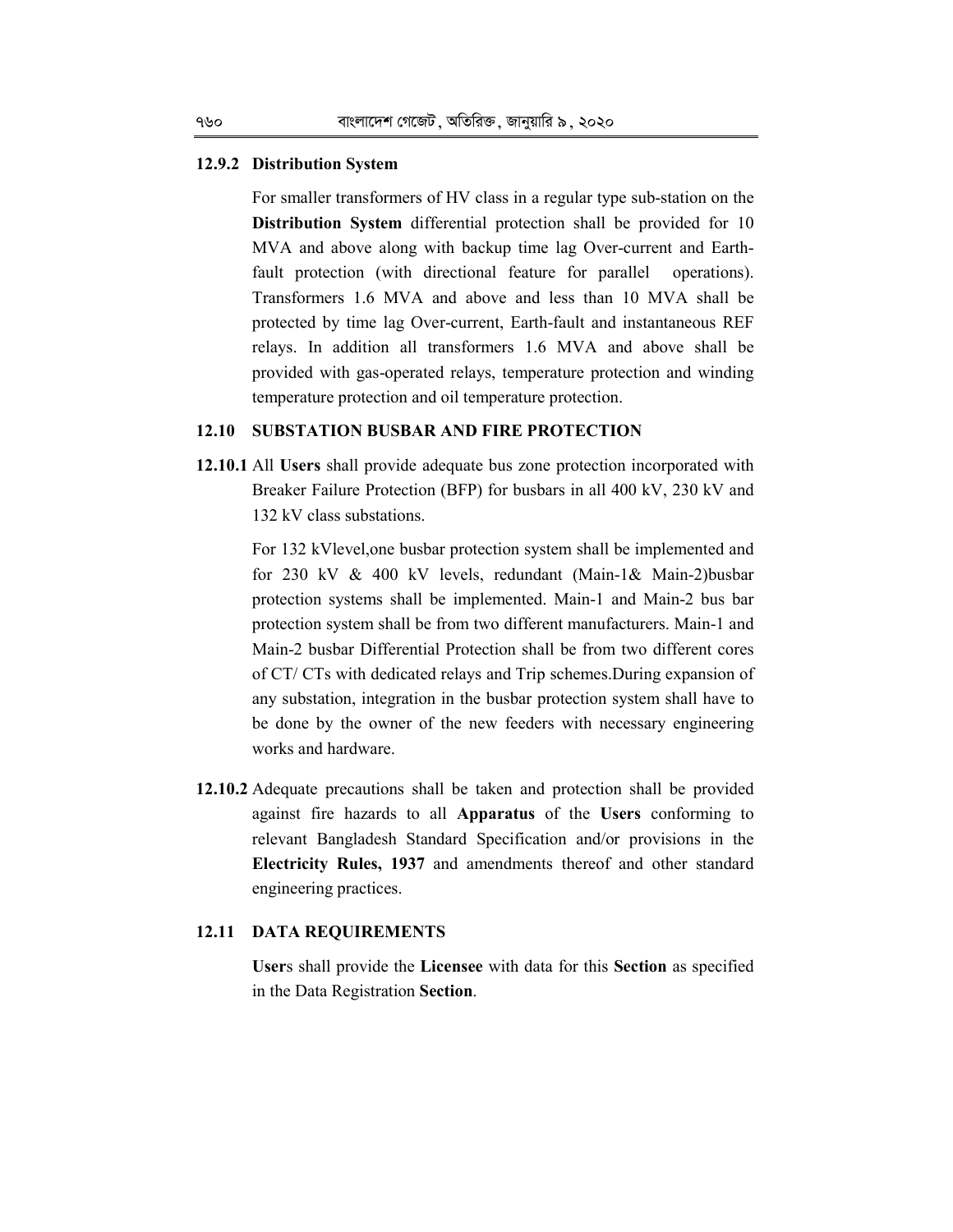### 12.9.2 Distribution System

For smaller transformers of HV class in a regular type sub-station on the **Distribution System** differential protection shall be provided for 10 MVA and above along with backup time lag Over-current and Earth-fault protection (with directional feature for parallel operations). Transformers 1.6 MVA and above and less than 10 MVA shall be protected by time lag Over-current, Earth-fault and instantaneous REF relays. In addition all transformers 1.6 MVA and above shall be provided with gas-operated relays, temperature protection and winding temperature protection and oil temperature protection.

## 12.10 SUBSTATION BUSBAR AND FIRE PROTECTION

**12.10.1** All **Users** shall provide adequate bus zone protection incorporated with Breaker Failure Protection (BFP) for busbars in all 400 kV, 230 kV and 132 kV class substations.

For 132 kVlevel,one busbar protection system shall be implemented and for 230 kV & 400 kV levels, redundant (Main-1& Main-2)busbar protection systems shall be implemented. Main-1 and Main-2 bus bar protection system shall be from two different manufacturers. Main-1 and Main-2 busbar Differential Protection shall be from two different cores of CT/ CTs with dedicated relays and Trip schemes.During expansion of any substation, integration in the busbar protection system shall have to be done by the owner of the new feeders with necessary engineering works and hardware.

**12.10.2** Adequate precautions shall be taken and protection shall be provided against fire hazards to all **Apparatus** of the **Users** conforming to relevant Bangladesh Standard Specification and/or provisions in the **Electricity Rules, 1937** and amendments thereof and other standard engineering practices.

## 12.11 DATA REQUIREMENTS

**User**s shall provide the **Licensee** with data for this **Section** as specified in the Data Registration **Section**.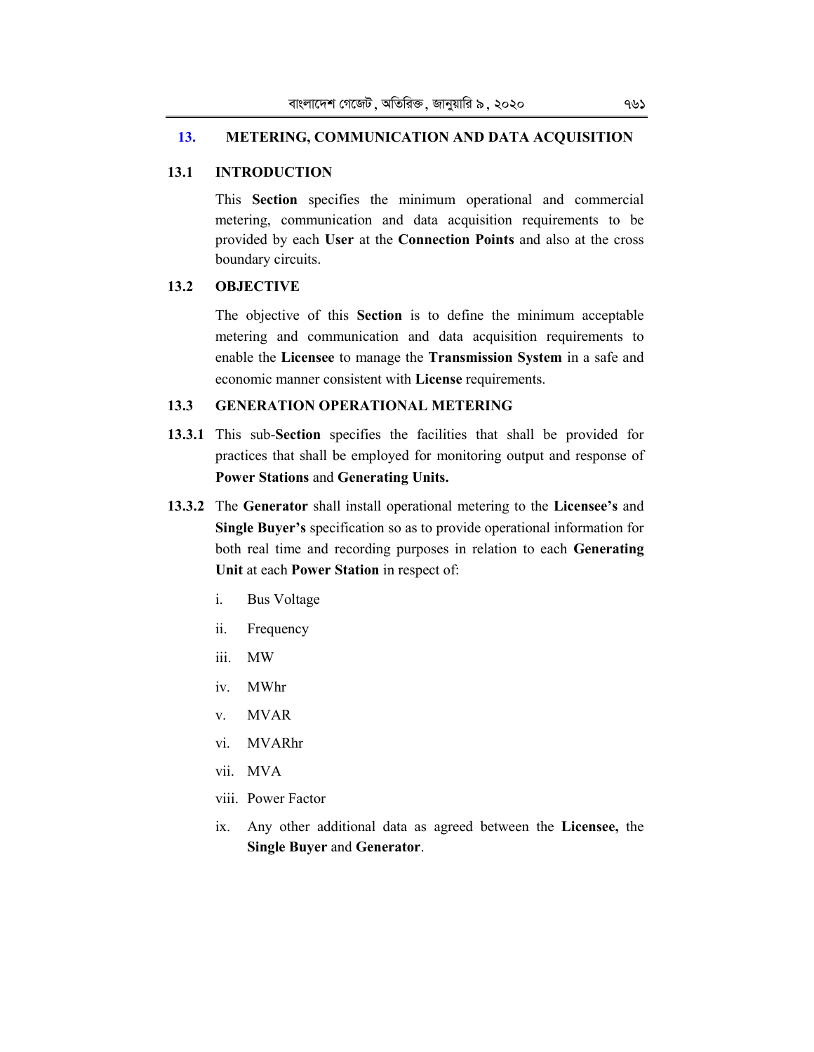## 13. METERING, COMMUNICATION AND DATA ACQUISITION

### 13.1 INTRODUCTION

This **Section** specifies the minimum operational and commercial metering, communication and data acquisition requirements to be provided by each **User** at the **Connection Points** and also at the cross boundary circuits.

### 13.2 OBJECTIVE

The objective of this **Section** is to define the minimum acceptable metering and communication and data acquisition requirements to enable the **Licensee** to manage the **Transmission System** in a safe and economic manner consistent with **License** requirements.

### 13.3 GENERATION OPERATIONAL METERING

**13.3.1** This sub-**Section** specifies the facilities that shall be provided for practices that shall be employed for monitoring output and response of **Power Stations** and **Generating Units.**

**13.3.2** The **Generator** shall install operational metering to the **Licensee's** and **Single Buyer's** specification so as to provide operational information for both real time and recording purposes in relation to each **Generating Unit** at each **Power Station** in respect of:

i. Bus Voltage

ii. Frequency

iii. MW

iv. MWhr

v. MVAR

vi. MVARhr

vii. MVA

viii. Power Factor

ix. Any other additional data as agreed between the **Licensee,** the **Single Buyer** and **Generator**.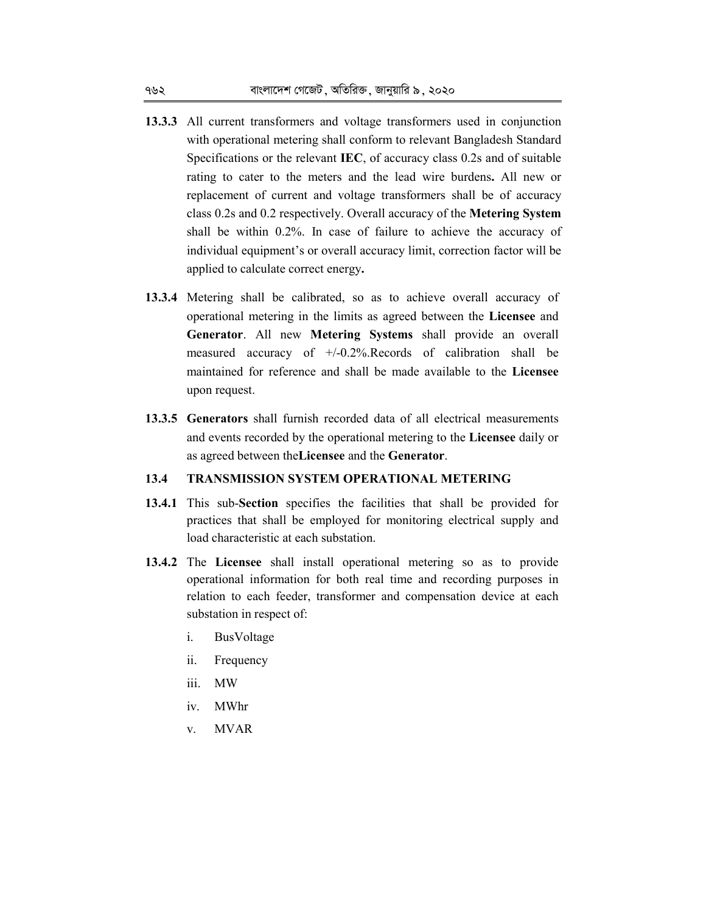**13.3.3** All current transformers and voltage transformers used in conjunction with operational metering shall conform to relevant Bangladesh Standard Specifications or the relevant **IEC**, of accuracy class 0.2s and of suitable rating to cater to the meters and the lead wire burdens**.** All new or replacement of current and voltage transformers shall be of accuracy class 0.2s and 0.2 respectively. Overall accuracy of the **Metering System** shall be within 0.2%. In case of failure to achieve the accuracy of individual equipment's or overall accuracy limit, correction factor will be applied to calculate correct energy**.**

**13.3.4** Metering shall be calibrated, so as to achieve overall accuracy of operational metering in the limits as agreed between the **Licensee** and **Generator**. All new **Metering Systems** shall provide an overall measured accuracy of +/-0.2%.Records of calibration shall be maintained for reference and shall be made available to the **Licensee** upon request.

**13.3.5** **Generators** shall furnish recorded data of all electrical measurements and events recorded by the operational metering to the **Licensee** daily or as agreed between the**Licensee** and the **Generator**.

**13.4 TRANSMISSION SYSTEM OPERATIONAL METERING**

**13.4.1** This sub-**Section** specifies the facilities that shall be provided for practices that shall be employed for monitoring electrical supply and load characteristic at each substation.

**13.4.2** The **Licensee** shall install operational metering so as to provide operational information for both real time and recording purposes in relation to each feeder, transformer and compensation device at each substation in respect of:

i. BusVoltage

ii. Frequency

iii. MW

iv. MWhr

v. MVAR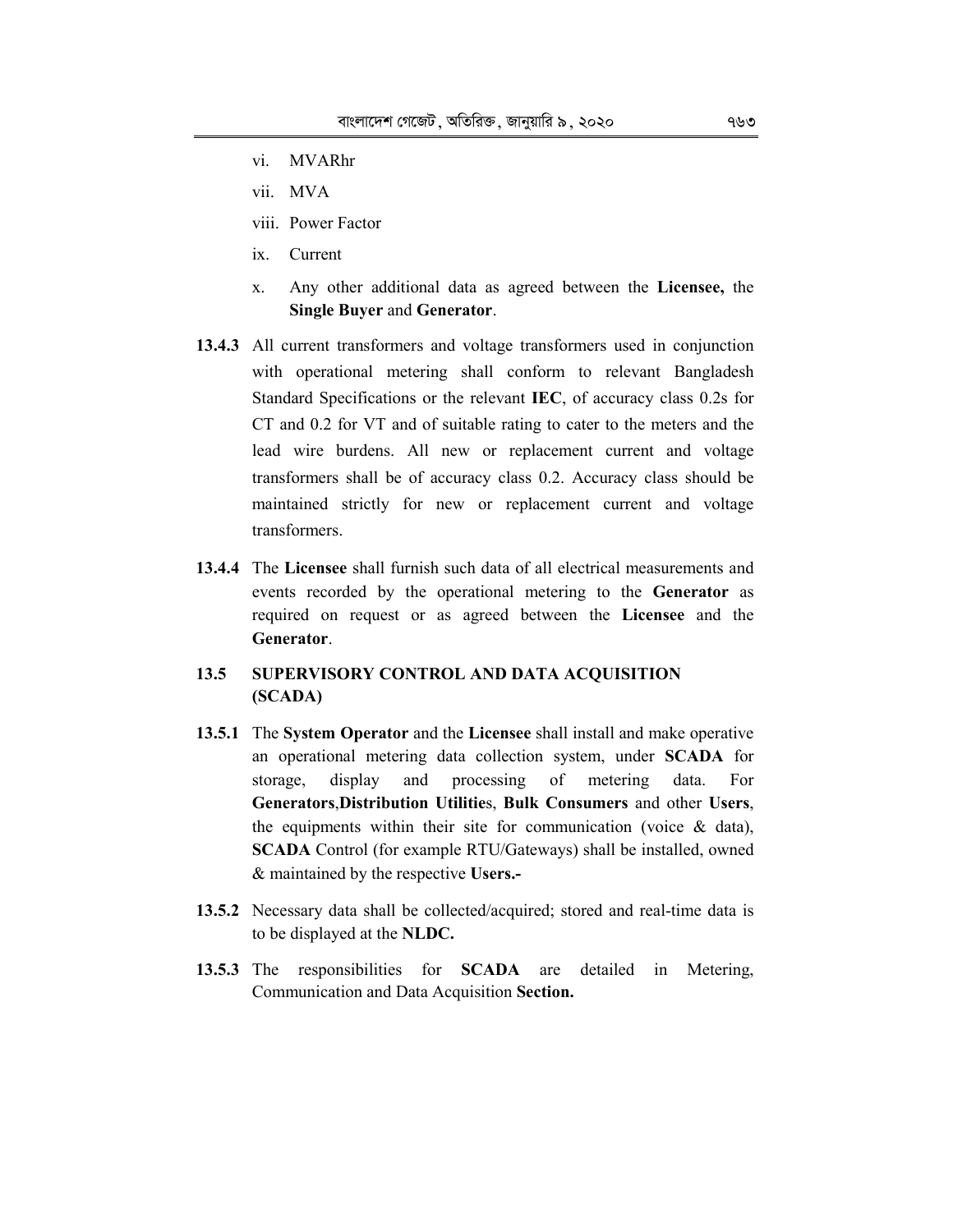vi. MVARhr

vii. MVA

viii. Power Factor

ix. Current

x. Any other additional data as agreed between the **Licensee,** the **Single Buyer** and **Generator**.

**13.4.3** All current transformers and voltage transformers used in conjunction with operational metering shall conform to relevant Bangladesh Standard Specifications or the relevant **IEC**, of accuracy class 0.2s for CT and 0.2 for VT and of suitable rating to cater to the meters and the lead wire burdens. All new or replacement current and voltage transformers shall be of accuracy class 0.2. Accuracy class should be maintained strictly for new or replacement current and voltage transformers.

**13.4.4** The **Licensee** shall furnish such data of all electrical measurements and events recorded by the operational metering to the **Generator** as required on request or as agreed between the **Licensee** and the **Generator**.

## 13.5 SUPERVISORY CONTROL AND DATA ACQUISITION (SCADA)

**13.5.1** The **System Operator** and the **Licensee** shall install and make operative an operational metering data collection system, under **SCADA** for storage, display and processing of metering data. For **Generators**,**Distribution Utilitie**s, **Bulk Consumers** and other **Users**, the equipments within their site for communication (voice & data), **SCADA** Control (for example RTU/Gateways) shall be installed, owned & maintained by the respective **Users.-**

**13.5.2** Necessary data shall be collected/acquired; stored and real-time data is to be displayed at the **NLDC.**

**13.5.3** The responsibilities for **SCADA** are detailed in Metering, Communication and Data Acquisition **Section.**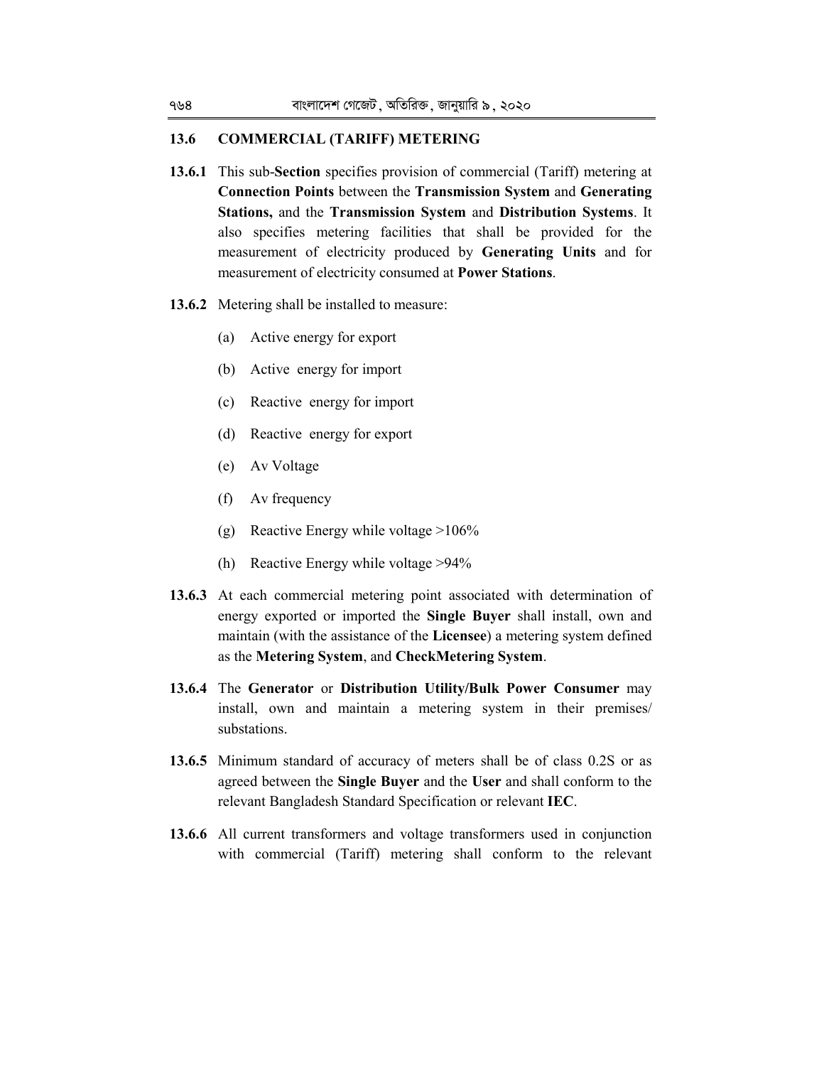## 13.6 COMMERCIAL (TARIFF) METERING

**13.6.1** This sub-**Section** specifies provision of commercial (Tariff) metering at **Connection Points** between the **Transmission System** and **Generating Stations,** and the **Transmission System** and **Distribution Systems**. It also specifies metering facilities that shall be provided for the measurement of electricity produced by **Generating Units** and for measurement of electricity consumed at **Power Stations**.

**13.6.2** Metering shall be installed to measure:

- (a) Active energy for export
- (b) Active energy for import
- (c) Reactive energy for import
- (d) Reactive energy for export
- (e) Av Voltage
- (f) Av frequency
- (g) Reactive Energy while voltage >106%
- (h) Reactive Energy while voltage >94%

**13.6.3** At each commercial metering point associated with determination of energy exported or imported the **Single Buyer** shall install, own and maintain (with the assistance of the **Licensee**) a metering system defined as the **Metering System**, and **CheckMetering System**.

**13.6.4** The **Generator** or **Distribution Utility/Bulk Power Consumer** may install, own and maintain a metering system in their premises/ substations.

**13.6.5** Minimum standard of accuracy of meters shall be of class 0.2S or as agreed between the **Single Buyer** and the **User** and shall conform to the relevant Bangladesh Standard Specification or relevant **IEC**.

**13.6.6** All current transformers and voltage transformers used in conjunction with commercial (Tariff) metering shall conform to the relevant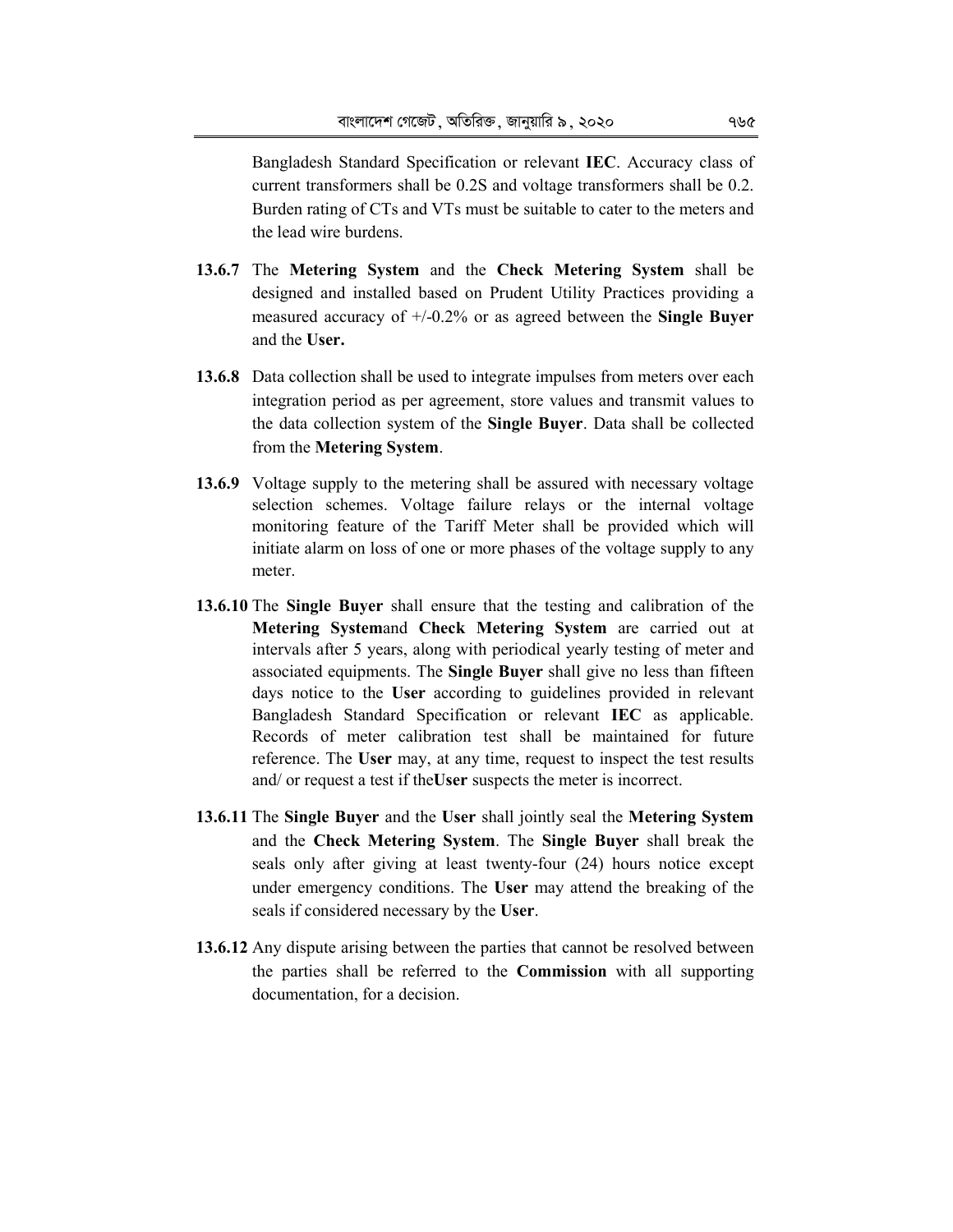Bangladesh Standard Specification or relevant **IEC**. Accuracy class of current transformers shall be 0.2S and voltage transformers shall be 0.2. Burden rating of CTs and VTs must be suitable to cater to the meters and the lead wire burdens.

**13.6.7** The **Metering System** and the **Check Metering System** shall be designed and installed based on Prudent Utility Practices providing a measured accuracy of +/-0.2% or as agreed between the **Single Buyer** and the **User.**

**13.6.8** Data collection shall be used to integrate impulses from meters over each integration period as per agreement, store values and transmit values to the data collection system of the **Single Buyer**. Data shall be collected from the **Metering System**.

**13.6.9** Voltage supply to the metering shall be assured with necessary voltage selection schemes. Voltage failure relays or the internal voltage monitoring feature of the Tariff Meter shall be provided which will initiate alarm on loss of one or more phases of the voltage supply to any meter.

**13.6.10** The **Single Buyer** shall ensure that the testing and calibration of the **Metering System**and **Check Metering System** are carried out at intervals after 5 years, along with periodical yearly testing of meter and associated equipments. The **Single Buyer** shall give no less than fifteen days notice to the **User** according to guidelines provided in relevant Bangladesh Standard Specification or relevant **IEC** as applicable. Records of meter calibration test shall be maintained for future reference. The **User** may, at any time, request to inspect the test results and/ or request a test if the**User** suspects the meter is incorrect.

**13.6.11** The **Single Buyer** and the **User** shall jointly seal the **Metering System** and the **Check Metering System**. The **Single Buyer** shall break the seals only after giving at least twenty-four (24) hours notice except under emergency conditions. The **User** may attend the breaking of the seals if considered necessary by the **User**.

**13.6.12** Any dispute arising between the parties that cannot be resolved between the parties shall be referred to the **Commission** with all supporting documentation, for a decision.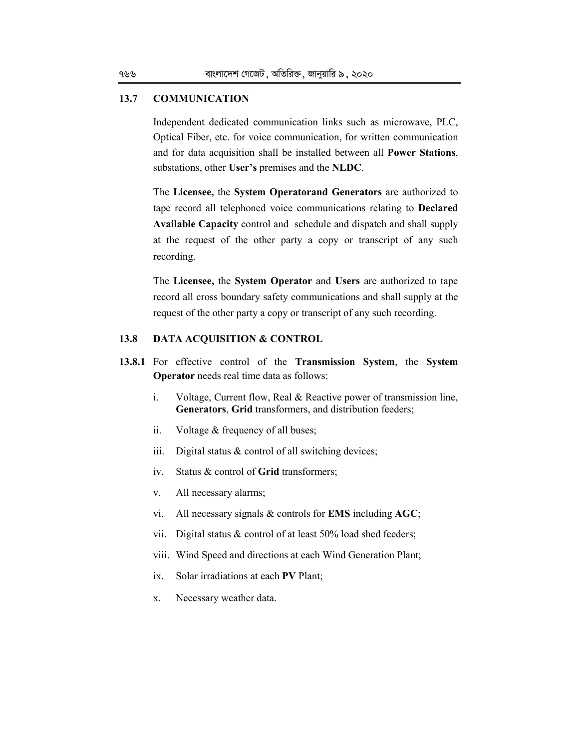## 13.7 COMMUNICATION

Independent dedicated communication links such as microwave, PLC, Optical Fiber, etc. for voice communication, for written communication and for data acquisition shall be installed between all **Power Stations**, substations, other **User's** premises and the **NLDC**.

The **Licensee,** the **System Operatorand Generators** are authorized to tape record all telephoned voice communications relating to **Declared Available Capacity** control and schedule and dispatch and shall supply at the request of the other party a copy or transcript of any such recording.

The **Licensee,** the **System Operator** and **Users** are authorized to tape record all cross boundary safety communications and shall supply at the request of the other party a copy or transcript of any such recording.

## 13.8 DATA ACQUISITION & CONTROL

**13.8.1** For effective control of the **Transmission System**, the **System Operator** needs real time data as follows:

i. Voltage, Current flow, Real & Reactive power of transmission line, **Generators**, **Grid** transformers, and distribution feeders;

ii. Voltage & frequency of all buses;

iii. Digital status & control of all switching devices;

iv. Status & control of **Grid** transformers;

v. All necessary alarms;

vi. All necessary signals & controls for **EMS** including **AGC**;

vii. Digital status & control of at least 50% load shed feeders;

viii. Wind Speed and directions at each Wind Generation Plant;

ix. Solar irradiations at each **PV** Plant;

x. Necessary weather data.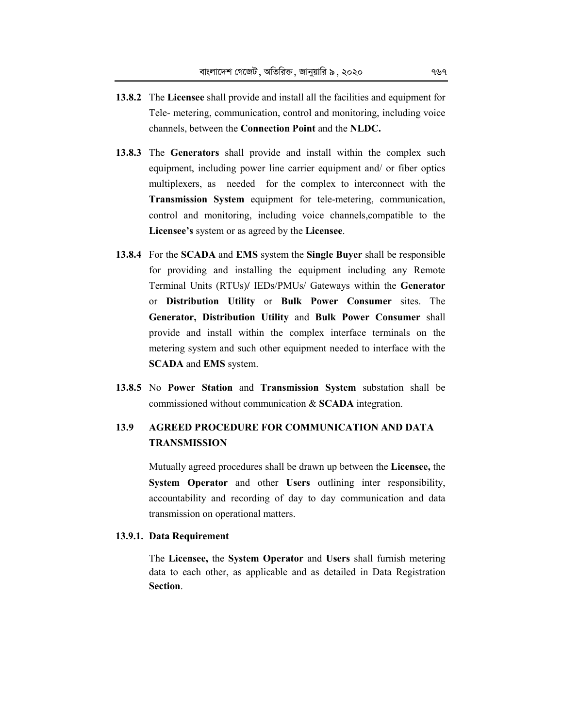**13.8.2** The **Licensee** shall provide and install all the facilities and equipment for Tele- metering, communication, control and monitoring, including voice channels, between the **Connection Point** and the **NLDC.**

**13.8.3** The **Generators** shall provide and install within the complex such equipment, including power line carrier equipment and/ or fiber optics multiplexers, as needed for the complex to interconnect with the **Transmission System** equipment for tele-metering, communication, control and monitoring, including voice channels,compatible to the **Licensee's** system or as agreed by the **Licensee**.

**13.8.4** For the **SCADA** and **EMS** system the **Single Buyer** shall be responsible for providing and installing the equipment including any Remote Terminal Units (RTUs)/ IEDs/PMUs/ Gateways within the **Generator** or **Distribution Utility** or **Bulk Power Consumer** sites. The **Generator, Distribution Utility** and **Bulk Power Consumer** shall provide and install within the complex interface terminals on the metering system and such other equipment needed to interface with the **SCADA** and **EMS** system.

**13.8.5** No **Power Station** and **Transmission System** substation shall be commissioned without communication & **SCADA** integration.

## 13.9 AGREED PROCEDURE FOR COMMUNICATION AND DATA TRANSMISSION

Mutually agreed procedures shall be drawn up between the **Licensee,** the **System Operator** and other **Users** outlining inter responsibility, accountability and recording of day to day communication and data transmission on operational matters.

### 13.9.1. Data Requirement

The **Licensee,** the **System Operator** and **Users** shall furnish metering data to each other, as applicable and as detailed in Data Registration **Section**.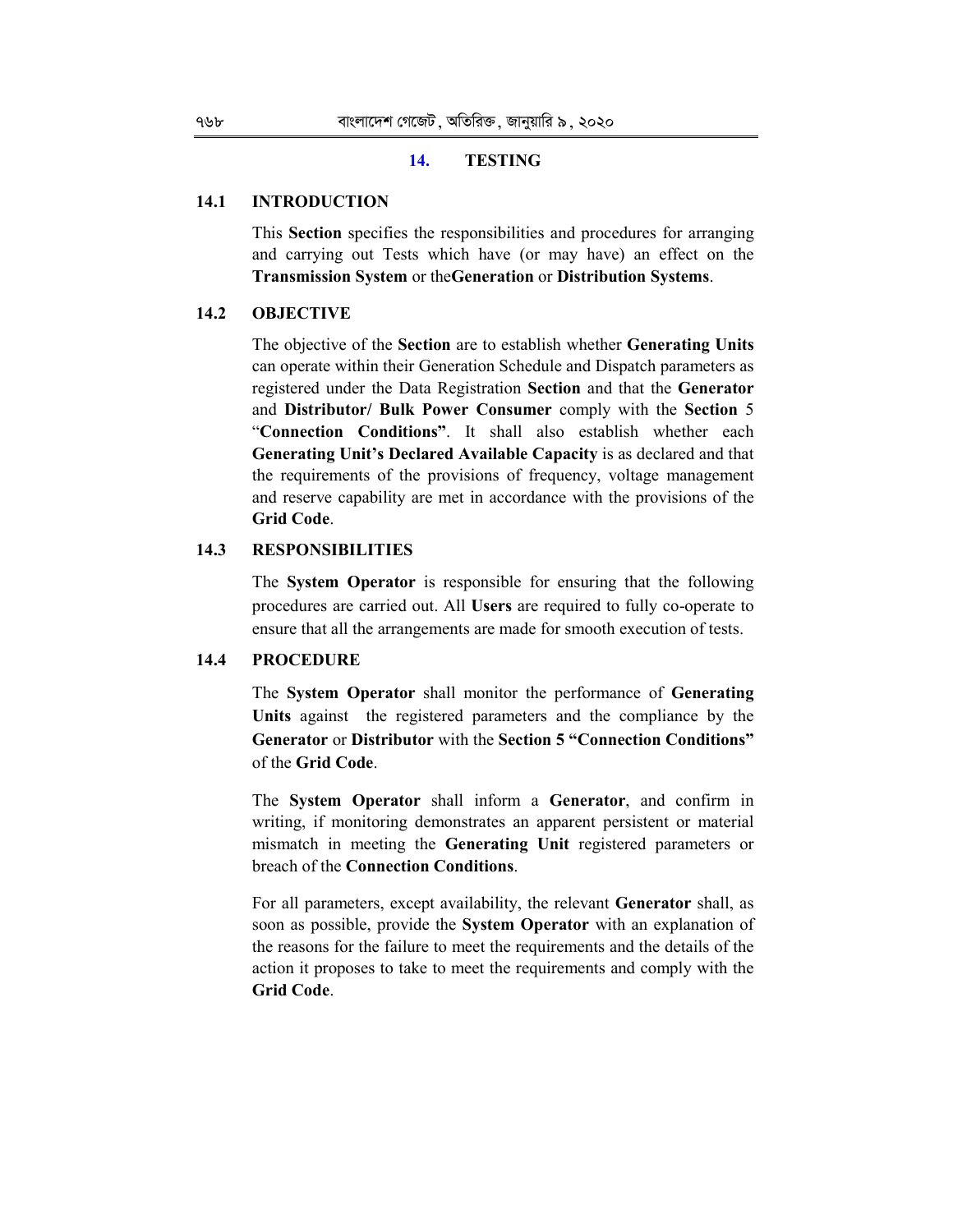## 14. TESTING

### 14.1 INTRODUCTION

This **Section** specifies the responsibilities and procedures for arranging and carrying out Tests which have (or may have) an effect on the **Transmission System** or the**Generation** or **Distribution Systems**.

### 14.2 OBJECTIVE

The objective of the **Section** are to establish whether **Generating Units** can operate within their Generation Schedule and Dispatch parameters as registered under the Data Registration **Section** and that the **Generator** and **Distributor/ Bulk Power Consumer** comply with the **Section** 5 "**Connection Conditions"**. It shall also establish whether each **Generating Unit's Declared Available Capacity** is as declared and that the requirements of the provisions of frequency, voltage management and reserve capability are met in accordance with the provisions of the **Grid Code**.

### 14.3 RESPONSIBILITIES

The **System Operator** is responsible for ensuring that the following procedures are carried out. All **Users** are required to fully co-operate to ensure that all the arrangements are made for smooth execution of tests.

### 14.4 PROCEDURE

The **System Operator** shall monitor the performance of **Generating Units** against the registered parameters and the compliance by the **Generator** or **Distributor** with the **Section 5 "Connection Conditions"** of the **Grid Code**.

The **System Operator** shall inform a **Generator**, and confirm in writing, if monitoring demonstrates an apparent persistent or material mismatch in meeting the **Generating Unit** registered parameters or breach of the **Connection Conditions**.

For all parameters, except availability, the relevant **Generator** shall, as soon as possible, provide the **System Operator** with an explanation of the reasons for the failure to meet the requirements and the details of the action it proposes to take to meet the requirements and comply with the **Grid Code**.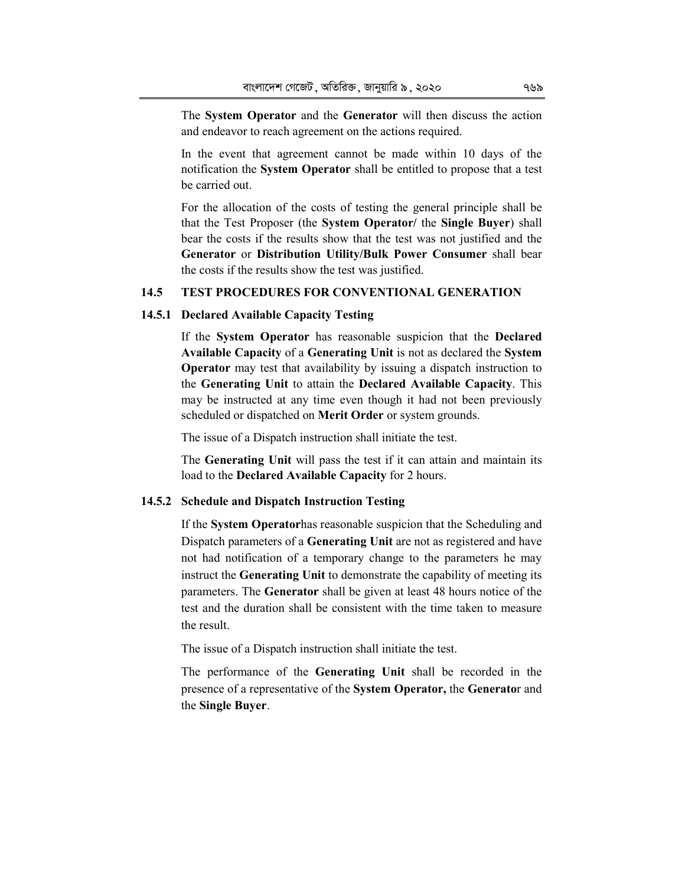The **System Operator** and the **Generator** will then discuss the action and endeavor to reach agreement on the actions required.

In the event that agreement cannot be made within 10 days of the notification the **System Operator** shall be entitled to propose that a test be carried out.

For the allocation of the costs of testing the general principle shall be that the Test Proposer (the **System Operator/** the **Single Buyer**) shall bear the costs if the results show that the test was not justified and the **Generator** or **Distribution Utility/Bulk Power Consumer** shall bear the costs if the results show the test was justified.

## 14.5 TEST PROCEDURES FOR CONVENTIONAL GENERATION

### 14.5.1 Declared Available Capacity Testing

If the **System Operator** has reasonable suspicion that the **Declared Available Capacity** of a **Generating Unit** is not as declared the **System Operator** may test that availability by issuing a dispatch instruction to the **Generating Unit** to attain the **Declared Available Capacity**. This may be instructed at any time even though it had not been previously scheduled or dispatched on **Merit Order** or system grounds.

The issue of a Dispatch instruction shall initiate the test.

The **Generating Unit** will pass the test if it can attain and maintain its load to the **Declared Available Capacity** for 2 hours.

### 14.5.2 Schedule and Dispatch Instruction Testing

If the **System Operator**has reasonable suspicion that the Scheduling and Dispatch parameters of a **Generating Unit** are not as registered and have not had notification of a temporary change to the parameters he may instruct the **Generating Unit** to demonstrate the capability of meeting its parameters. The **Generator** shall be given at least 48 hours notice of the test and the duration shall be consistent with the time taken to measure the result.

The issue of a Dispatch instruction shall initiate the test.

The performance of the **Generating Unit** shall be recorded in the presence of a representative of the **System Operator,** the **Generator** and the **Single Buyer**.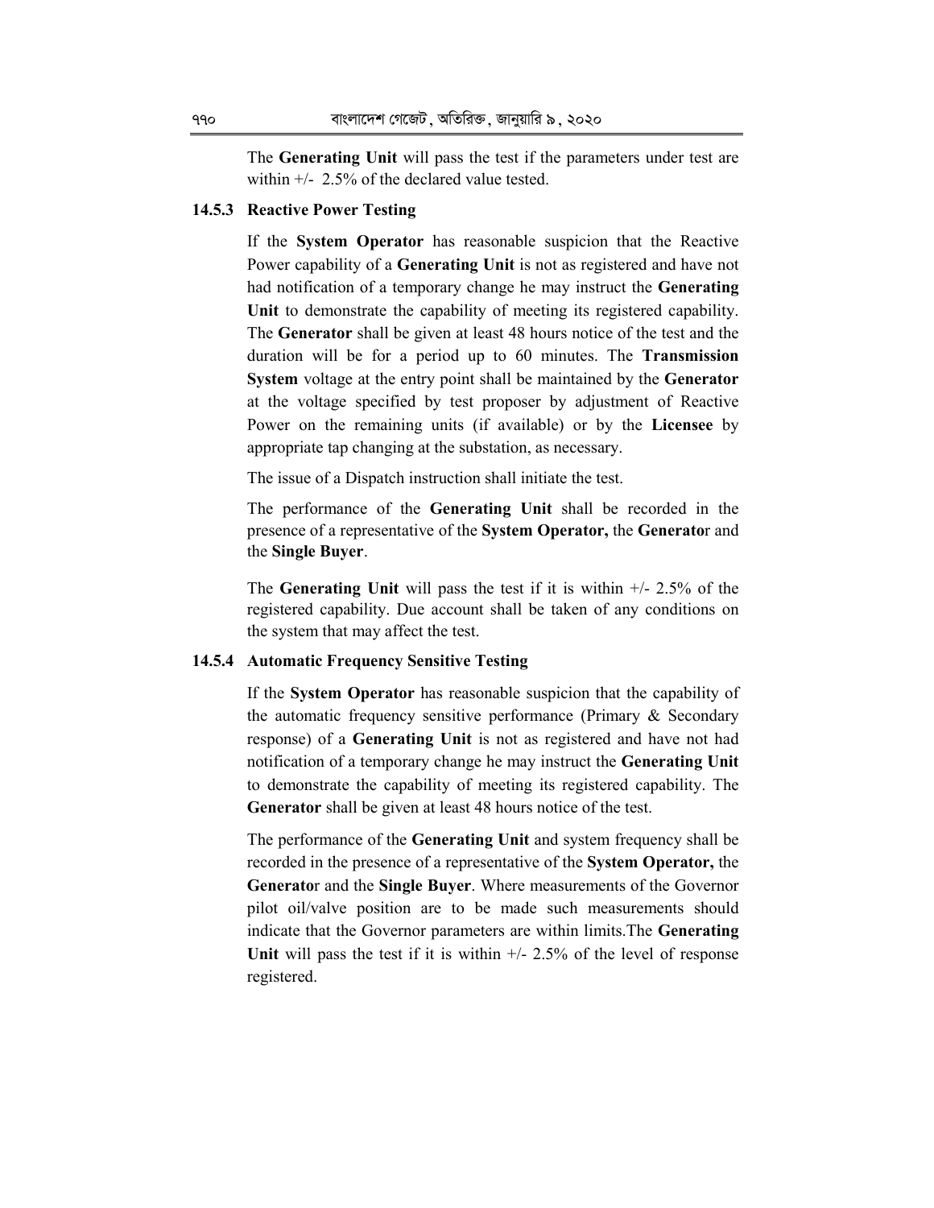The **Generating Unit** will pass the test if the parameters under test are within +/- 2.5% of the declared value tested.

### 14.5.3 Reactive Power Testing

If the **System Operator** has reasonable suspicion that the Reactive Power capability of a **Generating Unit** is not as registered and have not had notification of a temporary change he may instruct the **Generating Unit** to demonstrate the capability of meeting its registered capability. The **Generator** shall be given at least 48 hours notice of the test and the duration will be for a period up to 60 minutes. The **Transmission System** voltage at the entry point shall be maintained by the **Generator** at the voltage specified by test proposer by adjustment of Reactive Power on the remaining units (if available) or by the **Licensee** by appropriate tap changing at the substation, as necessary.

The issue of a Dispatch instruction shall initiate the test.

The performance of the **Generating Unit** shall be recorded in the presence of a representative of the **System Operator,** the **Generator** and the **Single Buyer**.

The **Generating Unit** will pass the test if it is within +/- 2.5% of the registered capability. Due account shall be taken of any conditions on the system that may affect the test.

### 14.5.4 Automatic Frequency Sensitive Testing

If the **System Operator** has reasonable suspicion that the capability of the automatic frequency sensitive performance (Primary & Secondary response) of a **Generating Unit** is not as registered and have not had notification of a temporary change he may instruct the **Generating Unit** to demonstrate the capability of meeting its registered capability. The **Generator** shall be given at least 48 hours notice of the test.

The performance of the **Generating Unit** and system frequency shall be recorded in the presence of a representative of the **System Operator,** the **Generator** and the **Single Buyer**. Where measurements of the Governor pilot oil/valve position are to be made such measurements should indicate that the Governor parameters are within limits.The **Generating Unit** will pass the test if it is within +/- 2.5% of the level of response registered.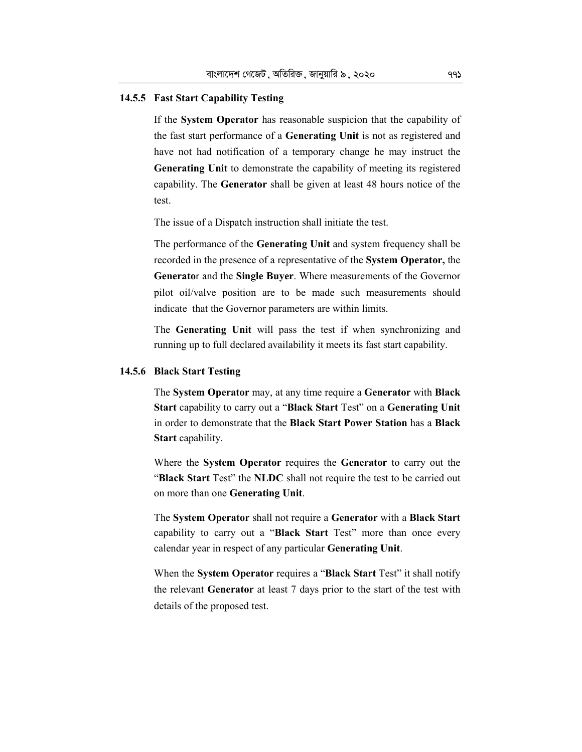### 14.5.5 Fast Start Capability Testing

If the **System Operator** has reasonable suspicion that the capability of the fast start performance of a **Generating Unit** is not as registered and have not had notification of a temporary change he may instruct the **Generating Unit** to demonstrate the capability of meeting its registered capability. The **Generator** shall be given at least 48 hours notice of the test.

The issue of a Dispatch instruction shall initiate the test.

The performance of the **Generating Unit** and system frequency shall be recorded in the presence of a representative of the **System Operator,** the **Generato**r and the **Single Buyer**. Where measurements of the Governor pilot oil/valve position are to be made such measurements should indicate that the Governor parameters are within limits.

The **Generating Unit** will pass the test if when synchronizing and running up to full declared availability it meets its fast start capability.

### 14.5.6 Black Start Testing

The **System Operator** may, at any time require a **Generator** with **Black Start** capability to carry out a "**Black Start** Test" on a **Generating Unit** in order to demonstrate that the **Black Start Power Station** has a **Black Start** capability.

Where the **System Operator** requires the **Generator** to carry out the "**Black Start** Test" the **NLDC** shall not require the test to be carried out on more than one **Generating Unit**.

The **System Operator** shall not require a **Generator** with a **Black Start** capability to carry out a "**Black Start** Test" more than once every calendar year in respect of any particular **Generating Unit**.

When the **System Operator** requires a "**Black Start** Test" it shall notify the relevant **Generator** at least 7 days prior to the start of the test with details of the proposed test.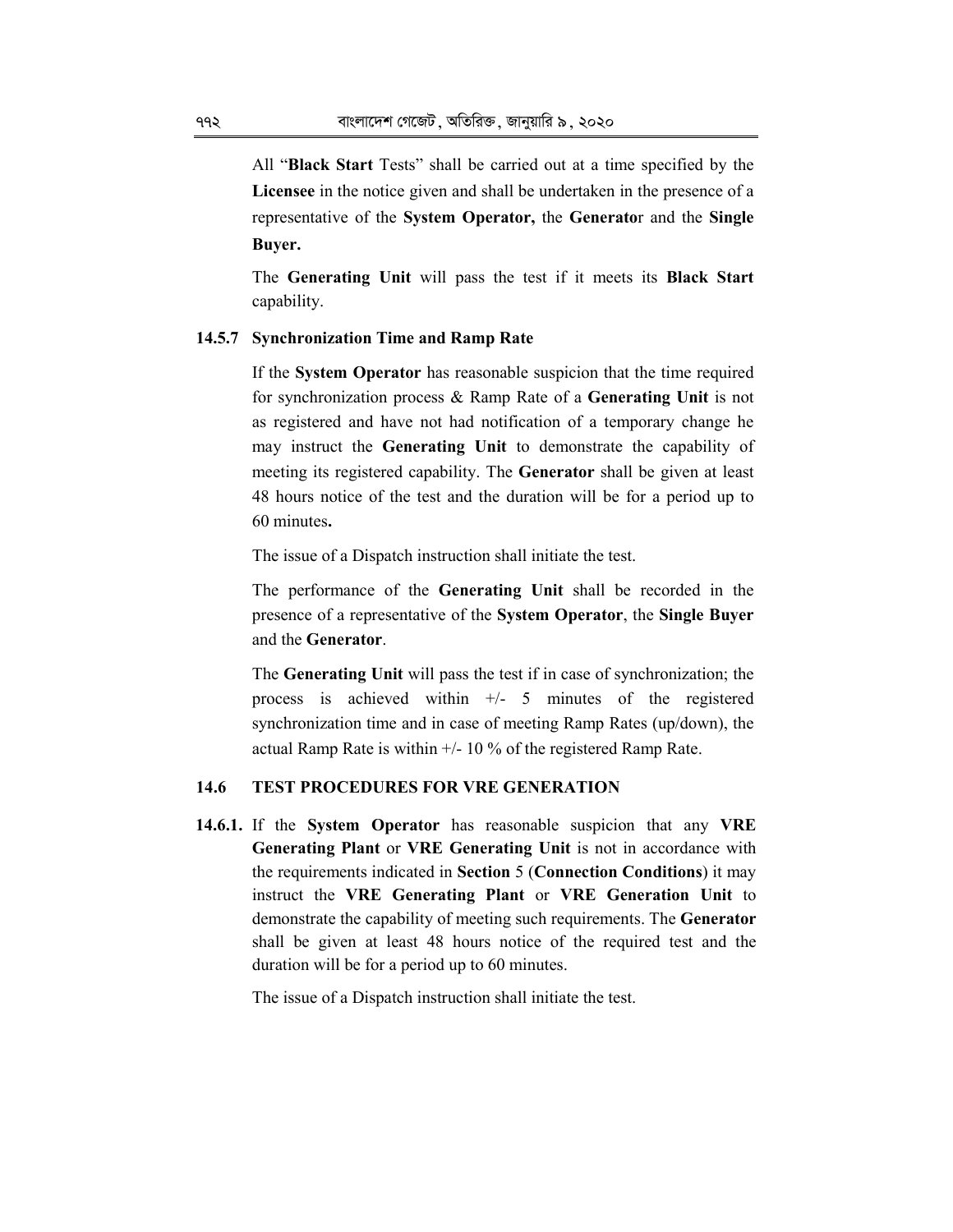All “**Black Start** Tests” shall be carried out at a time specified by the **Licensee** in the notice given and shall be undertaken in the presence of a representative of the **System Operator,** the **Generato**r and the **Single Buyer.**

The **Generating Unit** will pass the test if it meets its **Black Start** capability.

### 14.5.7 Synchronization Time and Ramp Rate

If the **System Operator** has reasonable suspicion that the time required for synchronization process & Ramp Rate of a **Generating Unit** is not as registered and have not had notification of a temporary change he may instruct the **Generating Unit** to demonstrate the capability of meeting its registered capability. The **Generator** shall be given at least 48 hours notice of the test and the duration will be for a period up to 60 minutes**.**

The issue of a Dispatch instruction shall initiate the test.

The performance of the **Generating Unit** shall be recorded in the presence of a representative of the **System Operator**, the **Single Buyer** and the **Generator**.

The **Generating Unit** will pass the test if in case of synchronization; the process is achieved within +/- 5 minutes of the registered synchronization time and in case of meeting Ramp Rates (up/down), the actual Ramp Rate is within +/- 10 % of the registered Ramp Rate.

## 14.6 TEST PROCEDURES FOR VRE GENERATION

**14.6.1.** If the **System Operator** has reasonable suspicion that any **VRE Generating Plant** or **VRE Generating Unit** is not in accordance with the requirements indicated in **Section** 5 (**Connection Conditions**) it may instruct the **VRE Generating Plant** or **VRE Generation Unit** to demonstrate the capability of meeting such requirements. The **Generator** shall be given at least 48 hours notice of the required test and the duration will be for a period up to 60 minutes.

The issue of a Dispatch instruction shall initiate the test.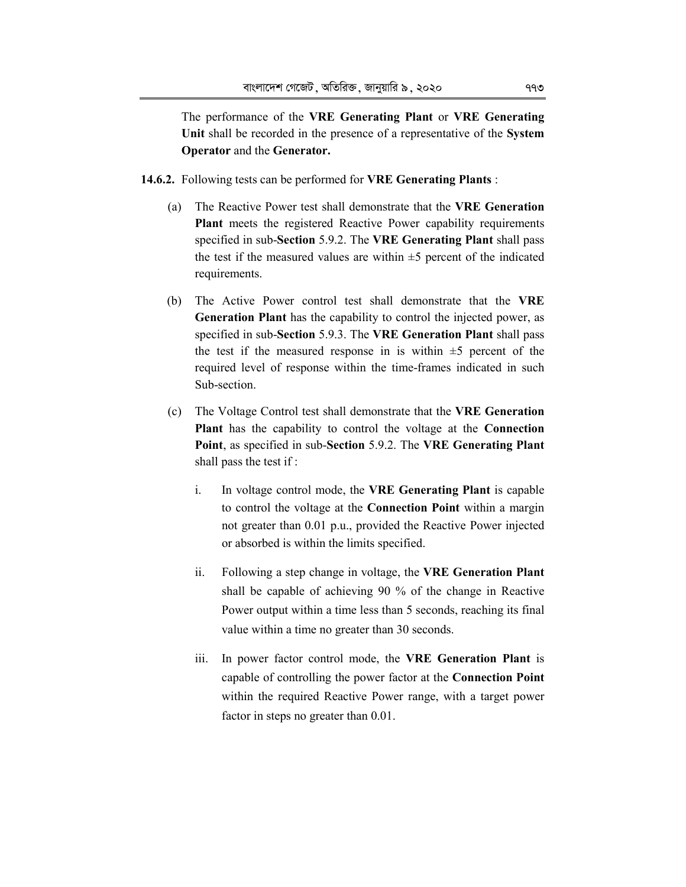The performance of the **VRE Generating Plant** or **VRE Generating Unit** shall be recorded in the presence of a representative of the **System Operator** and the **Generator.**

**14.6.2.** Following tests can be performed for **VRE Generating Plants** :

(a) The Reactive Power test shall demonstrate that the **VRE Generation Plant** meets the registered Reactive Power capability requirements specified in sub-**Section** 5.9.2. The **VRE Generating Plant** shall pass the test if the measured values are within ±5 percent of the indicated requirements.

(b) The Active Power control test shall demonstrate that the **VRE Generation Plant** has the capability to control the injected power, as specified in sub-**Section** 5.9.3. The **VRE Generation Plant** shall pass the test if the measured response in is within ±5 percent of the required level of response within the time-frames indicated in such Sub-section.

(c) The Voltage Control test shall demonstrate that the **VRE Generation Plant** has the capability to control the voltage at the **Connection Point**, as specified in sub-**Section** 5.9.2. The **VRE Generating Plant** shall pass the test if :

   i. In voltage control mode, the **VRE Generating Plant** is capable to control the voltage at the **Connection Point** within a margin not greater than 0.01 p.u., provided the Reactive Power injected or absorbed is within the limits specified.

   ii. Following a step change in voltage, the **VRE Generation Plant** shall be capable of achieving 90 % of the change in Reactive Power output within a time less than 5 seconds, reaching its final value within a time no greater than 30 seconds.

   iii. In power factor control mode, the **VRE Generation Plant** is capable of controlling the power factor at the **Connection Point** within the required Reactive Power range, with a target power factor in steps no greater than 0.01.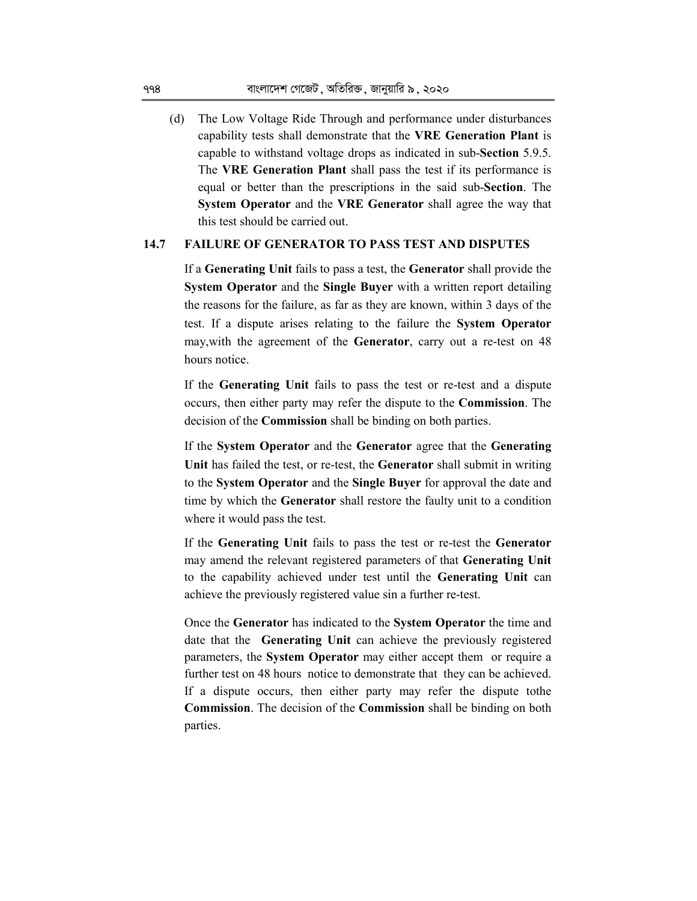(d) The Low Voltage Ride Through and performance under disturbances capability tests shall demonstrate that the **VRE Generation Plant** is capable to withstand voltage drops as indicated in sub-**Section** 5.9.5. The **VRE Generation Plant** shall pass the test if its performance is equal or better than the prescriptions in the said sub-**Section**. The **System Operator** and the **VRE Generator** shall agree the way that this test should be carried out.

## 14.7 FAILURE OF GENERATOR TO PASS TEST AND DISPUTES

If a **Generating Unit** fails to pass a test, the **Generator** shall provide the **System Operator** and the **Single Buyer** with a written report detailing the reasons for the failure, as far as they are known, within 3 days of the test. If a dispute arises relating to the failure the **System Operator** may,with the agreement of the **Generator**, carry out a re-test on 48 hours notice.

If the **Generating Unit** fails to pass the test or re-test and a dispute occurs, then either party may refer the dispute to the **Commission**. The decision of the **Commission** shall be binding on both parties.

If the **System Operator** and the **Generator** agree that the **Generating Unit** has failed the test, or re-test, the **Generator** shall submit in writing to the **System Operator** and the **Single Buyer** for approval the date and time by which the **Generator** shall restore the faulty unit to a condition where it would pass the test.

If the **Generating Unit** fails to pass the test or re-test the **Generator** may amend the relevant registered parameters of that **Generating Unit** to the capability achieved under test until the **Generating Unit** can achieve the previously registered value sin a further re-test.

Once the **Generator** has indicated to the **System Operator** the time and date that the **Generating Unit** can achieve the previously registered parameters, the **System Operator** may either accept them or require a further test on 48 hours notice to demonstrate that they can be achieved. If a dispute occurs, then either party may refer the dispute tothe **Commission**. The decision of the **Commission** shall be binding on both parties.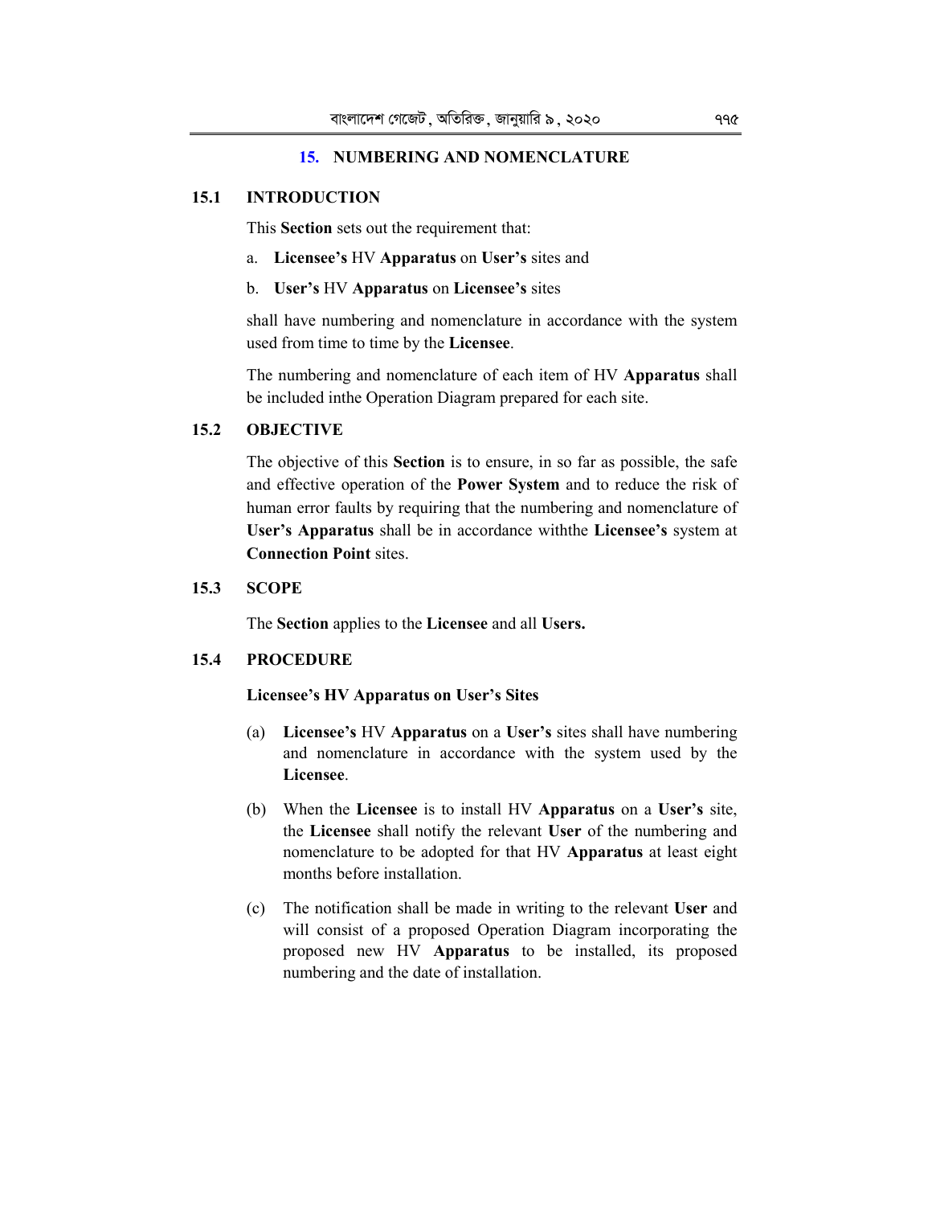## 15. NUMBERING AND NOMENCLATURE

### 15.1 INTRODUCTION

This **Section** sets out the requirement that:

a. **Licensee's** HV **Apparatus** on **User's** sites and

b. **User's** HV **Apparatus** on **Licensee's** sites

shall have numbering and nomenclature in accordance with the system used from time to time by the **Licensee**.

The numbering and nomenclature of each item of HV **Apparatus** shall be included inthe Operation Diagram prepared for each site.

### 15.2 OBJECTIVE

The objective of this **Section** is to ensure, in so far as possible, the safe and effective operation of the **Power System** and to reduce the risk of human error faults by requiring that the numbering and nomenclature of **User's Apparatus** shall be in accordance withthe **Licensee's** system at **Connection Point** sites.

### 15.3 SCOPE

The **Section** applies to the **Licensee** and all **Users.**

### 15.4 PROCEDURE

**Licensee's HV Apparatus on User's Sites**

(a) **Licensee's** HV **Apparatus** on a **User's** sites shall have numbering and nomenclature in accordance with the system used by the **Licensee**.

(b) When the **Licensee** is to install HV **Apparatus** on a **User's** site, the **Licensee** shall notify the relevant **User** of the numbering and nomenclature to be adopted for that HV **Apparatus** at least eight months before installation.

(c) The notification shall be made in writing to the relevant **User** and will consist of a proposed Operation Diagram incorporating the proposed new HV **Apparatus** to be installed, its proposed numbering and the date of installation.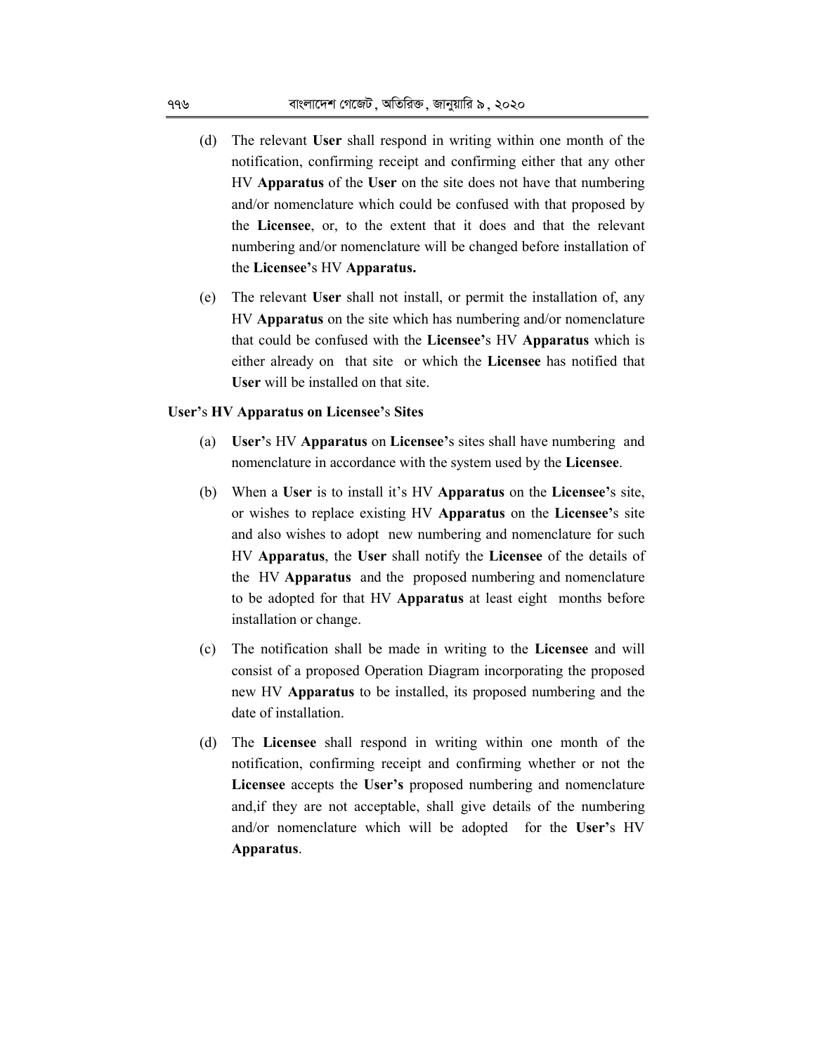(d) The relevant **User** shall respond in writing within one month of the notification, confirming receipt and confirming either that any other HV **Apparatus** of the **User** on the site does not have that numbering and/or nomenclature which could be confused with that proposed by the **Licensee**, or, to the extent that it does and that the relevant numbering and/or nomenclature will be changed before installation of the **Licensee'**s HV **Apparatus.**

(e) The relevant **User** shall not install, or permit the installation of, any HV **Apparatus** on the site which has numbering and/or nomenclature that could be confused with the **Licensee'**s HV **Apparatus** which is either already on that site or which the **Licensee** has notified that **User** will be installed on that site.

**User'**s **HV Apparatus on Licensee'**s **Sites**

(a) **User'**s HV **Apparatus** on **Licensee'**s sites shall have numbering and nomenclature in accordance with the system used by the **Licensee**.

(b) When a **User** is to install it's HV **Apparatus** on the **Licensee'**s site, or wishes to replace existing HV **Apparatus** on the **Licensee'**s site and also wishes to adopt new numbering and nomenclature for such HV **Apparatus**, the **User** shall notify the **Licensee** of the details of the HV **Apparatus** and the proposed numbering and nomenclature to be adopted for that HV **Apparatus** at least eight months before installation or change.

(c) The notification shall be made in writing to the **Licensee** and will consist of a proposed Operation Diagram incorporating the proposed new HV **Apparatus** to be installed, its proposed numbering and the date of installation.

(d) The **Licensee** shall respond in writing within one month of the notification, confirming receipt and confirming whether or not the **Licensee** accepts the **User's** proposed numbering and nomenclature and,if they are not acceptable, shall give details of the numbering and/or nomenclature which will be adopted for the **User'**s HV **Apparatus**.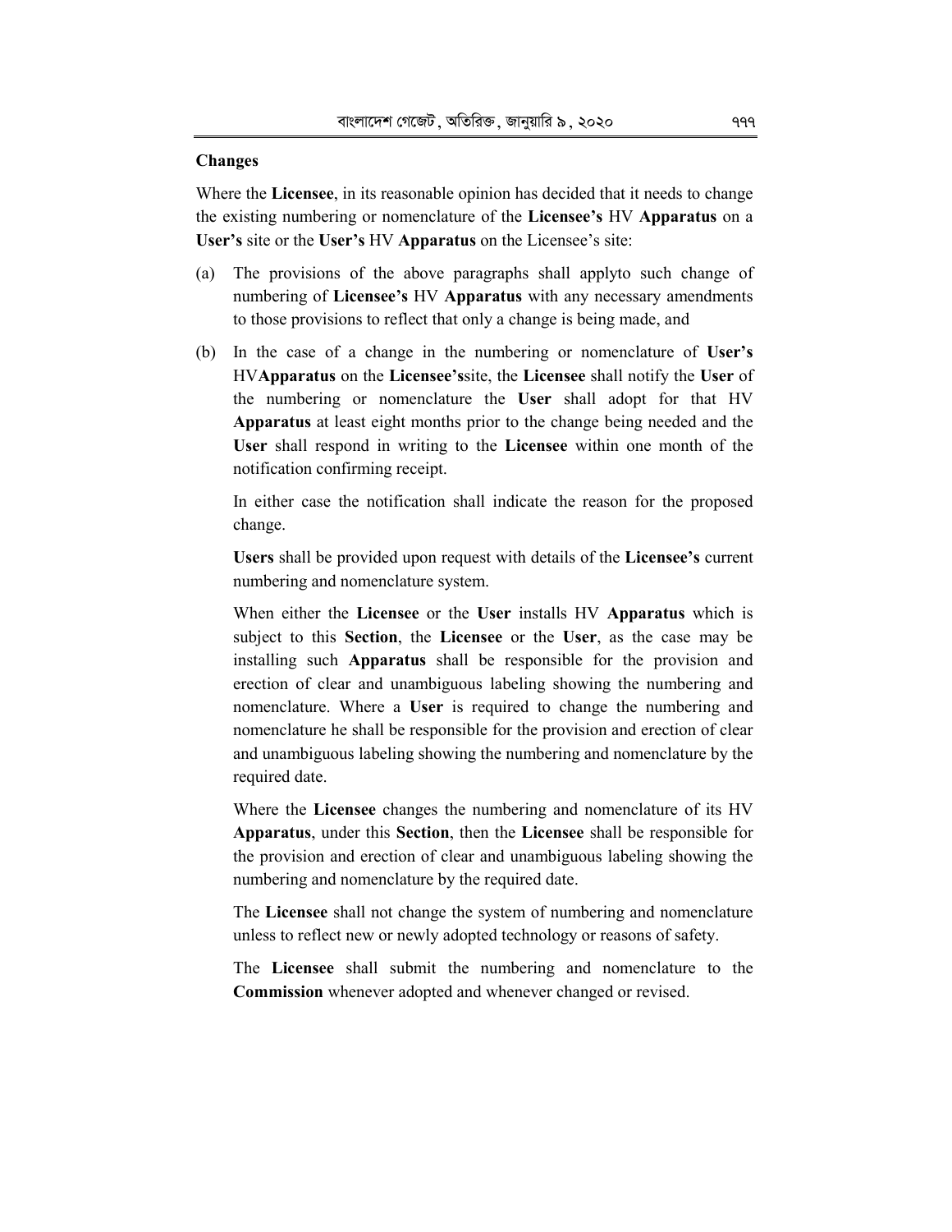**Changes**

Where the **Licensee**, in its reasonable opinion has decided that it needs to change the existing numbering or nomenclature of the **Licensee's** HV **Apparatus** on a **User's** site or the **User's** HV **Apparatus** on the Licensee's site:

(a) The provisions of the above paragraphs shall applyto such change of numbering of **Licensee's** HV **Apparatus** with any necessary amendments to those provisions to reflect that only a change is being made, and

(b) In the case of a change in the numbering or nomenclature of **User's** HV**Apparatus** on the **Licensee's**site, the **Licensee** shall notify the **User** of the numbering or nomenclature the **User** shall adopt for that HV **Apparatus** at least eight months prior to the change being needed and the **User** shall respond in writing to the **Licensee** within one month of the notification confirming receipt.

In either case the notification shall indicate the reason for the proposed change.

**Users** shall be provided upon request with details of the **Licensee's** current numbering and nomenclature system.

When either the **Licensee** or the **User** installs HV **Apparatus** which is subject to this **Section**, the **Licensee** or the **User**, as the case may be installing such **Apparatus** shall be responsible for the provision and erection of clear and unambiguous labeling showing the numbering and nomenclature. Where a **User** is required to change the numbering and nomenclature he shall be responsible for the provision and erection of clear and unambiguous labeling showing the numbering and nomenclature by the required date.

Where the **Licensee** changes the numbering and nomenclature of its HV **Apparatus**, under this **Section**, then the **Licensee** shall be responsible for the provision and erection of clear and unambiguous labeling showing the numbering and nomenclature by the required date.

The **Licensee** shall not change the system of numbering and nomenclature unless to reflect new or newly adopted technology or reasons of safety.

The **Licensee** shall submit the numbering and nomenclature to the **Commission** whenever adopted and whenever changed or revised.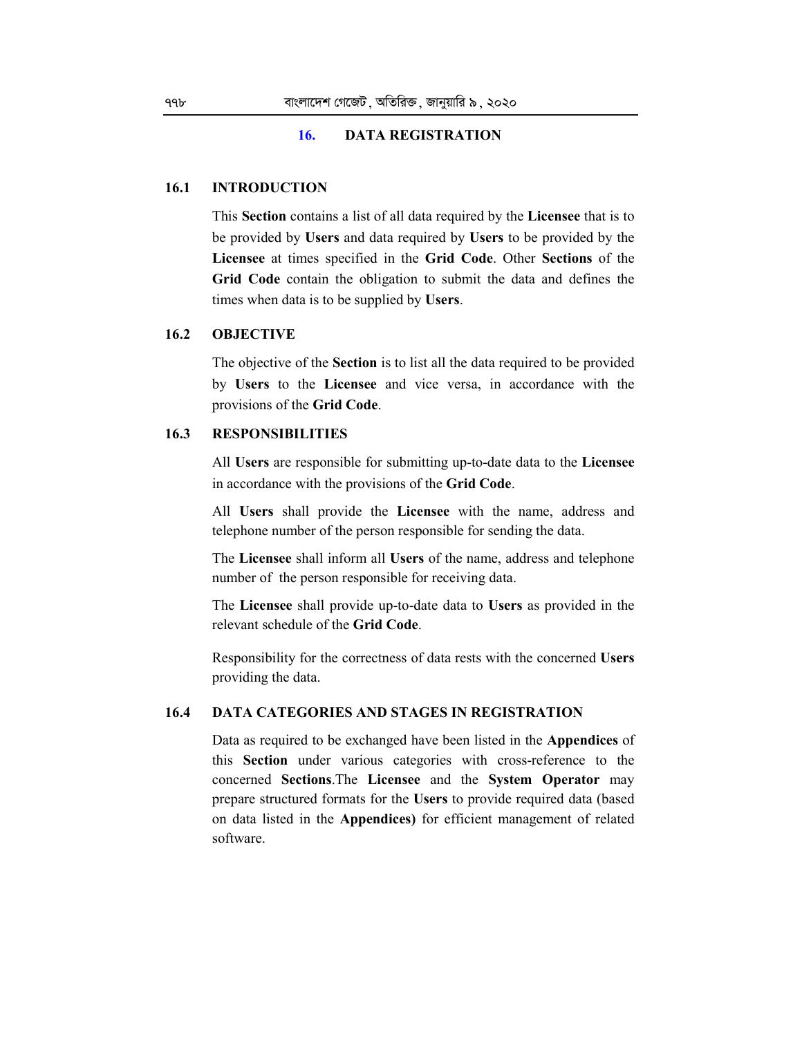# 16. DATA REGISTRATION

## 16.1 INTRODUCTION

This **Section** contains a list of all data required by the **Licensee** that is to be provided by **Users** and data required by **Users** to be provided by the **Licensee** at times specified in the **Grid Code**. Other **Sections** of the **Grid Code** contain the obligation to submit the data and defines the times when data is to be supplied by **Users**.

## 16.2 OBJECTIVE

The objective of the **Section** is to list all the data required to be provided by **Users** to the **Licensee** and vice versa, in accordance with the provisions of the **Grid Code**.

## 16.3 RESPONSIBILITIES

All **Users** are responsible for submitting up-to-date data to the **Licensee** in accordance with the provisions of the **Grid Code**.

All **Users** shall provide the **Licensee** with the name, address and telephone number of the person responsible for sending the data.

The **Licensee** shall inform all **Users** of the name, address and telephone number of the person responsible for receiving data.

The **Licensee** shall provide up-to-date data to **Users** as provided in the relevant schedule of the **Grid Code**.

Responsibility for the correctness of data rests with the concerned **Users** providing the data.

## 16.4 DATA CATEGORIES AND STAGES IN REGISTRATION

Data as required to be exchanged have been listed in the **Appendices** of this **Section** under various categories with cross-reference to the concerned **Sections**.The **Licensee** and the **System Operator** may prepare structured formats for the **Users** to provide required data (based on data listed in the **Appendices)** for efficient management of related software.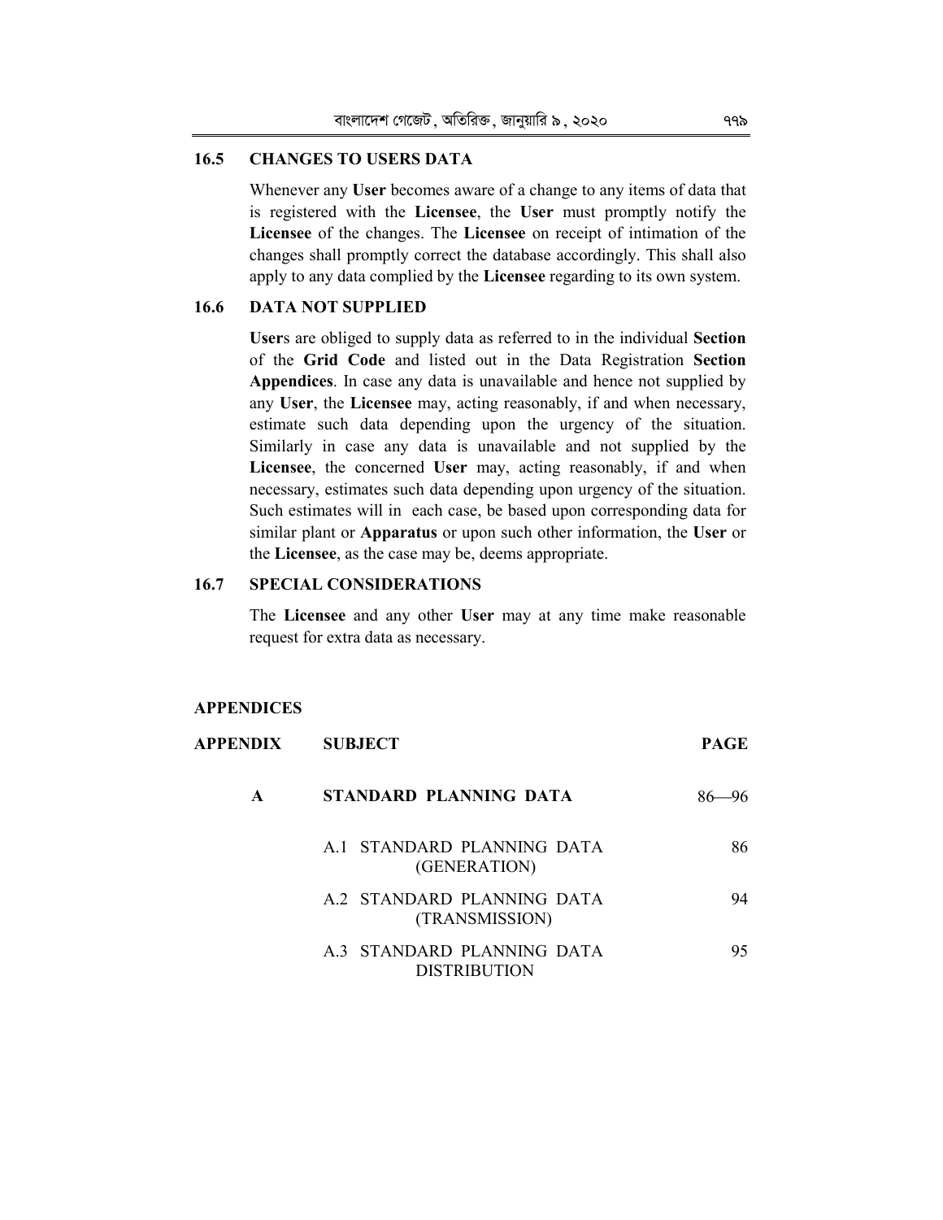### 16.5 CHANGES TO USERS DATA

Whenever any **User** becomes aware of a change to any items of data that is registered with the **Licensee**, the **User** must promptly notify the **Licensee** of the changes. The **Licensee** on receipt of intimation of the changes shall promptly correct the database accordingly. This shall also apply to any data complied by the **Licensee** regarding to its own system.

### 16.6 DATA NOT SUPPLIED

**User**s are obliged to supply data as referred to in the individual **Section** of the **Grid Code** and listed out in the Data Registration **Section Appendices**. In case any data is unavailable and hence not supplied by any **User**, the **Licensee** may, acting reasonably, if and when necessary, estimate such data depending upon the urgency of the situation. Similarly in case any data is unavailable and not supplied by the **Licensee**, the concerned **User** may, acting reasonably, if and when necessary, estimates such data depending upon urgency of the situation. Such estimates will in each case, be based upon corresponding data for similar plant or **Apparatus** or upon such other information, the **User** or the **Licensee**, as the case may be, deems appropriate.

### 16.7 SPECIAL CONSIDERATIONS

The **Licensee** and any other **User** may at any time make reasonable request for extra data as necessary.

## APPENDICES

| APPENDIX | SUBJECT | PAGE |
|---|---|---|
| A | STANDARD PLANNING DATA | 86—96 |
| | A.1 STANDARD PLANNING DATA (GENERATION) | 86 |
| | A.2 STANDARD PLANNING DATA (TRANSMISSION) | 94 |
| | A.3 STANDARD PLANNING DATA DISTRIBUTION | 95 |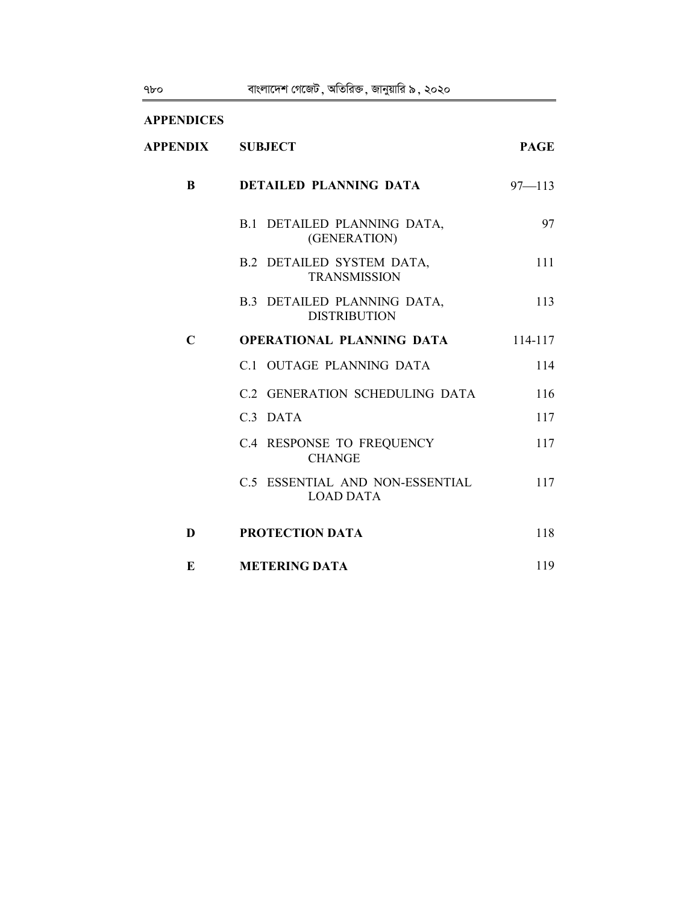## APPENDICES

| APPENDIX | SUBJECT | PAGE |
|---|---|---|
| **B** | **DETAILED PLANNING DATA** | 97—113 |
| | B.1 DETAILED PLANNING DATA, (GENERATION) | 97 |
| | B.2 DETAILED SYSTEM DATA, TRANSMISSION | 111 |
| | B.3 DETAILED PLANNING DATA, DISTRIBUTION | 113 |
| **C** | **OPERATIONAL PLANNING DATA** | 114-117 |
| | C.1 OUTAGE PLANNING DATA | 114 |
| | C.2 GENERATION SCHEDULING DATA | 116 |
| | C.3 DATA | 117 |
| | C.4 RESPONSE TO FREQUENCY CHANGE | 117 |
| | C.5 ESSENTIAL AND NON-ESSENTIAL LOAD DATA | 117 |
| **D** | **PROTECTION DATA** | 118 |
| **E** | **METERING DATA** | 119 |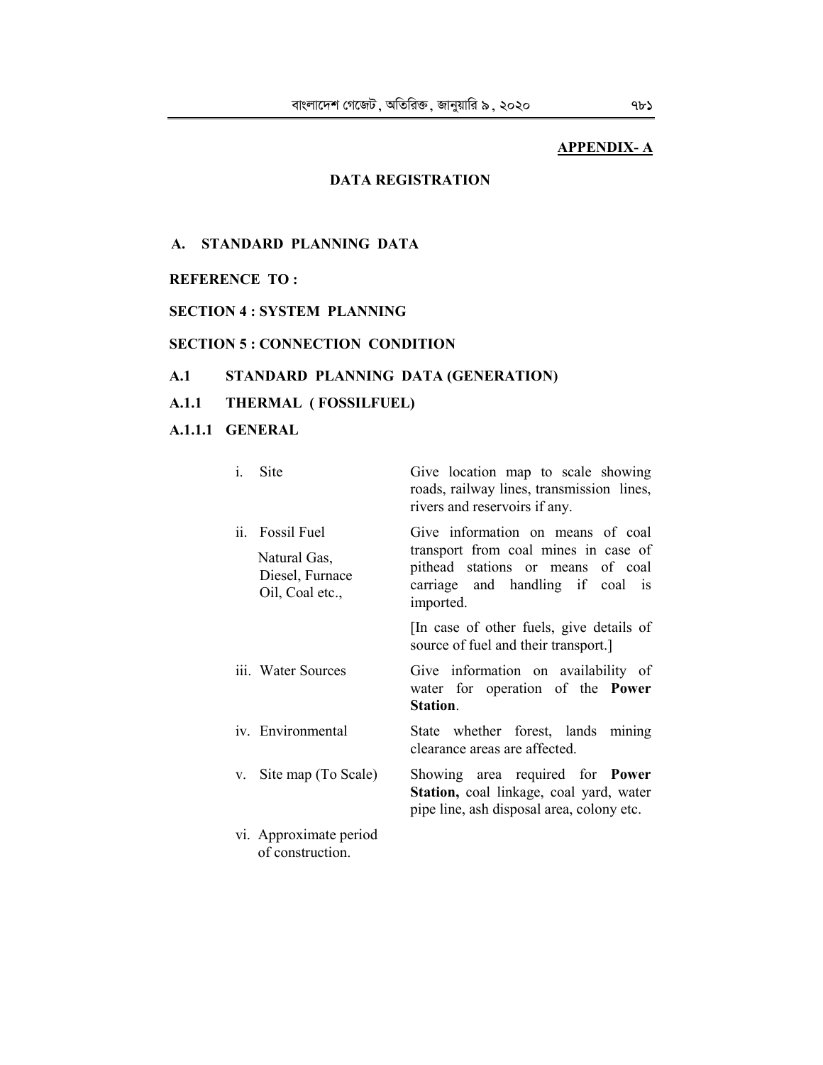**APPENDIX- A**

## DATA REGISTRATION

### A. STANDARD PLANNING DATA

**REFERENCE TO :**

**SECTION 4 : SYSTEM PLANNING**

**SECTION 5 : CONNECTION CONDITION**

**A.1 STANDARD PLANNING DATA (GENERATION)**

**A.1.1 THERMAL ( FOSSILFUEL)**

**A.1.1.1 GENERAL**

| | |
|---|---|
| i. Site | Give location map to scale showing roads, railway lines, transmission lines, rivers and reservoirs if any. |
| ii. Fossil Fuel<br>Natural Gas, Diesel, Furnace Oil, Coal etc., | Give information on means of coal transport from coal mines in case of pithead stations or means of coal carriage and handling if coal is imported.<br>[In case of other fuels, give details of source of fuel and their transport.] |
| iii. Water Sources | Give information on availability of water for operation of the **Power Station**. |
| iv. Environmental | State whether forest, lands mining clearance areas are affected. |
| v. Site map (To Scale) | Showing area required for **Power Station,** coal linkage, coal yard, water pipe line, ash disposal area, colony etc. |
| vi. Approximate period of construction. | |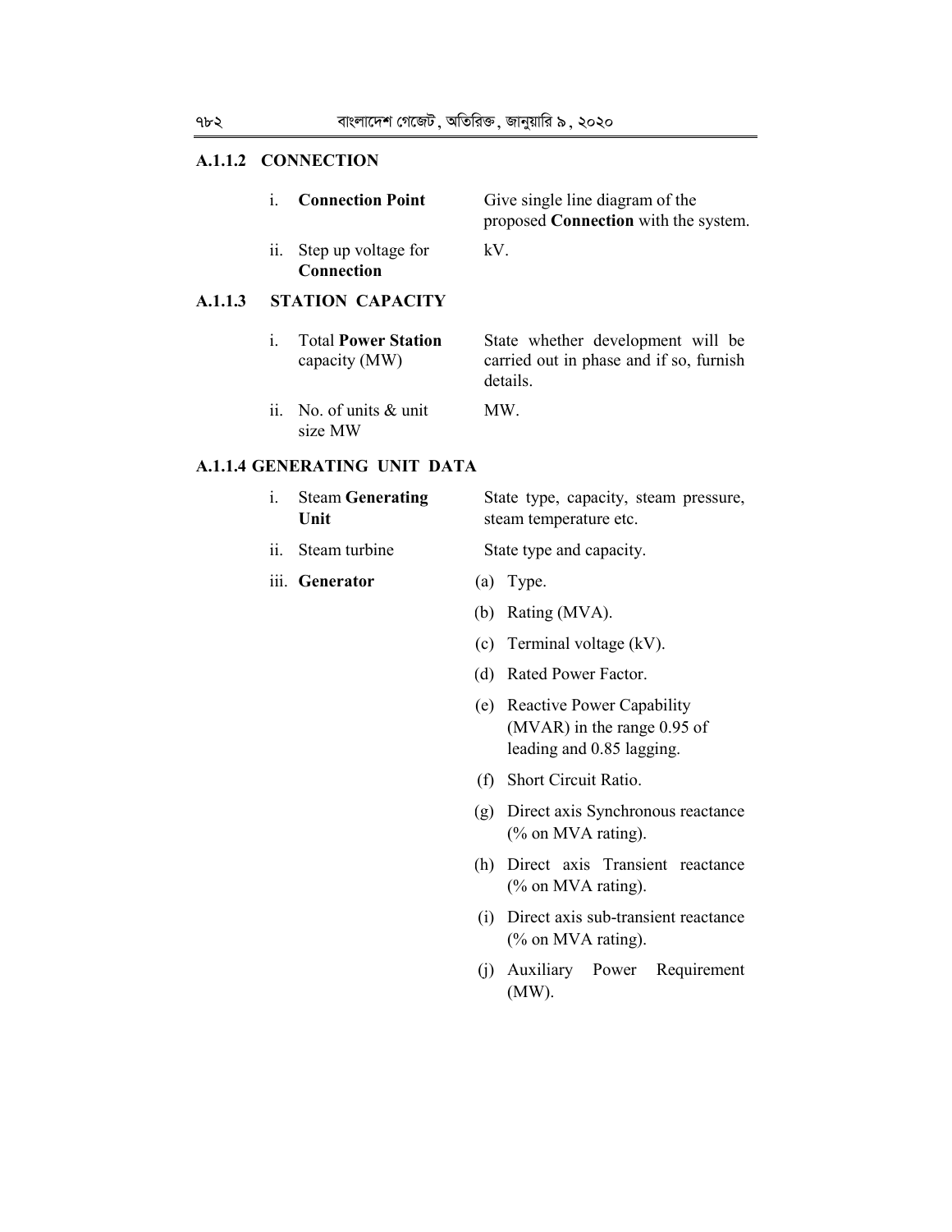### A.1.1.2 CONNECTION

| | | |
|---|---|---|
| i. | **Connection Point** | Give single line diagram of the proposed **Connection** with the system. |
| ii. | Step up voltage for **Connection** | kV. |

### A.1.1.3 STATION CAPACITY

| | | |
|---|---|---|
| i. | Total **Power Station** capacity (MW) | State whether development will be carried out in phase and if so, furnish details. |
| ii. | No. of units & unit size MW | MW. |

### A.1.1.4 GENERATING UNIT DATA

| | | |
|---|---|---|
| i. | Steam **Generating Unit** | State type, capacity, steam pressure, steam temperature etc. |
| ii. | Steam turbine | State type and capacity. |
| iii. | **Generator** | (a) Type. |
| | | (b) Rating (MVA). |
| | | (c) Terminal voltage (kV). |
| | | (d) Rated Power Factor. |
| | | (e) Reactive Power Capability (MVAR) in the range 0.95 of leading and 0.85 lagging. |
| | | (f) Short Circuit Ratio. |
| | | (g) Direct axis Synchronous reactance (% on MVA rating). |
| | | (h) Direct axis Transient reactance (% on MVA rating). |
| | | (i) Direct axis sub-transient reactance (% on MVA rating). |
| | | (j) Auxiliary Power Requirement (MW). |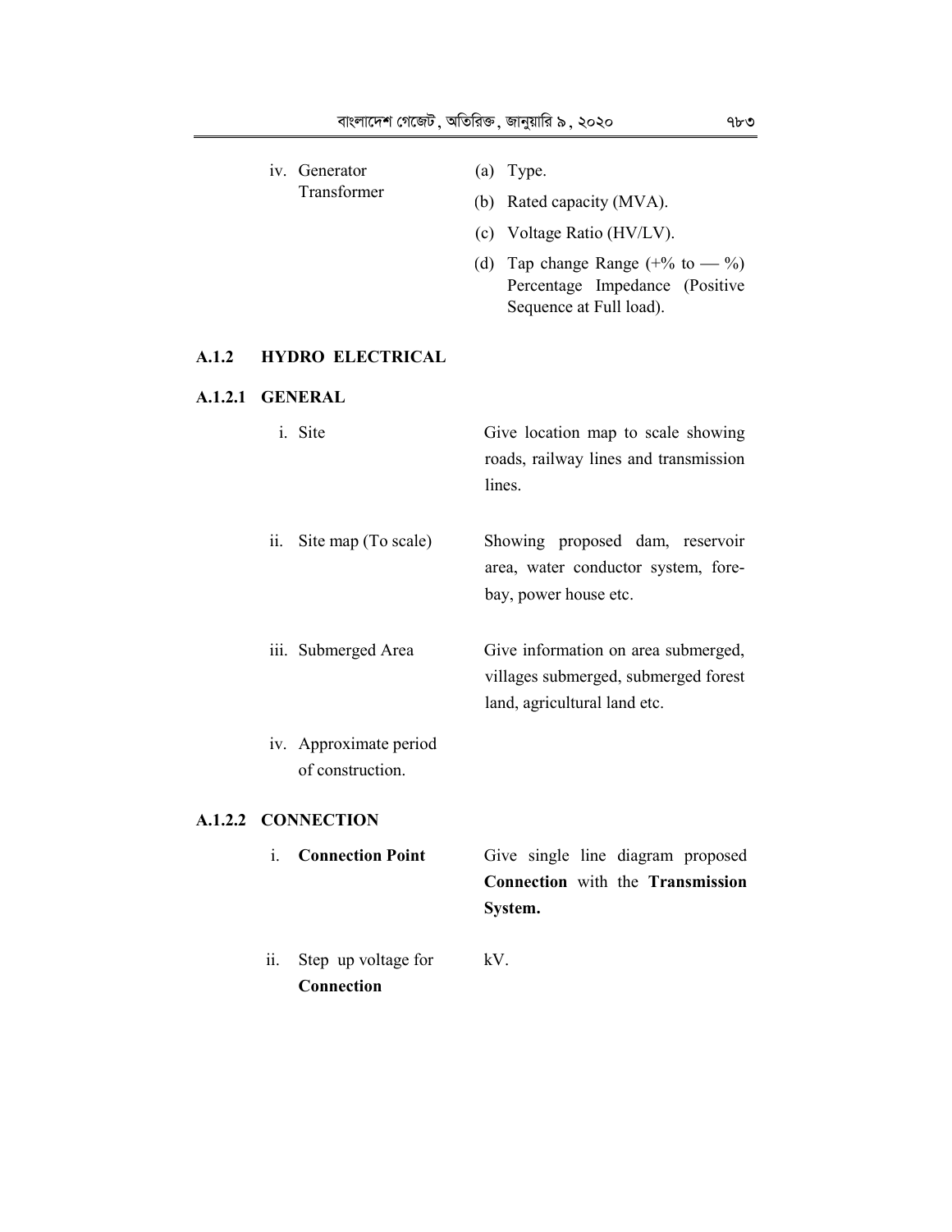| | |
|---|---|
| iv. Generator Transformer | (a) Type. |
| | (b) Rated capacity (MVA). |
| | (c) Voltage Ratio (HV/LV). |
| | (d) Tap change Range (+% to — %) Percentage Impedance (Positive Sequence at Full load). |

## A.1.2 HYDRO ELECTRICAL

### A.1.2.1 GENERAL

| | |
|---|---|
| i. Site | Give location map to scale showing roads, railway lines and transmission lines. |
| ii. Site map (To scale) | Showing proposed dam, reservoir area, water conductor system, fore-bay, power house etc. |
| iii. Submerged Area | Give information on area submerged, villages submerged, submerged forest land, agricultural land etc. |
| iv. Approximate period of construction. | |

### A.1.2.2 CONNECTION

| | |
|---|---|
| i. **Connection Point** | Give single line diagram proposed **Connection** with the **Transmission System.** |
| ii. Step up voltage for **Connection** | kV. |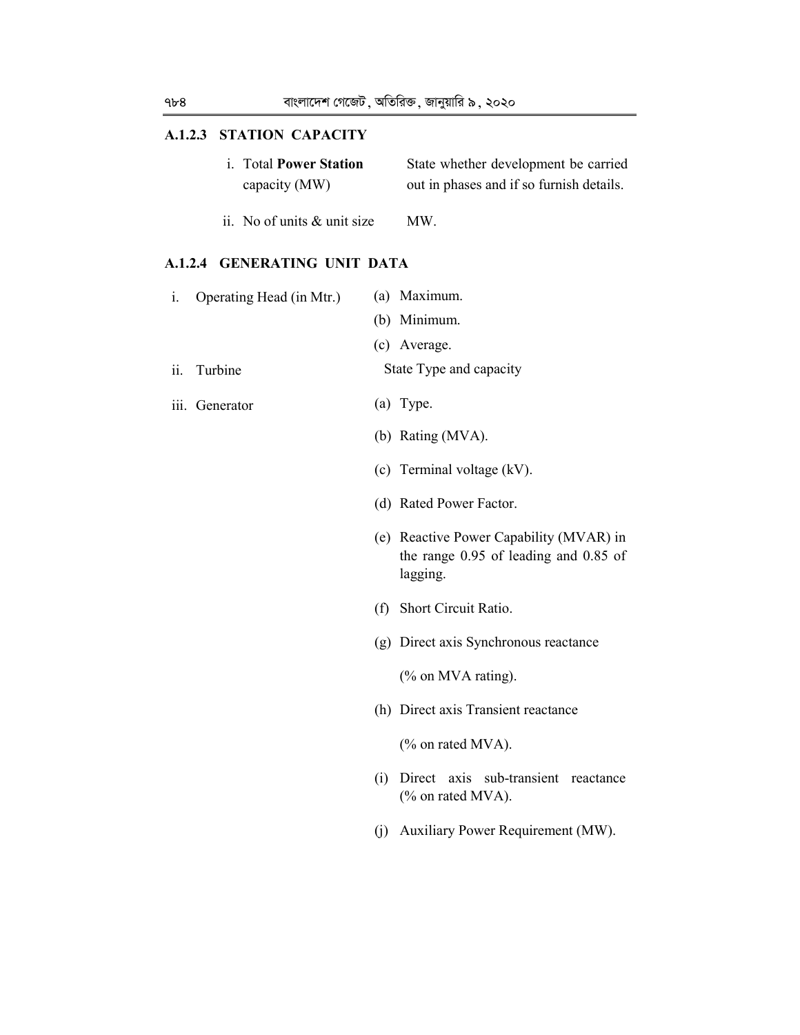### A.1.2.3 STATION CAPACITY

| | |
|---|---|
| i. Total **Power Station** capacity (MW) | State whether development be carried out in phases and if so furnish details. |
| ii. No of units & unit size | MW. |

### A.1.2.4 GENERATING UNIT DATA

| | |
|---|---|
| i. Operating Head (in Mtr.) | (a) Maximum.<br>(b) Minimum.<br>(c) Average. |
| ii. Turbine | State Type and capacity |
| iii. Generator | (a) Type.<br>(b) Rating (MVA).<br>(c) Terminal voltage (kV).<br>(d) Rated Power Factor.<br>(e) Reactive Power Capability (MVAR) in the range 0.95 of leading and 0.85 of lagging.<br>(f) Short Circuit Ratio.<br>(g) Direct axis Synchronous reactance (% on MVA rating).<br>(h) Direct axis Transient reactance (% on rated MVA).<br>(i) Direct axis sub-transient reactance (% on rated MVA).<br>(j) Auxiliary Power Requirement (MW). |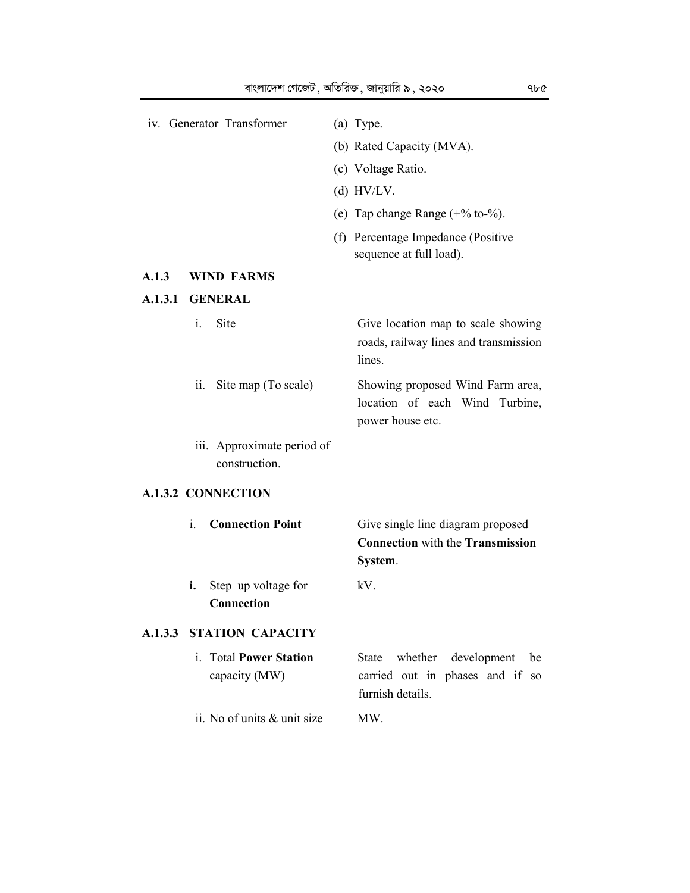iv. Generator Transformer

(a) Type.

(b) Rated Capacity (MVA).

(c) Voltage Ratio.

(d) HV/LV.

(e) Tap change Range (+% to-%).

(f) Percentage Impedance (Positive sequence at full load).

**A.1.3 WIND FARMS**

**A.1.3.1 GENERAL**

| | |
|---|---|
| i. Site | Give location map to scale showing roads, railway lines and transmission lines. |
| ii. Site map (To scale) | Showing proposed Wind Farm area, location of each Wind Turbine, power house etc. |
| iii. Approximate period of construction. | |

**A.1.3.2 CONNECTION**

| | |
|---|---|
| i. **Connection Point** | Give single line diagram proposed **Connection** with the **Transmission System**. |
| **i.** Step up voltage for **Connection** | kV. |

**A.1.3.3 STATION CAPACITY**

| | |
|---|---|
| i. Total **Power Station** capacity (MW) | State whether development be carried out in phases and if so furnish details. |
| ii. No of units & unit size | MW. |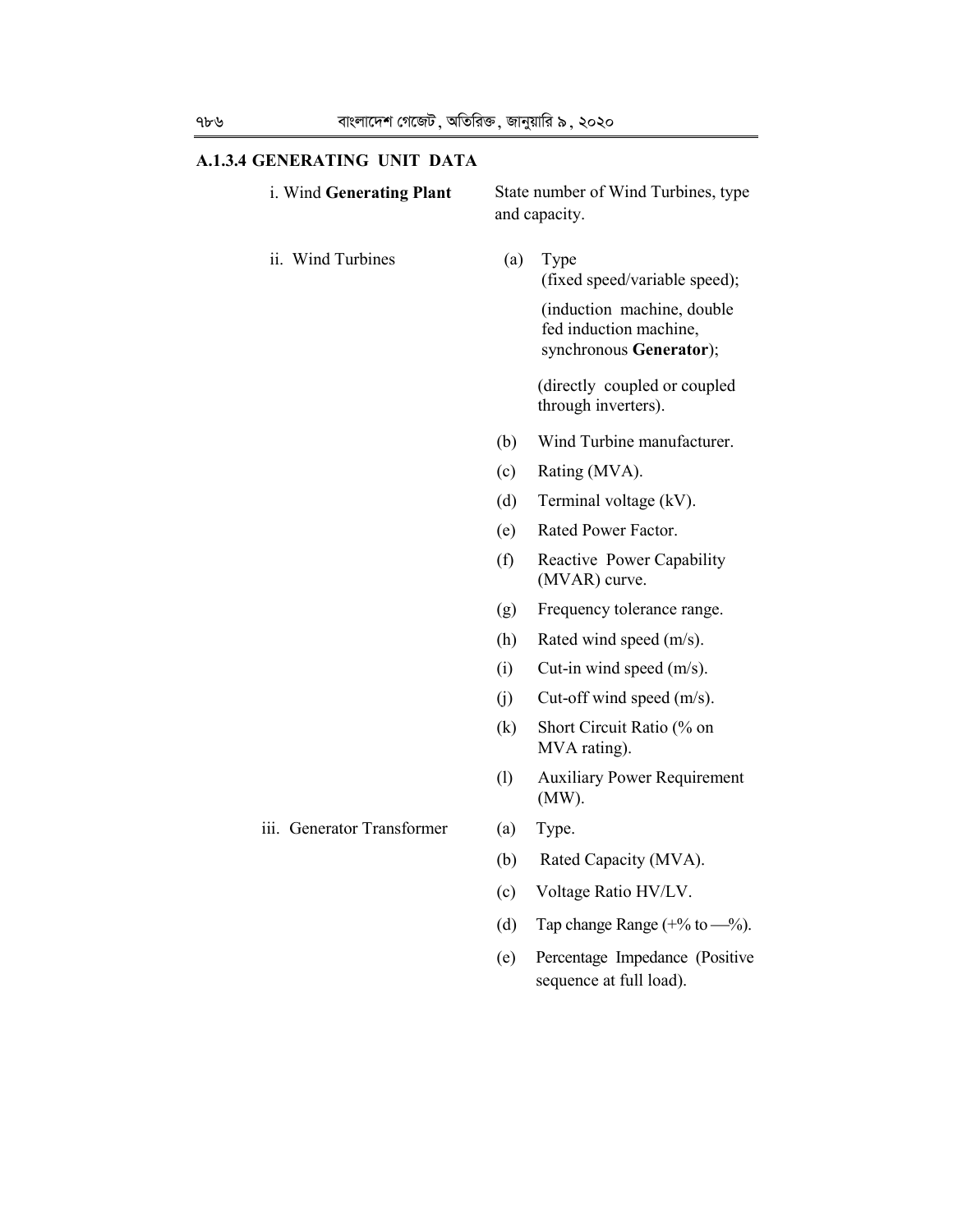### A.1.3.4 GENERATING UNIT DATA

i. Wind **Generating Plant** — State number of Wind Turbines, type and capacity.

ii. Wind Turbines

(a) Type
(fixed speed/variable speed);

(induction machine, double fed induction machine, synchronous **Generator**);

(directly coupled or coupled through inverters).

(b) Wind Turbine manufacturer.

(c) Rating (MVA).

(d) Terminal voltage (kV).

(e) Rated Power Factor.

(f) Reactive Power Capability (MVAR) curve.

(g) Frequency tolerance range.

(h) Rated wind speed (m/s).

(i) Cut-in wind speed (m/s).

(j) Cut-off wind speed (m/s).

(k) Short Circuit Ratio (% on MVA rating).

(l) Auxiliary Power Requirement (MW).

iii. Generator Transformer

(a) Type.

(b) Rated Capacity (MVA).

(c) Voltage Ratio HV/LV.

(d) Tap change Range (+% to —%).

(e) Percentage Impedance (Positive sequence at full load).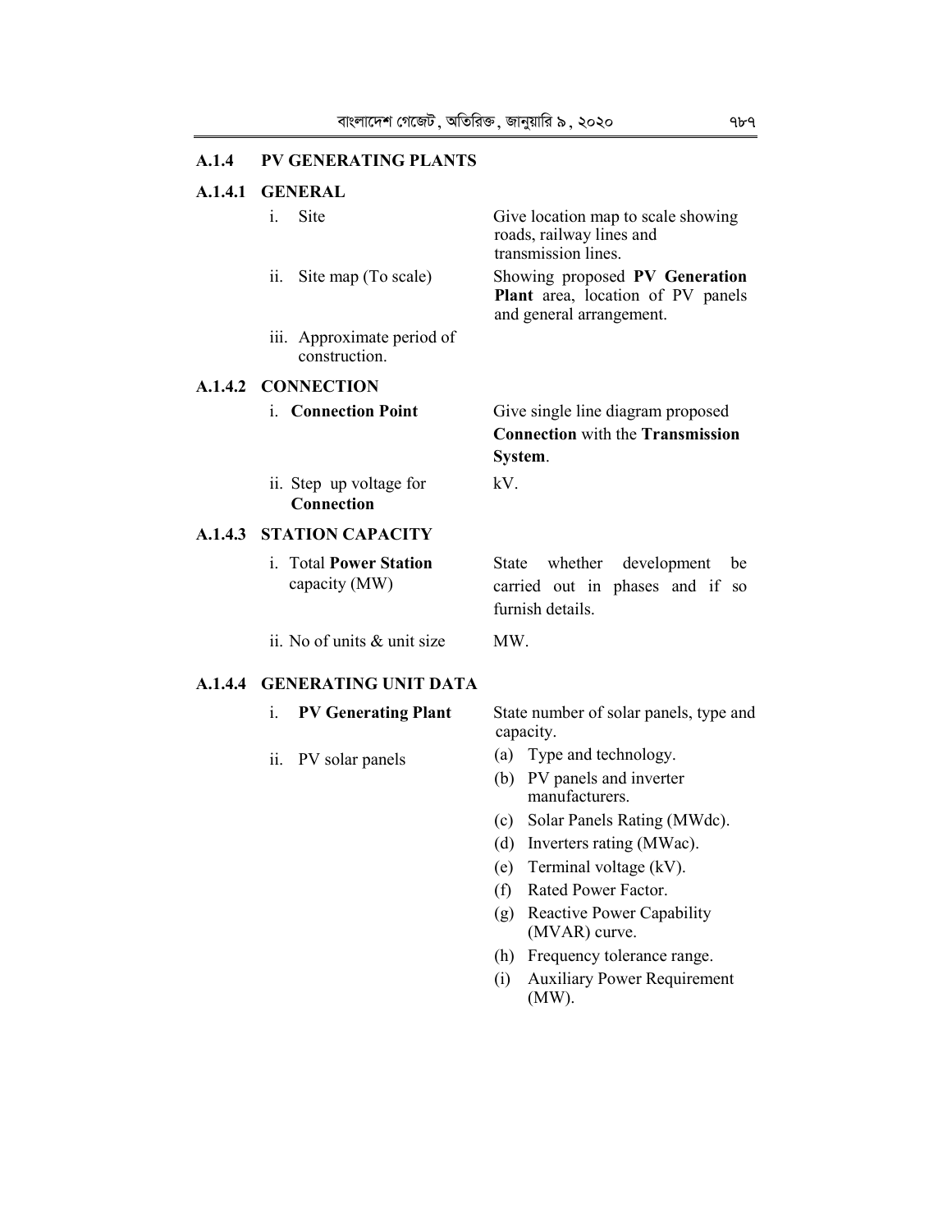## A.1.4 PV GENERATING PLANTS

### A.1.4.1 GENERAL

| | |
|---|---|
| i. Site | Give location map to scale showing roads, railway lines and transmission lines. |
| ii. Site map (To scale) | Showing proposed **PV Generation Plant** area, location of PV panels and general arrangement. |
| iii. Approximate period of construction. | |

### A.1.4.2 CONNECTION

| | |
|---|---|
| i. **Connection Point** | Give single line diagram proposed **Connection** with the **Transmission System**. |
| ii. Step up voltage for **Connection** | kV. |

### A.1.4.3 STATION CAPACITY

| | |
|---|---|
| i. Total **Power Station** capacity (MW) | State whether development be carried out in phases and if so furnish details. |
| ii. No of units & unit size | MW. |

### A.1.4.4 GENERATING UNIT DATA

| | |
|---|---|
| i. **PV Generating Plant** | State number of solar panels, type and capacity. |
| ii. PV solar panels | (a) Type and technology.<br>(b) PV panels and inverter manufacturers.<br>(c) Solar Panels Rating (MWdc).<br>(d) Inverters rating (MWac).<br>(e) Terminal voltage (kV).<br>(f) Rated Power Factor.<br>(g) Reactive Power Capability (MVAR) curve.<br>(h) Frequency tolerance range.<br>(i) Auxiliary Power Requirement (MW). |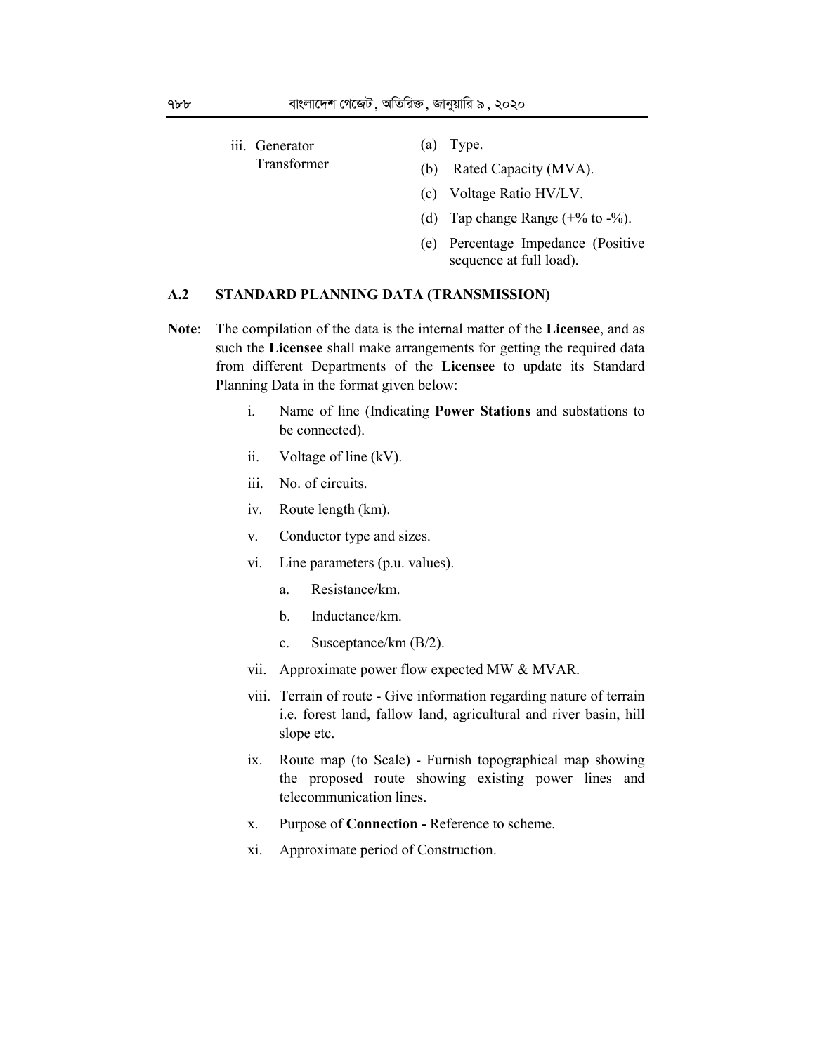iii. Generator Transformer

- (a) Type.
- (b) Rated Capacity (MVA).
- (c) Voltage Ratio HV/LV.
- (d) Tap change Range (+% to -%).
- (e) Percentage Impedance (Positive sequence at full load).

## A.2 STANDARD PLANNING DATA (TRANSMISSION)

**Note**: The compilation of the data is the internal matter of the **Licensee**, and as such the **Licensee** shall make arrangements for getting the required data from different Departments of the **Licensee** to update its Standard Planning Data in the format given below:

i. Name of line (Indicating **Power Stations** and substations to be connected).

ii. Voltage of line (kV).

iii. No. of circuits.

iv. Route length (km).

v. Conductor type and sizes.

vi. Line parameters (p.u. values).

- a. Resistance/km.
- b. Inductance/km.
- c. Susceptance/km (B/2).

vii. Approximate power flow expected MW & MVAR.

viii. Terrain of route - Give information regarding nature of terrain i.e. forest land, fallow land, agricultural and river basin, hill slope etc.

ix. Route map (to Scale) - Furnish topographical map showing the proposed route showing existing power lines and telecommunication lines.

x. Purpose of **Connection -** Reference to scheme.

xi. Approximate period of Construction.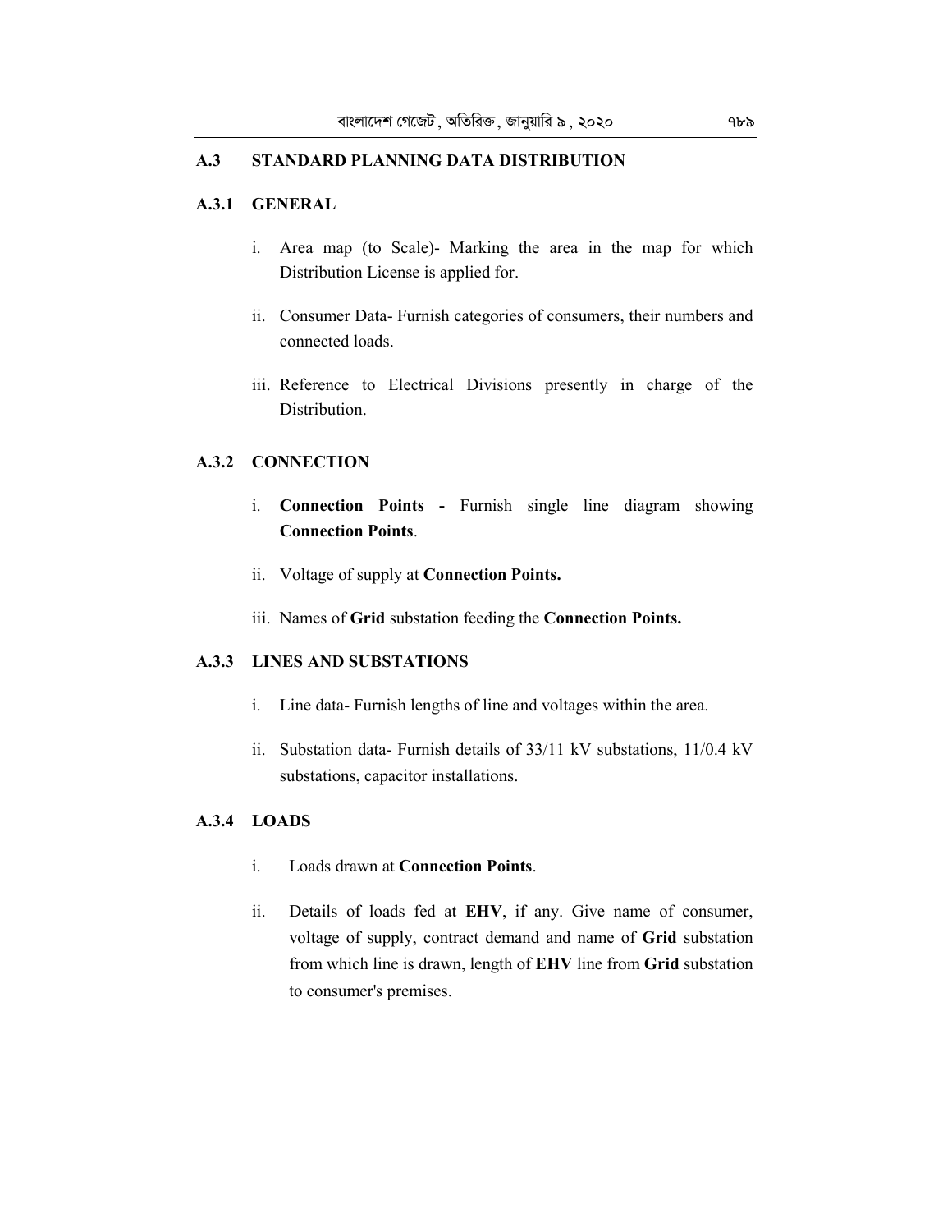## A.3 STANDARD PLANNING DATA DISTRIBUTION

### A.3.1 GENERAL

i. Area map (to Scale)- Marking the area in the map for which Distribution License is applied for.

ii. Consumer Data- Furnish categories of consumers, their numbers and connected loads.

iii. Reference to Electrical Divisions presently in charge of the Distribution.

### A.3.2 CONNECTION

i. **Connection Points -** Furnish single line diagram showing **Connection Points**.

ii. Voltage of supply at **Connection Points.**

iii. Names of **Grid** substation feeding the **Connection Points.**

### A.3.3 LINES AND SUBSTATIONS

i. Line data- Furnish lengths of line and voltages within the area.

ii. Substation data- Furnish details of 33/11 kV substations, 11/0.4 kV substations, capacitor installations.

### A.3.4 LOADS

i. Loads drawn at **Connection Points**.

ii. Details of loads fed at **EHV**, if any. Give name of consumer, voltage of supply, contract demand and name of **Grid** substation from which line is drawn, length of **EHV** line from **Grid** substation to consumer's premises.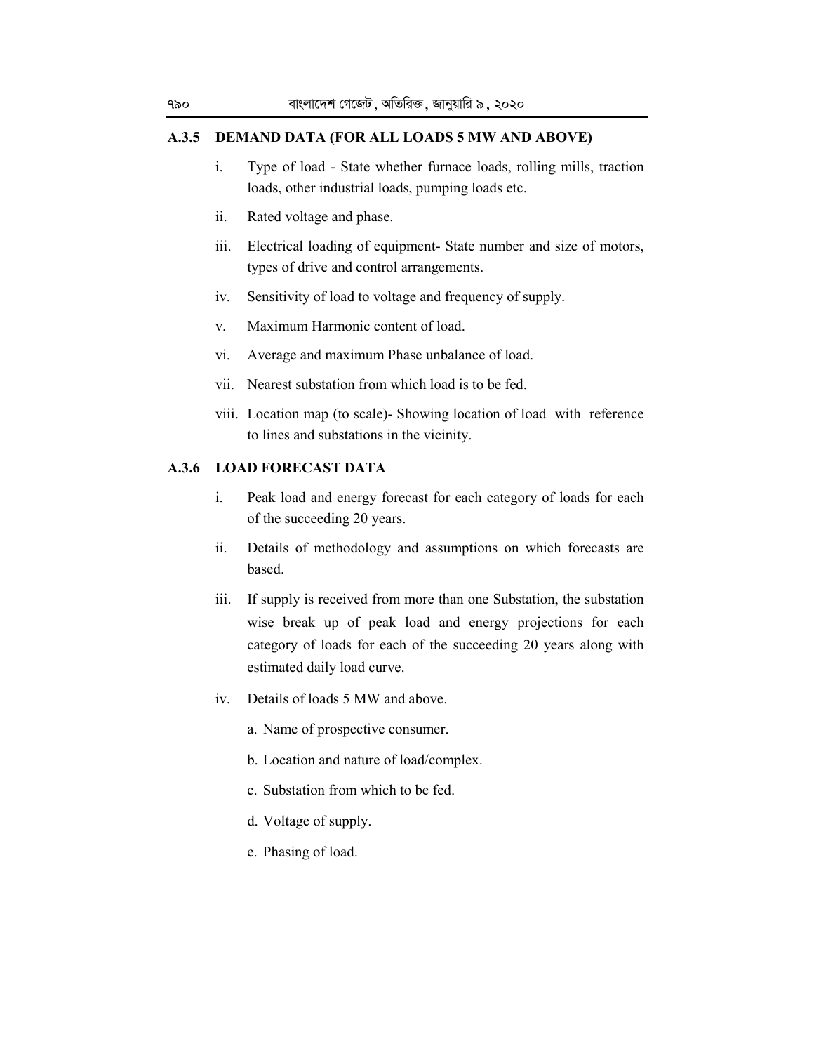### A.3.5 DEMAND DATA (FOR ALL LOADS 5 MW AND ABOVE)

i. Type of load - State whether furnace loads, rolling mills, traction loads, other industrial loads, pumping loads etc.

ii. Rated voltage and phase.

iii. Electrical loading of equipment- State number and size of motors, types of drive and control arrangements.

iv. Sensitivity of load to voltage and frequency of supply.

v. Maximum Harmonic content of load.

vi. Average and maximum Phase unbalance of load.

vii. Nearest substation from which load is to be fed.

viii. Location map (to scale)- Showing location of load with reference to lines and substations in the vicinity.

### A.3.6 LOAD FORECAST DATA

i. Peak load and energy forecast for each category of loads for each of the succeeding 20 years.

ii. Details of methodology and assumptions on which forecasts are based.

iii. If supply is received from more than one Substation, the substation wise break up of peak load and energy projections for each category of loads for each of the succeeding 20 years along with estimated daily load curve.

iv. Details of loads 5 MW and above.

   a. Name of prospective consumer.

   b. Location and nature of load/complex.

   c. Substation from which to be fed.

   d. Voltage of supply.

   e. Phasing of load.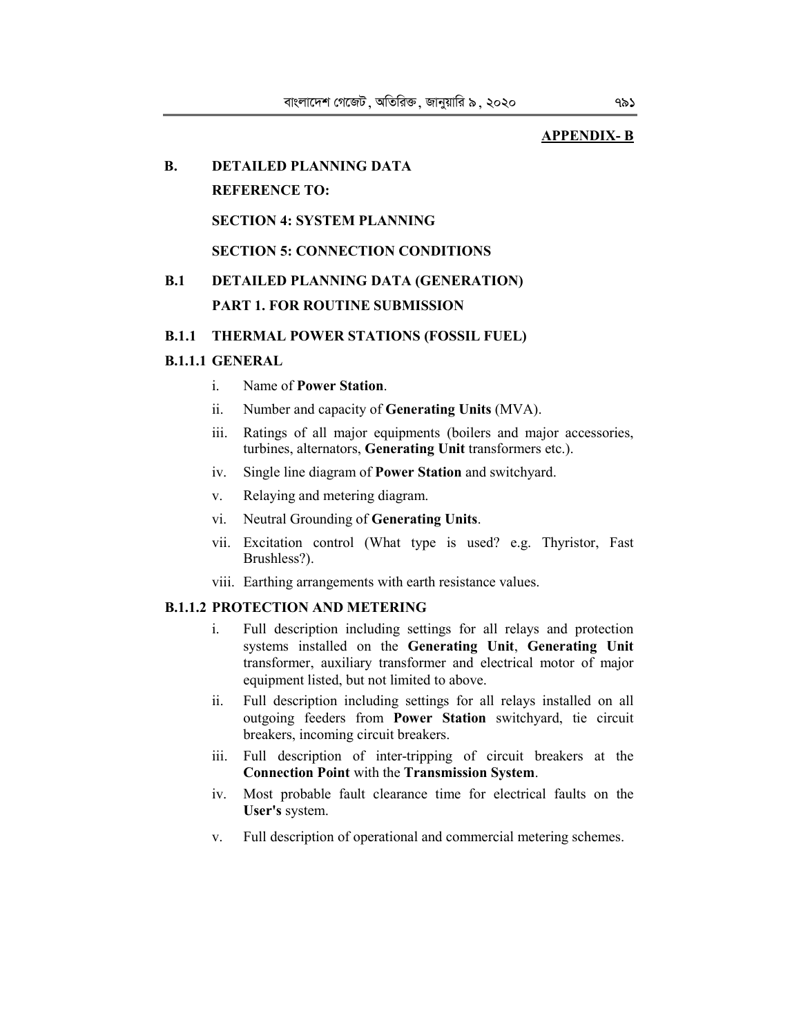**APPENDIX- B**

## B. DETAILED PLANNING DATA

**REFERENCE TO:**

**SECTION 4: SYSTEM PLANNING**

**SECTION 5: CONNECTION CONDITIONS**

## B.1 DETAILED PLANNING DATA (GENERATION)

**PART 1. FOR ROUTINE SUBMISSION**

### B.1.1 THERMAL POWER STATIONS (FOSSIL FUEL)

#### B.1.1.1 GENERAL

i. Name of **Power Station**.

ii. Number and capacity of **Generating Units** (MVA).

iii. Ratings of all major equipments (boilers and major accessories, turbines, alternators, **Generating Unit** transformers etc.).

iv. Single line diagram of **Power Station** and switchyard.

v. Relaying and metering diagram.

vi. Neutral Grounding of **Generating Units**.

vii. Excitation control (What type is used? e.g. Thyristor, Fast Brushless?).

viii. Earthing arrangements with earth resistance values.

#### B.1.1.2 PROTECTION AND METERING

i. Full description including settings for all relays and protection systems installed on the **Generating Unit**, **Generating Unit** transformer, auxiliary transformer and electrical motor of major equipment listed, but not limited to above.

ii. Full description including settings for all relays installed on all outgoing feeders from **Power Station** switchyard, tie circuit breakers, incoming circuit breakers.

iii. Full description of inter-tripping of circuit breakers at the **Connection Point** with the **Transmission System**.

iv. Most probable fault clearance time for electrical faults on the **User's** system.

v. Full description of operational and commercial metering schemes.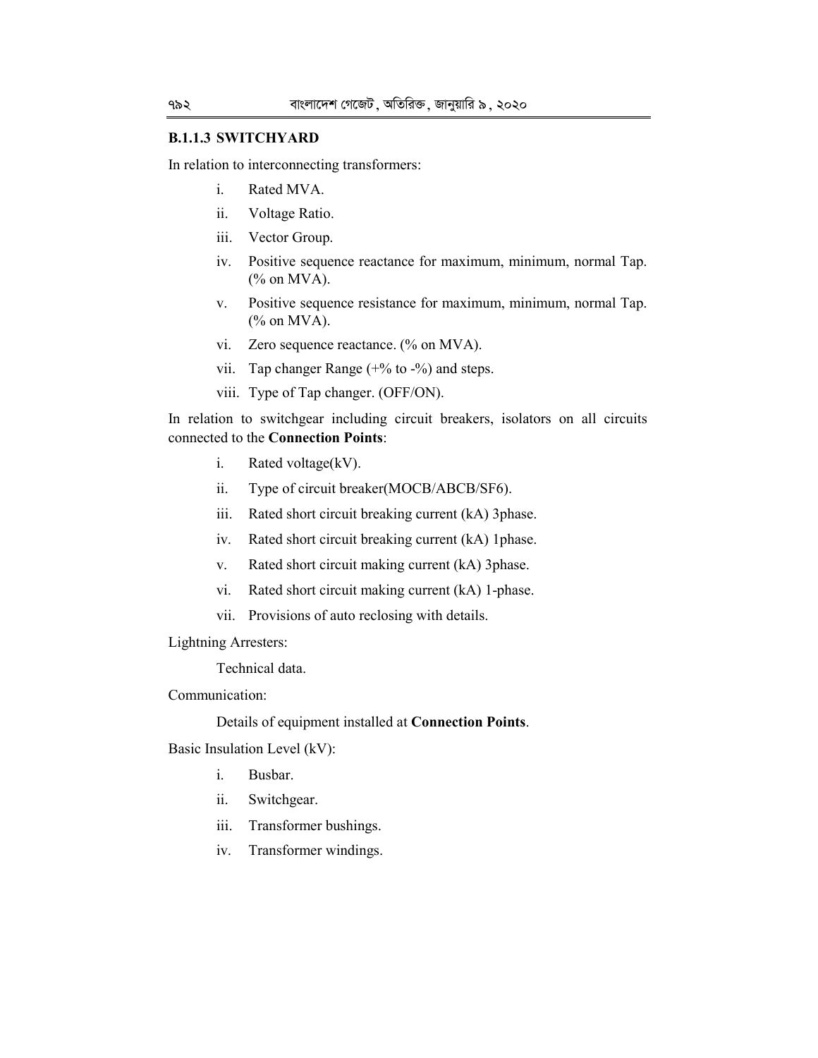### B.1.1.3 SWITCHYARD

In relation to interconnecting transformers:

- i. Rated MVA.
- ii. Voltage Ratio.
- iii. Vector Group.
- iv. Positive sequence reactance for maximum, minimum, normal Tap. (% on MVA).
- v. Positive sequence resistance for maximum, minimum, normal Tap. (% on MVA).
- vi. Zero sequence reactance. (% on MVA).
- vii. Tap changer Range (+% to -%) and steps.
- viii. Type of Tap changer. (OFF/ON).

In relation to switchgear including circuit breakers, isolators on all circuits connected to the **Connection Points**:

- i. Rated voltage(kV).
- ii. Type of circuit breaker(MOCB/ABCB/SF6).
- iii. Rated short circuit breaking current (kA) 3phase.
- iv. Rated short circuit breaking current (kA) 1phase.
- v. Rated short circuit making current (kA) 3phase.
- vi. Rated short circuit making current (kA) 1-phase.
- vii. Provisions of auto reclosing with details.

Lightning Arresters:

Technical data.

Communication:

Details of equipment installed at **Connection Points**.

Basic Insulation Level (kV):

- i. Busbar.
- ii. Switchgear.
- iii. Transformer bushings.
- iv. Transformer windings.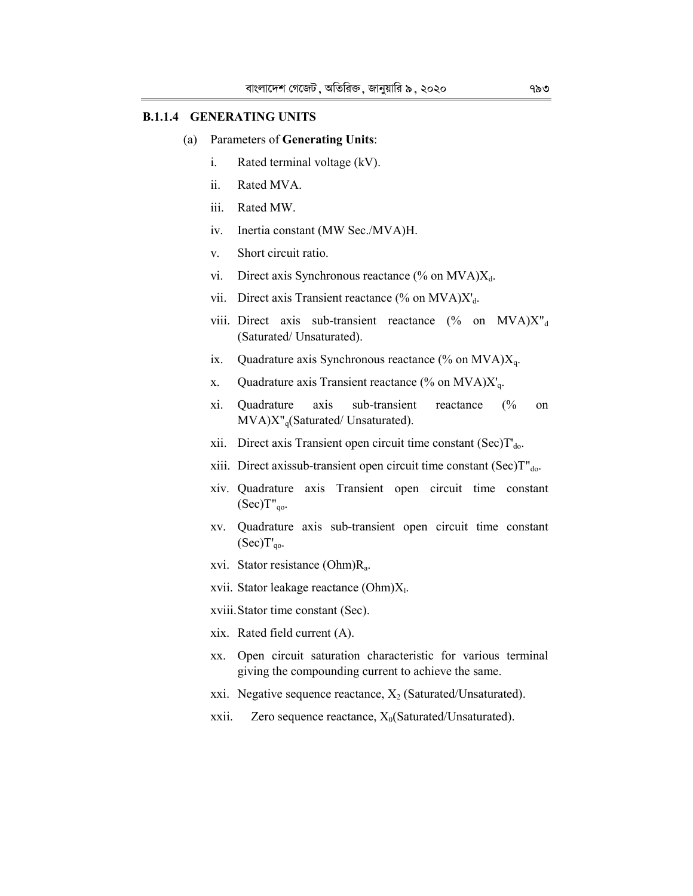### B.1.1.4 GENERATING UNITS

(a) Parameters of **Generating Units**:

i. Rated terminal voltage (kV).

ii. Rated MVA.

iii. Rated MW.

iv. Inertia constant (MW Sec./MVA)H.

v. Short circuit ratio.

vi. Direct axis Synchronous reactance (% on MVA)$X_d$.

vii. Direct axis Transient reactance (% on MVA)$X'_d$.

viii. Direct axis sub-transient reactance (% on MVA)$X''_d$ (Saturated/ Unsaturated).

ix. Quadrature axis Synchronous reactance (% on MVA)$X_q$.

x. Quadrature axis Transient reactance (% on MVA)$X'_q$.

xi. Quadrature axis sub-transient reactance (% on MVA)$X''_q$(Saturated/ Unsaturated).

xii. Direct axis Transient open circuit time constant (Sec)$T'_{do}$.

xiii. Direct axissub-transient open circuit time constant (Sec)$T''_{do}$.

xiv. Quadrature axis Transient open circuit time constant (Sec)$T''_{qo}$.

xv. Quadrature axis sub-transient open circuit time constant (Sec)$T'_{qo}$.

xvi. Stator resistance (Ohm)$R_a$.

xvii. Stator leakage reactance (Ohm)$X_l$.

xviii. Stator time constant (Sec).

xix. Rated field current (A).

xx. Open circuit saturation characteristic for various terminal giving the compounding current to achieve the same.

xxi. Negative sequence reactance, $X_2$ (Saturated/Unsaturated).

xxii. Zero sequence reactance, $X_0$(Saturated/Unsaturated).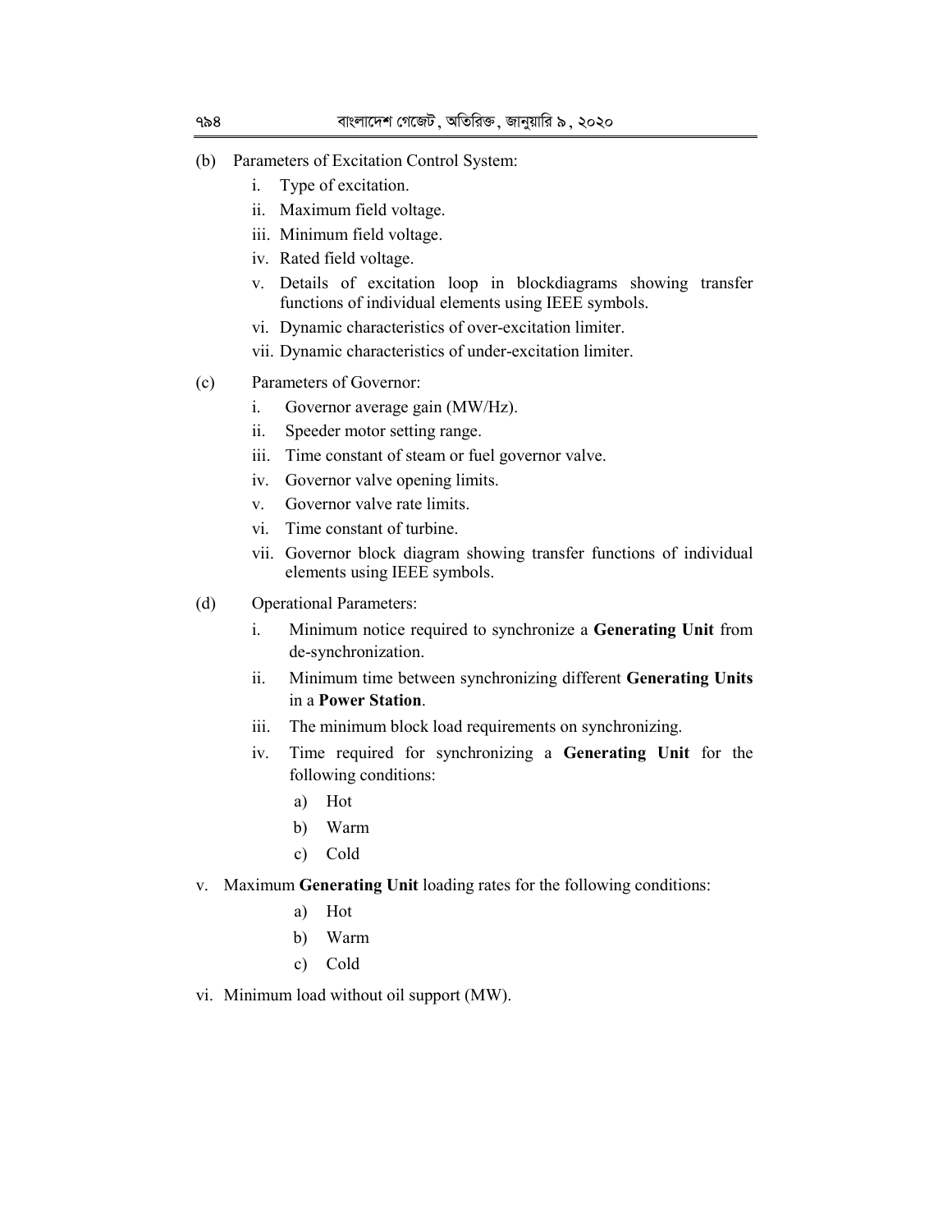(b) Parameters of Excitation Control System:

- i. Type of excitation.
- ii. Maximum field voltage.
- iii. Minimum field voltage.
- iv. Rated field voltage.
- v. Details of excitation loop in blockdiagrams showing transfer functions of individual elements using IEEE symbols.
- vi. Dynamic characteristics of over-excitation limiter.
- vii. Dynamic characteristics of under-excitation limiter.

(c) Parameters of Governor:

- i. Governor average gain (MW/Hz).
- ii. Speeder motor setting range.
- iii. Time constant of steam or fuel governor valve.
- iv. Governor valve opening limits.
- v. Governor valve rate limits.
- vi. Time constant of turbine.
- vii. Governor block diagram showing transfer functions of individual elements using IEEE symbols.

(d) Operational Parameters:

- i. Minimum notice required to synchronize a **Generating Unit** from de-synchronization.
- ii. Minimum time between synchronizing different **Generating Units** in a **Power Station**.
- iii. The minimum block load requirements on synchronizing.
- iv. Time required for synchronizing a **Generating Unit** for the following conditions:
  - a) Hot
  - b) Warm
  - c) Cold
- v. Maximum **Generating Unit** loading rates for the following conditions:
  - a) Hot
  - b) Warm
  - c) Cold
- vi. Minimum load without oil support (MW).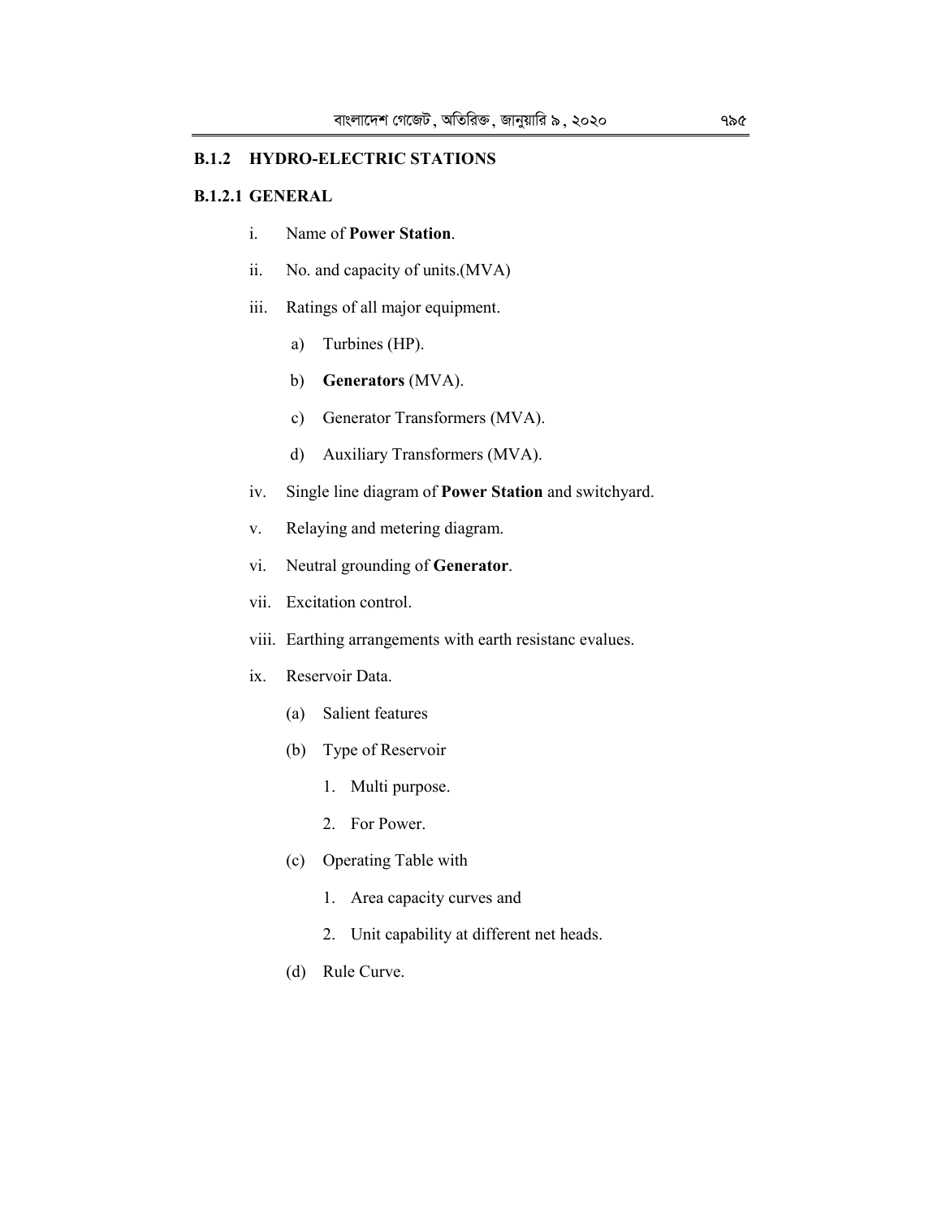## B.1.2 HYDRO-ELECTRIC STATIONS

### B.1.2.1 GENERAL

i. Name of **Power Station**.

ii. No. and capacity of units.(MVA)

iii. Ratings of all major equipment.

   a) Turbines (HP).

   b) **Generators** (MVA).

   c) Generator Transformers (MVA).

   d) Auxiliary Transformers (MVA).

iv. Single line diagram of **Power Station** and switchyard.

v. Relaying and metering diagram.

vi. Neutral grounding of **Generator**.

vii. Excitation control.

viii. Earthing arrangements with earth resistanc evalues.

ix. Reservoir Data.

   (a) Salient features

   (b) Type of Reservoir

      1. Multi purpose.

      2. For Power.

   (c) Operating Table with

      1. Area capacity curves and

      2. Unit capability at different net heads.

   (d) Rule Curve.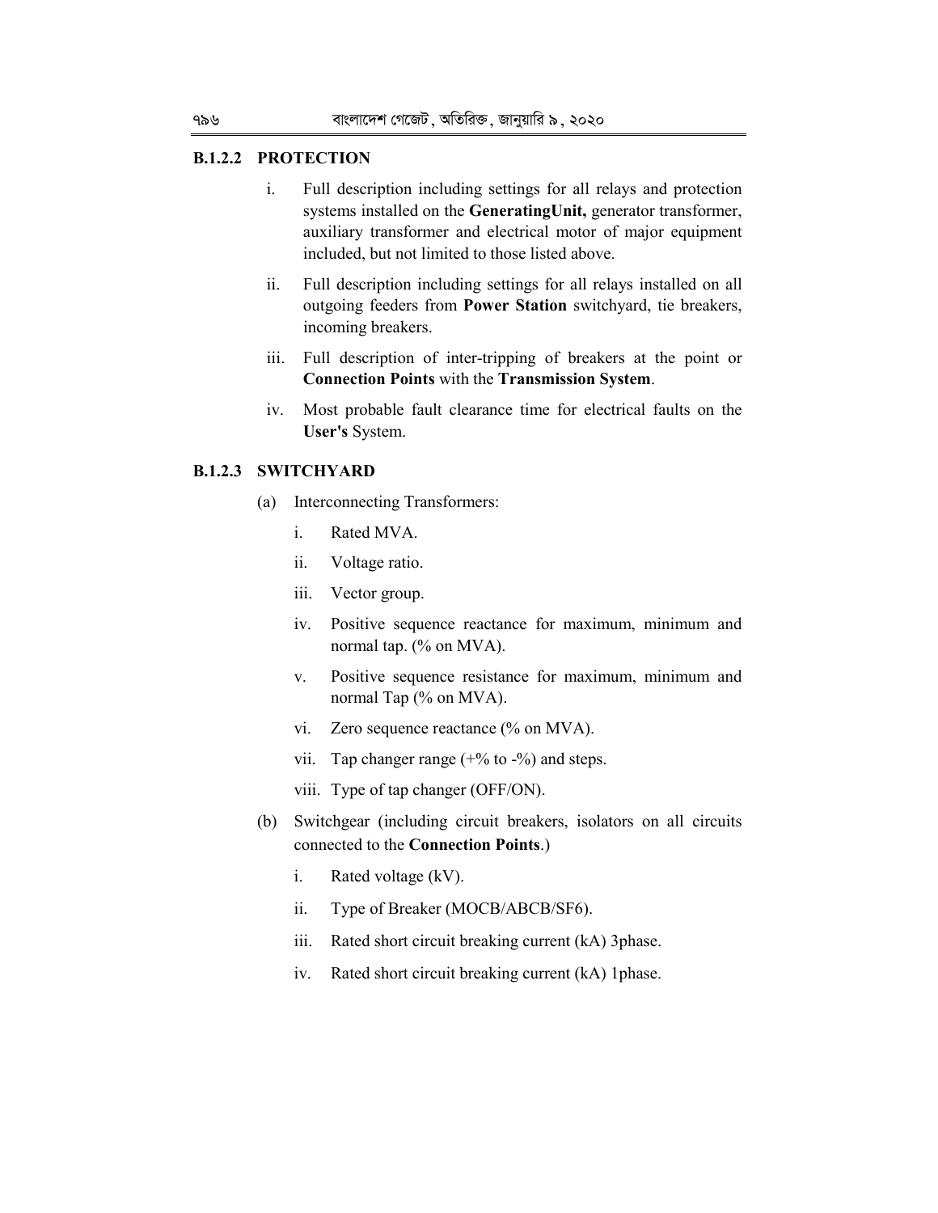### B.1.2.2 PROTECTION

i. Full description including settings for all relays and protection systems installed on the **GeneratingUnit,** generator transformer, auxiliary transformer and electrical motor of major equipment included, but not limited to those listed above.

ii. Full description including settings for all relays installed on all outgoing feeders from **Power Station** switchyard, tie breakers, incoming breakers.

iii. Full description of inter-tripping of breakers at the point or **Connection Points** with the **Transmission System**.

iv. Most probable fault clearance time for electrical faults on the **User's** System.

### B.1.2.3 SWITCHYARD

(a) Interconnecting Transformers:

i. Rated MVA.

ii. Voltage ratio.

iii. Vector group.

iv. Positive sequence reactance for maximum, minimum and normal tap. (% on MVA).

v. Positive sequence resistance for maximum, minimum and normal Tap (% on MVA).

vi. Zero sequence reactance (% on MVA).

vii. Tap changer range (+% to -%) and steps.

viii. Type of tap changer (OFF/ON).

(b) Switchgear (including circuit breakers, isolators on all circuits connected to the **Connection Points**.)

i. Rated voltage (kV).

ii. Type of Breaker (MOCB/ABCB/SF6).

iii. Rated short circuit breaking current (kA) 3phase.

iv. Rated short circuit breaking current (kA) 1phase.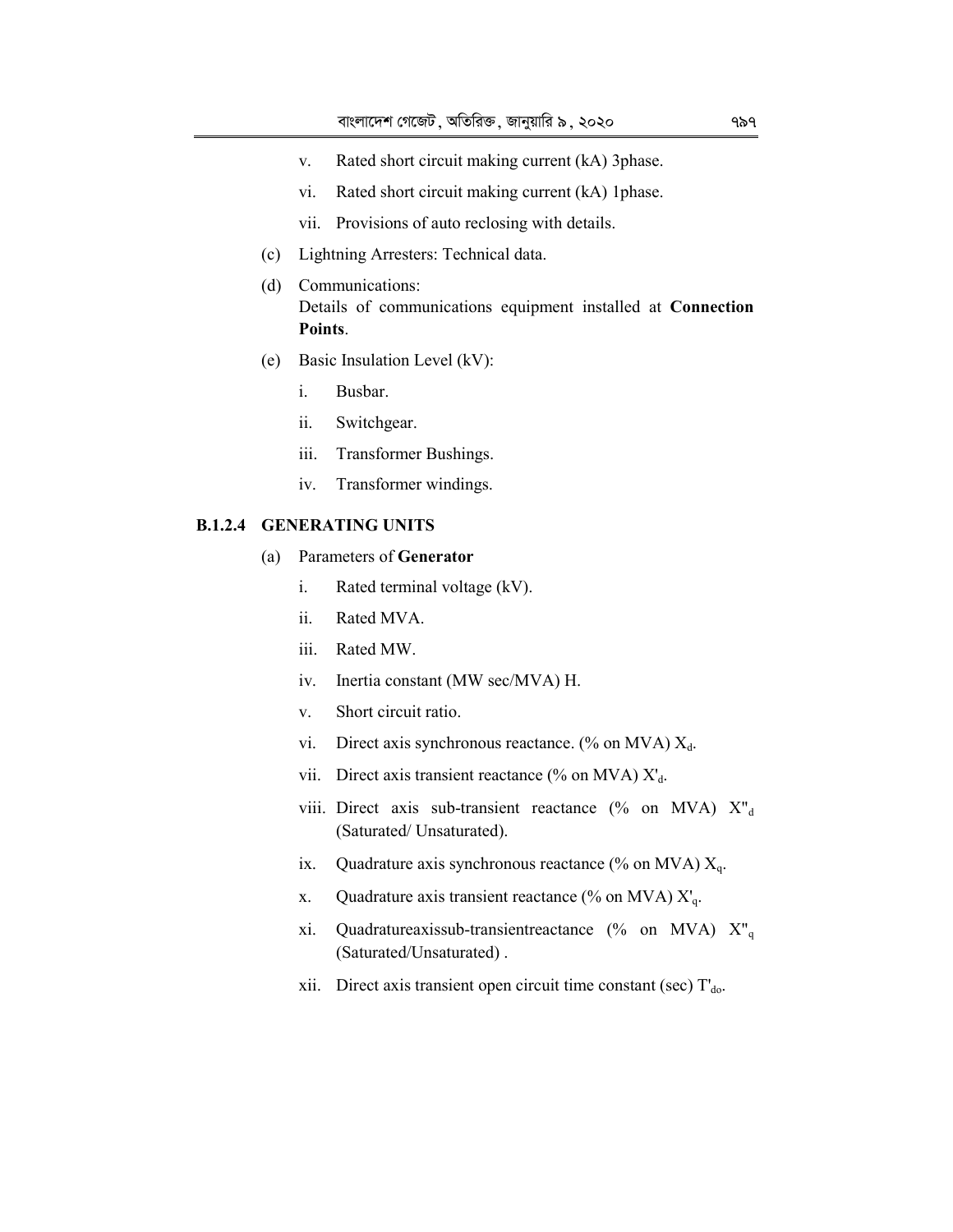v. Rated short circuit making current (kA) 3phase.

vi. Rated short circuit making current (kA) 1phase.

vii. Provisions of auto reclosing with details.

(c) Lightning Arresters: Technical data.

(d) Communications:
Details of communications equipment installed at **Connection Points**.

(e) Basic Insulation Level (kV):

i. Busbar.

ii. Switchgear.

iii. Transformer Bushings.

iv. Transformer windings.

### B.1.2.4 GENERATING UNITS

(a) Parameters of **Generator**

i. Rated terminal voltage (kV).

ii. Rated MVA.

iii. Rated MW.

iv. Inertia constant (MW sec/MVA) H.

v. Short circuit ratio.

vi. Direct axis synchronous reactance. (% on MVA) $X_d$.

vii. Direct axis transient reactance (% on MVA) $X'_d$.

viii. Direct axis sub-transient reactance (% on MVA) $X''_d$ (Saturated/ Unsaturated).

ix. Quadrature axis synchronous reactance (% on MVA) $X_q$.

x. Quadrature axis transient reactance (% on MVA) $X'_q$.

xi. Quadratureaxissub-transientreactance (% on MVA) $X''_q$ (Saturated/Unsaturated) .

xii. Direct axis transient open circuit time constant (sec) $T'_{do}$.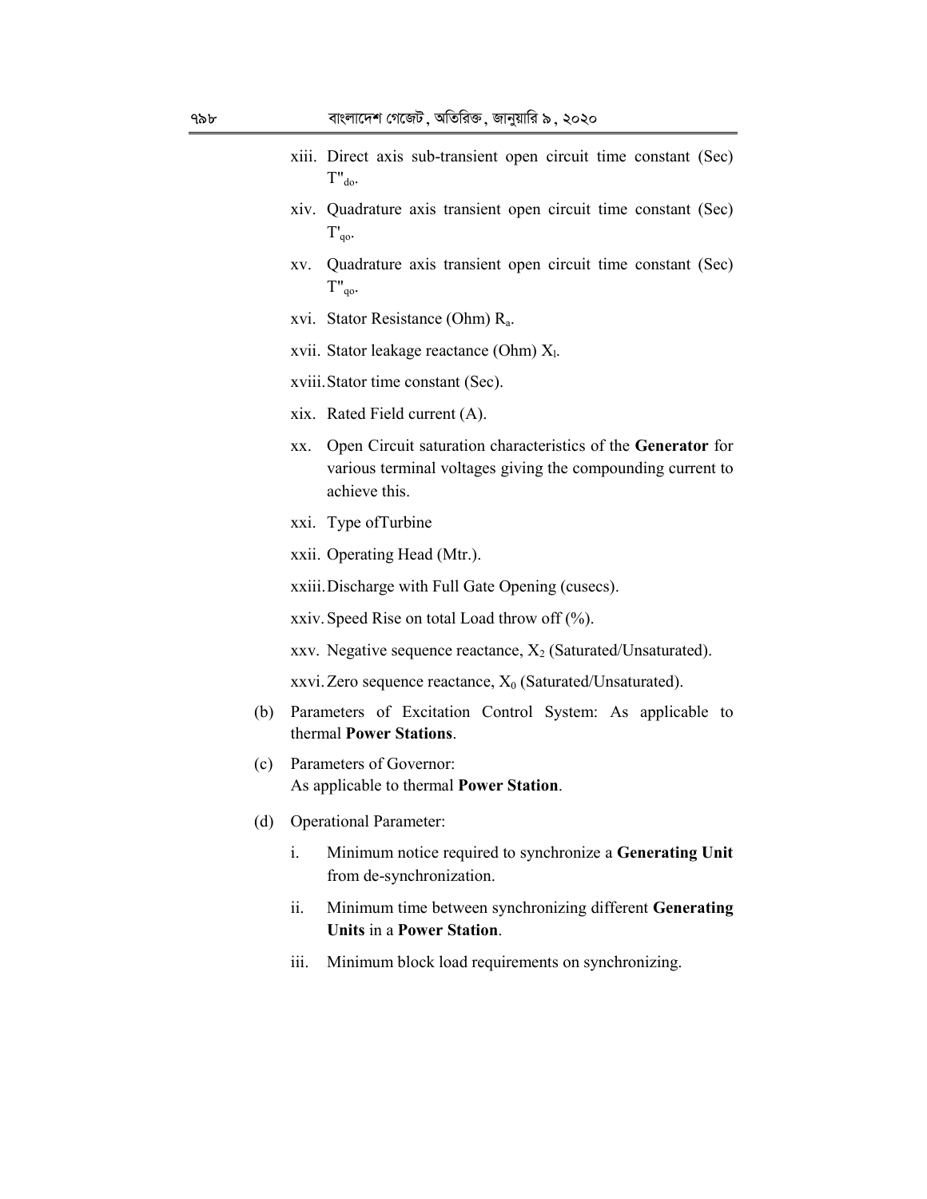xiii. Direct axis sub-transient open circuit time constant (Sec) $T''_{do}$.

xiv. Quadrature axis transient open circuit time constant (Sec) $T'_{qo}$.

xv. Quadrature axis transient open circuit time constant (Sec) $T''_{qo}$.

xvi. Stator Resistance (Ohm) $R_a$.

xvii. Stator leakage reactance (Ohm) $X_l$.

xviii. Stator time constant (Sec).

xix. Rated Field current (A).

xx. Open Circuit saturation characteristics of the **Generator** for various terminal voltages giving the compounding current to achieve this.

xxi. Type ofTurbine

xxii. Operating Head (Mtr.).

xxiii. Discharge with Full Gate Opening (cusecs).

xxiv. Speed Rise on total Load throw off (%).

xxv. Negative sequence reactance, $X_2$ (Saturated/Unsaturated).

xxvi. Zero sequence reactance, $X_0$ (Saturated/Unsaturated).

(b) Parameters of Excitation Control System: As applicable to thermal **Power Stations**.

(c) Parameters of Governor:
As applicable to thermal **Power Station**.

(d) Operational Parameter:

i. Minimum notice required to synchronize a **Generating Unit** from de-synchronization.

ii. Minimum time between synchronizing different **Generating Units** in a **Power Station**.

iii. Minimum block load requirements on synchronizing.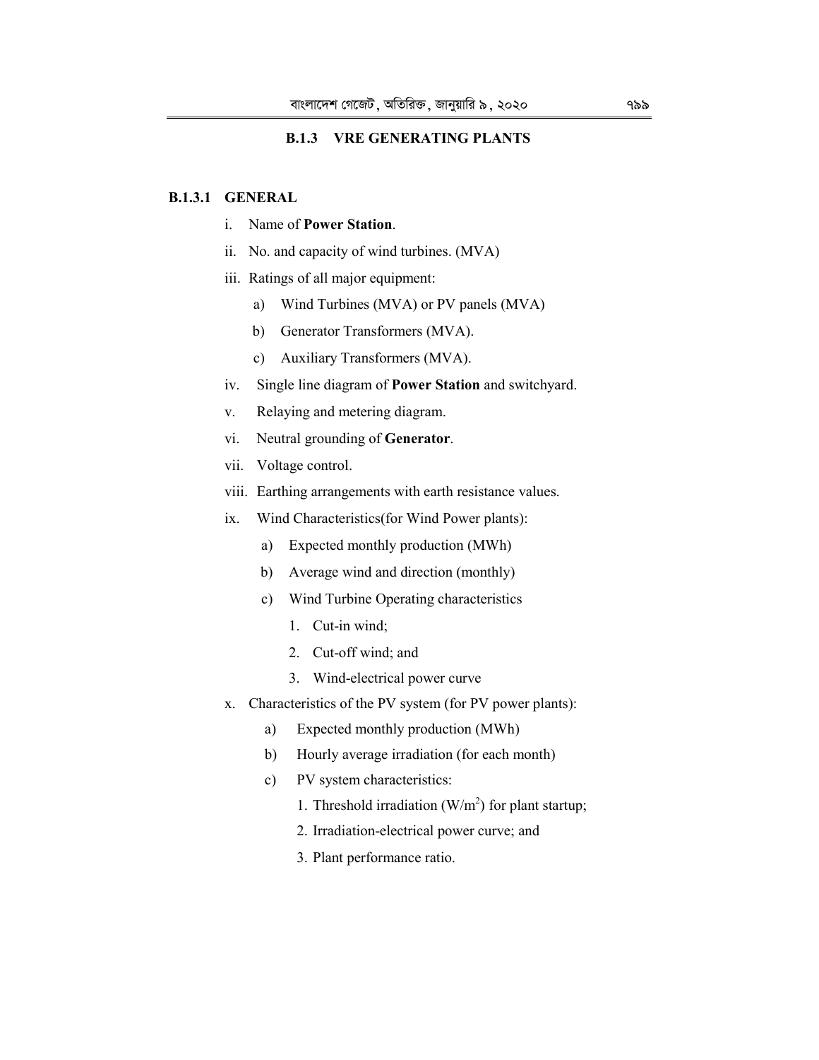## B.1.3 VRE GENERATING PLANTS

### B.1.3.1 GENERAL

i. Name of **Power Station**.

ii. No. and capacity of wind turbines. (MVA)

iii. Ratings of all major equipment:

   a) Wind Turbines (MVA) or PV panels (MVA)

   b) Generator Transformers (MVA).

   c) Auxiliary Transformers (MVA).

iv. Single line diagram of **Power Station** and switchyard.

v. Relaying and metering diagram.

vi. Neutral grounding of **Generator**.

vii. Voltage control.

viii. Earthing arrangements with earth resistance values.

ix. Wind Characteristics(for Wind Power plants):

   a) Expected monthly production (MWh)

   b) Average wind and direction (monthly)

   c) Wind Turbine Operating characteristics

      1. Cut-in wind;

      2. Cut-off wind; and

      3. Wind-electrical power curve

x. Characteristics of the PV system (for PV power plants):

   a) Expected monthly production (MWh)

   b) Hourly average irradiation (for each month)

   c) PV system characteristics:

      1. Threshold irradiation ($W/m^2$) for plant startup;

      2. Irradiation-electrical power curve; and

      3. Plant performance ratio.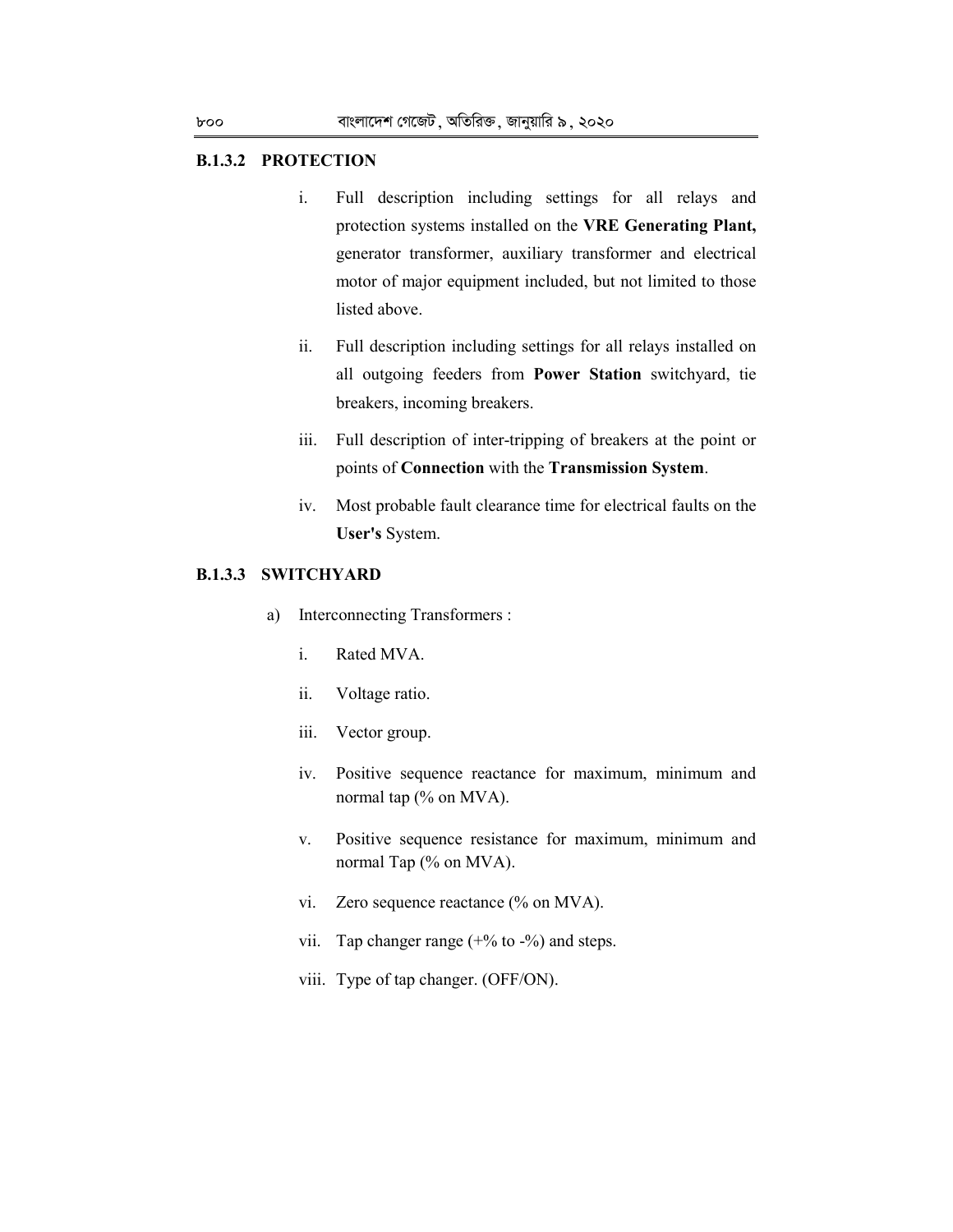**B.1.3.2 PROTECTION**

i. Full description including settings for all relays and protection systems installed on the **VRE Generating Plant,** generator transformer, auxiliary transformer and electrical motor of major equipment included, but not limited to those listed above.

ii. Full description including settings for all relays installed on all outgoing feeders from **Power Station** switchyard, tie breakers, incoming breakers.

iii. Full description of inter-tripping of breakers at the point or points of **Connection** with the **Transmission System**.

iv. Most probable fault clearance time for electrical faults on the **User's** System.

**B.1.3.3 SWITCHYARD**

a) Interconnecting Transformers :

i. Rated MVA.

ii. Voltage ratio.

iii. Vector group.

iv. Positive sequence reactance for maximum, minimum and normal tap (% on MVA).

v. Positive sequence resistance for maximum, minimum and normal Tap (% on MVA).

vi. Zero sequence reactance (% on MVA).

vii. Tap changer range (+% to -%) and steps.

viii. Type of tap changer. (OFF/ON).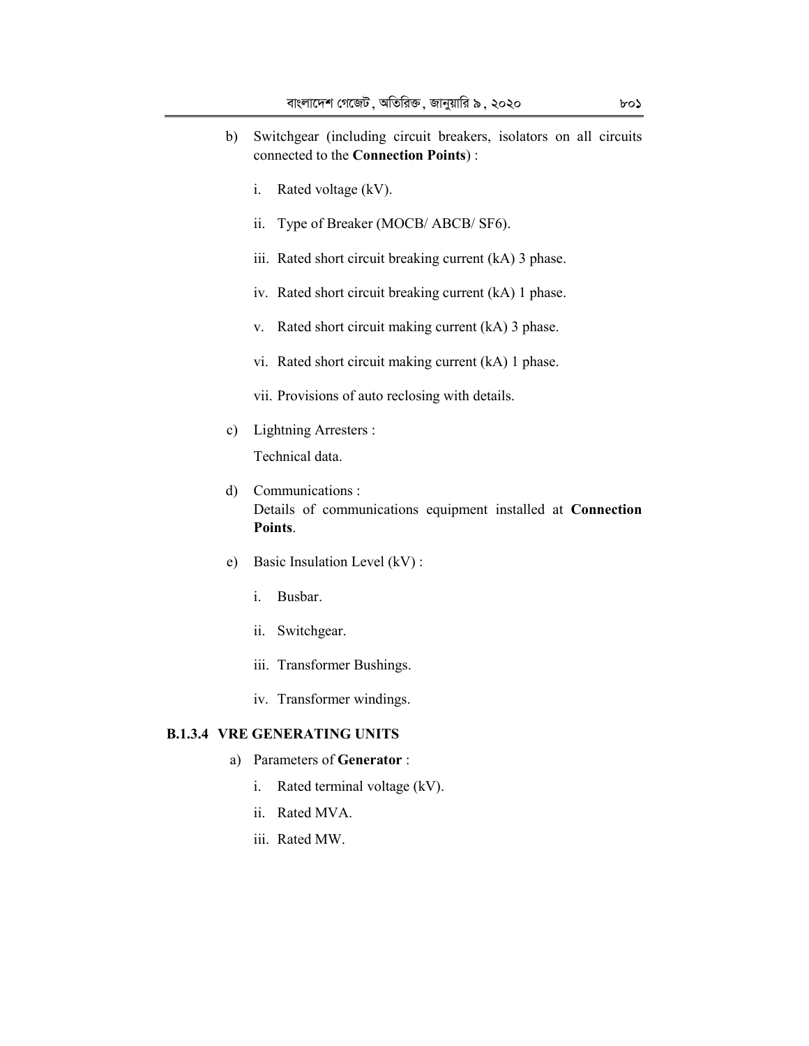b) Switchgear (including circuit breakers, isolators on all circuits connected to the **Connection Points**) :

   i. Rated voltage (kV).

   ii. Type of Breaker (MOCB/ ABCB/ SF6).

   iii. Rated short circuit breaking current (kA) 3 phase.

   iv. Rated short circuit breaking current (kA) 1 phase.

   v. Rated short circuit making current (kA) 3 phase.

   vi. Rated short circuit making current (kA) 1 phase.

   vii. Provisions of auto reclosing with details.

c) Lightning Arresters :

   Technical data.

d) Communications :
   Details of communications equipment installed at **Connection Points**.

e) Basic Insulation Level (kV) :

   i. Busbar.

   ii. Switchgear.

   iii. Transformer Bushings.

   iv. Transformer windings.

### B.1.3.4 VRE GENERATING UNITS

a) Parameters of **Generator** :

   i. Rated terminal voltage (kV).

   ii. Rated MVA.

   iii. Rated MW.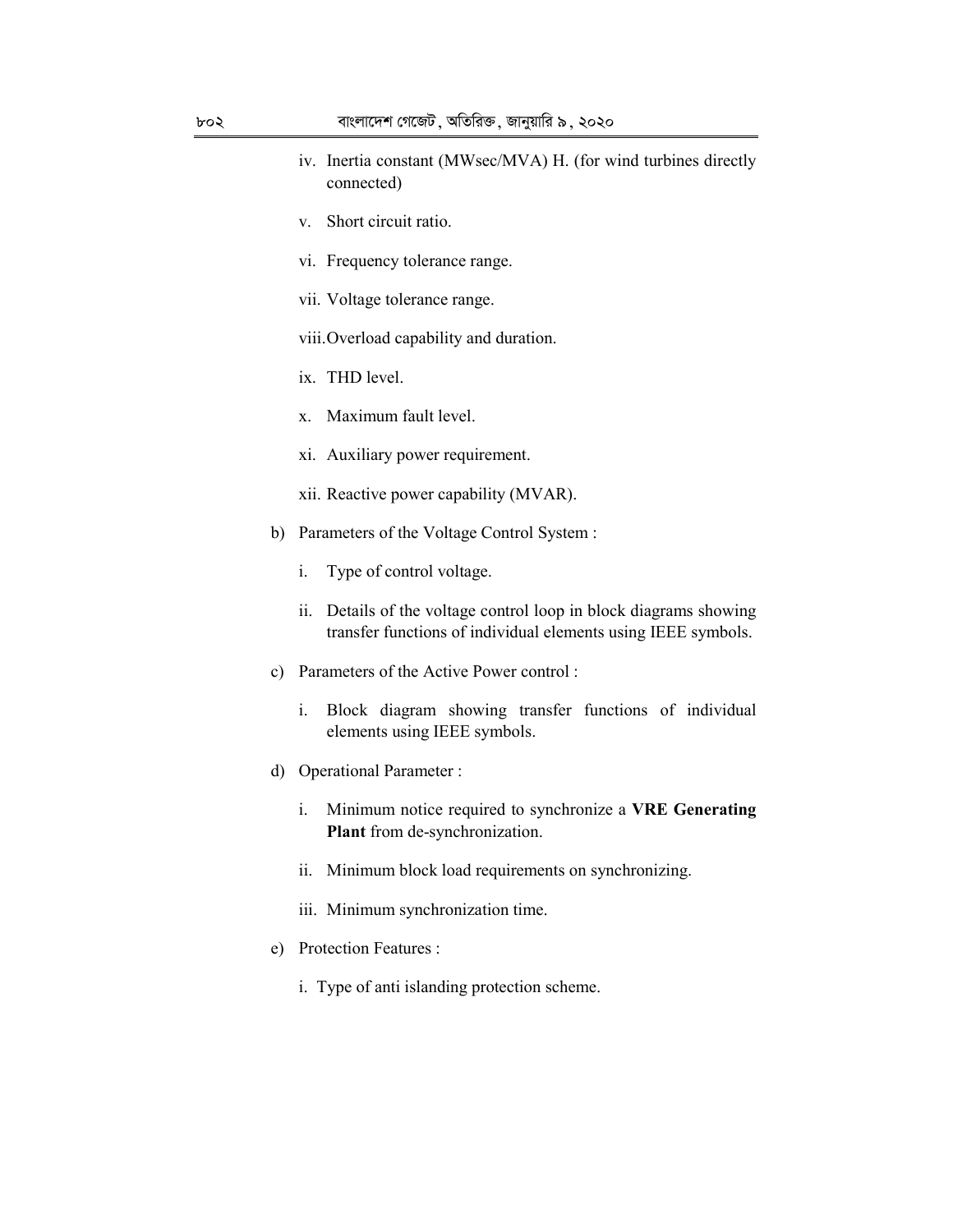iv. Inertia constant (MWsec/MVA) H. (for wind turbines directly connected)

v. Short circuit ratio.

vi. Frequency tolerance range.

vii. Voltage tolerance range.

viii. Overload capability and duration.

ix. THD level.

x. Maximum fault level.

xi. Auxiliary power requirement.

xii. Reactive power capability (MVAR).

b) Parameters of the Voltage Control System :

i. Type of control voltage.

ii. Details of the voltage control loop in block diagrams showing transfer functions of individual elements using IEEE symbols.

c) Parameters of the Active Power control :

i. Block diagram showing transfer functions of individual elements using IEEE symbols.

d) Operational Parameter :

i. Minimum notice required to synchronize a **VRE Generating Plant** from de-synchronization.

ii. Minimum block load requirements on synchronizing.

iii. Minimum synchronization time.

e) Protection Features :

i. Type of anti islanding protection scheme.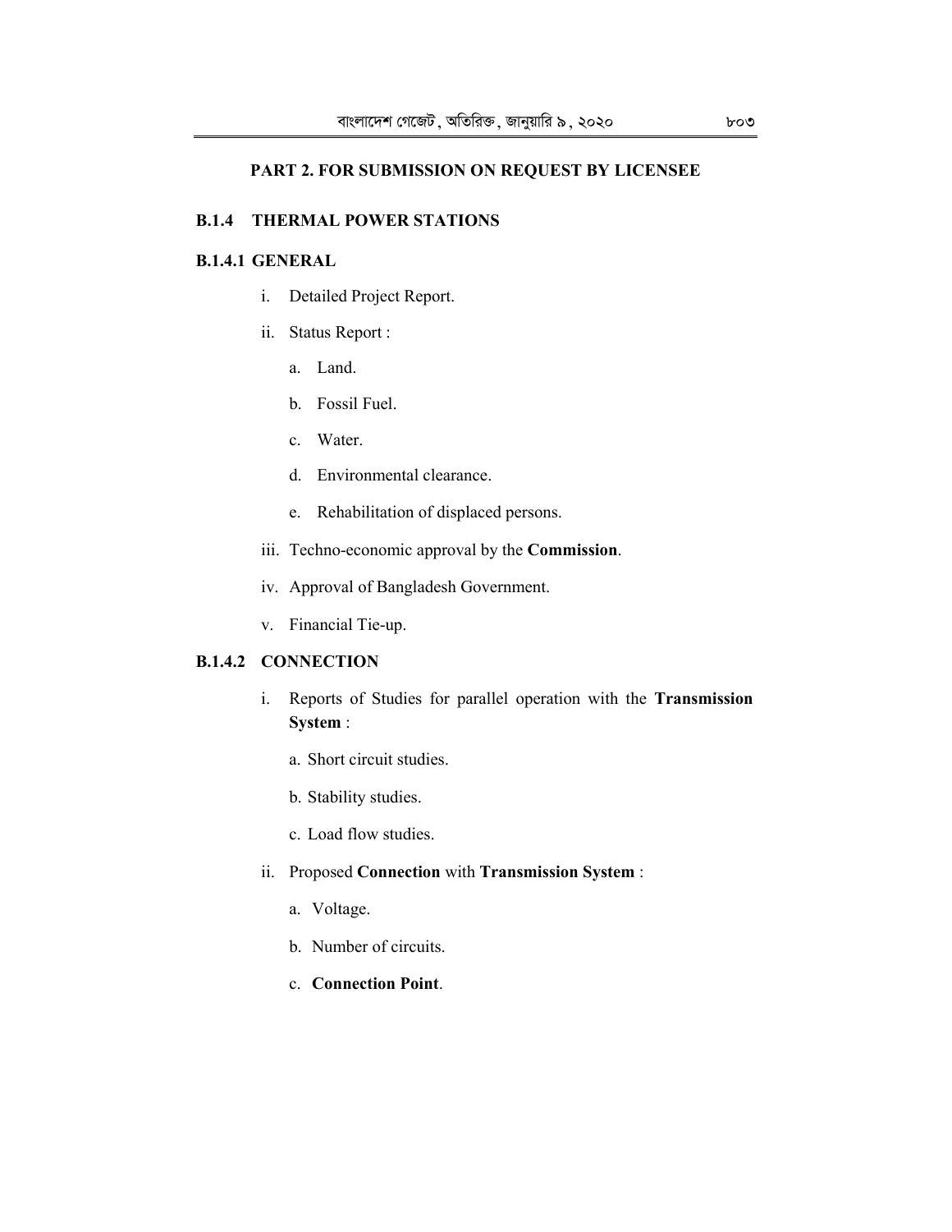### PART 2. FOR SUBMISSION ON REQUEST BY LICENSEE

**B.1.4 THERMAL POWER STATIONS**

**B.1.4.1 GENERAL**

i. Detailed Project Report.

ii. Status Report :

  a. Land.

  b. Fossil Fuel.

  c. Water.

  d. Environmental clearance.

  e. Rehabilitation of displaced persons.

iii. Techno-economic approval by the **Commission**.

iv. Approval of Bangladesh Government.

v. Financial Tie-up.

**B.1.4.2 CONNECTION**

i. Reports of Studies for parallel operation with the **Transmission System** :

  a. Short circuit studies.

  b. Stability studies.

  c. Load flow studies.

ii. Proposed **Connection** with **Transmission System** :

  a. Voltage.

  b. Number of circuits.

  c. **Connection Point**.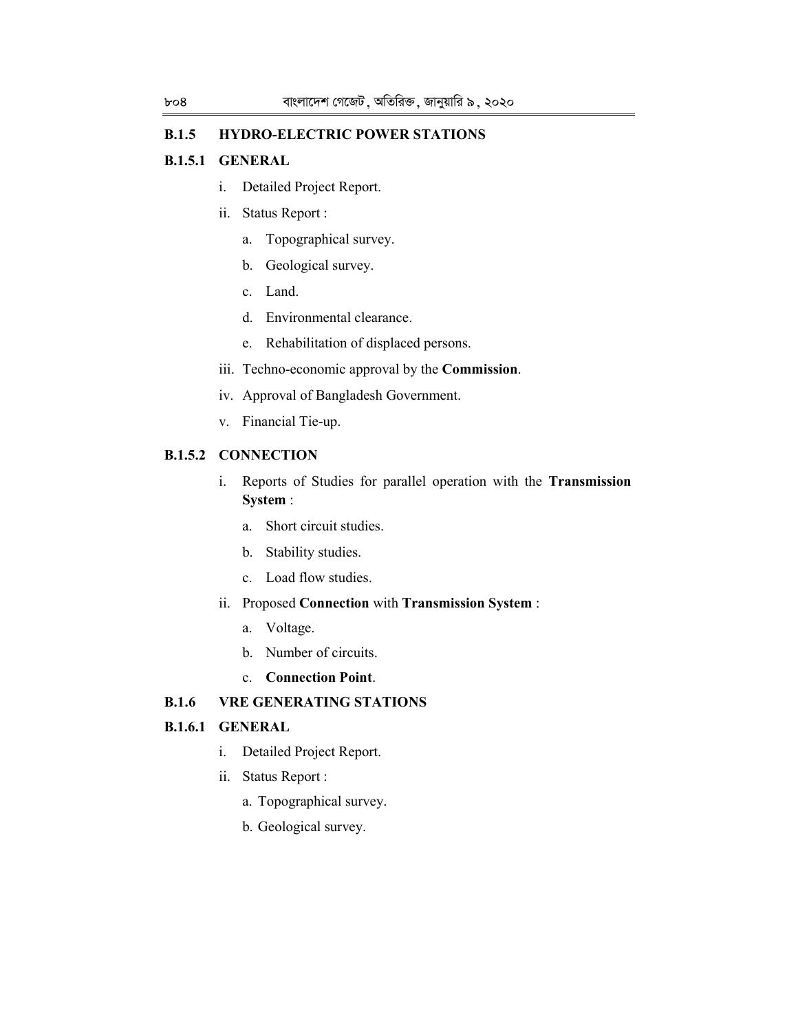## B.1.5 HYDRO-ELECTRIC POWER STATIONS

### B.1.5.1 GENERAL

i. Detailed Project Report.

ii. Status Report :

   a. Topographical survey.

   b. Geological survey.

   c. Land.

   d. Environmental clearance.

   e. Rehabilitation of displaced persons.

iii. Techno-economic approval by the **Commission**.

iv. Approval of Bangladesh Government.

v. Financial Tie-up.

### B.1.5.2 CONNECTION

i. Reports of Studies for parallel operation with the **Transmission System** :

   a. Short circuit studies.

   b. Stability studies.

   c. Load flow studies.

ii. Proposed **Connection** with **Transmission System** :

   a. Voltage.

   b. Number of circuits.

   c. **Connection Point**.

## B.1.6 VRE GENERATING STATIONS

### B.1.6.1 GENERAL

i. Detailed Project Report.

ii. Status Report :

   a. Topographical survey.

   b. Geological survey.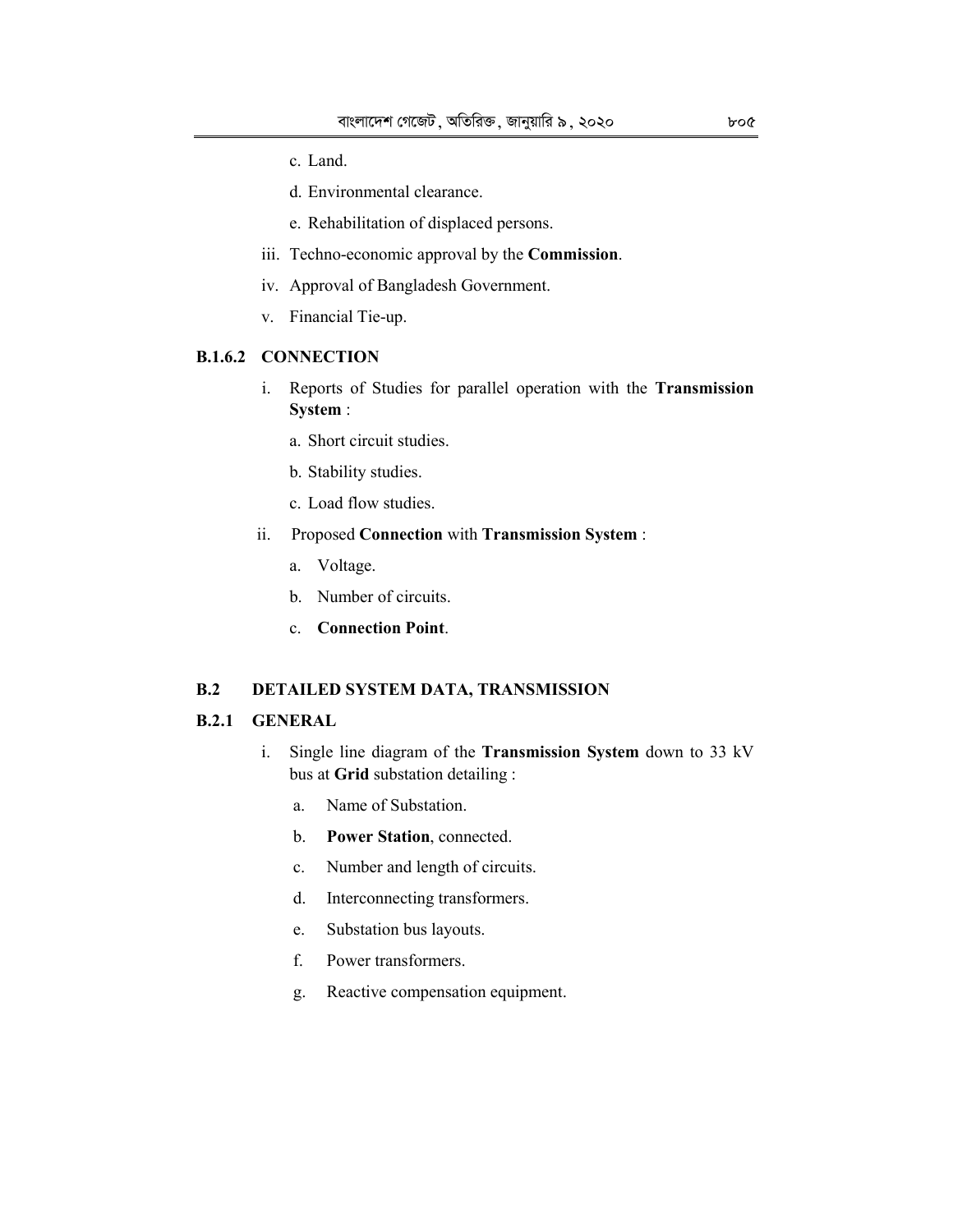c. Land.

d. Environmental clearance.

e. Rehabilitation of displaced persons.

iii. Techno-economic approval by the **Commission**.

iv. Approval of Bangladesh Government.

v. Financial Tie-up.

### B.1.6.2 CONNECTION

i. Reports of Studies for parallel operation with the **Transmission System** :

   a. Short circuit studies.

   b. Stability studies.

   c. Load flow studies.

ii. Proposed **Connection** with **Transmission System** :

   a. Voltage.

   b. Number of circuits.

   c. **Connection Point**.

## B.2 DETAILED SYSTEM DATA, TRANSMISSION

### B.2.1 GENERAL

i. Single line diagram of the **Transmission System** down to 33 kV bus at **Grid** substation detailing :

   a. Name of Substation.

   b. **Power Station**, connected.

   c. Number and length of circuits.

   d. Interconnecting transformers.

   e. Substation bus layouts.

   f. Power transformers.

   g. Reactive compensation equipment.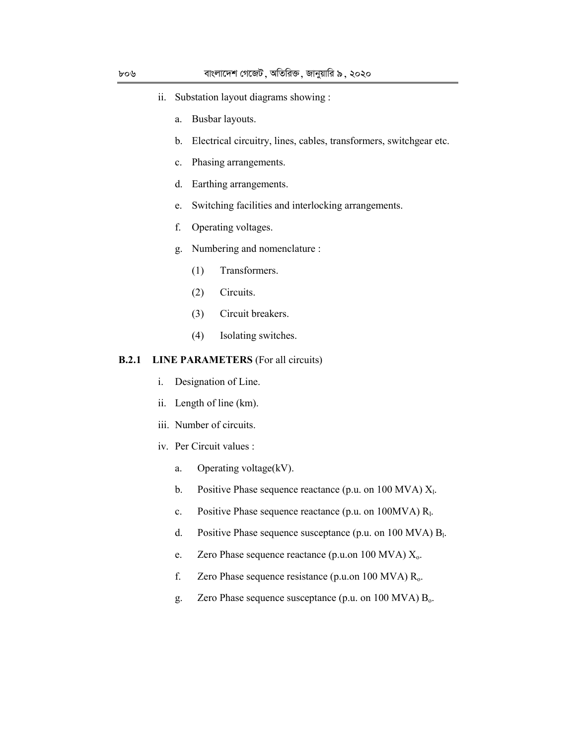ii. Substation layout diagrams showing :

   a. Busbar layouts.

   b. Electrical circuitry, lines, cables, transformers, switchgear etc.

   c. Phasing arrangements.

   d. Earthing arrangements.

   e. Switching facilities and interlocking arrangements.

   f. Operating voltages.

   g. Numbering and nomenclature :

      (1) Transformers.

      (2) Circuits.

      (3) Circuit breakers.

      (4) Isolating switches.

**B.2.1 LINE PARAMETERS** (For all circuits)

i. Designation of Line.

ii. Length of line (km).

iii. Number of circuits.

iv. Per Circuit values :

   a. Operating voltage(kV).

   b. Positive Phase sequence reactance (p.u. on 100 MVA) $X_l$.

   c. Positive Phase sequence reactance (p.u. on 100MVA) $R_l$.

   d. Positive Phase sequence susceptance (p.u. on 100 MVA) $B_l$.

   e. Zero Phase sequence reactance (p.u.on 100 MVA) $X_o$.

   f. Zero Phase sequence resistance (p.u.on 100 MVA) $R_o$.

   g. Zero Phase sequence susceptance (p.u. on 100 MVA) $B_o$.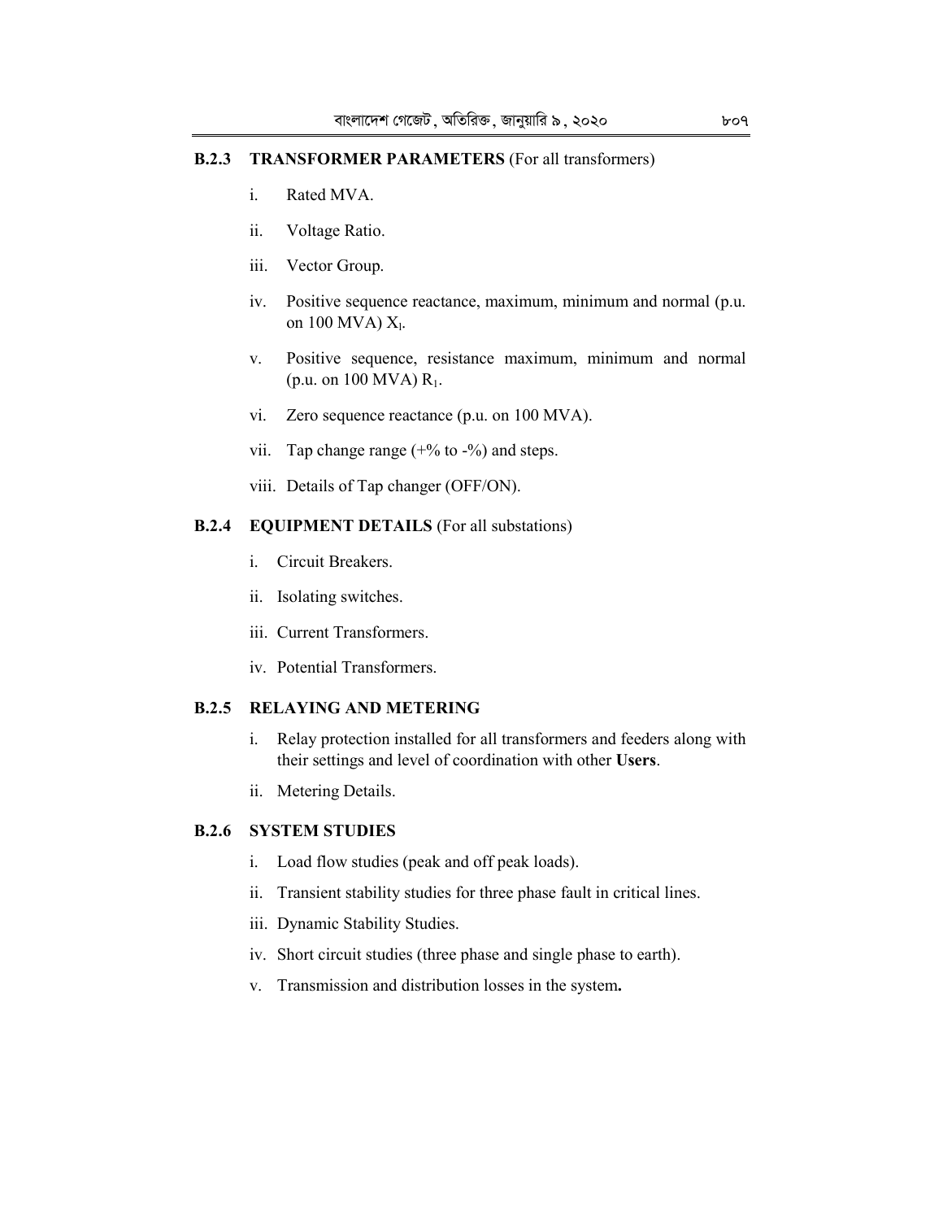### B.2.3 TRANSFORMER PARAMETERS (For all transformers)

i. Rated MVA.

ii. Voltage Ratio.

iii. Vector Group.

iv. Positive sequence reactance, maximum, minimum and normal (p.u. on 100 MVA) $X_l$.

v. Positive sequence, resistance maximum, minimum and normal (p.u. on 100 MVA) $R_1$.

vi. Zero sequence reactance (p.u. on 100 MVA).

vii. Tap change range (+% to -%) and steps.

viii. Details of Tap changer (OFF/ON).

### B.2.4 EQUIPMENT DETAILS (For all substations)

i. Circuit Breakers.

ii. Isolating switches.

iii. Current Transformers.

iv. Potential Transformers.

### B.2.5 RELAYING AND METERING

i. Relay protection installed for all transformers and feeders along with their settings and level of coordination with other **Users**.

ii. Metering Details.

### B.2.6 SYSTEM STUDIES

i. Load flow studies (peak and off peak loads).

ii. Transient stability studies for three phase fault in critical lines.

iii. Dynamic Stability Studies.

iv. Short circuit studies (three phase and single phase to earth).

v. Transmission and distribution losses in the system**.**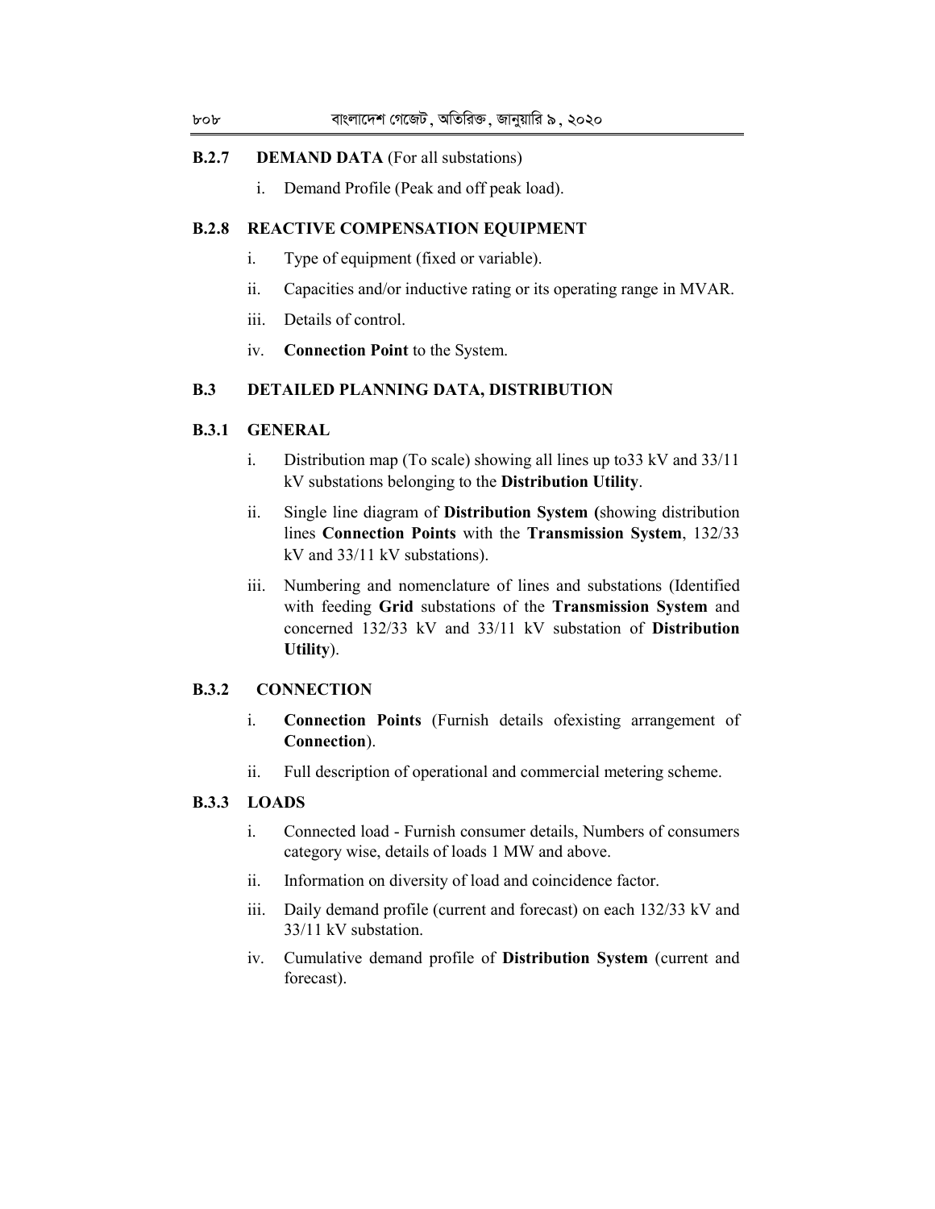**B.2.7 DEMAND DATA** (For all substations)

i. Demand Profile (Peak and off peak load).

**B.2.8 REACTIVE COMPENSATION EQUIPMENT**

i. Type of equipment (fixed or variable).

ii. Capacities and/or inductive rating or its operating range in MVAR.

iii. Details of control.

iv. **Connection Point** to the System.

**B.3 DETAILED PLANNING DATA, DISTRIBUTION**

**B.3.1 GENERAL**

i. Distribution map (To scale) showing all lines up to33 kV and 33/11 kV substations belonging to the **Distribution Utility**.

ii. Single line diagram of **Distribution System (**showing distribution lines **Connection Points** with the **Transmission System**, 132/33 kV and 33/11 kV substations).

iii. Numbering and nomenclature of lines and substations (Identified with feeding **Grid** substations of the **Transmission System** and concerned 132/33 kV and 33/11 kV substation of **Distribution Utility**).

**B.3.2 CONNECTION**

i. **Connection Points** (Furnish details ofexisting arrangement of **Connection**).

ii. Full description of operational and commercial metering scheme.

**B.3.3 LOADS**

i. Connected load - Furnish consumer details, Numbers of consumers category wise, details of loads 1 MW and above.

ii. Information on diversity of load and coincidence factor.

iii. Daily demand profile (current and forecast) on each 132/33 kV and 33/11 kV substation.

iv. Cumulative demand profile of **Distribution System** (current and forecast).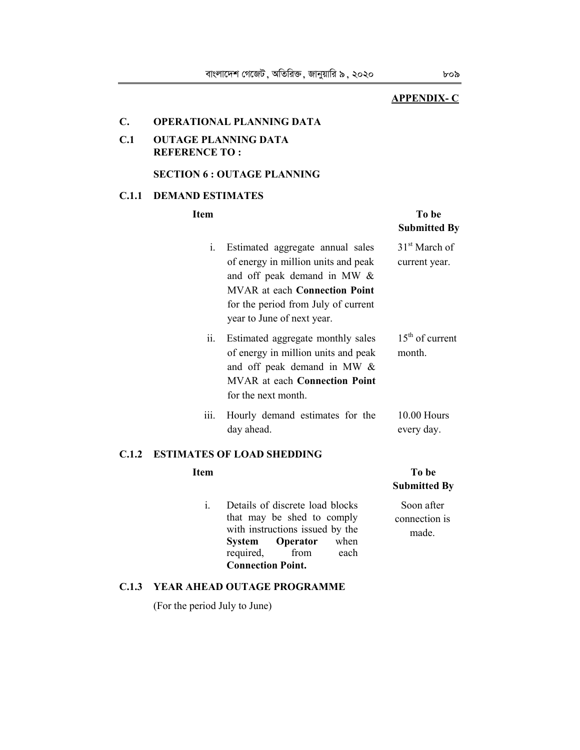**APPENDIX- C**

## C. OPERATIONAL PLANNING DATA

### C.1 OUTAGE PLANNING DATA REFERENCE TO :

**SECTION 6 : OUTAGE PLANNING**

#### C.1.1 DEMAND ESTIMATES

| | Item | To be Submitted By |
|---|---|---|
| i. | Estimated aggregate annual sales of energy in million units and peak and off peak demand in MW & MVAR at each **Connection Point** for the period from July of current year to June of next year. | 31st March of current year. |
| ii. | Estimated aggregate monthly sales of energy in million units and peak and off peak demand in MW & MVAR at each **Connection Point** for the next month. | 15th of current month. |
| iii. | Hourly demand estimates for the day ahead. | 10.00 Hours every day. |

#### C.1.2 ESTIMATES OF LOAD SHEDDING

| | Item | To be Submitted By |
|---|---|---|
| i. | Details of discrete load blocks that may be shed to comply with instructions issued by the **System Operator** when required, from each **Connection Point.** | Soon after connection is made. |

#### C.1.3 YEAR AHEAD OUTAGE PROGRAMME

(For the period July to June)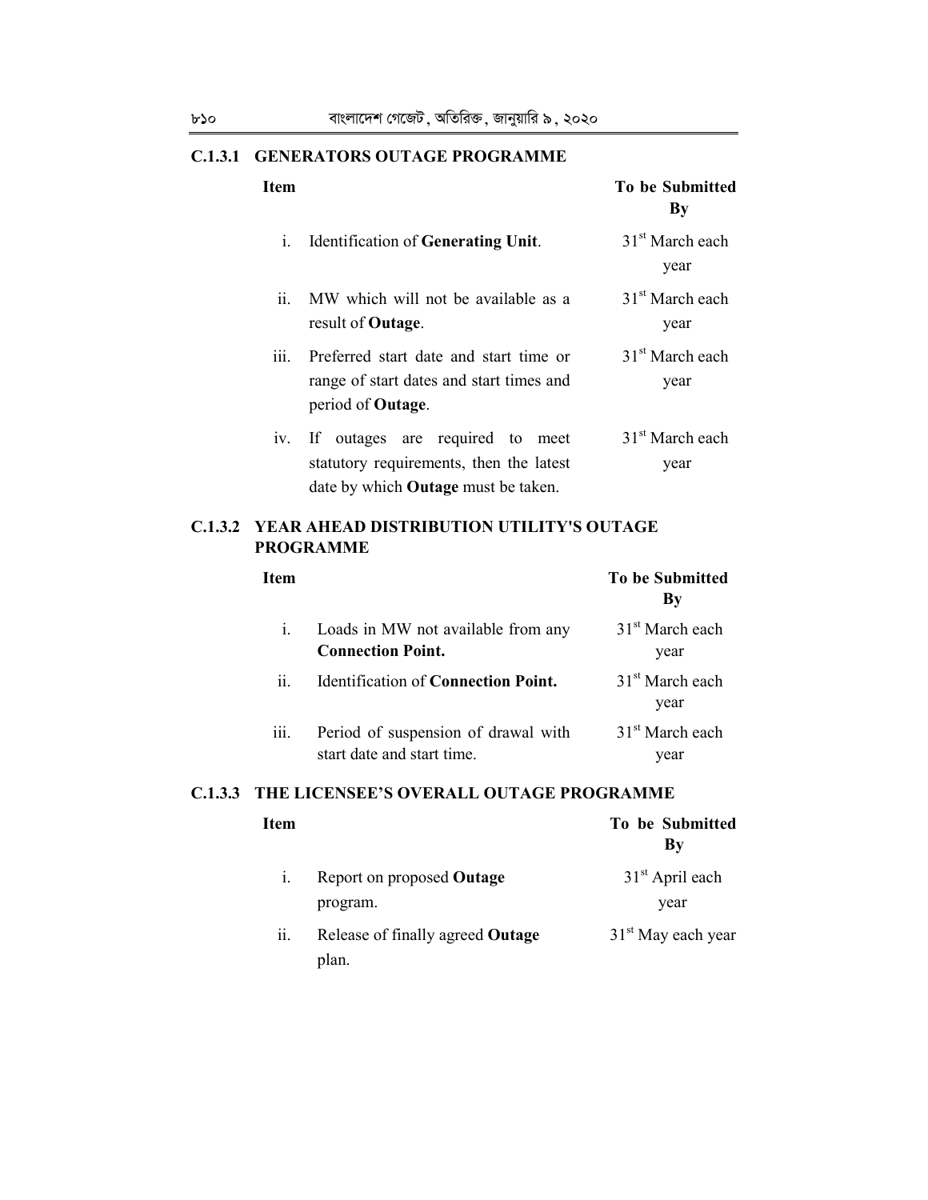### C.1.3.1 GENERATORS OUTAGE PROGRAMME

| Item | | To be Submitted By |
|---|---|---|
| i. | Identification of **Generating Unit**. | 31st March each year |
| ii. | MW which will not be available as a result of **Outage**. | 31st March each year |
| iii. | Preferred start date and start time or range of start dates and start times and period of **Outage**. | 31st March each year |
| iv. | If outages are required to meet statutory requirements, then the latest date by which **Outage** must be taken. | 31st March each year |

### C.1.3.2 YEAR AHEAD DISTRIBUTION UTILITY'S OUTAGE PROGRAMME

| Item | | To be Submitted By |
|---|---|---|
| i. | Loads in MW not available from any **Connection Point.** | 31st March each year |
| ii. | Identification of **Connection Point.** | 31st March each year |
| iii. | Period of suspension of drawal with start date and start time. | 31st March each year |

### C.1.3.3 THE LICENSEE'S OVERALL OUTAGE PROGRAMME

| Item | | To be Submitted By |
|---|---|---|
| i. | Report on proposed **Outage** program. | 31st April each year |
| ii. | Release of finally agreed **Outage** plan. | 31st May each year |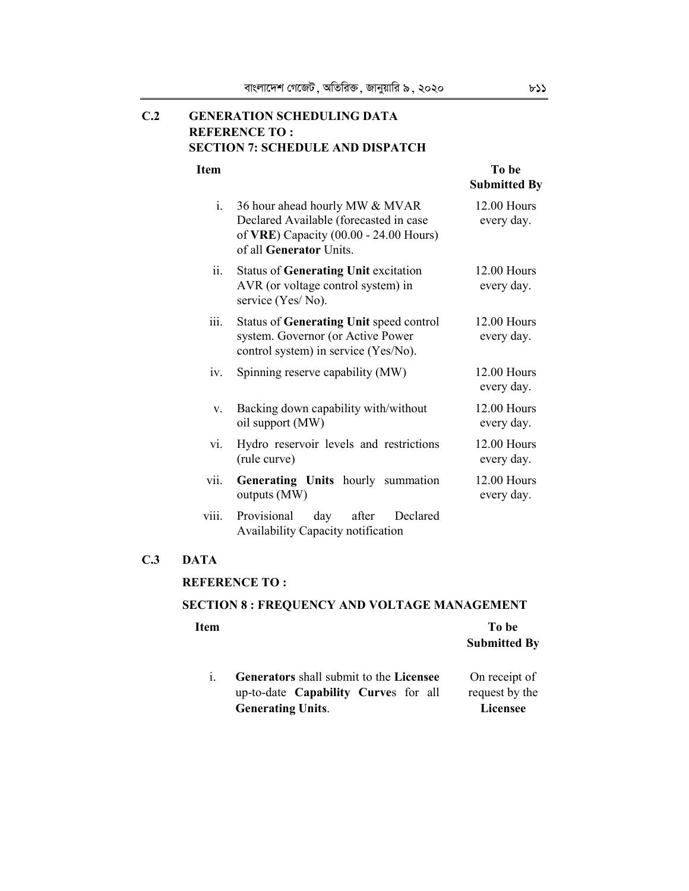## C.2 GENERATION SCHEDULING DATA REFERENCE TO : SECTION 7: SCHEDULE AND DISPATCH

| | Item | To be Submitted By |
|---|---|---|
| i. | 36 hour ahead hourly MW & MVAR Declared Available (forecasted in case of **VRE**) Capacity (00.00 - 24.00 Hours) of all **Generator** Units. | 12.00 Hours every day. |
| ii. | Status of **Generating Unit** excitation AVR (or voltage control system) in service (Yes/ No). | 12.00 Hours every day. |
| iii. | Status of **Generating Unit** speed control system. Governor (or Active Power control system) in service (Yes/No). | 12.00 Hours every day. |
| iv. | Spinning reserve capability (MW) | 12.00 Hours every day. |
| v. | Backing down capability with/without oil support (MW) | 12.00 Hours every day. |
| vi. | Hydro reservoir levels and restrictions (rule curve) | 12.00 Hours every day. |
| vii. | **Generating Units** hourly summation outputs (MW) | 12.00 Hours every day. |
| viii. | Provisional day after Declared Availability Capacity notification | |

## C.3 DATA

**REFERENCE TO :**

**SECTION 8 : FREQUENCY AND VOLTAGE MANAGEMENT**

| | Item | To be Submitted By |
|---|---|---|
| i. | **Generators** shall submit to the **Licensee** up-to-date **Capability Curve**s for all **Generating Units**. | On receipt of request by the **Licensee** |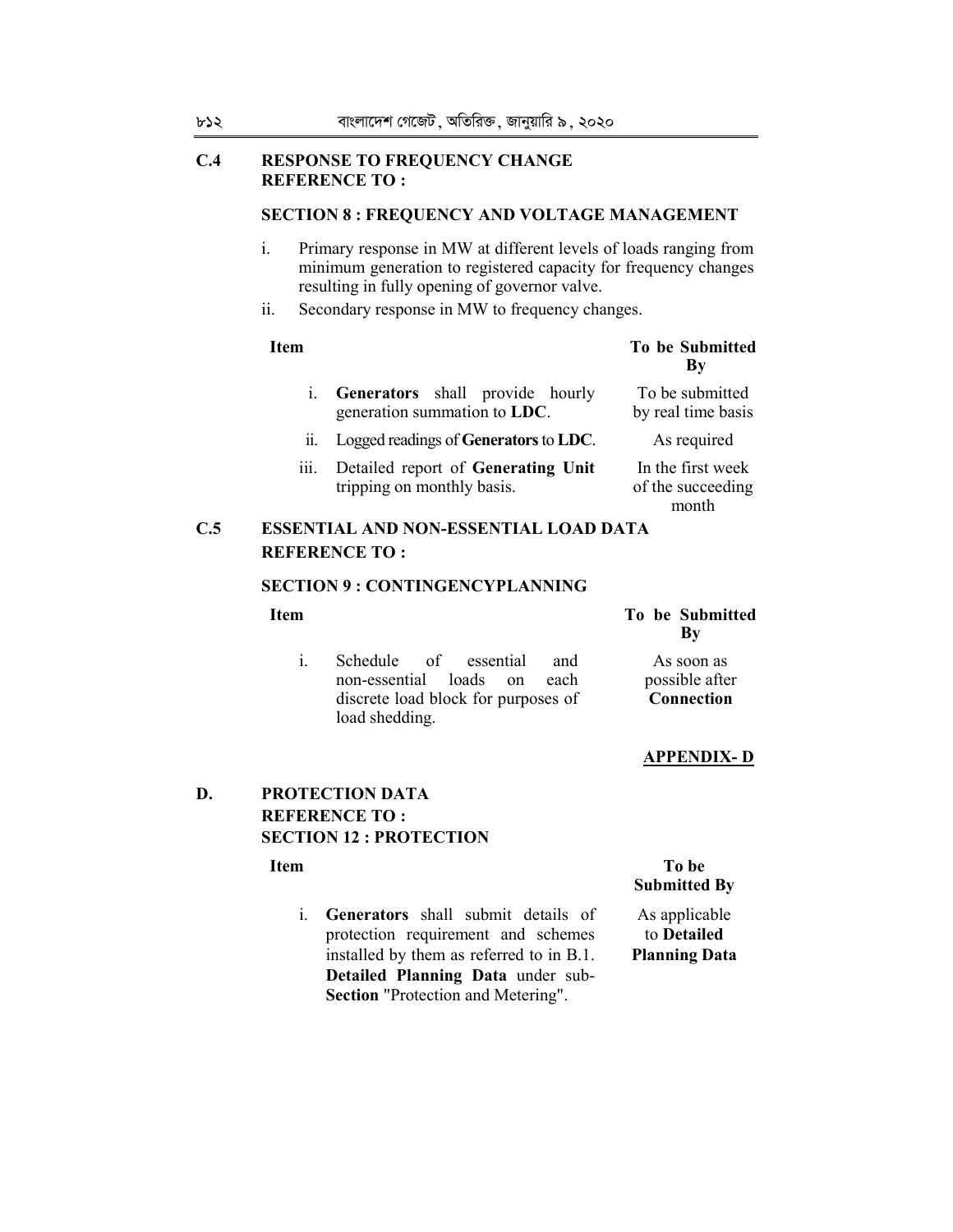## C.4 RESPONSE TO FREQUENCY CHANGE REFERENCE TO :

### SECTION 8 : FREQUENCY AND VOLTAGE MANAGEMENT

i. Primary response in MW at different levels of loads ranging from minimum generation to registered capacity for frequency changes resulting in fully opening of governor valve.

ii. Secondary response in MW to frequency changes.

| Item | To be Submitted By |
|---|---|
| i. **Generators** shall provide hourly generation summation to **LDC**. | To be submitted by real time basis |
| ii. Logged readings of **Generators** to **LDC**. | As required |
| iii. Detailed report of **Generating Unit** tripping on monthly basis. | In the first week of the succeeding month |

## C.5 ESSENTIAL AND NON-ESSENTIAL LOAD DATA REFERENCE TO :

### SECTION 9 : CONTINGENCYPLANNING

| Item | To be Submitted By |
|---|---|
| i. Schedule of essential and non-essential loads on each discrete load block for purposes of load shedding. | As soon as possible after **Connection** |

**APPENDIX- D**

## D. PROTECTION DATA REFERENCE TO : SECTION 12 : PROTECTION

| Item | To be Submitted By |
|---|---|
| i. **Generators** shall submit details of protection requirement and schemes installed by them as referred to in B.1. **Detailed Planning Data** under sub-**Section** "Protection and Metering". | As applicable to **Detailed Planning Data** |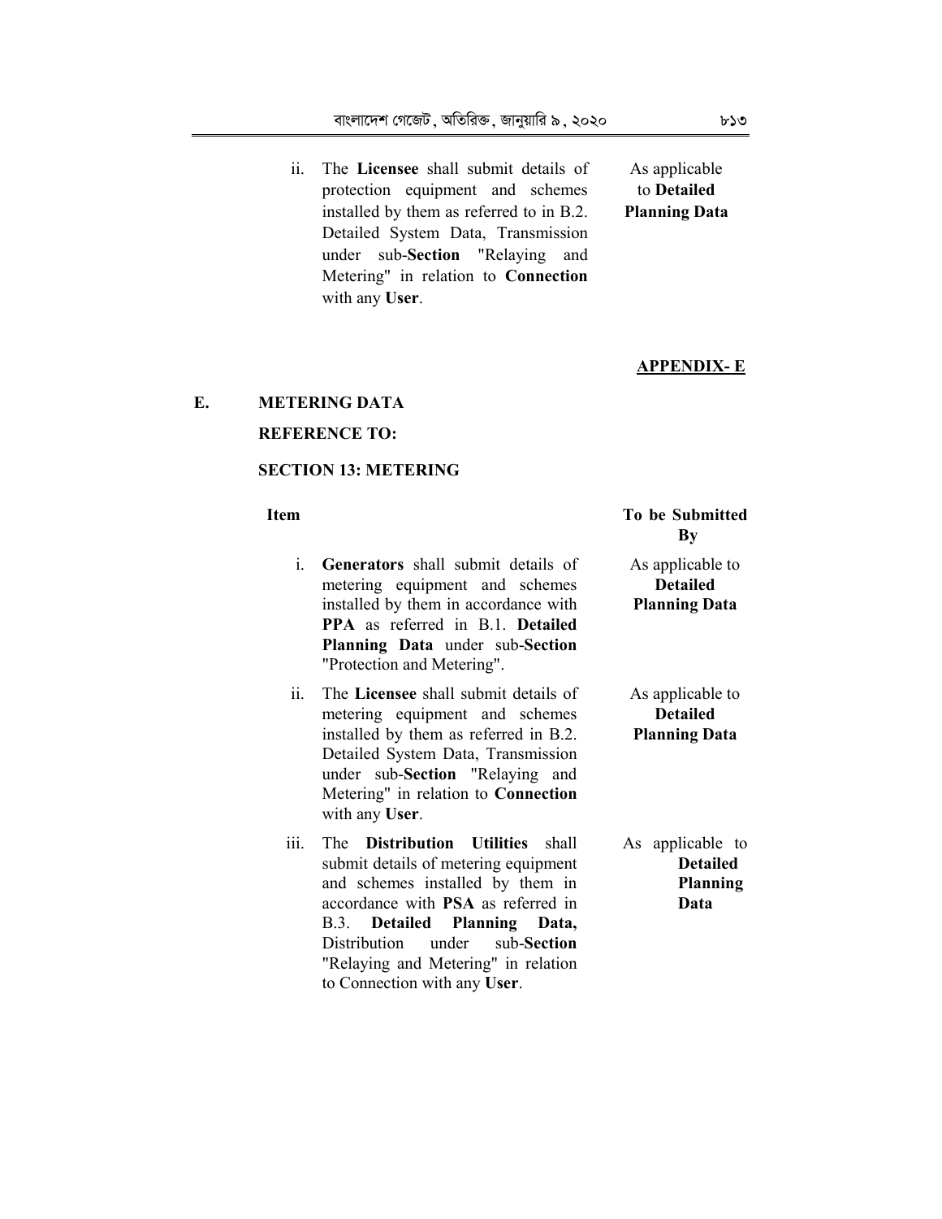| | | |
|---|---|---|
| ii. | The **Licensee** shall submit details of protection equipment and schemes installed by them as referred to in B.2. Detailed System Data, Transmission under sub-**Section** "Relaying and Metering" in relation to **Connection** with any **User**. | As applicable to **Detailed Planning Data** |

**APPENDIX- E**

## E. METERING DATA

**REFERENCE TO:**

**SECTION 13: METERING**

| | Item | To be Submitted By |
|---|---|---|
| i. | **Generators** shall submit details of metering equipment and schemes installed by them in accordance with **PPA** as referred in B.1. **Detailed Planning Data** under sub-**Section** "Protection and Metering". | As applicable to **Detailed Planning Data** |
| ii. | The **Licensee** shall submit details of metering equipment and schemes installed by them as referred in B.2. Detailed System Data, Transmission under sub-**Section** "Relaying and Metering" in relation to **Connection** with any **User**. | As applicable to **Detailed Planning Data** |
| iii. | The **Distribution Utilities** shall submit details of metering equipment and schemes installed by them in accordance with **PSA** as referred in B.3. **Detailed Planning Data,** Distribution under sub-**Section** "Relaying and Metering" in relation to Connection with any **User**. | As applicable to **Detailed Planning Data** |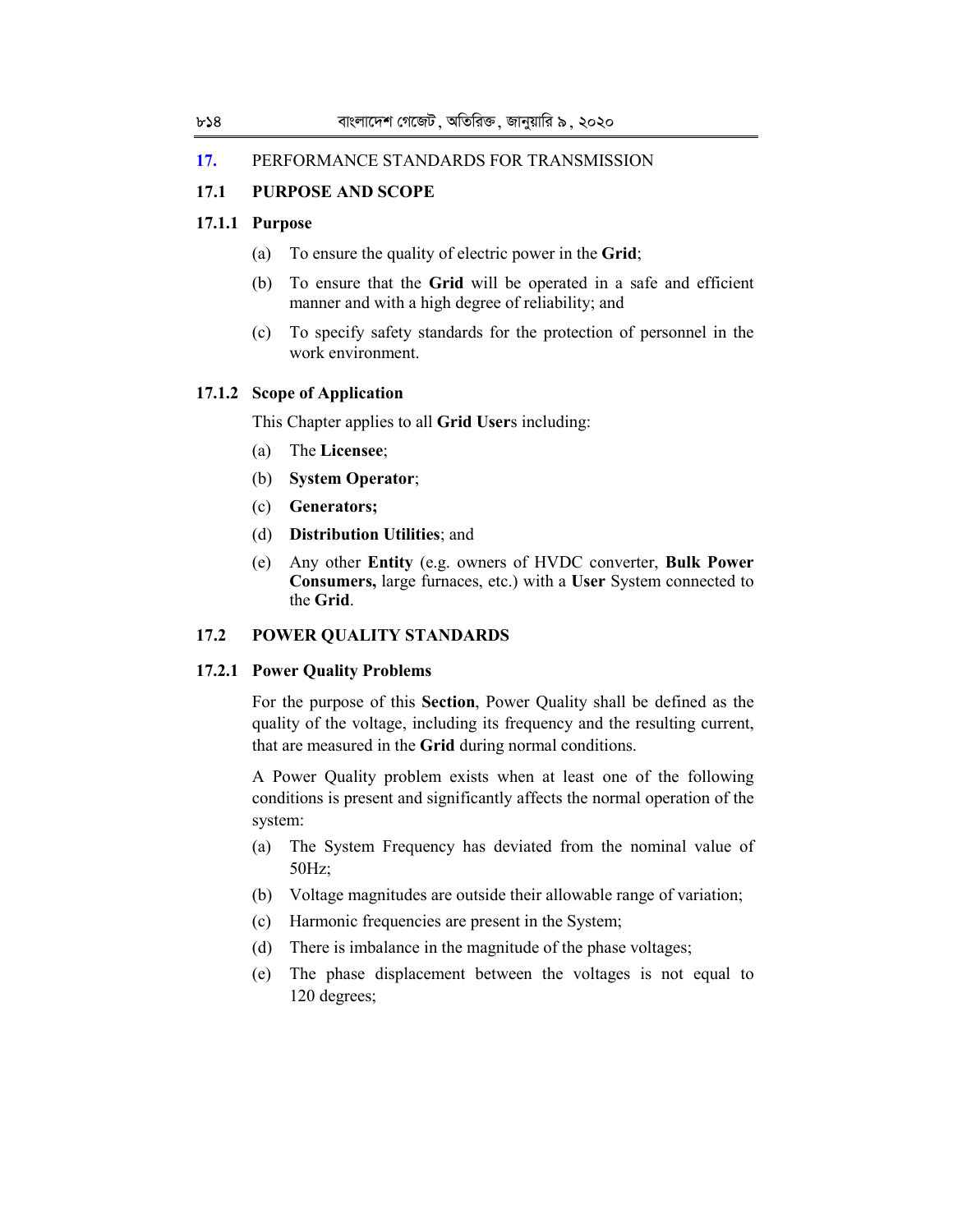## 17. PERFORMANCE STANDARDS FOR TRANSMISSION

### 17.1 PURPOSE AND SCOPE

#### 17.1.1 Purpose

(a) To ensure the quality of electric power in the **Grid**;

(b) To ensure that the **Grid** will be operated in a safe and efficient manner and with a high degree of reliability; and

(c) To specify safety standards for the protection of personnel in the work environment.

#### 17.1.2 Scope of Application

This Chapter applies to all **Grid User**s including:

(a) The **Licensee**;

(b) **System Operator**;

(c) **Generators;**

(d) **Distribution Utilities**; and

(e) Any other **Entity** (e.g. owners of HVDC converter, **Bulk Power Consumers,** large furnaces, etc.) with a **User** System connected to the **Grid**.

### 17.2 POWER QUALITY STANDARDS

#### 17.2.1 Power Quality Problems

For the purpose of this **Section**, Power Quality shall be defined as the quality of the voltage, including its frequency and the resulting current, that are measured in the **Grid** during normal conditions.

A Power Quality problem exists when at least one of the following conditions is present and significantly affects the normal operation of the system:

(a) The System Frequency has deviated from the nominal value of 50Hz;

(b) Voltage magnitudes are outside their allowable range of variation;

(c) Harmonic frequencies are present in the System;

(d) There is imbalance in the magnitude of the phase voltages;

(e) The phase displacement between the voltages is not equal to 120 degrees;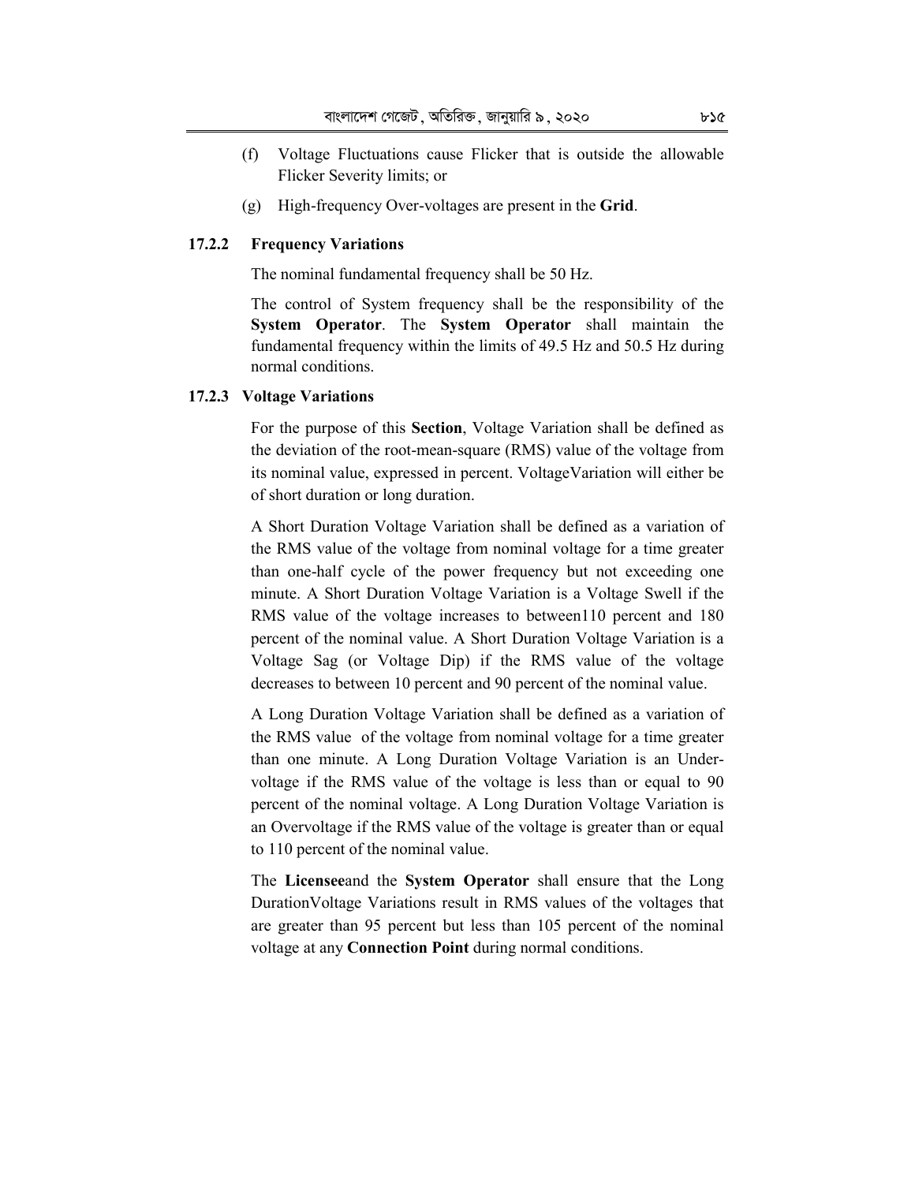(f) Voltage Fluctuations cause Flicker that is outside the allowable Flicker Severity limits; or

(g) High-frequency Over-voltages are present in the **Grid**.

### 17.2.2 Frequency Variations

The nominal fundamental frequency shall be 50 Hz.

The control of System frequency shall be the responsibility of the **System Operator**. The **System Operator** shall maintain the fundamental frequency within the limits of 49.5 Hz and 50.5 Hz during normal conditions.

### 17.2.3 Voltage Variations

For the purpose of this **Section**, Voltage Variation shall be defined as the deviation of the root-mean-square (RMS) value of the voltage from its nominal value, expressed in percent. VoltageVariation will either be of short duration or long duration.

A Short Duration Voltage Variation shall be defined as a variation of the RMS value of the voltage from nominal voltage for a time greater than one-half cycle of the power frequency but not exceeding one minute. A Short Duration Voltage Variation is a Voltage Swell if the RMS value of the voltage increases to between110 percent and 180 percent of the nominal value. A Short Duration Voltage Variation is a Voltage Sag (or Voltage Dip) if the RMS value of the voltage decreases to between 10 percent and 90 percent of the nominal value.

A Long Duration Voltage Variation shall be defined as a variation of the RMS value of the voltage from nominal voltage for a time greater than one minute. A Long Duration Voltage Variation is an Under-voltage if the RMS value of the voltage is less than or equal to 90 percent of the nominal voltage. A Long Duration Voltage Variation is an Overvoltage if the RMS value of the voltage is greater than or equal to 110 percent of the nominal value.

The **Licensee**and the **System Operator** shall ensure that the Long DurationVoltage Variations result in RMS values of the voltages that are greater than 95 percent but less than 105 percent of the nominal voltage at any **Connection Point** during normal conditions.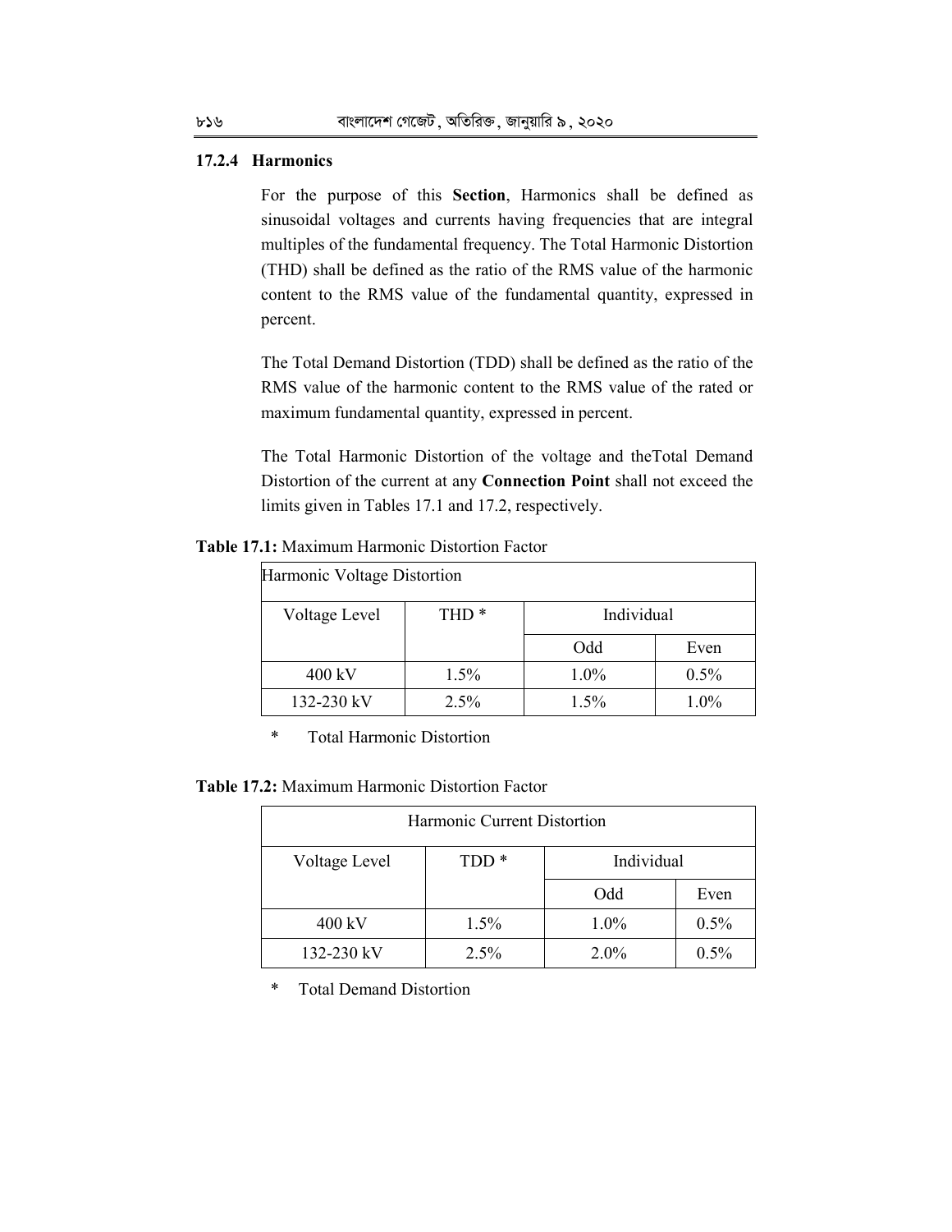### 17.2.4 Harmonics

For the purpose of this **Section**, Harmonics shall be defined as sinusoidal voltages and currents having frequencies that are integral multiples of the fundamental frequency. The Total Harmonic Distortion (THD) shall be defined as the ratio of the RMS value of the harmonic content to the RMS value of the fundamental quantity, expressed in percent.

The Total Demand Distortion (TDD) shall be defined as the ratio of the RMS value of the harmonic content to the RMS value of the rated or maximum fundamental quantity, expressed in percent.

The Total Harmonic Distortion of the voltage and theTotal Demand Distortion of the current at any **Connection Point** shall not exceed the limits given in Tables 17.1 and 17.2, respectively.

**Table 17.1:** Maximum Harmonic Distortion Factor

| Harmonic Voltage Distortion | | | |
|---|---|---|---|
| Voltage Level | THD * | Individual | |
| | | Odd | Even |
| 400 kV | 1.5% | 1.0% | 0.5% |
| 132-230 kV | 2.5% | 1.5% | 1.0% |

\* Total Harmonic Distortion

**Table 17.2:** Maximum Harmonic Distortion Factor

| Harmonic Current Distortion | | | |
|---|---|---|---|
| Voltage Level | TDD * | Individual | |
| | | Odd | Even |
| 400 kV | 1.5% | 1.0% | 0.5% |
| 132-230 kV | 2.5% | 2.0% | 0.5% |

\* Total Demand Distortion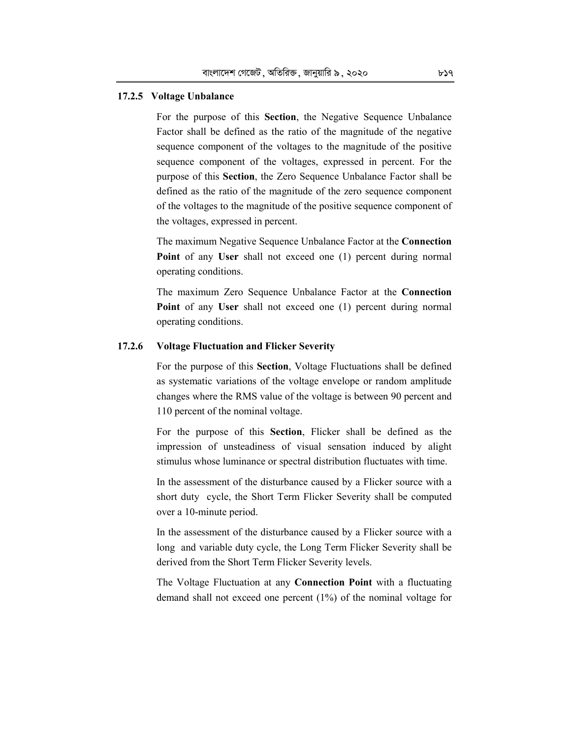#### 17.2.5 Voltage Unbalance

For the purpose of this **Section**, the Negative Sequence Unbalance Factor shall be defined as the ratio of the magnitude of the negative sequence component of the voltages to the magnitude of the positive sequence component of the voltages, expressed in percent. For the purpose of this **Section**, the Zero Sequence Unbalance Factor shall be defined as the ratio of the magnitude of the zero sequence component of the voltages to the magnitude of the positive sequence component of the voltages, expressed in percent.

The maximum Negative Sequence Unbalance Factor at the **Connection Point** of any **User** shall not exceed one (1) percent during normal operating conditions.

The maximum Zero Sequence Unbalance Factor at the **Connection Point** of any **User** shall not exceed one (1) percent during normal operating conditions.

#### 17.2.6 Voltage Fluctuation and Flicker Severity

For the purpose of this **Section**, Voltage Fluctuations shall be defined as systematic variations of the voltage envelope or random amplitude changes where the RMS value of the voltage is between 90 percent and 110 percent of the nominal voltage.

For the purpose of this **Section**, Flicker shall be defined as the impression of unsteadiness of visual sensation induced by alight stimulus whose luminance or spectral distribution fluctuates with time.

In the assessment of the disturbance caused by a Flicker source with a short duty cycle, the Short Term Flicker Severity shall be computed over a 10-minute period.

In the assessment of the disturbance caused by a Flicker source with a long and variable duty cycle, the Long Term Flicker Severity shall be derived from the Short Term Flicker Severity levels.

The Voltage Fluctuation at any **Connection Point** with a fluctuating demand shall not exceed one percent (1%) of the nominal voltage for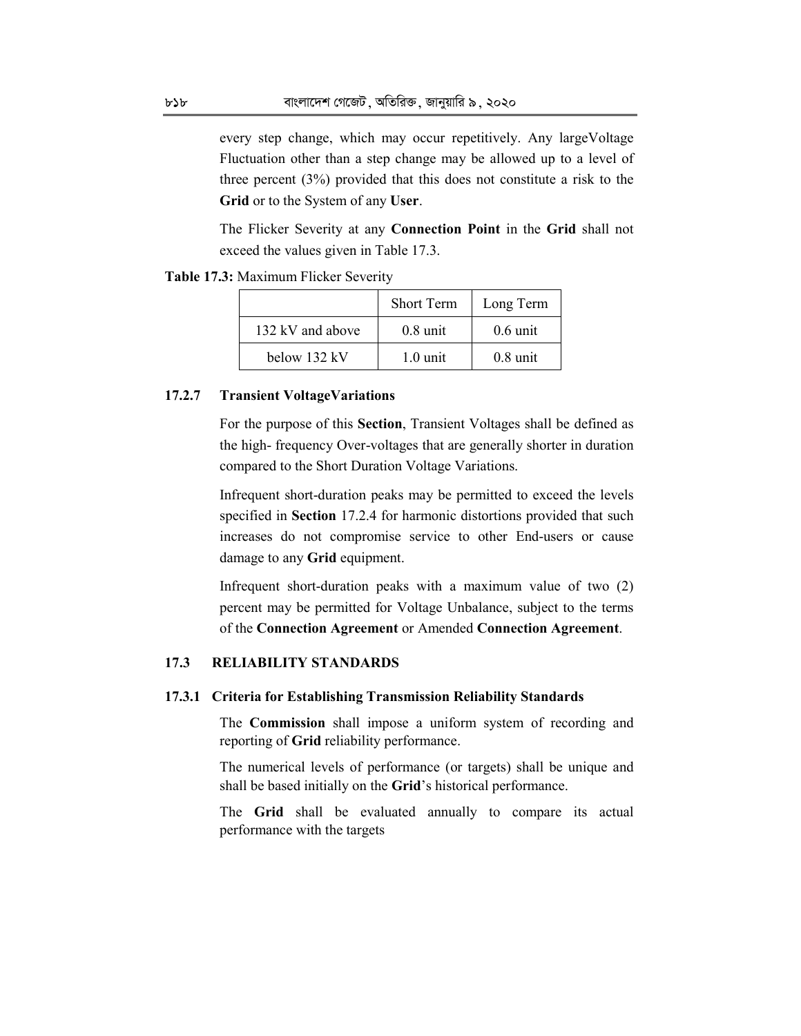every step change, which may occur repetitively. Any largeVoltage Fluctuation other than a step change may be allowed up to a level of three percent (3%) provided that this does not constitute a risk to the **Grid** or to the System of any **User**.

The Flicker Severity at any **Connection Point** in the **Grid** shall not exceed the values given in Table 17.3.

**Table 17.3:** Maximum Flicker Severity

| | Short Term | Long Term |
|---|---|---|
| 132 kV and above | 0.8 unit | 0.6 unit |
| below 132 kV | 1.0 unit | 0.8 unit |

### 17.2.7 Transient VoltageVariations

For the purpose of this **Section**, Transient Voltages shall be defined as the high- frequency Over-voltages that are generally shorter in duration compared to the Short Duration Voltage Variations.

Infrequent short-duration peaks may be permitted to exceed the levels specified in **Section** 17.2.4 for harmonic distortions provided that such increases do not compromise service to other End-users or cause damage to any **Grid** equipment.

Infrequent short-duration peaks with a maximum value of two (2) percent may be permitted for Voltage Unbalance, subject to the terms of the **Connection Agreement** or Amended **Connection Agreement**.

## 17.3 RELIABILITY STANDARDS

### 17.3.1 Criteria for Establishing Transmission Reliability Standards

The **Commission** shall impose a uniform system of recording and reporting of **Grid** reliability performance.

The numerical levels of performance (or targets) shall be unique and shall be based initially on the **Grid**'s historical performance.

The **Grid** shall be evaluated annually to compare its actual performance with the targets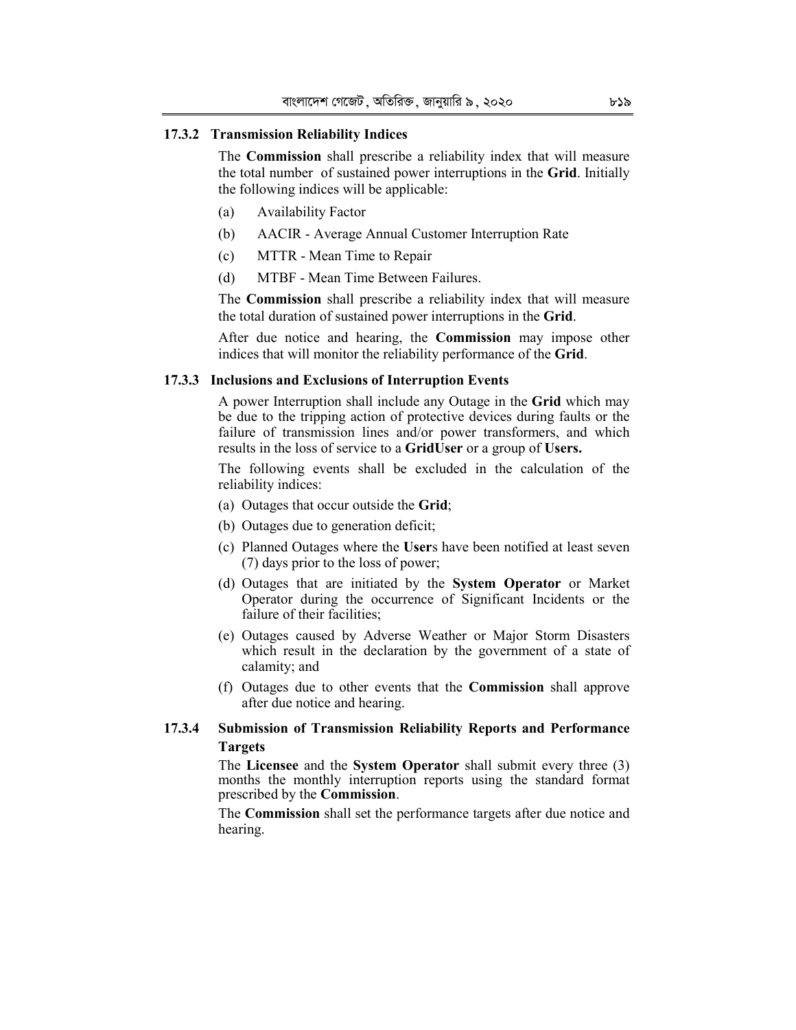### 17.3.2 Transmission Reliability Indices

The **Commission** shall prescribe a reliability index that will measure the total number of sustained power interruptions in the **Grid**. Initially the following indices will be applicable:

(a) Availability Factor

(b) AACIR - Average Annual Customer Interruption Rate

(c) MTTR - Mean Time to Repair

(d) MTBF - Mean Time Between Failures.

The **Commission** shall prescribe a reliability index that will measure the total duration of sustained power interruptions in the **Grid**.

After due notice and hearing, the **Commission** may impose other indices that will monitor the reliability performance of the **Grid**.

### 17.3.3 Inclusions and Exclusions of Interruption Events

A power Interruption shall include any Outage in the **Grid** which may be due to the tripping action of protective devices during faults or the failure of transmission lines and/or power transformers, and which results in the loss of service to a **GridUser** or a group of **Users.**

The following events shall be excluded in the calculation of the reliability indices:

(a) Outages that occur outside the **Grid**;

(b) Outages due to generation deficit;

(c) Planned Outages where the **User**s have been notified at least seven (7) days prior to the loss of power;

(d) Outages that are initiated by the **System Operator** or Market Operator during the occurrence of Significant Incidents or the failure of their facilities;

(e) Outages caused by Adverse Weather or Major Storm Disasters which result in the declaration by the government of a state of calamity; and

(f) Outages due to other events that the **Commission** shall approve after due notice and hearing.

### 17.3.4 Submission of Transmission Reliability Reports and Performance Targets

The **Licensee** and the **System Operator** shall submit every three (3) months the monthly interruption reports using the standard format prescribed by the **Commission**.

The **Commission** shall set the performance targets after due notice and hearing.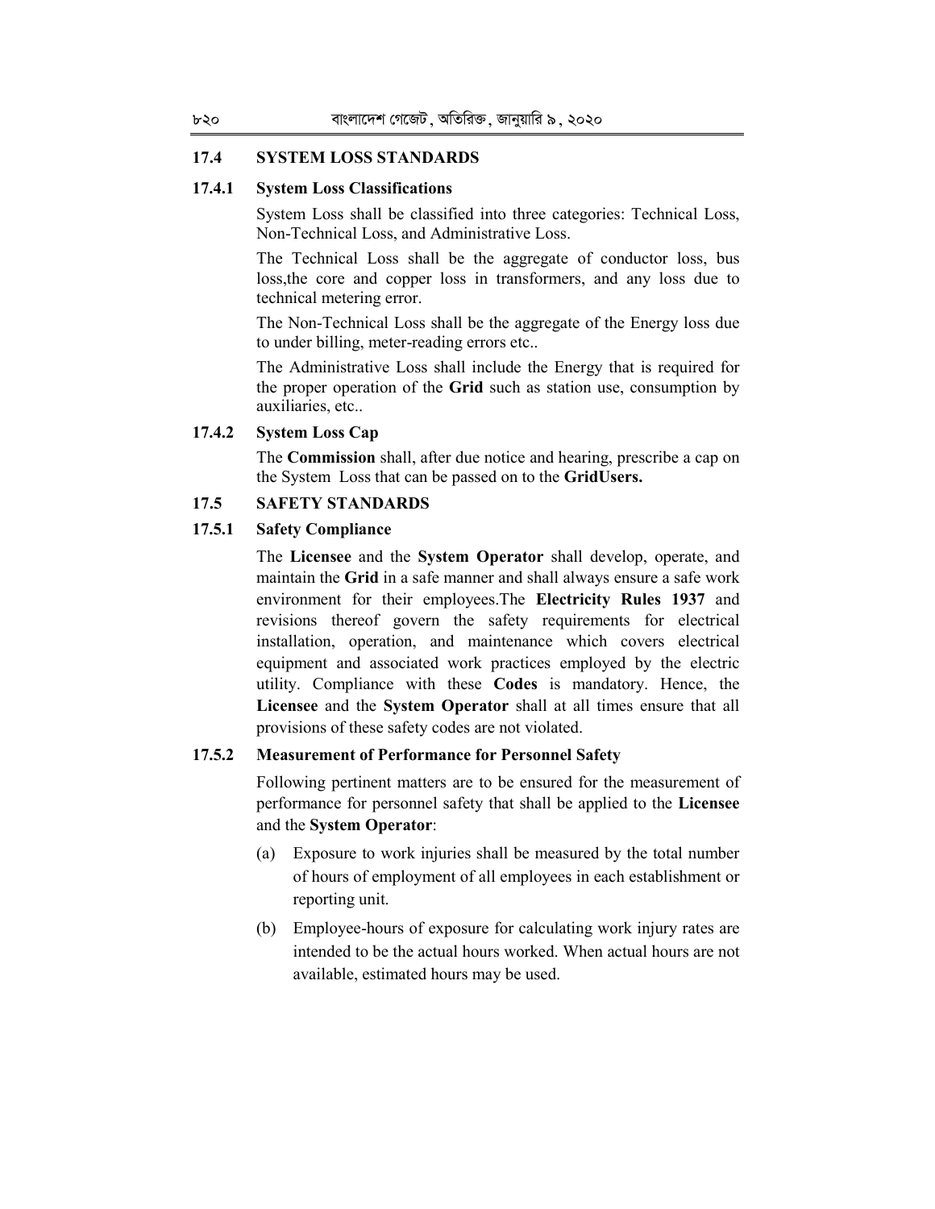## 17.4 SYSTEM LOSS STANDARDS

### 17.4.1 System Loss Classifications

System Loss shall be classified into three categories: Technical Loss, Non-Technical Loss, and Administrative Loss.

The Technical Loss shall be the aggregate of conductor loss, bus loss,the core and copper loss in transformers, and any loss due to technical metering error.

The Non-Technical Loss shall be the aggregate of the Energy loss due to under billing, meter-reading errors etc..

The Administrative Loss shall include the Energy that is required for the proper operation of the **Grid** such as station use, consumption by auxiliaries, etc..

### 17.4.2 System Loss Cap

The **Commission** shall, after due notice and hearing, prescribe a cap on the System Loss that can be passed on to the **GridUsers.**

## 17.5 SAFETY STANDARDS

### 17.5.1 Safety Compliance

The **Licensee** and the **System Operator** shall develop, operate, and maintain the **Grid** in a safe manner and shall always ensure a safe work environment for their employees.The **Electricity Rules 1937** and revisions thereof govern the safety requirements for electrical installation, operation, and maintenance which covers electrical equipment and associated work practices employed by the electric utility. Compliance with these **Codes** is mandatory. Hence, the **Licensee** and the **System Operator** shall at all times ensure that all provisions of these safety codes are not violated.

### 17.5.2 Measurement of Performance for Personnel Safety

Following pertinent matters are to be ensured for the measurement of performance for personnel safety that shall be applied to the **Licensee** and the **System Operator**:

(a) Exposure to work injuries shall be measured by the total number of hours of employment of all employees in each establishment or reporting unit.

(b) Employee-hours of exposure for calculating work injury rates are intended to be the actual hours worked. When actual hours are not available, estimated hours may be used.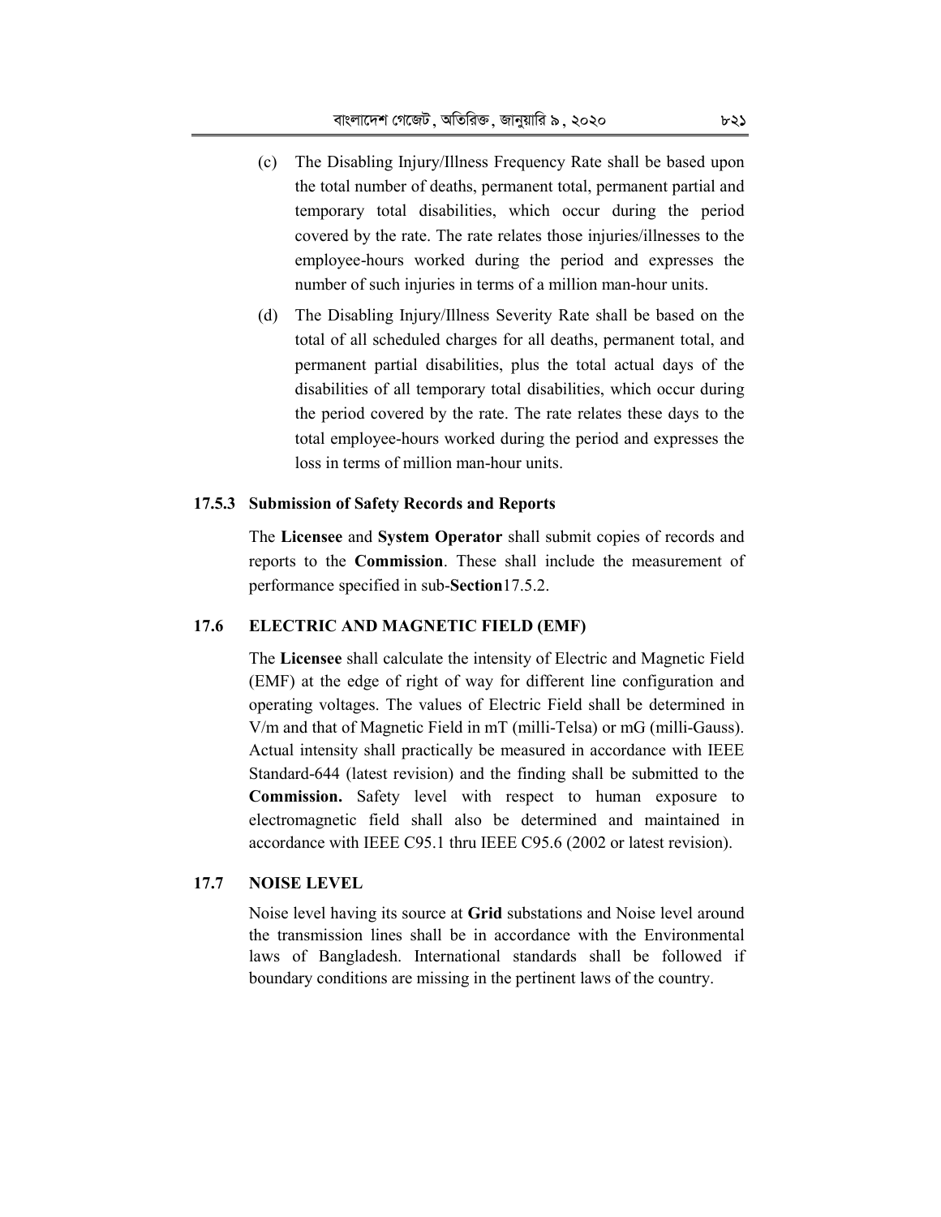(c) The Disabling Injury/Illness Frequency Rate shall be based upon the total number of deaths, permanent total, permanent partial and temporary total disabilities, which occur during the period covered by the rate. The rate relates those injuries/illnesses to the employee-hours worked during the period and expresses the number of such injuries in terms of a million man-hour units.

(d) The Disabling Injury/Illness Severity Rate shall be based on the total of all scheduled charges for all deaths, permanent total, and permanent partial disabilities, plus the total actual days of the disabilities of all temporary total disabilities, which occur during the period covered by the rate. The rate relates these days to the total employee-hours worked during the period and expresses the loss in terms of million man-hour units.

### 17.5.3 Submission of Safety Records and Reports

The **Licensee** and **System Operator** shall submit copies of records and reports to the **Commission**. These shall include the measurement of performance specified in sub-**Section**17.5.2.

## 17.6 ELECTRIC AND MAGNETIC FIELD (EMF)

The **Licensee** shall calculate the intensity of Electric and Magnetic Field (EMF) at the edge of right of way for different line configuration and operating voltages. The values of Electric Field shall be determined in V/m and that of Magnetic Field in mT (milli-Telsa) or mG (milli-Gauss). Actual intensity shall practically be measured in accordance with IEEE Standard-644 (latest revision) and the finding shall be submitted to the **Commission.** Safety level with respect to human exposure to electromagnetic field shall also be determined and maintained in accordance with IEEE C95.1 thru IEEE C95.6 (2002 or latest revision).

## 17.7 NOISE LEVEL

Noise level having its source at **Grid** substations and Noise level around the transmission lines shall be in accordance with the Environmental laws of Bangladesh. International standards shall be followed if boundary conditions are missing in the pertinent laws of the country.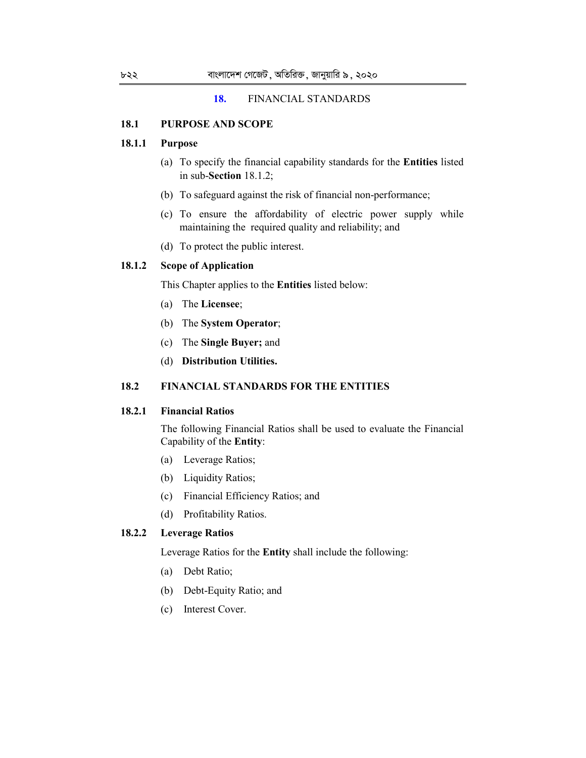# 18. FINANCIAL STANDARDS

## 18.1 PURPOSE AND SCOPE

### 18.1.1 Purpose

(a) To specify the financial capability standards for the **Entities** listed in sub-**Section** 18.1.2;

(b) To safeguard against the risk of financial non-performance;

(c) To ensure the affordability of electric power supply while maintaining the required quality and reliability; and

(d) To protect the public interest.

### 18.1.2 Scope of Application

This Chapter applies to the **Entities** listed below:

(a) The **Licensee**;

(b) The **System Operator**;

(c) The **Single Buyer;** and

(d) **Distribution Utilities.**

## 18.2 FINANCIAL STANDARDS FOR THE ENTITIES

### 18.2.1 Financial Ratios

The following Financial Ratios shall be used to evaluate the Financial Capability of the **Entity**:

(a) Leverage Ratios;

(b) Liquidity Ratios;

(c) Financial Efficiency Ratios; and

(d) Profitability Ratios.

### 18.2.2 Leverage Ratios

Leverage Ratios for the **Entity** shall include the following:

(a) Debt Ratio;

(b) Debt-Equity Ratio; and

(c) Interest Cover.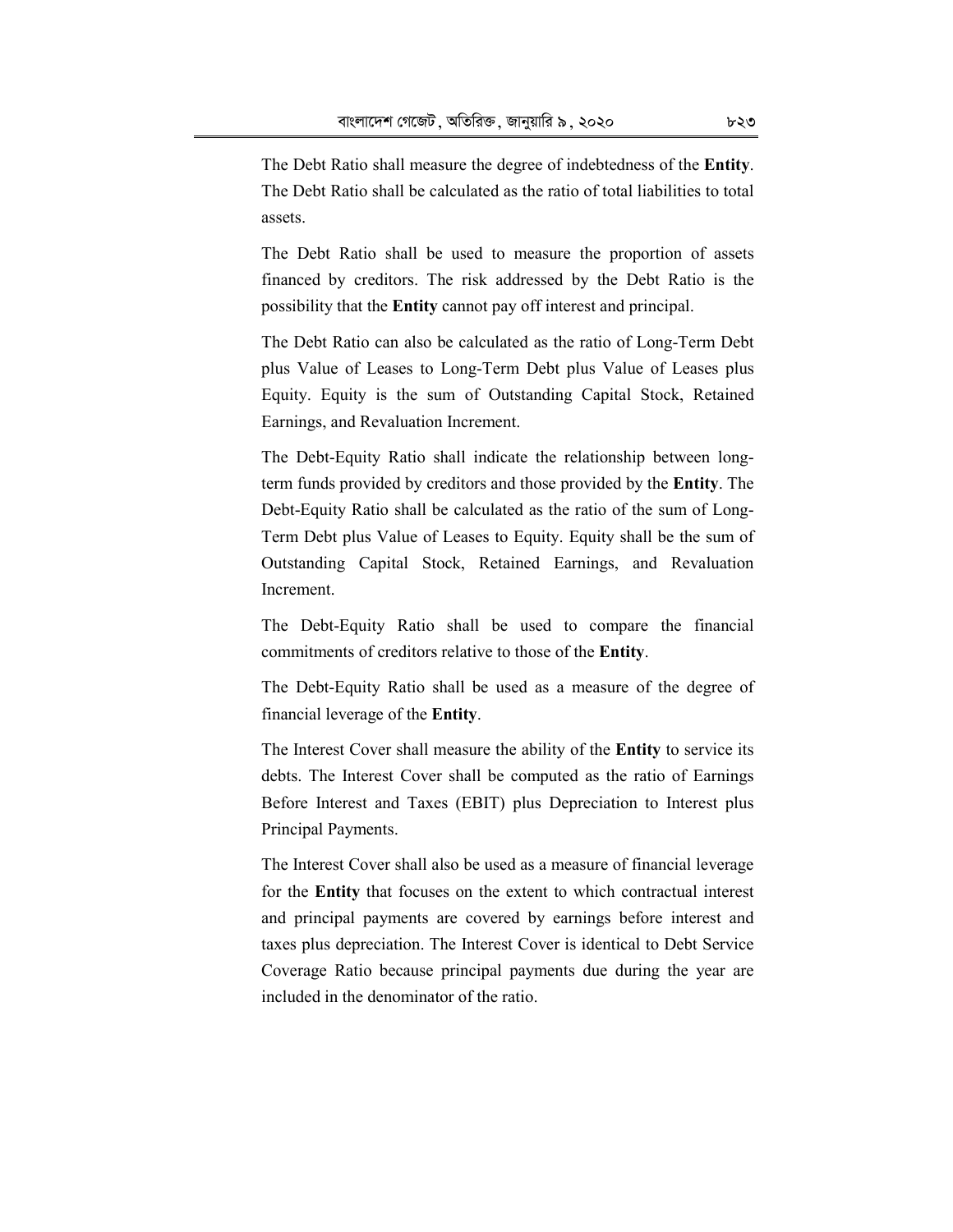The Debt Ratio shall measure the degree of indebtedness of the **Entity**. The Debt Ratio shall be calculated as the ratio of total liabilities to total assets.

The Debt Ratio shall be used to measure the proportion of assets financed by creditors. The risk addressed by the Debt Ratio is the possibility that the **Entity** cannot pay off interest and principal.

The Debt Ratio can also be calculated as the ratio of Long-Term Debt plus Value of Leases to Long-Term Debt plus Value of Leases plus Equity. Equity is the sum of Outstanding Capital Stock, Retained Earnings, and Revaluation Increment.

The Debt-Equity Ratio shall indicate the relationship between long-term funds provided by creditors and those provided by the **Entity**. The Debt-Equity Ratio shall be calculated as the ratio of the sum of Long-Term Debt plus Value of Leases to Equity. Equity shall be the sum of Outstanding Capital Stock, Retained Earnings, and Revaluation Increment.

The Debt-Equity Ratio shall be used to compare the financial commitments of creditors relative to those of the **Entity**.

The Debt-Equity Ratio shall be used as a measure of the degree of financial leverage of the **Entity**.

The Interest Cover shall measure the ability of the **Entity** to service its debts. The Interest Cover shall be computed as the ratio of Earnings Before Interest and Taxes (EBIT) plus Depreciation to Interest plus Principal Payments.

The Interest Cover shall also be used as a measure of financial leverage for the **Entity** that focuses on the extent to which contractual interest and principal payments are covered by earnings before interest and taxes plus depreciation. The Interest Cover is identical to Debt Service Coverage Ratio because principal payments due during the year are included in the denominator of the ratio.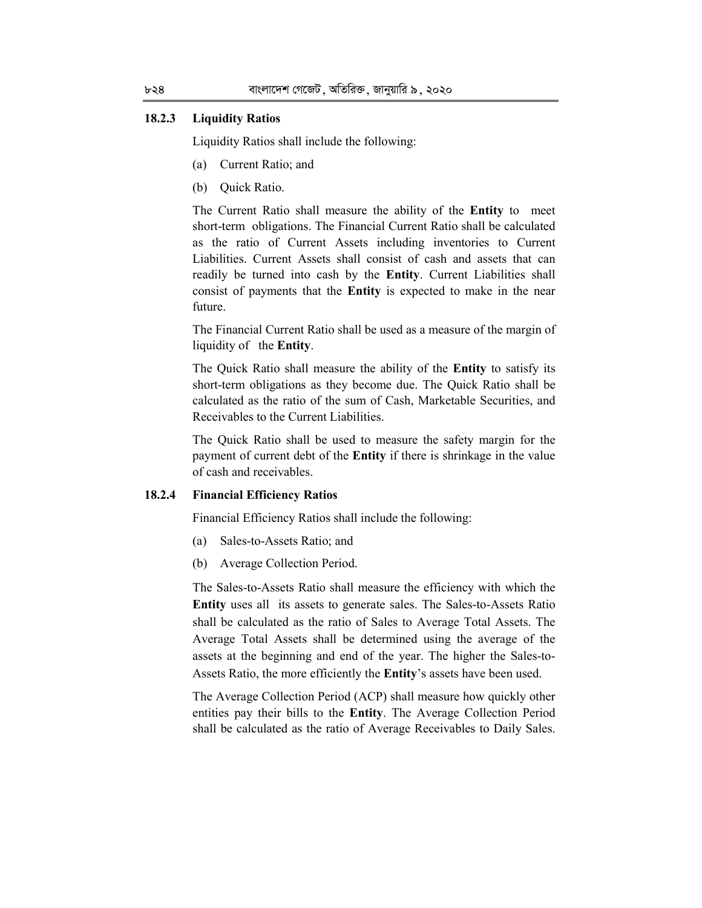### 18.2.3 Liquidity Ratios

Liquidity Ratios shall include the following:

(a) Current Ratio; and

(b) Quick Ratio.

The Current Ratio shall measure the ability of the **Entity** to meet short-term obligations. The Financial Current Ratio shall be calculated as the ratio of Current Assets including inventories to Current Liabilities. Current Assets shall consist of cash and assets that can readily be turned into cash by the **Entity**. Current Liabilities shall consist of payments that the **Entity** is expected to make in the near future.

The Financial Current Ratio shall be used as a measure of the margin of liquidity of the **Entity**.

The Quick Ratio shall measure the ability of the **Entity** to satisfy its short-term obligations as they become due. The Quick Ratio shall be calculated as the ratio of the sum of Cash, Marketable Securities, and Receivables to the Current Liabilities.

The Quick Ratio shall be used to measure the safety margin for the payment of current debt of the **Entity** if there is shrinkage in the value of cash and receivables.

### 18.2.4 Financial Efficiency Ratios

Financial Efficiency Ratios shall include the following:

(a) Sales-to-Assets Ratio; and

(b) Average Collection Period.

The Sales-to-Assets Ratio shall measure the efficiency with which the **Entity** uses all its assets to generate sales. The Sales-to-Assets Ratio shall be calculated as the ratio of Sales to Average Total Assets. The Average Total Assets shall be determined using the average of the assets at the beginning and end of the year. The higher the Sales-to-Assets Ratio, the more efficiently the **Entity**'s assets have been used.

The Average Collection Period (ACP) shall measure how quickly other entities pay their bills to the **Entity**. The Average Collection Period shall be calculated as the ratio of Average Receivables to Daily Sales.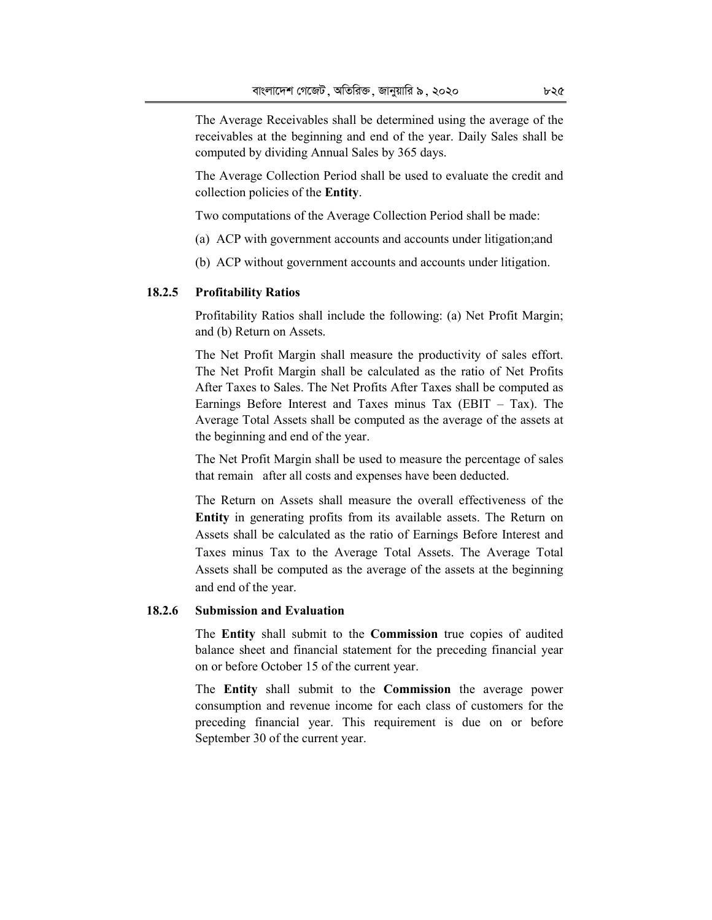The Average Receivables shall be determined using the average of the receivables at the beginning and end of the year. Daily Sales shall be computed by dividing Annual Sales by 365 days.

The Average Collection Period shall be used to evaluate the credit and collection policies of the **Entity**.

Two computations of the Average Collection Period shall be made:

(a) ACP with government accounts and accounts under litigation;and

(b) ACP without government accounts and accounts under litigation.

### 18.2.5 Profitability Ratios

Profitability Ratios shall include the following: (a) Net Profit Margin; and (b) Return on Assets.

The Net Profit Margin shall measure the productivity of sales effort. The Net Profit Margin shall be calculated as the ratio of Net Profits After Taxes to Sales. The Net Profits After Taxes shall be computed as Earnings Before Interest and Taxes minus Tax (EBIT – Tax). The Average Total Assets shall be computed as the average of the assets at the beginning and end of the year.

The Net Profit Margin shall be used to measure the percentage of sales that remain after all costs and expenses have been deducted.

The Return on Assets shall measure the overall effectiveness of the **Entity** in generating profits from its available assets. The Return on Assets shall be calculated as the ratio of Earnings Before Interest and Taxes minus Tax to the Average Total Assets. The Average Total Assets shall be computed as the average of the assets at the beginning and end of the year.

### 18.2.6 Submission and Evaluation

The **Entity** shall submit to the **Commission** true copies of audited balance sheet and financial statement for the preceding financial year on or before October 15 of the current year.

The **Entity** shall submit to the **Commission** the average power consumption and revenue income for each class of customers for the preceding financial year. This requirement is due on or before September 30 of the current year.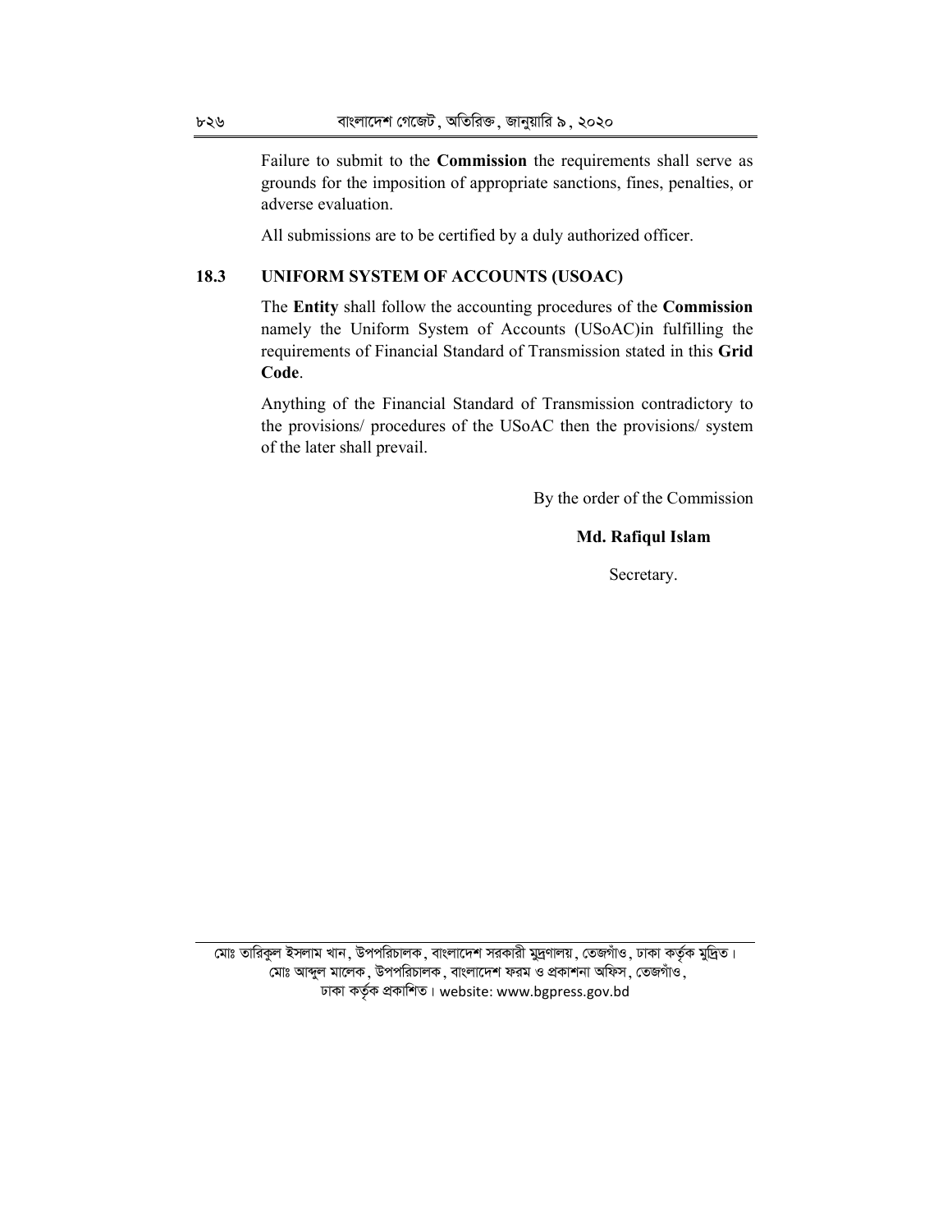Failure to submit to the **Commission** the requirements shall serve as grounds for the imposition of appropriate sanctions, fines, penalties, or adverse evaluation.

All submissions are to be certified by a duly authorized officer.

### 18.3 UNIFORM SYSTEM OF ACCOUNTS (USOAC)

The **Entity** shall follow the accounting procedures of the **Commission** namely the Uniform System of Accounts (USoAC)in fulfilling the requirements of Financial Standard of Transmission stated in this **Grid Code**.

Anything of the Financial Standard of Transmission contradictory to the provisions/ procedures of the USoAC then the provisions/ system of the later shall prevail.

By the order of the Commission

**Md. Rafiqul Islam**

Secretary.

---

মোঃ তারিকুল ইসলাম খান, উপপরিচালক, বাংলাদেশ সরকারী মুদ্রণালয়, তেজগাঁও, ঢাকা কর্তৃক মুদ্রিত।
মোঃ আব্দুল মালেক, উপপরিচালক, বাংলাদেশ ফরম ও প্রকাশনা অফিস, তেজগাঁও,
ঢাকা কর্তৃক প্রকাশিত। website: www.bgpress.gov.bd